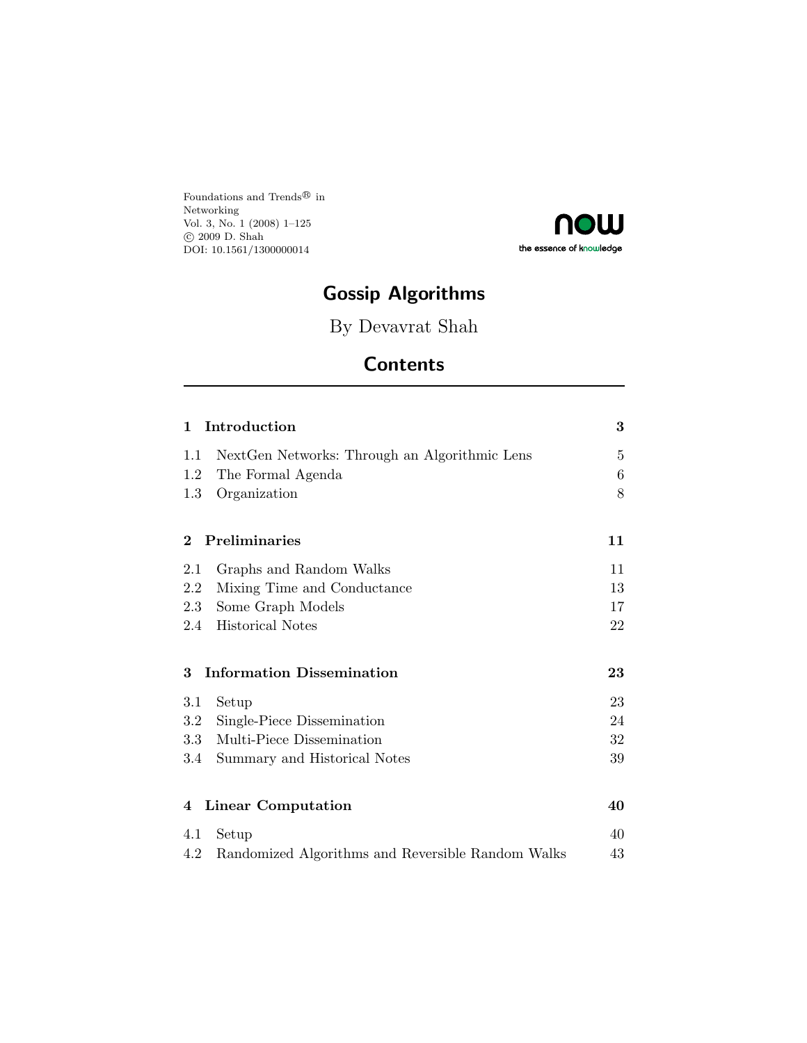Foundations and Trends® in
Networking
Vol. 3, No. 1 (2008) 1–125
© 2009 D. Shah
DOI: 10.1561/1300000014

now
the essence of knowledge

# Gossip Algorithms

By Devavrat Shah

## Contents

| | | |
|---|---|---|
| **1** | **Introduction** | **3** |
| 1.1 | NextGen Networks: Through an Algorithmic Lens | 5 |
| 1.2 | The Formal Agenda | 6 |
| 1.3 | Organization | 8 |
| **2** | **Preliminaries** | **11** |
| 2.1 | Graphs and Random Walks | 11 |
| 2.2 | Mixing Time and Conductance | 13 |
| 2.3 | Some Graph Models | 17 |
| 2.4 | Historical Notes | 22 |
| **3** | **Information Dissemination** | **23** |
| 3.1 | Setup | 23 |
| 3.2 | Single-Piece Dissemination | 24 |
| 3.3 | Multi-Piece Dissemination | 32 |
| 3.4 | Summary and Historical Notes | 39 |
| **4** | **Linear Computation** | **40** |
| 4.1 | Setup | 40 |
| 4.2 | Randomized Algorithms and Reversible Random Walks | 43 |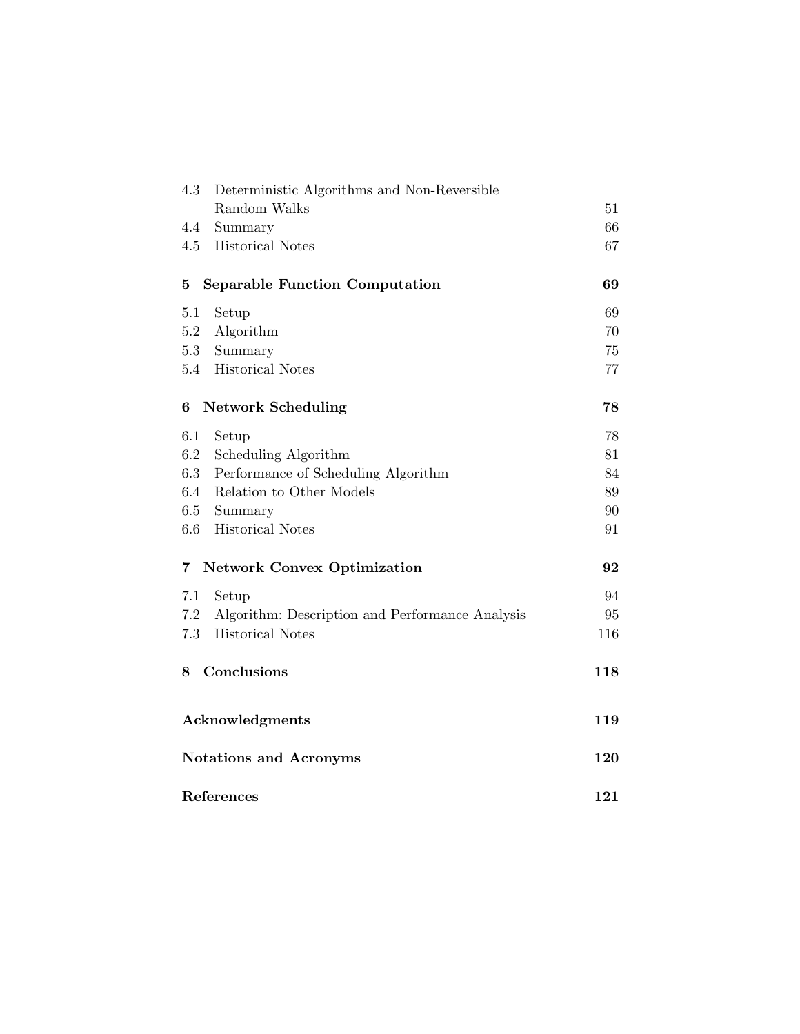| | | |
|---|---|---|
| 4.3 | Deterministic Algorithms and Non-Reversible Random Walks | 51 |
| 4.4 | Summary | 66 |
| 4.5 | Historical Notes | 67 |
| **5** | **Separable Function Computation** | **69** |
| 5.1 | Setup | 69 |
| 5.2 | Algorithm | 70 |
| 5.3 | Summary | 75 |
| 5.4 | Historical Notes | 77 |
| **6** | **Network Scheduling** | **78** |
| 6.1 | Setup | 78 |
| 6.2 | Scheduling Algorithm | 81 |
| 6.3 | Performance of Scheduling Algorithm | 84 |
| 6.4 | Relation to Other Models | 89 |
| 6.5 | Summary | 90 |
| 6.6 | Historical Notes | 91 |
| **7** | **Network Convex Optimization** | **92** |
| 7.1 | Setup | 94 |
| 7.2 | Algorithm: Description and Performance Analysis | 95 |
| 7.3 | Historical Notes | 116 |
| **8** | **Conclusions** | **118** |
| | **Acknowledgments** | **119** |
| | **Notations and Acronyms** | **120** |
| | **References** | **121** |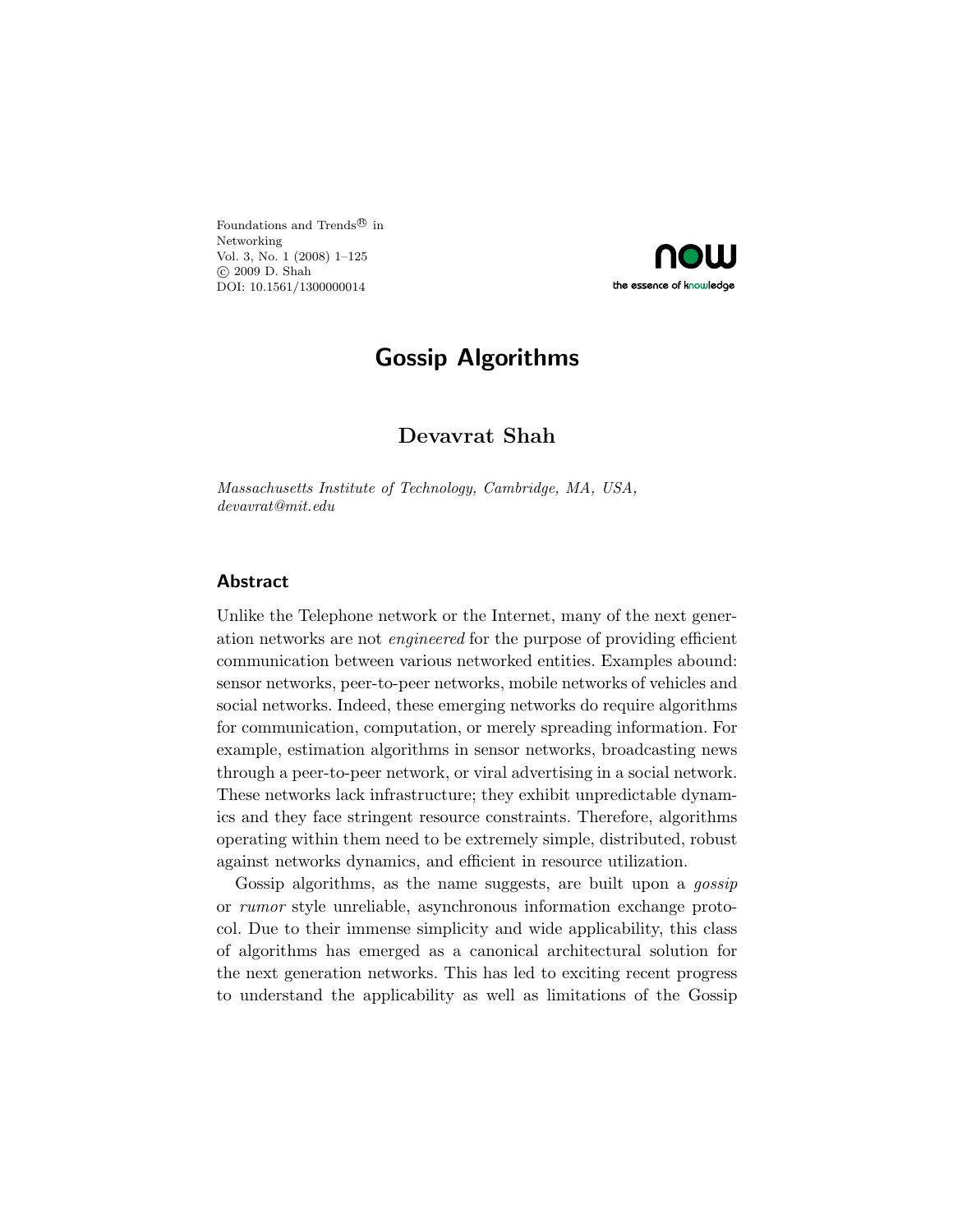Foundations and Trends® in
Networking
Vol. 3, No. 1 (2008) 1–125
© 2009 D. Shah
DOI: 10.1561/1300000014

# Gossip Algorithms

## Devavrat Shah

*Massachusetts Institute of Technology, Cambridge, MA, USA, devavrat@mit.edu*

### Abstract

Unlike the Telephone network or the Internet, many of the next generation networks are not *engineered* for the purpose of providing efficient communication between various networked entities. Examples abound: sensor networks, peer-to-peer networks, mobile networks of vehicles and social networks. Indeed, these emerging networks do require algorithms for communication, computation, or merely spreading information. For example, estimation algorithms in sensor networks, broadcasting news through a peer-to-peer network, or viral advertising in a social network. These networks lack infrastructure; they exhibit unpredictable dynamics and they face stringent resource constraints. Therefore, algorithms operating within them need to be extremely simple, distributed, robust against networks dynamics, and efficient in resource utilization.

Gossip algorithms, as the name suggests, are built upon a *gossip* or *rumor* style unreliable, asynchronous information exchange protocol. Due to their immense simplicity and wide applicability, this class of algorithms has emerged as a canonical architectural solution for the next generation networks. This has led to exciting recent progress to understand the applicability as well as limitations of the Gossip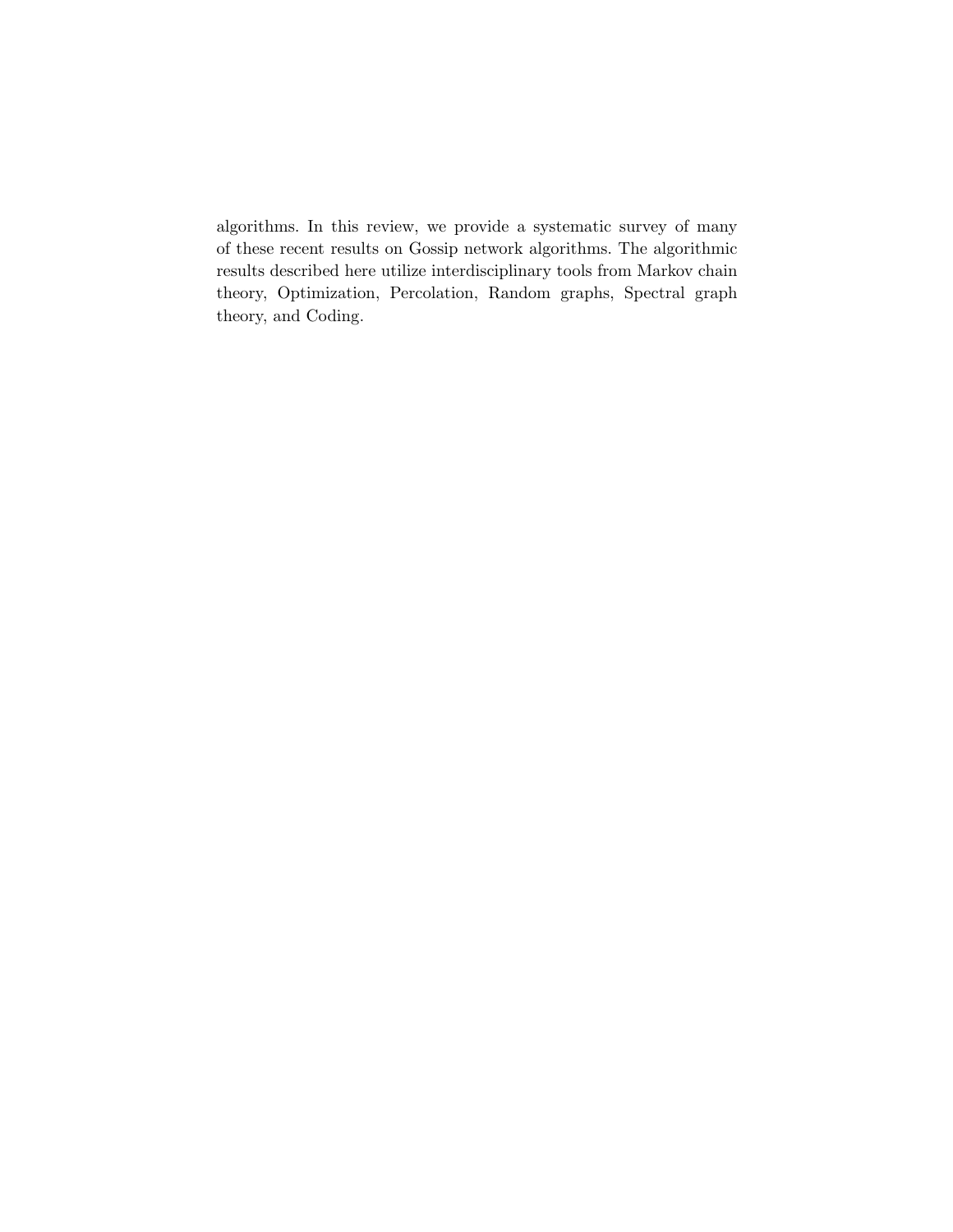algorithms. In this review, we provide a systematic survey of many of these recent results on Gossip network algorithms. The algorithmic results described here utilize interdisciplinary tools from Markov chain theory, Optimization, Percolation, Random graphs, Spectral graph theory, and Coding.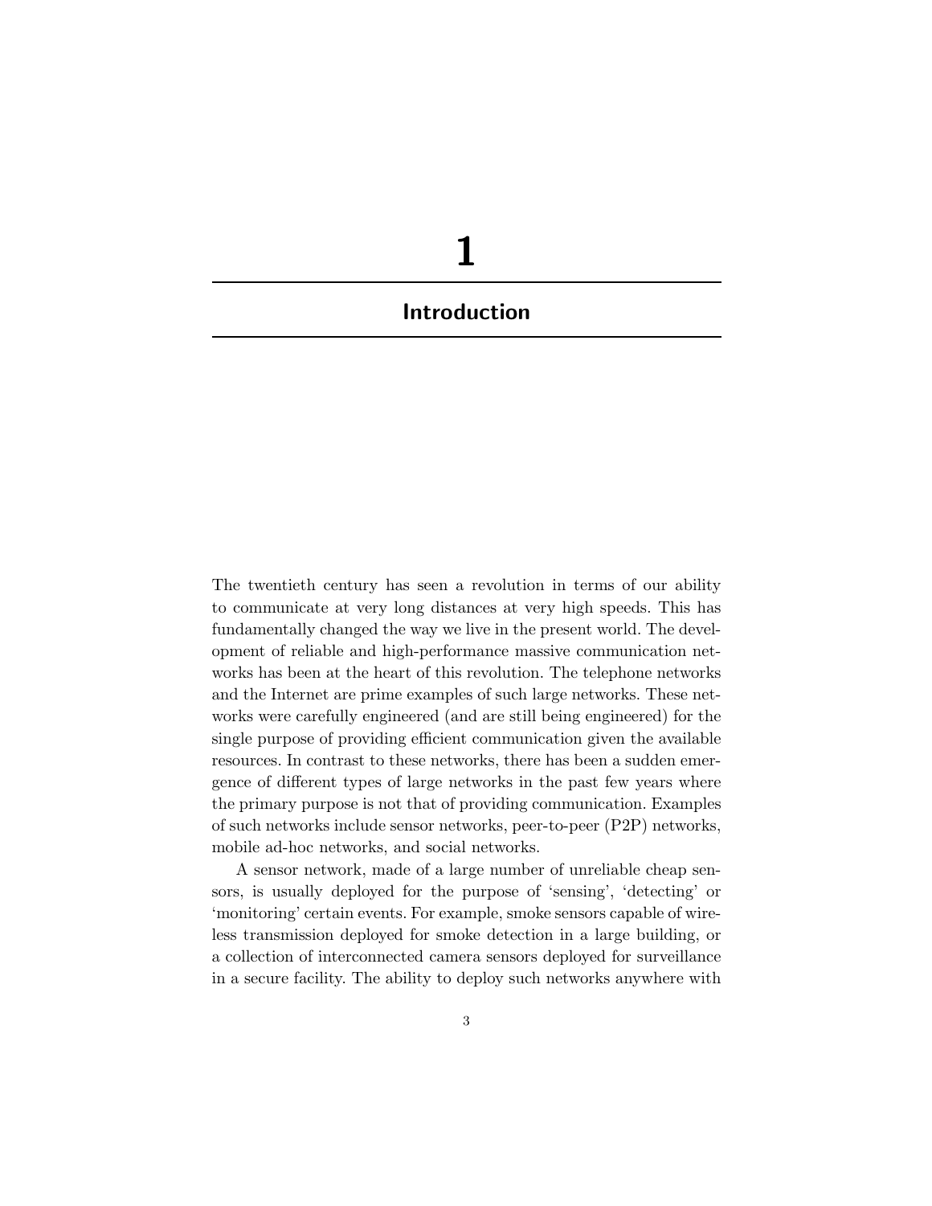# 1 Introduction

The twentieth century has seen a revolution in terms of our ability to communicate at very long distances at very high speeds. This has fundamentally changed the way we live in the present world. The development of reliable and high-performance massive communication networks has been at the heart of this revolution. The telephone networks and the Internet are prime examples of such large networks. These networks were carefully engineered (and are still being engineered) for the single purpose of providing efficient communication given the available resources. In contrast to these networks, there has been a sudden emergence of different types of large networks in the past few years where the primary purpose is not that of providing communication. Examples of such networks include sensor networks, peer-to-peer (P2P) networks, mobile ad-hoc networks, and social networks.

A sensor network, made of a large number of unreliable cheap sensors, is usually deployed for the purpose of 'sensing', 'detecting' or 'monitoring' certain events. For example, smoke sensors capable of wireless transmission deployed for smoke detection in a large building, or a collection of interconnected camera sensors deployed for surveillance in a secure facility. The ability to deploy such networks anywhere with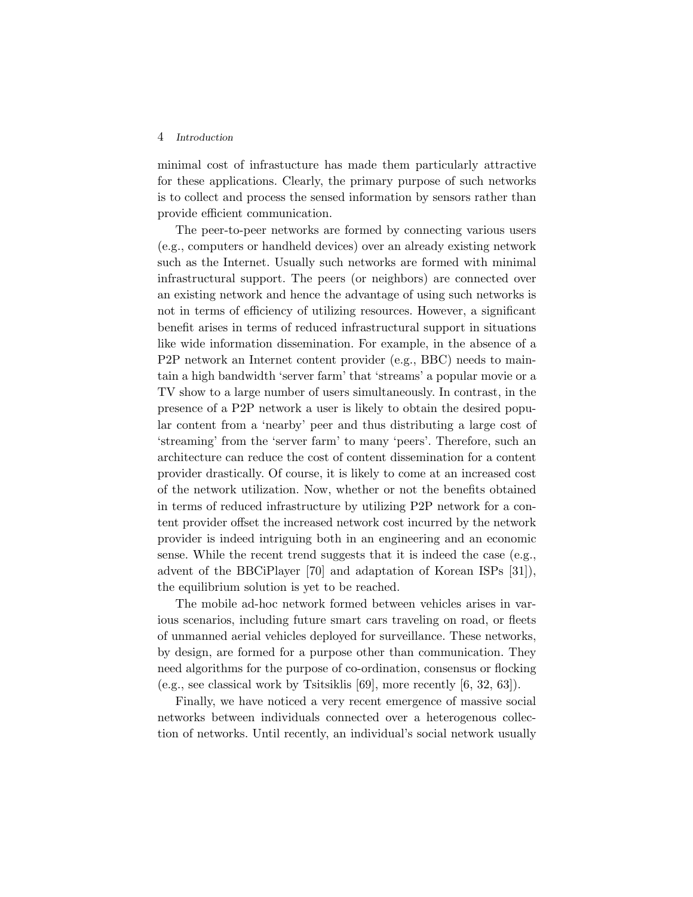minimal cost of infrastucture has made them particularly attractive for these applications. Clearly, the primary purpose of such networks is to collect and process the sensed information by sensors rather than provide efficient communication.

The peer-to-peer networks are formed by connecting various users (e.g., computers or handheld devices) over an already existing network such as the Internet. Usually such networks are formed with minimal infrastructural support. The peers (or neighbors) are connected over an existing network and hence the advantage of using such networks is not in terms of efficiency of utilizing resources. However, a significant benefit arises in terms of reduced infrastructural support in situations like wide information dissemination. For example, in the absence of a P2P network an Internet content provider (e.g., BBC) needs to maintain a high bandwidth 'server farm' that 'streams' a popular movie or a TV show to a large number of users simultaneously. In contrast, in the presence of a P2P network a user is likely to obtain the desired popular content from a 'nearby' peer and thus distributing a large cost of 'streaming' from the 'server farm' to many 'peers'. Therefore, such an architecture can reduce the cost of content dissemination for a content provider drastically. Of course, it is likely to come at an increased cost of the network utilization. Now, whether or not the benefits obtained in terms of reduced infrastructure by utilizing P2P network for a content provider offset the increased network cost incurred by the network provider is indeed intriguing both in an engineering and an economic sense. While the recent trend suggests that it is indeed the case (e.g., advent of the BBCiPlayer [70] and adaptation of Korean ISPs [31]), the equilibrium solution is yet to be reached.

The mobile ad-hoc network formed between vehicles arises in various scenarios, including future smart cars traveling on road, or fleets of unmanned aerial vehicles deployed for surveillance. These networks, by design, are formed for a purpose other than communication. They need algorithms for the purpose of co-ordination, consensus or flocking (e.g., see classical work by Tsitsiklis [69], more recently [6, 32, 63]).

Finally, we have noticed a very recent emergence of massive social networks between individuals connected over a heterogenous collection of networks. Until recently, an individual's social network usually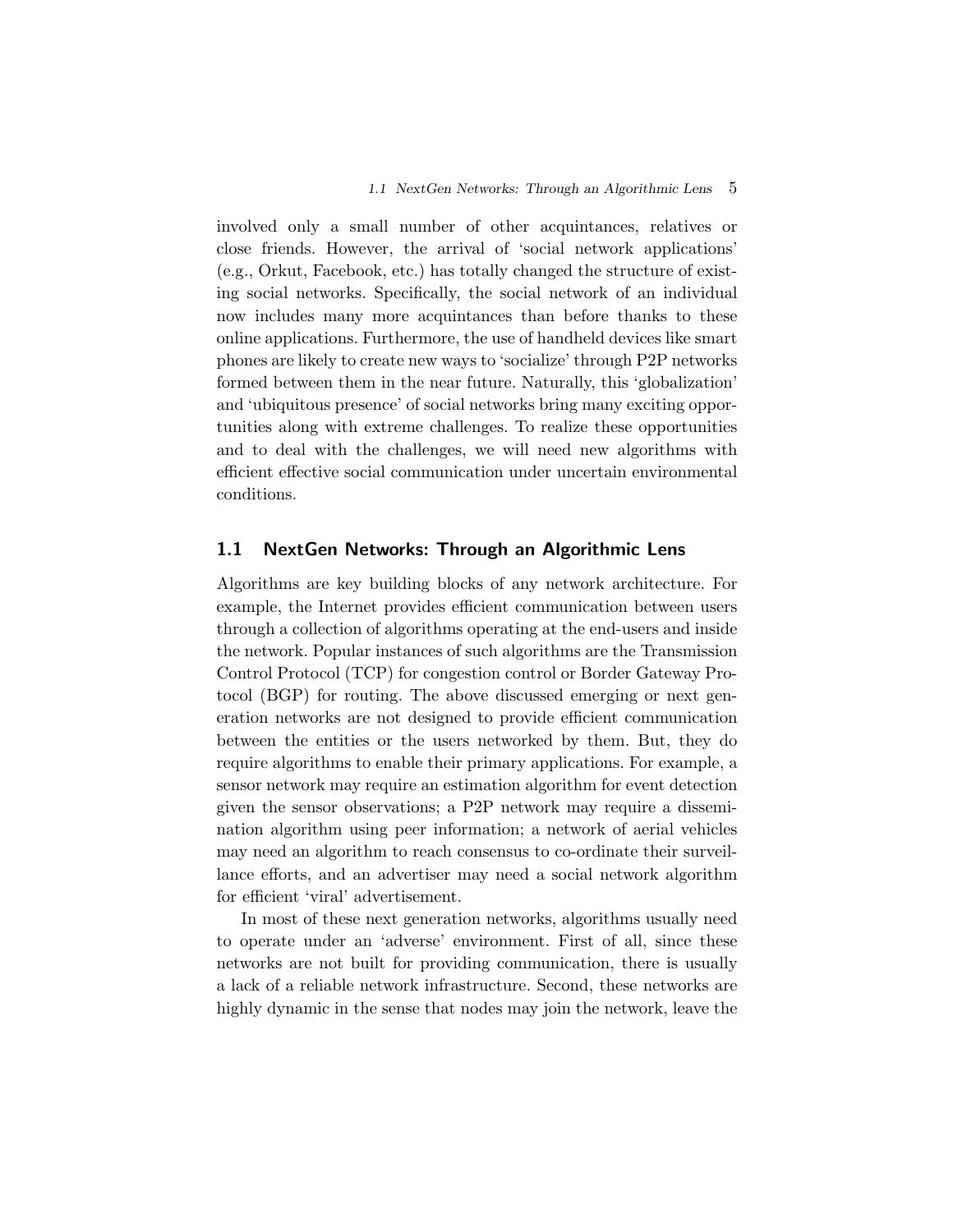involved only a small number of other acquintances, relatives or close friends. However, the arrival of 'social network applications' (e.g., Orkut, Facebook, etc.) has totally changed the structure of existing social networks. Specifically, the social network of an individual now includes many more acquintances than before thanks to these online applications. Furthermore, the use of handheld devices like smart phones are likely to create new ways to 'socialize' through P2P networks formed between them in the near future. Naturally, this 'globalization' and 'ubiquitous presence' of social networks bring many exciting opportunities along with extreme challenges. To realize these opportunities and to deal with the challenges, we will need new algorithms with efficient effective social communication under uncertain environmental conditions.

## 1.1 NextGen Networks: Through an Algorithmic Lens

Algorithms are key building blocks of any network architecture. For example, the Internet provides efficient communication between users through a collection of algorithms operating at the end-users and inside the network. Popular instances of such algorithms are the Transmission Control Protocol (TCP) for congestion control or Border Gateway Protocol (BGP) for routing. The above discussed emerging or next generation networks are not designed to provide efficient communication between the entities or the users networked by them. But, they do require algorithms to enable their primary applications. For example, a sensor network may require an estimation algorithm for event detection given the sensor observations; a P2P network may require a dissemination algorithm using peer information; a network of aerial vehicles may need an algorithm to reach consensus to co-ordinate their surveillance efforts, and an advertiser may need a social network algorithm for efficient 'viral' advertisement.

In most of these next generation networks, algorithms usually need to operate under an 'adverse' environment. First of all, since these networks are not built for providing communication, there is usually a lack of a reliable network infrastructure. Second, these networks are highly dynamic in the sense that nodes may join the network, leave the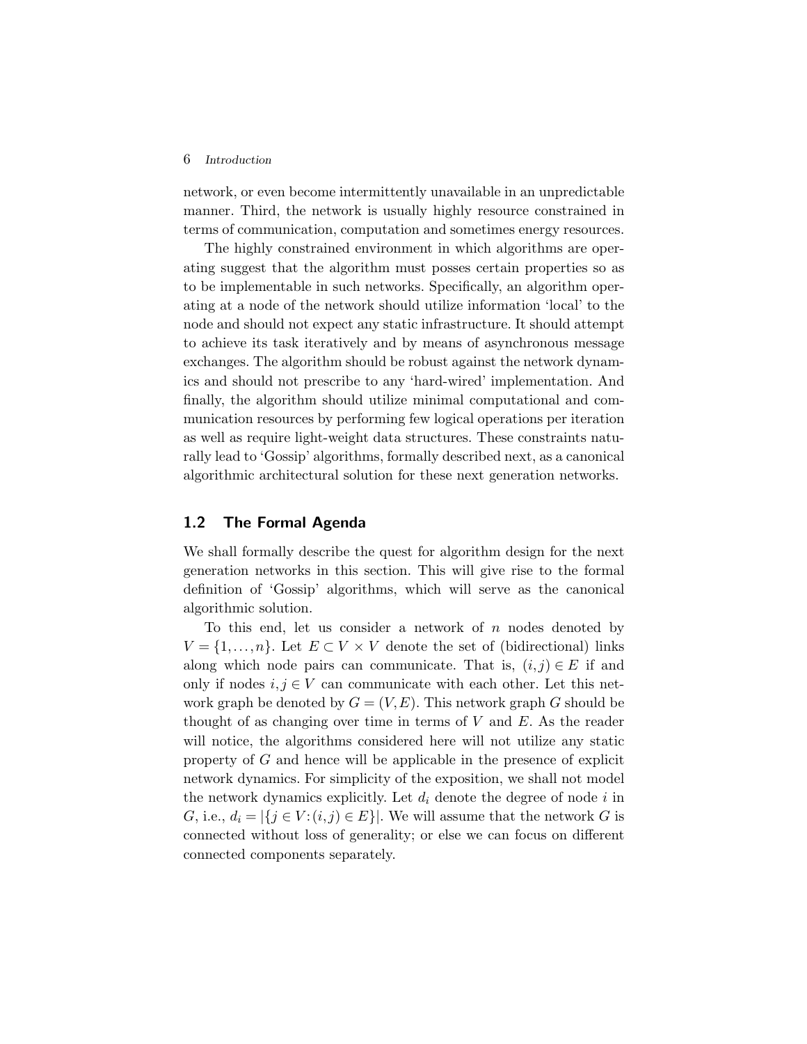network, or even become intermittently unavailable in an unpredictable manner. Third, the network is usually highly resource constrained in terms of communication, computation and sometimes energy resources.

The highly constrained environment in which algorithms are operating suggest that the algorithm must posses certain properties so as to be implementable in such networks. Specifically, an algorithm operating at a node of the network should utilize information 'local' to the node and should not expect any static infrastructure. It should attempt to achieve its task iteratively and by means of asynchronous message exchanges. The algorithm should be robust against the network dynamics and should not prescribe to any 'hard-wired' implementation. And finally, the algorithm should utilize minimal computational and communication resources by performing few logical operations per iteration as well as require light-weight data structures. These constraints naturally lead to 'Gossip' algorithms, formally described next, as a canonical algorithmic architectural solution for these next generation networks.

## 1.2 The Formal Agenda

We shall formally describe the quest for algorithm design for the next generation networks in this section. This will give rise to the formal definition of 'Gossip' algorithms, which will serve as the canonical algorithmic solution.

To this end, let us consider a network of $n$ nodes denoted by $V = \{1,\dots,n\}$. Let $E \subset V \times V$ denote the set of (bidirectional) links along which node pairs can communicate. That is, $(i,j) \in E$ if and only if nodes $i,j \in V$ can communicate with each other. Let this network graph be denoted by $G = (V,E)$. This network graph $G$ should be thought of as changing over time in terms of $V$ and $E$. As the reader will notice, the algorithms considered here will not utilize any static property of $G$ and hence will be applicable in the presence of explicit network dynamics. For simplicity of the exposition, we shall not model the network dynamics explicitly. Let $d_i$ denote the degree of node $i$ in $G$, i.e., $d_i = |\{j \in V : (i,j) \in E\}|$. We will assume that the network $G$ is connected without loss of generality; or else we can focus on different connected components separately.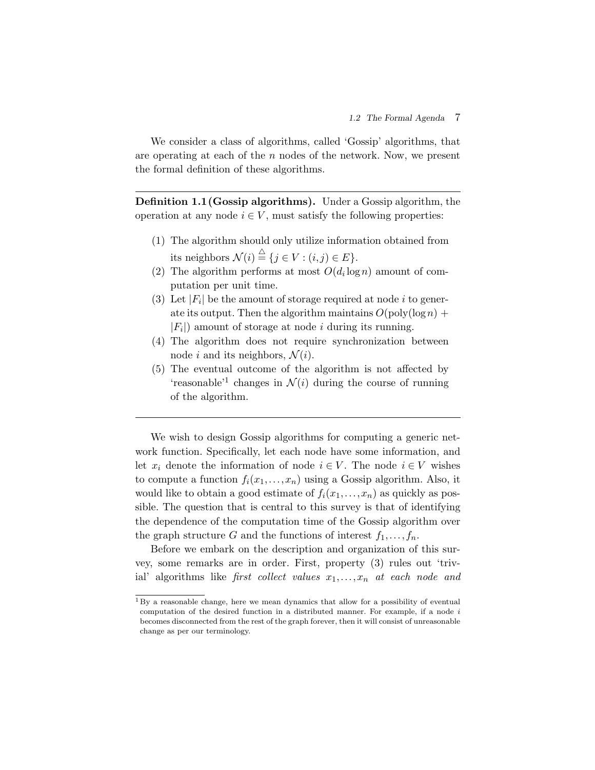We consider a class of algorithms, called 'Gossip' algorithms, that are operating at each of the $n$ nodes of the network. Now, we present the formal definition of these algorithms.

---

**Definition 1.1 (Gossip algorithms).** Under a Gossip algorithm, the operation at any node $i \in V$, must satisfy the following properties:

1. The algorithm should only utilize information obtained from its neighbors $\mathcal{N}(i) \stackrel{\triangle}{=} \{j \in V : (i,j) \in E\}$.
2. The algorithm performs at most $O(d_i \log n)$ amount of computation per unit time.
3. Let $|F_i|$ be the amount of storage required at node $i$ to generate its output. Then the algorithm maintains $O(\text{poly}(\log n) + |F_i|)$ amount of storage at node $i$ during its running.
4. The algorithm does not require synchronization between node $i$ and its neighbors, $\mathcal{N}(i)$.
5. The eventual outcome of the algorithm is not affected by 'reasonable'[1] changes in $\mathcal{N}(i)$ during the course of running of the algorithm.

---

We wish to design Gossip algorithms for computing a generic network function. Specifically, let each node have some information, and let $x_i$ denote the information of node $i \in V$. The node $i \in V$ wishes to compute a function $f_i(x_1, \ldots, x_n)$ using a Gossip algorithm. Also, it would like to obtain a good estimate of $f_i(x_1, \ldots, x_n)$ as quickly as possible. The question that is central to this survey is that of identifying the dependence of the computation time of the Gossip algorithm over the graph structure $G$ and the functions of interest $f_1, \ldots, f_n$.

Before we embark on the description and organization of this survey, some remarks are in order. First, property (3) rules out 'trivial' algorithms like *first collect values* $x_1, \ldots, x_n$ *at each node and*

[1] By a reasonable change, here we mean dynamics that allow for a possibility of eventual computation of the desired function in a distributed manner. For example, if a node $i$ becomes disconnected from the rest of the graph forever, then it will consist of unreasonable change as per our terminology.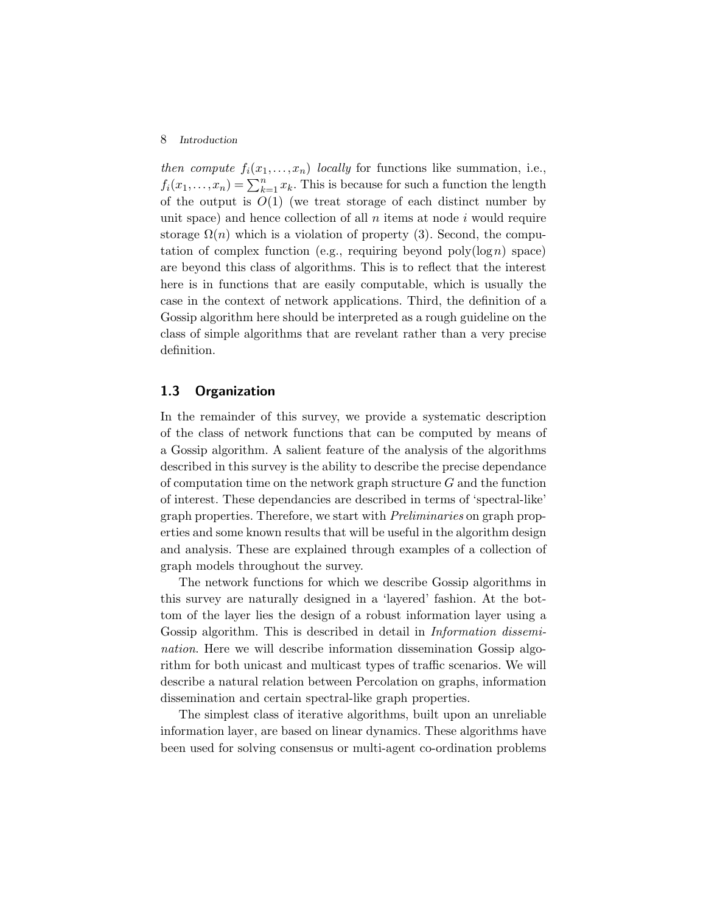*then compute* $f_i(x_1,\ldots,x_n)$ *locally* for functions like summation, i.e., $f_i(x_1,\ldots,x_n) = \sum_{k=1}^{n} x_k$. This is because for such a function the length of the output is $O(1)$ (we treat storage of each distinct number by unit space) and hence collection of all $n$ items at node $i$ would require storage $\Omega(n)$ which is a violation of property (3). Second, the computation of complex function (e.g., requiring beyond poly$(\log n)$ space) are beyond this class of algorithms. This is to reflect that the interest here is in functions that are easily computable, which is usually the case in the context of network applications. Third, the definition of a Gossip algorithm here should be interpreted as a rough guideline on the class of simple algorithms that are revelant rather than a very precise definition.

## 1.3 Organization

In the remainder of this survey, we provide a systematic description of the class of network functions that can be computed by means of a Gossip algorithm. A salient feature of the analysis of the algorithms described in this survey is the ability to describe the precise dependance of computation time on the network graph structure $G$ and the function of interest. These dependancies are described in terms of 'spectral-like' graph properties. Therefore, we start with *Preliminaries* on graph properties and some known results that will be useful in the algorithm design and analysis. These are explained through examples of a collection of graph models throughout the survey.

The network functions for which we describe Gossip algorithms in this survey are naturally designed in a 'layered' fashion. At the bottom of the layer lies the design of a robust information layer using a Gossip algorithm. This is described in detail in *Information dissemination*. Here we will describe information dissemination Gossip algorithm for both unicast and multicast types of traffic scenarios. We will describe a natural relation between Percolation on graphs, information dissemination and certain spectral-like graph properties.

The simplest class of iterative algorithms, built upon an unreliable information layer, are based on linear dynamics. These algorithms have been used for solving consensus or multi-agent co-ordination problems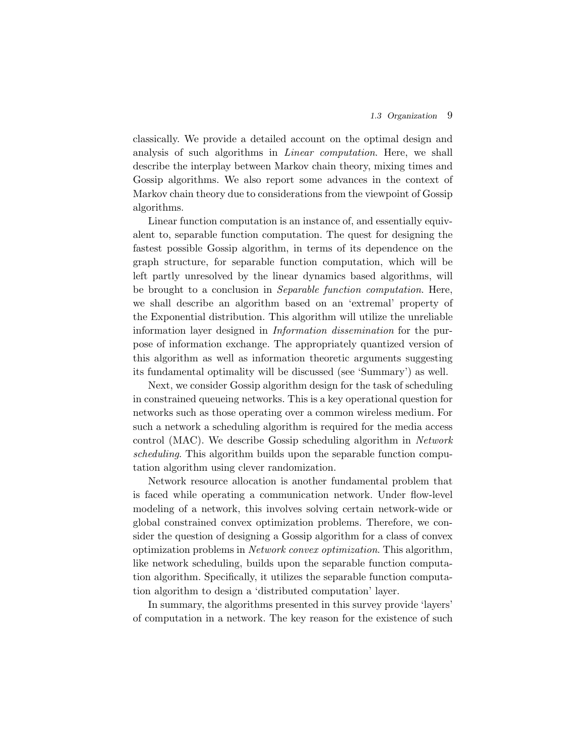classically. We provide a detailed account on the optimal design and analysis of such algorithms in *Linear computation*. Here, we shall describe the interplay between Markov chain theory, mixing times and Gossip algorithms. We also report some advances in the context of Markov chain theory due to considerations from the viewpoint of Gossip algorithms.

Linear function computation is an instance of, and essentially equivalent to, separable function computation. The quest for designing the fastest possible Gossip algorithm, in terms of its dependence on the graph structure, for separable function computation, which will be left partly unresolved by the linear dynamics based algorithms, will be brought to a conclusion in *Separable function computation*. Here, we shall describe an algorithm based on an 'extremal' property of the Exponential distribution. This algorithm will utilize the unreliable information layer designed in *Information dissemination* for the purpose of information exchange. The appropriately quantized version of this algorithm as well as information theoretic arguments suggesting its fundamental optimality will be discussed (see 'Summary') as well.

Next, we consider Gossip algorithm design for the task of scheduling in constrained queueing networks. This is a key operational question for networks such as those operating over a common wireless medium. For such a network a scheduling algorithm is required for the media access control (MAC). We describe Gossip scheduling algorithm in *Network scheduling*. This algorithm builds upon the separable function computation algorithm using clever randomization.

Network resource allocation is another fundamental problem that is faced while operating a communication network. Under flow-level modeling of a network, this involves solving certain network-wide or global constrained convex optimization problems. Therefore, we consider the question of designing a Gossip algorithm for a class of convex optimization problems in *Network convex optimization*. This algorithm, like network scheduling, builds upon the separable function computation algorithm. Specifically, it utilizes the separable function computation algorithm to design a 'distributed computation' layer.

In summary, the algorithms presented in this survey provide 'layers' of computation in a network. The key reason for the existence of such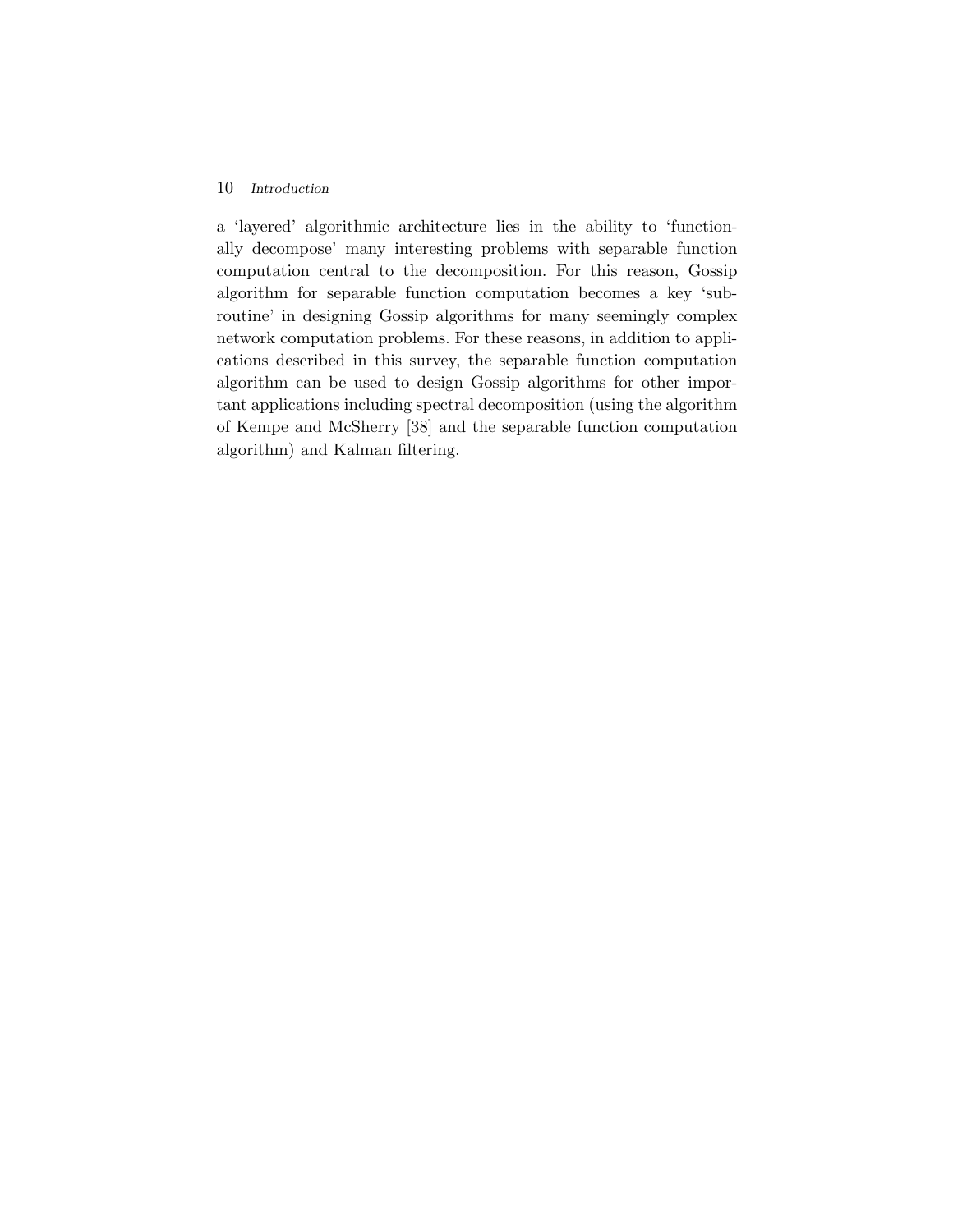a 'layered' algorithmic architecture lies in the ability to 'functionally decompose' many interesting problems with separable function computation central to the decomposition. For this reason, Gossip algorithm for separable function computation becomes a key 'subroutine' in designing Gossip algorithms for many seemingly complex network computation problems. For these reasons, in addition to applications described in this survey, the separable function computation algorithm can be used to design Gossip algorithms for other important applications including spectral decomposition (using the algorithm of Kempe and McSherry [38] and the separable function computation algorithm) and Kalman filtering.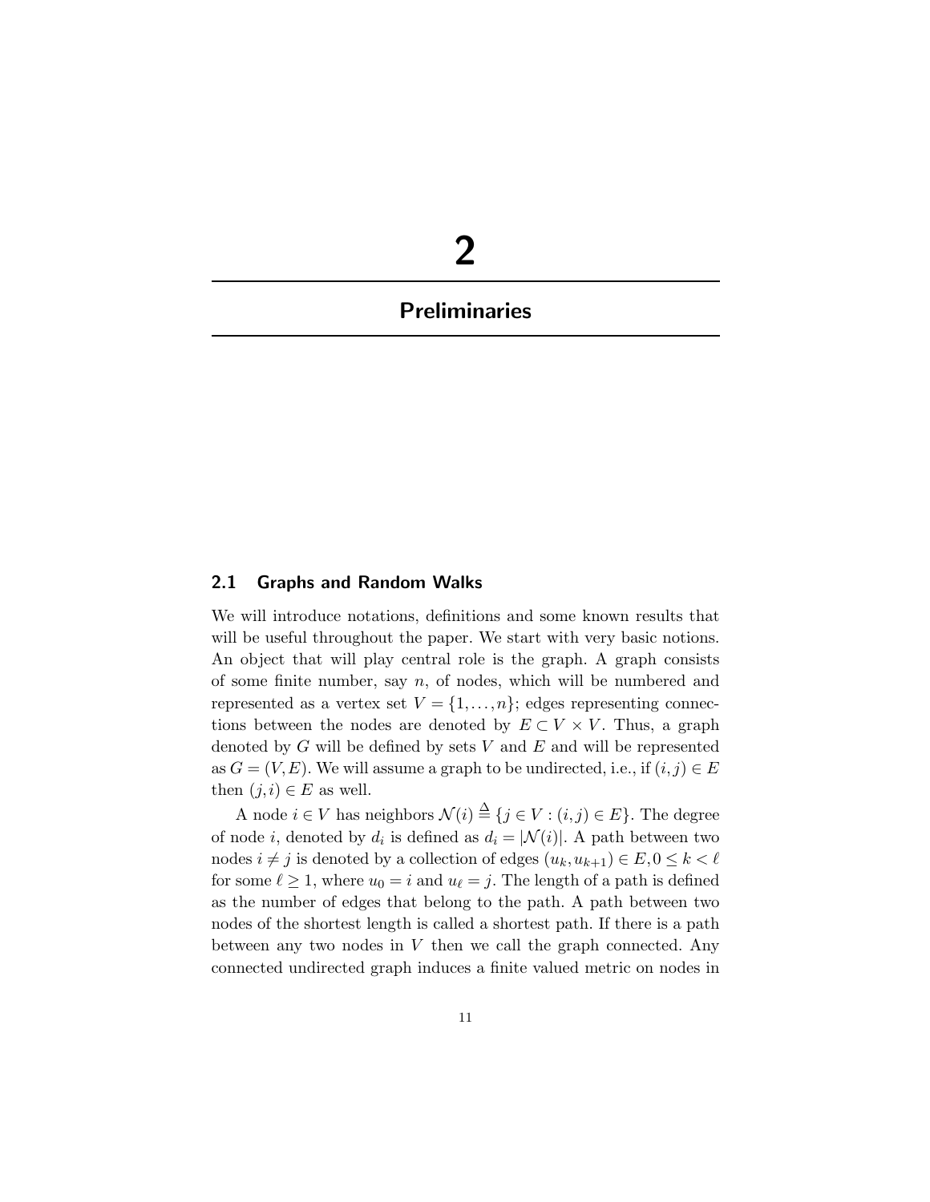# 2

# Preliminaries

## 2.1 Graphs and Random Walks

We will introduce notations, definitions and some known results that will be useful throughout the paper. We start with very basic notions. An object that will play central role is the graph. A graph consists of some finite number, say $n$, of nodes, which will be numbered and represented as a vertex set $V = \{1, \dots, n\}$; edges representing connections between the nodes are denoted by $E \subset V \times V$. Thus, a graph denoted by $G$ will be defined by sets $V$ and $E$ and will be represented as $G = (V, E)$. We will assume a graph to be undirected, i.e., if $(i, j) \in E$ then $(j, i) \in E$ as well.

A node $i \in V$ has neighbors $\mathcal{N}(i) \triangleq \{j \in V : (i, j) \in E\}$. The degree of node $i$, denoted by $d_i$ is defined as $d_i = |\mathcal{N}(i)|$. A path between two nodes $i \neq j$ is denoted by a collection of edges $(u_k, u_{k+1}) \in E, 0 \leq k < \ell$ for some $\ell \geq 1$, where $u_0 = i$ and $u_\ell = j$. The length of a path is defined as the number of edges that belong to the path. A path between two nodes of the shortest length is called a shortest path. If there is a path between any two nodes in $V$ then we call the graph connected. Any connected undirected graph induces a finite valued metric on nodes in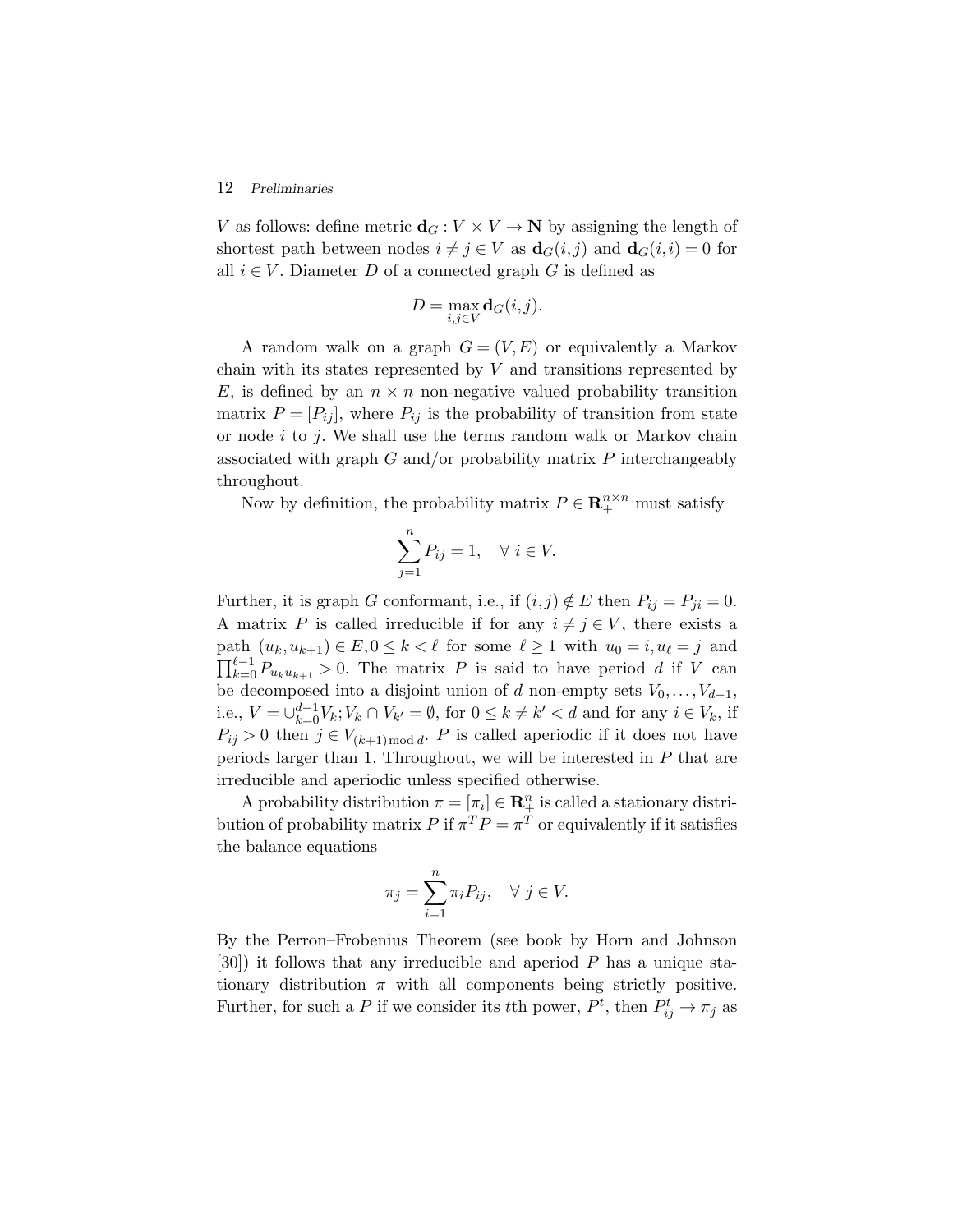$V$ as follows: define metric $\mathbf{d}_G : V \times V \to \mathbf{N}$ by assigning the length of shortest path between nodes $i \neq j \in V$ as $\mathbf{d}_G(i,j)$ and $\mathbf{d}_G(i,i) = 0$ for all $i \in V$. Diameter $D$ of a connected graph $G$ is defined as

$$D = \max_{i,j \in V} \mathbf{d}_G(i,j).$$

A random walk on a graph $G = (V,E)$ or equivalently a Markov chain with its states represented by $V$ and transitions represented by $E$, is defined by an $n \times n$ non-negative valued probability transition matrix $P = [P_{ij}]$, where $P_{ij}$ is the probability of transition from state or node $i$ to $j$. We shall use the terms random walk or Markov chain associated with graph $G$ and/or probability matrix $P$ interchangeably throughout.

Now by definition, the probability matrix $P \in \mathbf{R}_+^{n \times n}$ must satisfy

$$\sum_{j=1}^{n} P_{ij} = 1, \quad \forall \ i \in V.$$

Further, it is graph $G$ conformant, i.e., if $(i,j) \notin E$ then $P_{ij} = P_{ji} = 0$. A matrix $P$ is called irreducible if for any $i \neq j \in V$, there exists a path $(u_k, u_{k+1}) \in E, 0 \leq k < \ell$ for some $\ell \geq 1$ with $u_0 = i, u_\ell = j$ and $\prod_{k=0}^{\ell-1} P_{u_k u_{k+1}} > 0$. The matrix $P$ is said to have period $d$ if $V$ can be decomposed into a disjoint union of $d$ non-empty sets $V_0, \ldots, V_{d-1}$, i.e., $V = \cup_{k=0}^{d-1} V_k; V_k \cap V_{k'} = \emptyset$, for $0 \leq k \neq k' < d$ and for any $i \in V_k$, if $P_{ij} > 0$ then $j \in V_{(k+1) \bmod d}$. $P$ is called aperiodic if it does not have periods larger than 1. Throughout, we will be interested in $P$ that are irreducible and aperiodic unless specified otherwise.

A probability distribution $\pi = [\pi_i] \in \mathbf{R}_+^n$ is called a stationary distribution of probability matrix $P$ if $\pi^T P = \pi^T$ or equivalently if it satisfies the balance equations

$$\pi_j = \sum_{i=1}^{n} \pi_i P_{ij}, \quad \forall \ j \in V.$$

By the Perron–Frobenius Theorem (see book by Horn and Johnson [30]) it follows that any irreducible and aperiod $P$ has a unique stationary distribution $\pi$ with all components being strictly positive. Further, for such a $P$ if we consider its $t$th power, $P^t$, then $P_{ij}^t \to \pi_j$ as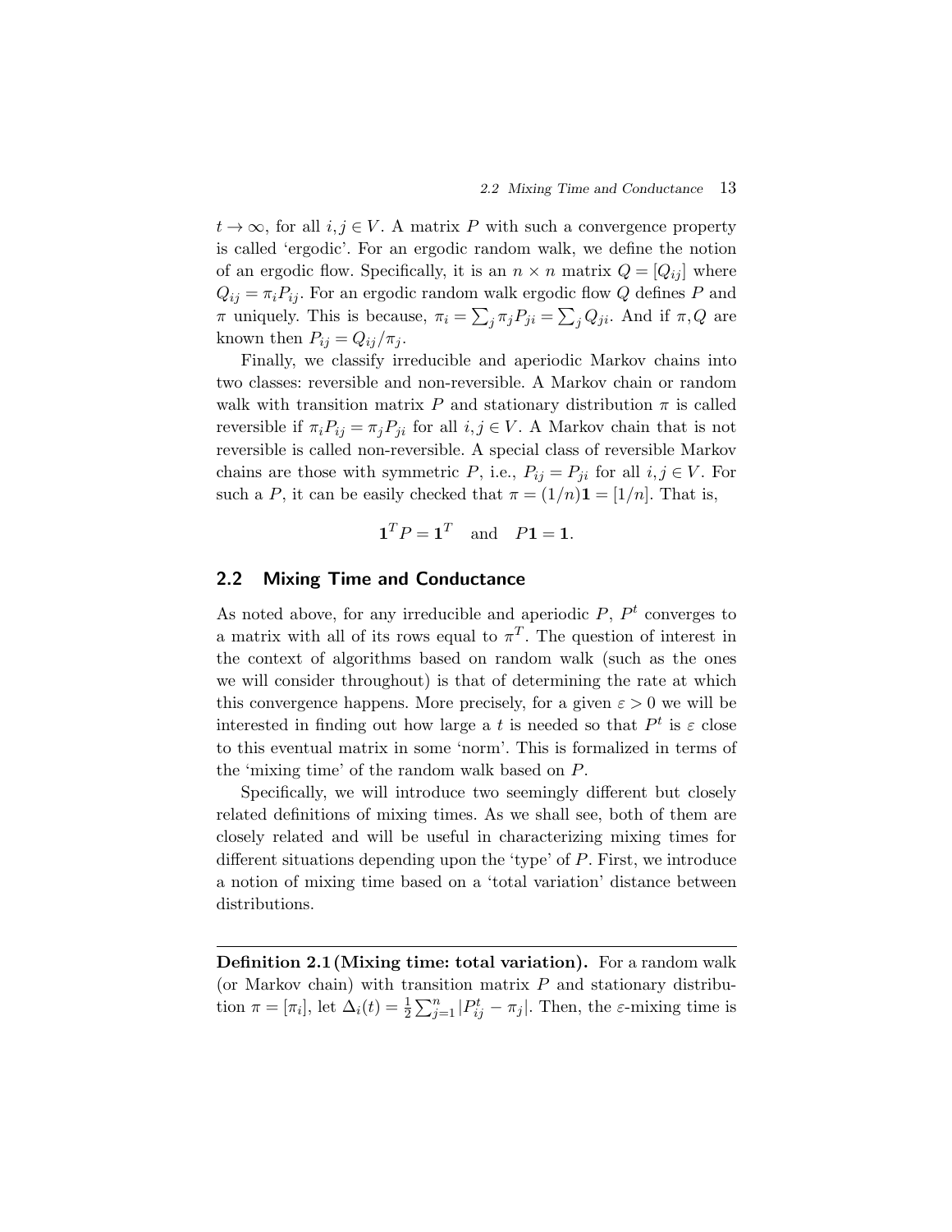$t \to \infty$, for all $i, j \in V$. A matrix $P$ with such a convergence property is called 'ergodic'. For an ergodic random walk, we define the notion of an ergodic flow. Specifically, it is an $n \times n$ matrix $Q = [Q_{ij}]$ where $Q_{ij} = \pi_i P_{ij}$. For an ergodic random walk ergodic flow $Q$ defines $P$ and $\pi$ uniquely. This is because, $\pi_i = \sum_j \pi_j P_{ji} = \sum_j Q_{ji}$. And if $\pi, Q$ are known then $P_{ij} = Q_{ij}/\pi_j$.

Finally, we classify irreducible and aperiodic Markov chains into two classes: reversible and non-reversible. A Markov chain or random walk with transition matrix $P$ and stationary distribution $\pi$ is called reversible if $\pi_i P_{ij} = \pi_j P_{ji}$ for all $i, j \in V$. A Markov chain that is not reversible is called non-reversible. A special class of reversible Markov chains are those with symmetric $P$, i.e., $P_{ij} = P_{ji}$ for all $i, j \in V$. For such a $P$, it can be easily checked that $\pi = (1/n)\mathbf{1} = [1/n]$. That is,

$$\mathbf{1}^T P = \mathbf{1}^T \quad \text{and} \quad P\mathbf{1} = \mathbf{1}.$$

## 2.2 Mixing Time and Conductance

As noted above, for any irreducible and aperiodic $P$, $P^t$ converges to a matrix with all of its rows equal to $\pi^T$. The question of interest in the context of algorithms based on random walk (such as the ones we will consider throughout) is that of determining the rate at which this convergence happens. More precisely, for a given $\varepsilon > 0$ we will be interested in finding out how large a $t$ is needed so that $P^t$ is $\varepsilon$ close to this eventual matrix in some 'norm'. This is formalized in terms of the 'mixing time' of the random walk based on $P$.

Specifically, we will introduce two seemingly different but closely related definitions of mixing times. As we shall see, both of them are closely related and will be useful in characterizing mixing times for different situations depending upon the 'type' of $P$. First, we introduce a notion of mixing time based on a 'total variation' distance between distributions.

---

**Definition 2.1 (Mixing time: total variation).** For a random walk (or Markov chain) with transition matrix $P$ and stationary distribution $\pi = [\pi_i]$, let $\Delta_i(t) = \frac{1}{2}\sum_{j=1}^{n} |P_{ij}^t - \pi_j|$. Then, the $\varepsilon$-mixing time is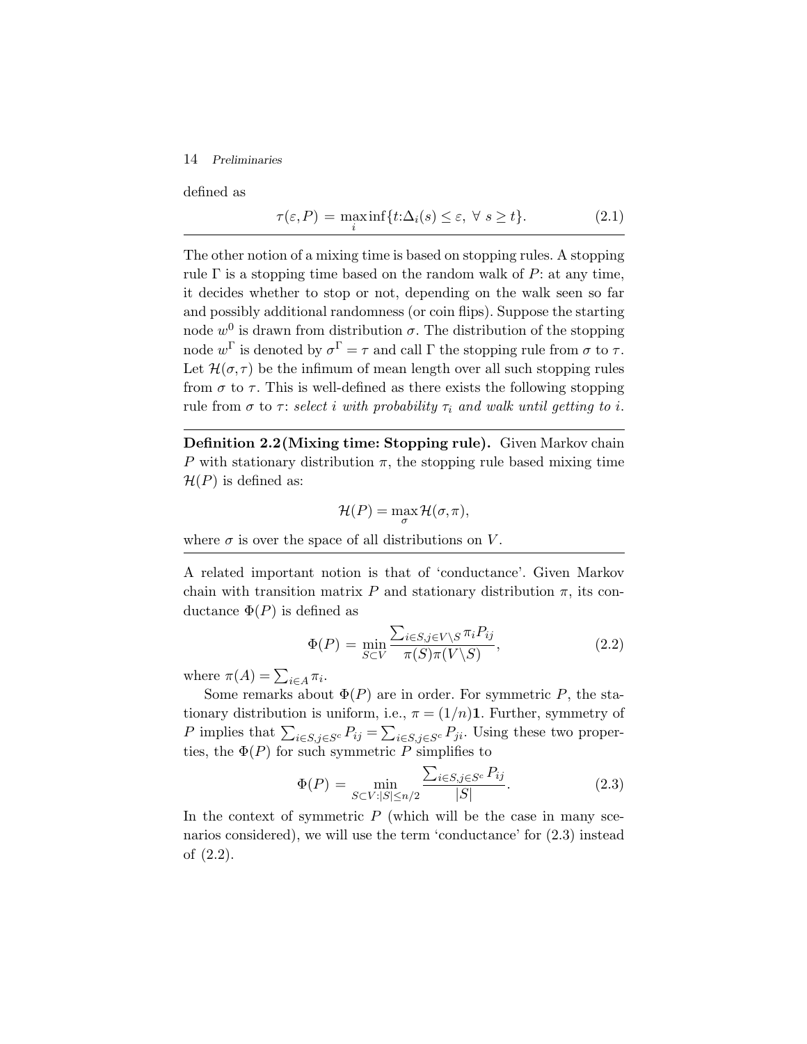defined as

$$\tau(\varepsilon, P) = \max_i \inf\{t : \Delta_i(s) \leq \varepsilon, \ \forall \ s \geq t\}. \tag{2.1}$$

The other notion of a mixing time is based on stopping rules. A stopping rule $\Gamma$ is a stopping time based on the random walk of $P$: at any time, it decides whether to stop or not, depending on the walk seen so far and possibly additional randomness (or coin flips). Suppose the starting node $w^0$ is drawn from distribution $\sigma$. The distribution of the stopping node $w^\Gamma$ is denoted by $\sigma^\Gamma = \tau$ and call $\Gamma$ the stopping rule from $\sigma$ to $\tau$. Let $\mathcal{H}(\sigma, \tau)$ be the infimum of mean length over all such stopping rules from $\sigma$ to $\tau$. This is well-defined as there exists the following stopping rule from $\sigma$ to $\tau$: *select $i$ with probability $\tau_i$ and walk until getting to $i$.*

**Definition 2.2 (Mixing time: Stopping rule).** Given Markov chain $P$ with stationary distribution $\pi$, the stopping rule based mixing time $\mathcal{H}(P)$ is defined as:

$$\mathcal{H}(P) = \max_\sigma \mathcal{H}(\sigma, \pi),$$

where $\sigma$ is over the space of all distributions on $V$.

A related important notion is that of 'conductance'. Given Markov chain with transition matrix $P$ and stationary distribution $\pi$, its conductance $\Phi(P)$ is defined as

$$\Phi(P) = \min_{S \subset V} \frac{\sum_{i \in S, j \in V \setminus S} \pi_i P_{ij}}{\pi(S)\pi(V \setminus S)}, \tag{2.2}$$

where $\pi(A) = \sum_{i \in A} \pi_i$.

Some remarks about $\Phi(P)$ are in order. For symmetric $P$, the stationary distribution is uniform, i.e., $\pi = (1/n)\mathbf{1}$. Further, symmetry of $P$ implies that $\sum_{i \in S, j \in S^c} P_{ij} = \sum_{i \in S, j \in S^c} P_{ji}$. Using these two properties, the $\Phi(P)$ for such symmetric $P$ simplifies to

$$\Phi(P) = \min_{S \subset V : |S| \leq n/2} \frac{\sum_{i \in S, j \in S^c} P_{ij}}{|S|}. \tag{2.3}$$

In the context of symmetric $P$ (which will be the case in many scenarios considered), we will use the term 'conductance' for (2.3) instead of (2.2).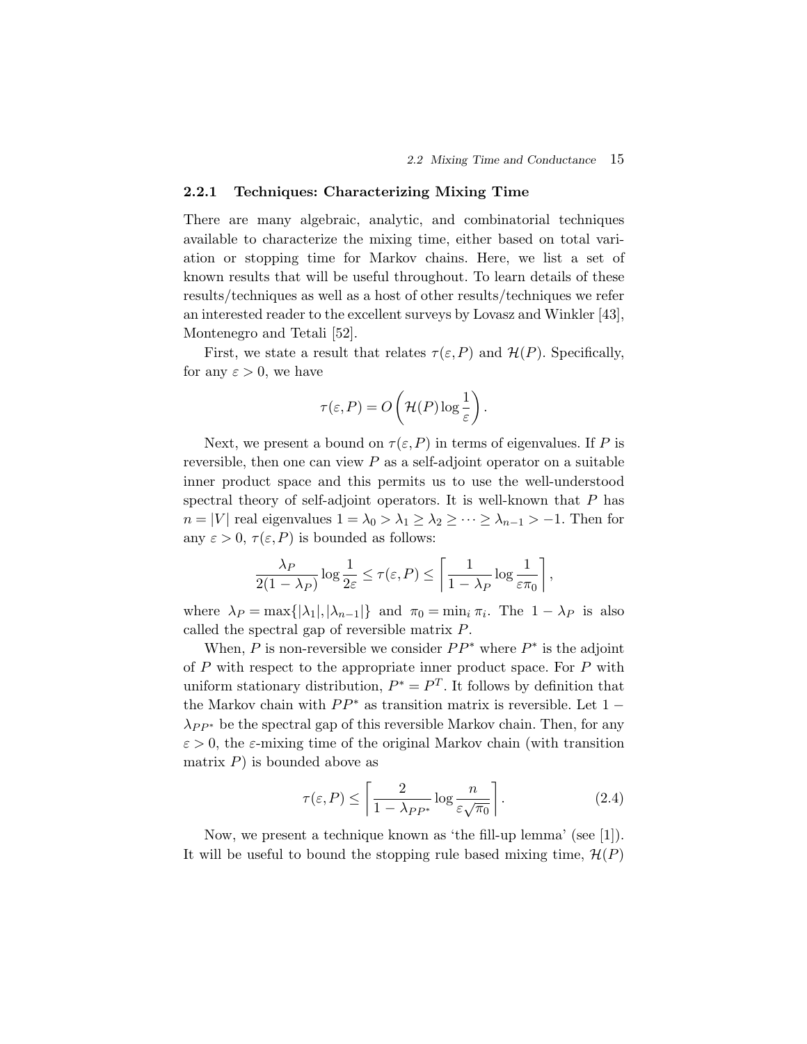### 2.2.1 Techniques: Characterizing Mixing Time

There are many algebraic, analytic, and combinatorial techniques available to characterize the mixing time, either based on total variation or stopping time for Markov chains. Here, we list a set of known results that will be useful throughout. To learn details of these results/techniques as well as a host of other results/techniques we refer an interested reader to the excellent surveys by Lovasz and Winkler [43], Montenegro and Tetali [52].

First, we state a result that relates $\tau(\varepsilon, P)$ and $\mathcal{H}(P)$. Specifically, for any $\varepsilon > 0$, we have

$$\tau(\varepsilon, P) = O\left(\mathcal{H}(P) \log \frac{1}{\varepsilon}\right).$$

Next, we present a bound on $\tau(\varepsilon, P)$ in terms of eigenvalues. If $P$ is reversible, then one can view $P$ as a self-adjoint operator on a suitable inner product space and this permits us to use the well-understood spectral theory of self-adjoint operators. It is well-known that $P$ has $n = |V|$ real eigenvalues $1 = \lambda_0 > \lambda_1 \geq \lambda_2 \geq \cdots \geq \lambda_{n-1} > -1$. Then for any $\varepsilon > 0$, $\tau(\varepsilon, P)$ is bounded as follows:

$$\frac{\lambda_P}{2(1-\lambda_P)} \log \frac{1}{2\varepsilon} \leq \tau(\varepsilon, P) \leq \left\lceil \frac{1}{1-\lambda_P} \log \frac{1}{\varepsilon \pi_0} \right\rceil,$$

where $\lambda_P = \max\{|\lambda_1|, |\lambda_{n-1}|\}$ and $\pi_0 = \min_i \pi_i$. The $1 - \lambda_P$ is also called the spectral gap of reversible matrix $P$.

When, $P$ is non-reversible we consider $PP^*$ where $P^*$ is the adjoint of $P$ with respect to the appropriate inner product space. For $P$ with uniform stationary distribution, $P^* = P^T$. It follows by definition that the Markov chain with $PP^*$ as transition matrix is reversible. Let $1 - \lambda_{PP^*}$ be the spectral gap of this reversible Markov chain. Then, for any $\varepsilon > 0$, the $\varepsilon$-mixing time of the original Markov chain (with transition matrix $P$) is bounded above as

$$\tau(\varepsilon, P) \leq \left\lceil \frac{2}{1-\lambda_{PP^*}} \log \frac{n}{\varepsilon\sqrt{\pi_0}} \right\rceil. \tag{2.4}$$

Now, we present a technique known as 'the fill-up lemma' (see [1]). It will be useful to bound the stopping rule based mixing time, $\mathcal{H}(P)$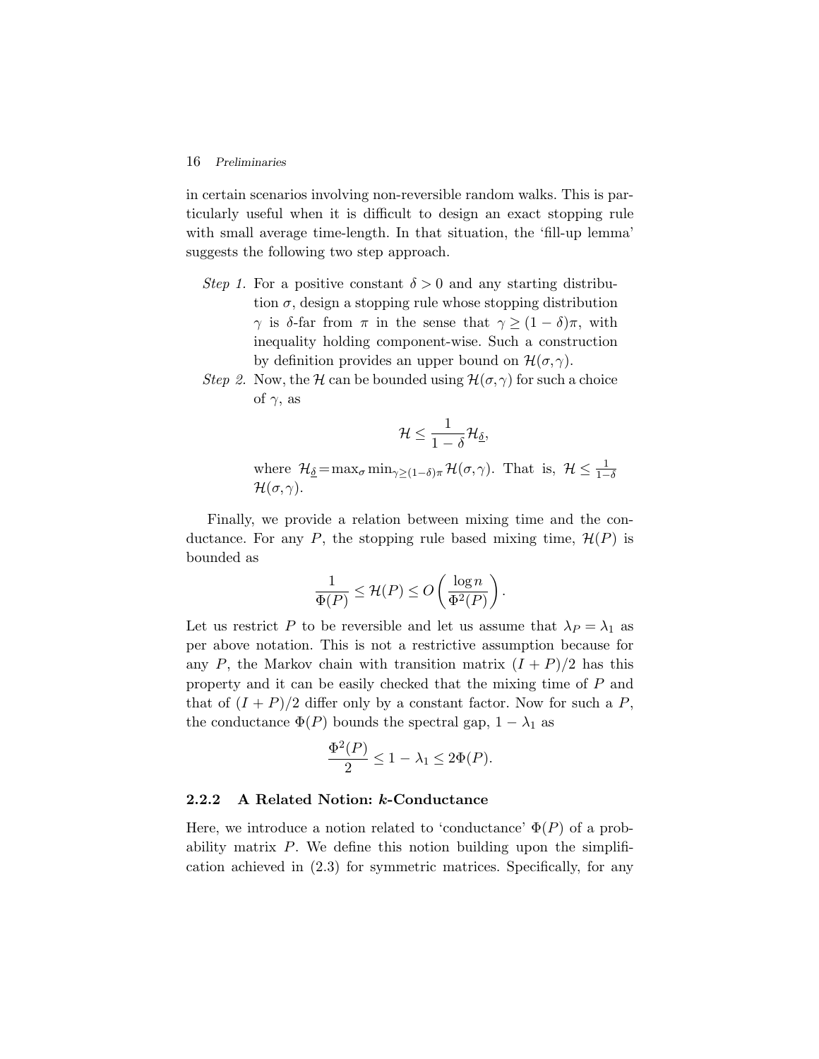in certain scenarios involving non-reversible random walks. This is particularly useful when it is difficult to design an exact stopping rule with small average time-length. In that situation, the 'fill-up lemma' suggests the following two step approach.

*Step 1.* For a positive constant $\delta > 0$ and any starting distribution $\sigma$, design a stopping rule whose stopping distribution $\gamma$ is $\delta$-far from $\pi$ in the sense that $\gamma \geq (1-\delta)\pi$, with inequality holding component-wise. Such a construction by definition provides an upper bound on $\mathcal{H}(\sigma, \gamma)$.

*Step 2.* Now, the $\mathcal{H}$ can be bounded using $\mathcal{H}(\sigma, \gamma)$ for such a choice of $\gamma$, as

$$\mathcal{H} \leq \frac{1}{1-\delta} \mathcal{H}_{\underline{\delta}},$$

where $\mathcal{H}_{\underline{\delta}} = \max_\sigma \min_{\gamma \geq (1-\delta)\pi} \mathcal{H}(\sigma, \gamma)$. That is, $\mathcal{H} \leq \frac{1}{1-\delta}$ $\mathcal{H}(\sigma, \gamma)$.

Finally, we provide a relation between mixing time and the conductance. For any $P$, the stopping rule based mixing time, $\mathcal{H}(P)$ is bounded as

$$\frac{1}{\Phi(P)} \leq \mathcal{H}(P) \leq O\left(\frac{\log n}{\Phi^2(P)}\right).$$

Let us restrict $P$ to be reversible and let us assume that $\lambda_P = \lambda_1$ as per above notation. This is not a restrictive assumption because for any $P$, the Markov chain with transition matrix $(I+P)/2$ has this property and it can be easily checked that the mixing time of $P$ and that of $(I+P)/2$ differ only by a constant factor. Now for such a $P$, the conductance $\Phi(P)$ bounds the spectral gap, $1 - \lambda_1$ as

$$\frac{\Phi^2(P)}{2} \leq 1 - \lambda_1 \leq 2\Phi(P).$$

### 2.2.2 A Related Notion: $k$-Conductance

Here, we introduce a notion related to 'conductance' $\Phi(P)$ of a probability matrix $P$. We define this notion building upon the simplification achieved in (2.3) for symmetric matrices. Specifically, for any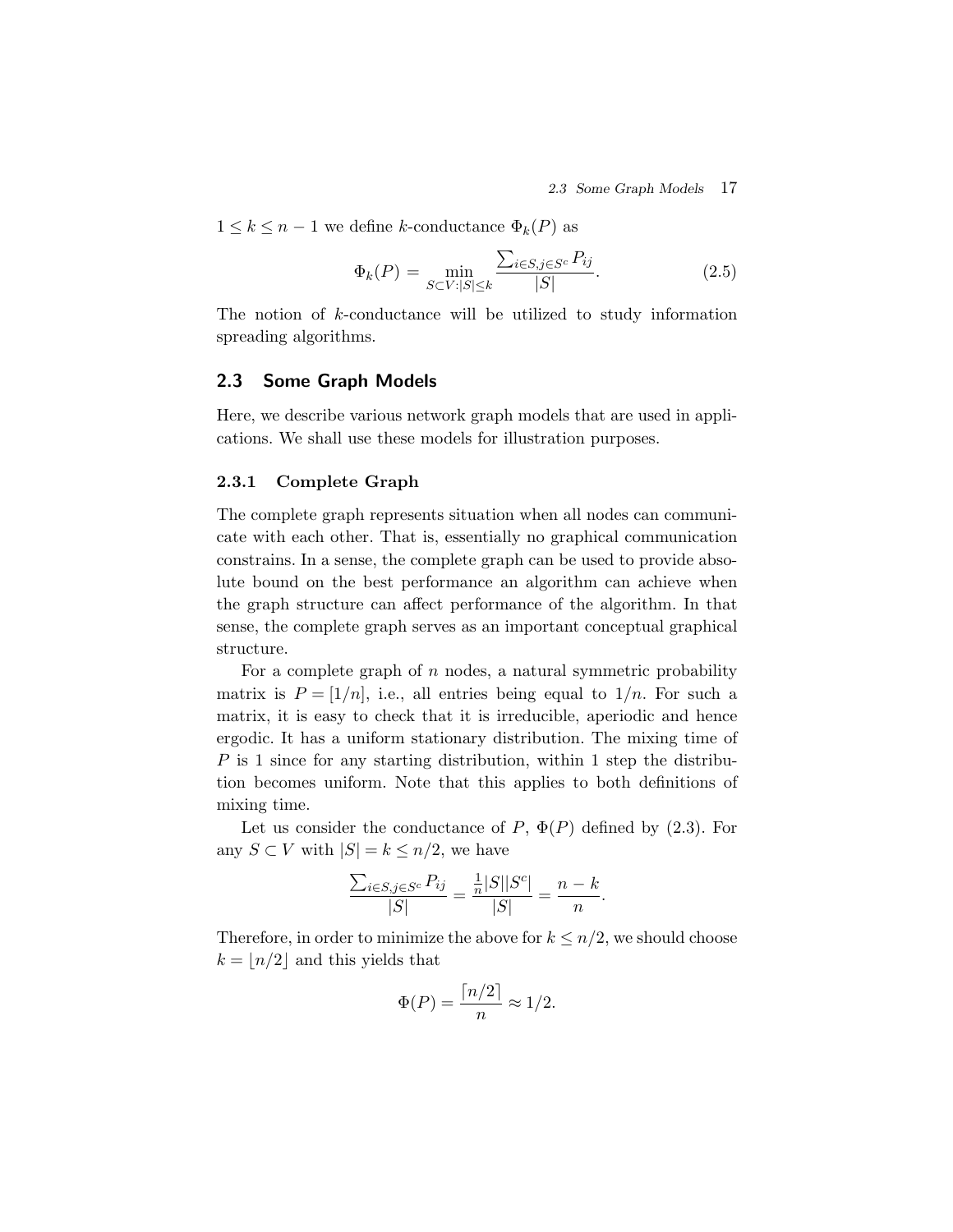$1 \leq k \leq n-1$ we define $k$-conductance $\Phi_k(P)$ as

$$\Phi_k(P) = \min_{S \subset V : |S| \leq k} \frac{\sum_{i \in S, j \in S^c} P_{ij}}{|S|}. \tag{2.5}$$

The notion of $k$-conductance will be utilized to study information spreading algorithms.

## 2.3 Some Graph Models

Here, we describe various network graph models that are used in applications. We shall use these models for illustration purposes.

### 2.3.1 Complete Graph

The complete graph represents situation when all nodes can communicate with each other. That is, essentially no graphical communication constrains. In a sense, the complete graph can be used to provide absolute bound on the best performance an algorithm can achieve when the graph structure can affect performance of the algorithm. In that sense, the complete graph serves as an important conceptual graphical structure.

For a complete graph of $n$ nodes, a natural symmetric probability matrix is $P = [1/n]$, i.e., all entries being equal to $1/n$. For such a matrix, it is easy to check that it is irreducible, aperiodic and hence ergodic. It has a uniform stationary distribution. The mixing time of $P$ is 1 since for any starting distribution, within 1 step the distribution becomes uniform. Note that this applies to both definitions of mixing time.

Let us consider the conductance of $P$, $\Phi(P)$ defined by (2.3). For any $S \subset V$ with $|S| = k \leq n/2$, we have

$$\frac{\sum_{i \in S, j \in S^c} P_{ij}}{|S|} = \frac{\frac{1}{n}|S||S^c|}{|S|} = \frac{n-k}{n}.$$

Therefore, in order to minimize the above for $k \leq n/2$, we should choose $k = \lfloor n/2 \rfloor$ and this yields that

$$\Phi(P) = \frac{\lceil n/2 \rceil}{n} \approx 1/2.$$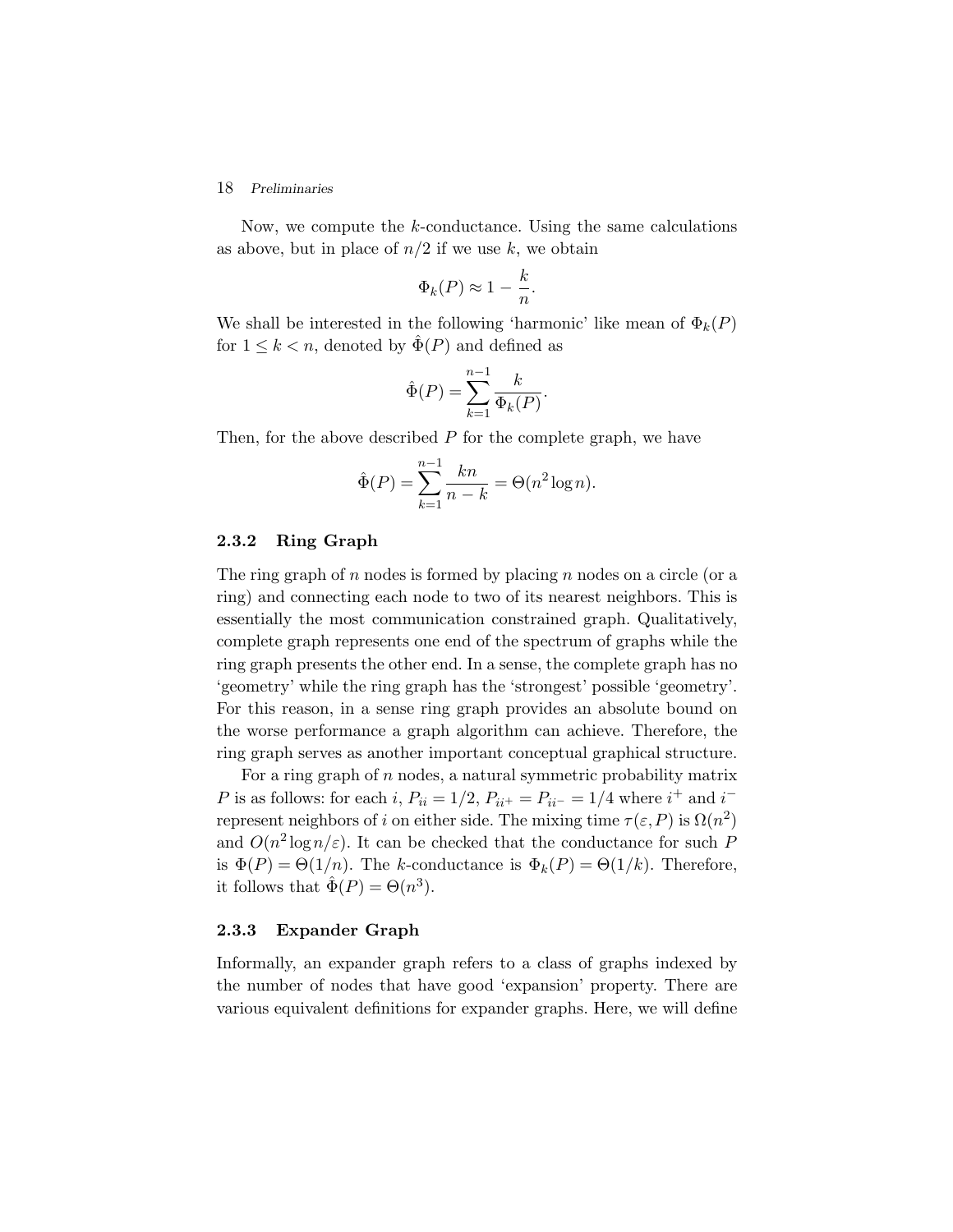Now, we compute the $k$-conductance. Using the same calculations as above, but in place of $n/2$ if we use $k$, we obtain

$$\Phi_k(P) \approx 1 - \frac{k}{n}.$$

We shall be interested in the following 'harmonic' like mean of $\Phi_k(P)$ for $1 \leq k < n$, denoted by $\hat{\Phi}(P)$ and defined as

$$\hat{\Phi}(P) = \sum_{k=1}^{n-1} \frac{k}{\Phi_k(P)}.$$

Then, for the above described $P$ for the complete graph, we have

$$\hat{\Phi}(P) = \sum_{k=1}^{n-1} \frac{kn}{n-k} = \Theta(n^2 \log n).$$

### 2.3.2 Ring Graph

The ring graph of $n$ nodes is formed by placing $n$ nodes on a circle (or a ring) and connecting each node to two of its nearest neighbors. This is essentially the most communication constrained graph. Qualitatively, complete graph represents one end of the spectrum of graphs while the ring graph presents the other end. In a sense, the complete graph has no 'geometry' while the ring graph has the 'strongest' possible 'geometry'. For this reason, in a sense ring graph provides an absolute bound on the worse performance a graph algorithm can achieve. Therefore, the ring graph serves as another important conceptual graphical structure.

For a ring graph of $n$ nodes, a natural symmetric probability matrix $P$ is as follows: for each $i$, $P_{ii} = 1/2$, $P_{ii^+} = P_{ii^-} = 1/4$ where $i^+$ and $i^-$ represent neighbors of $i$ on either side. The mixing time $\tau(\varepsilon, P)$ is $\Omega(n^2)$ and $O(n^2 \log n/\varepsilon)$. It can be checked that the conductance for such $P$ is $\Phi(P) = \Theta(1/n)$. The $k$-conductance is $\Phi_k(P) = \Theta(1/k)$. Therefore, it follows that $\hat{\Phi}(P) = \Theta(n^3)$.

### 2.3.3 Expander Graph

Informally, an expander graph refers to a class of graphs indexed by the number of nodes that have good 'expansion' property. There are various equivalent definitions for expander graphs. Here, we will define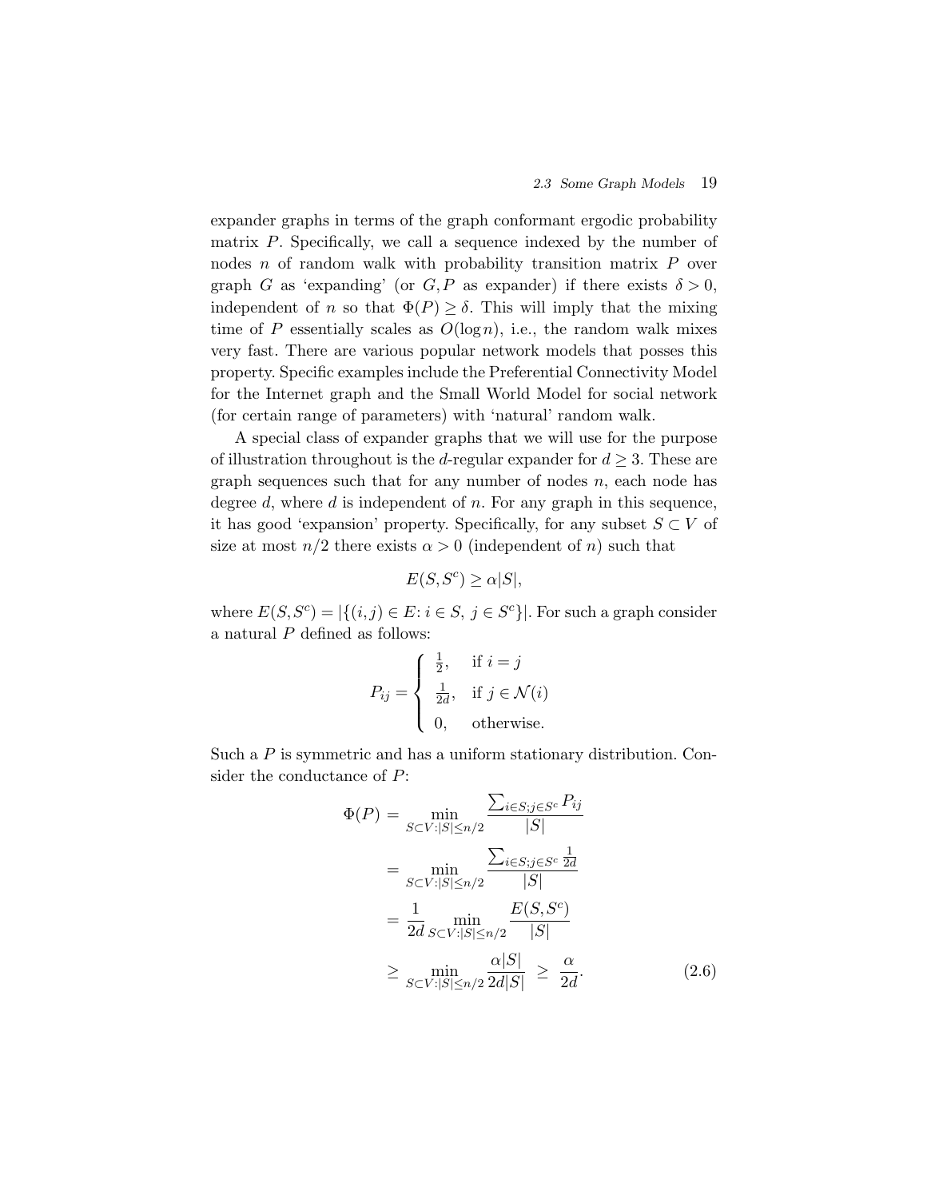expander graphs in terms of the graph conformant ergodic probability matrix $P$. Specifically, we call a sequence indexed by the number of nodes $n$ of random walk with probability transition matrix $P$ over graph $G$ as 'expanding' (or $G, P$ as expander) if there exists $\delta > 0$, independent of $n$ so that $\Phi(P) \geq \delta$. This will imply that the mixing time of $P$ essentially scales as $O(\log n)$, i.e., the random walk mixes very fast. There are various popular network models that posses this property. Specific examples include the Preferential Connectivity Model for the Internet graph and the Small World Model for social network (for certain range of parameters) with 'natural' random walk.

A special class of expander graphs that we will use for the purpose of illustration throughout is the $d$-regular expander for $d \geq 3$. These are graph sequences such that for any number of nodes $n$, each node has degree $d$, where $d$ is independent of $n$. For any graph in this sequence, it has good 'expansion' property. Specifically, for any subset $S \subset V$ of size at most $n/2$ there exists $\alpha > 0$ (independent of $n$) such that

$$E(S, S^c) \geq \alpha|S|,$$

where $E(S, S^c) = |\{(i,j) \in E \colon i \in S,\, j \in S^c\}|$. For such a graph consider a natural $P$ defined as follows:

$$P_{ij} = \begin{cases} \frac{1}{2}, & \text{if } i = j \\ \frac{1}{2d}, & \text{if } j \in \mathcal{N}(i) \\ 0, & \text{otherwise.} \end{cases}$$

Such a $P$ is symmetric and has a uniform stationary distribution. Consider the conductance of $P$:

$$\begin{aligned}
\Phi(P) &= \min_{S \subset V : |S| \leq n/2} \frac{\sum_{i \in S; j \in S^c} P_{ij}}{|S|} \\
&= \min_{S \subset V : |S| \leq n/2} \frac{\sum_{i \in S; j \in S^c} \frac{1}{2d}}{|S|} \\
&= \frac{1}{2d} \min_{S \subset V : |S| \leq n/2} \frac{E(S, S^c)}{|S|} \\
&\geq \min_{S \subset V : |S| \leq n/2} \frac{\alpha |S|}{2d|S|} \;\geq\; \frac{\alpha}{2d}. \qquad (2.6)
\end{aligned}$$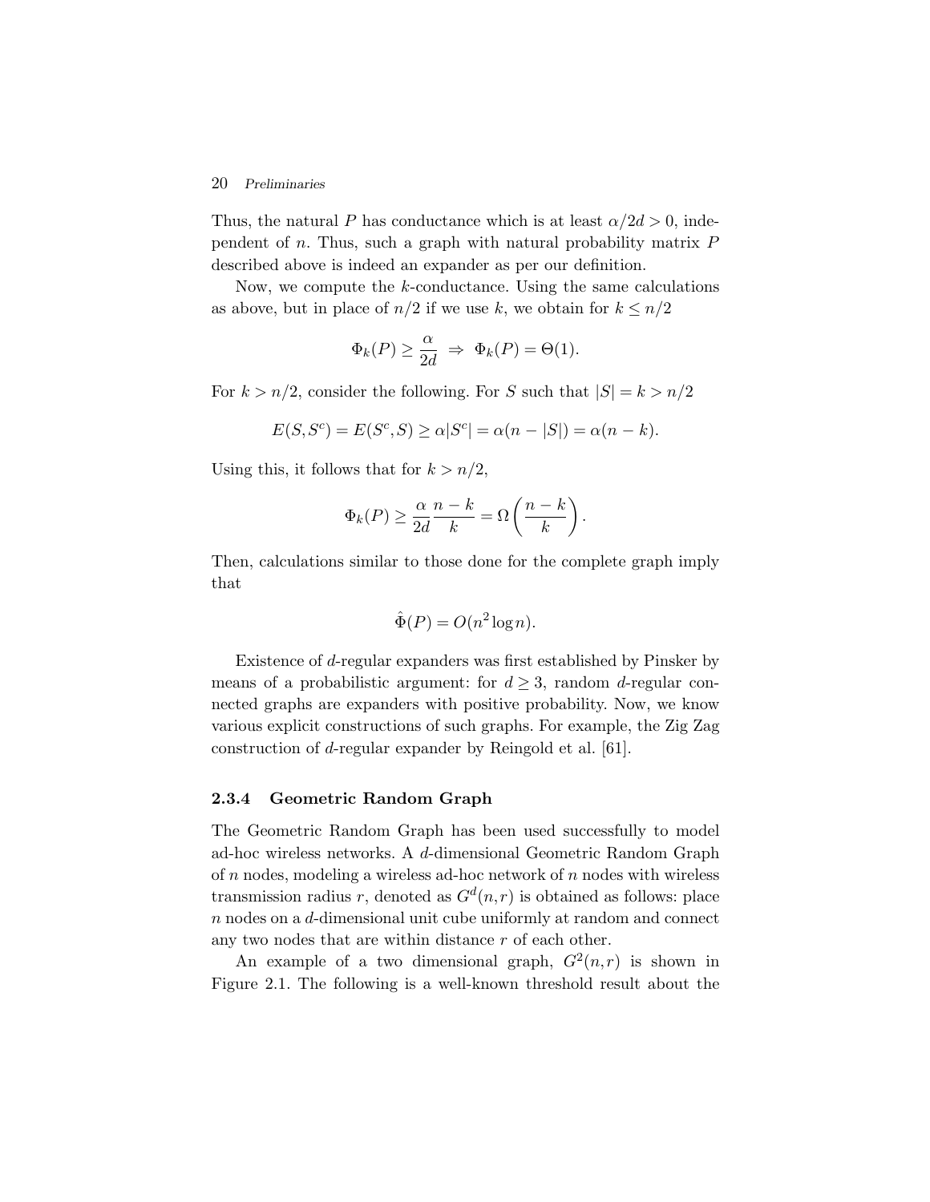Thus, the natural $P$ has conductance which is at least $\alpha/2d > 0$, independent of $n$. Thus, such a graph with natural probability matrix $P$ described above is indeed an expander as per our definition.

Now, we compute the $k$-conductance. Using the same calculations as above, but in place of $n/2$ if we use $k$, we obtain for $k \leq n/2$

$$\Phi_k(P) \geq \frac{\alpha}{2d} \;\Rightarrow\; \Phi_k(P) = \Theta(1).$$

For $k > n/2$, consider the following. For $S$ such that $|S| = k > n/2$

$$E(S, S^c) = E(S^c, S) \geq \alpha |S^c| = \alpha(n - |S|) = \alpha(n - k).$$

Using this, it follows that for $k > n/2$,

$$\Phi_k(P) \geq \frac{\alpha}{2d}\frac{n-k}{k} = \Omega\left(\frac{n-k}{k}\right).$$

Then, calculations similar to those done for the complete graph imply that

$$\hat{\Phi}(P) = O(n^2 \log n).$$

Existence of $d$-regular expanders was first established by Pinsker by means of a probabilistic argument: for $d \geq 3$, random $d$-regular connected graphs are expanders with positive probability. Now, we know various explicit constructions of such graphs. For example, the Zig Zag construction of $d$-regular expander by Reingold et al. [61].

### 2.3.4 Geometric Random Graph

The Geometric Random Graph has been used successfully to model ad-hoc wireless networks. A $d$-dimensional Geometric Random Graph of $n$ nodes, modeling a wireless ad-hoc network of $n$ nodes with wireless transmission radius $r$, denoted as $G^d(n, r)$ is obtained as follows: place $n$ nodes on a $d$-dimensional unit cube uniformly at random and connect any two nodes that are within distance $r$ of each other.

An example of a two dimensional graph, $G^2(n, r)$ is shown in Figure 2.1. The following is a well-known threshold result about the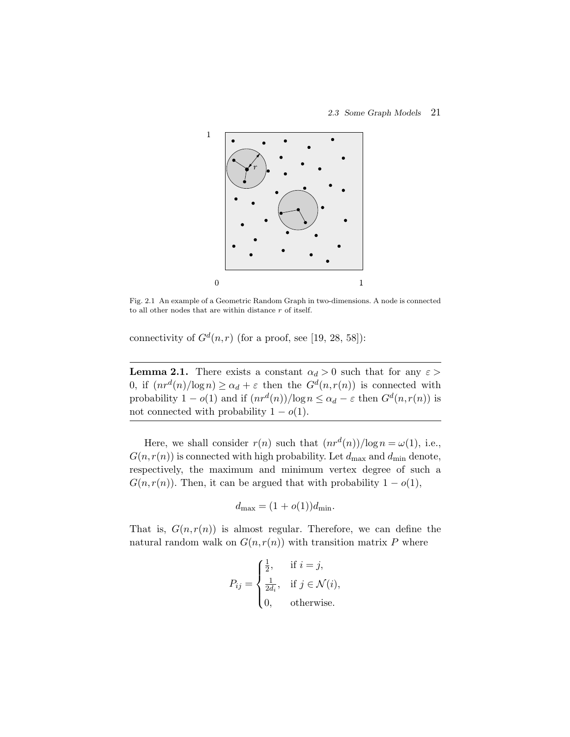Fig. 2.1 An example of a Geometric Random Graph in two-dimensions. A node is connected to all other nodes that are within distance $r$ of itself.

connectivity of $G^d(n,r)$ (for a proof, see [19, 28, 58]):

---

**Lemma 2.1.** There exists a constant $\alpha_d > 0$ such that for any $\varepsilon > 0$, if $(nr^d(n)/\log n) \geq \alpha_d + \varepsilon$ then the $G^d(n,r(n))$ is connected with probability $1 - o(1)$ and if $(nr^d(n))/\log n \leq \alpha_d - \varepsilon$ then $G^d(n,r(n))$ is not connected with probability $1 - o(1)$.

---

Here, we shall consider $r(n)$ such that $(nr^d(n))/\log n = \omega(1)$, i.e., $G(n,r(n))$ is connected with high probability. Let $d_{\max}$ and $d_{\min}$ denote, respectively, the maximum and minimum vertex degree of such a $G(n,r(n))$. Then, it can be argued that with probability $1 - o(1)$,

$$d_{\max} = (1 + o(1))d_{\min}.$$

That is, $G(n,r(n))$ is almost regular. Therefore, we can define the natural random walk on $G(n,r(n))$ with transition matrix $P$ where

$$P_{ij} = \begin{cases} \frac{1}{2}, & \text{if } i = j, \\ \frac{1}{2d_i}, & \text{if } j \in \mathcal{N}(i), \\ 0, & \text{otherwise.} \end{cases}$$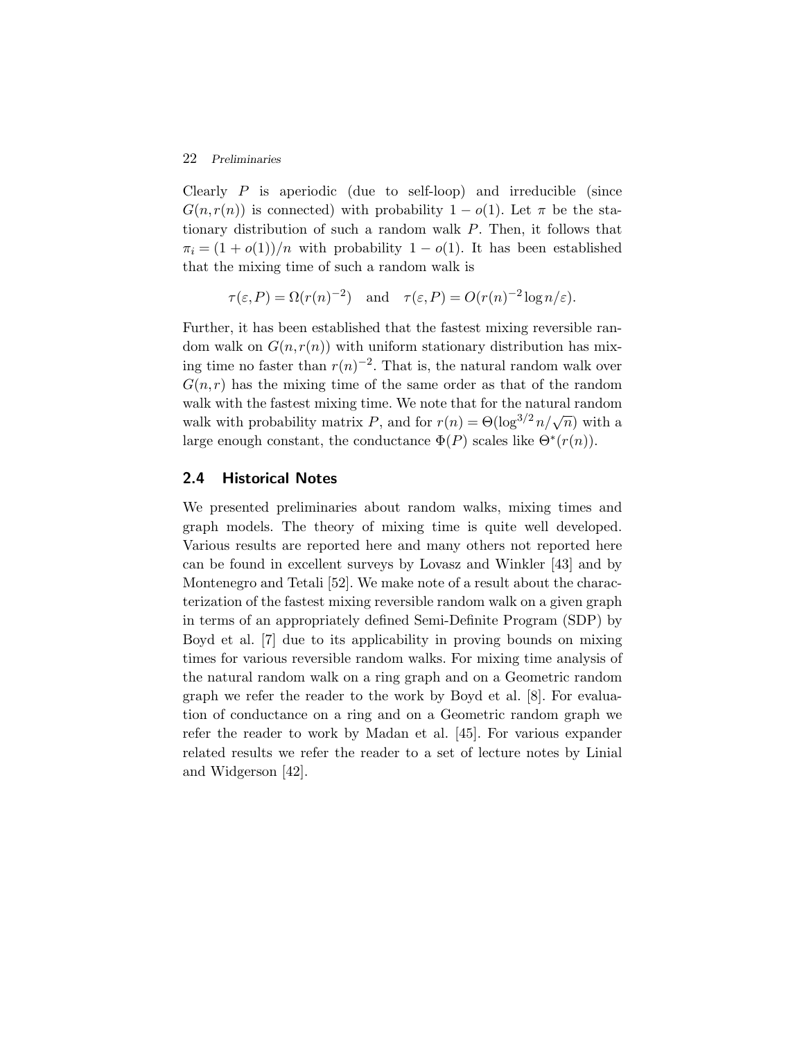Clearly $P$ is aperiodic (due to self-loop) and irreducible (since $G(n, r(n))$ is connected) with probability $1 - o(1)$. Let $\pi$ be the stationary distribution of such a random walk $P$. Then, it follows that $\pi_i = (1 + o(1))/n$ with probability $1 - o(1)$. It has been established that the mixing time of such a random walk is

$$\tau(\varepsilon, P) = \Omega(r(n)^{-2}) \quad \text{and} \quad \tau(\varepsilon, P) = O(r(n)^{-2} \log n/\varepsilon).$$

Further, it has been established that the fastest mixing reversible random walk on $G(n, r(n))$ with uniform stationary distribution has mixing time no faster than $r(n)^{-2}$. That is, the natural random walk over $G(n, r)$ has the mixing time of the same order as that of the random walk with the fastest mixing time. We note that for the natural random walk with probability matrix $P$, and for $r(n) = \Theta(\log^{3/2} n/\sqrt{n})$ with a large enough constant, the conductance $\Phi(P)$ scales like $\Theta^*(r(n))$.

## 2.4 Historical Notes

We presented preliminaries about random walks, mixing times and graph models. The theory of mixing time is quite well developed. Various results are reported here and many others not reported here can be found in excellent surveys by Lovasz and Winkler [43] and by Montenegro and Tetali [52]. We make note of a result about the characterization of the fastest mixing reversible random walk on a given graph in terms of an appropriately defined Semi-Definite Program (SDP) by Boyd et al. [7] due to its applicability in proving bounds on mixing times for various reversible random walks. For mixing time analysis of the natural random walk on a ring graph and on a Geometric random graph we refer the reader to the work by Boyd et al. [8]. For evaluation of conductance on a ring and on a Geometric random graph we refer the reader to work by Madan et al. [45]. For various expander related results we refer the reader to a set of lecture notes by Linial and Widgerson [42].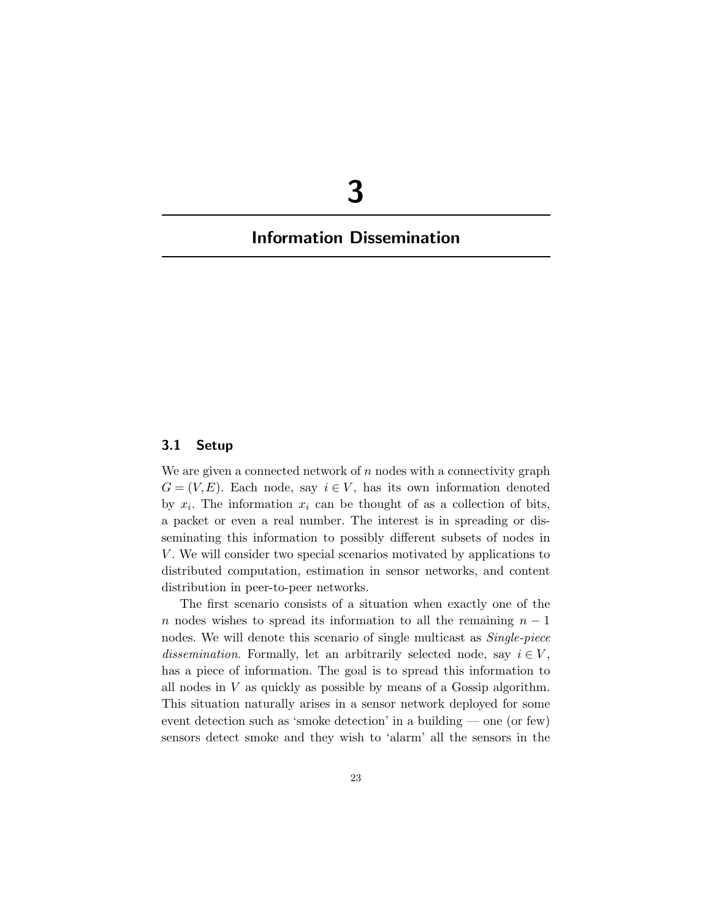# 3

# Information Dissemination

## 3.1 Setup

We are given a connected network of $n$ nodes with a connectivity graph $G = (V, E)$. Each node, say $i \in V$, has its own information denoted by $x_i$. The information $x_i$ can be thought of as a collection of bits, a packet or even a real number. The interest is in spreading or disseminating this information to possibly different subsets of nodes in $V$. We will consider two special scenarios motivated by applications to distributed computation, estimation in sensor networks, and content distribution in peer-to-peer networks.

The first scenario consists of a situation when exactly one of the $n$ nodes wishes to spread its information to all the remaining $n - 1$ nodes. We will denote this scenario of single multicast as *Single-piece dissemination*. Formally, let an arbitrarily selected node, say $i \in V$, has a piece of information. The goal is to spread this information to all nodes in $V$ as quickly as possible by means of a Gossip algorithm. This situation naturally arises in a sensor network deployed for some event detection such as 'smoke detection' in a building — one (or few) sensors detect smoke and they wish to 'alarm' all the sensors in the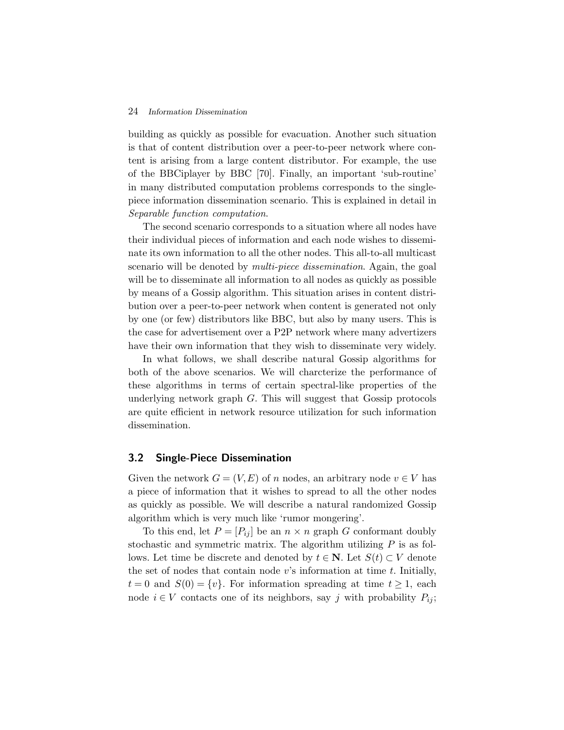building as quickly as possible for evacuation. Another such situation is that of content distribution over a peer-to-peer network where content is arising from a large content distributor. For example, the use of the BBCiplayer by BBC [70]. Finally, an important 'sub-routine' in many distributed computation problems corresponds to the single-piece information dissemination scenario. This is explained in detail in *Separable function computation*.

The second scenario corresponds to a situation where all nodes have their individual pieces of information and each node wishes to disseminate its own information to all the other nodes. This all-to-all multicast scenario will be denoted by *multi-piece dissemination*. Again, the goal will be to disseminate all information to all nodes as quickly as possible by means of a Gossip algorithm. This situation arises in content distribution over a peer-to-peer network when content is generated not only by one (or few) distributors like BBC, but also by many users. This is the case for advertisement over a P2P network where many advertizers have their own information that they wish to disseminate very widely.

In what follows, we shall describe natural Gossip algorithms for both of the above scenarios. We will charcterize the performance of these algorithms in terms of certain spectral-like properties of the underlying network graph $G$. This will suggest that Gossip protocols are quite efficient in network resource utilization for such information dissemination.

## 3.2 Single-Piece Dissemination

Given the network $G = (V, E)$ of $n$ nodes, an arbitrary node $v \in V$ has a piece of information that it wishes to spread to all the other nodes as quickly as possible. We will describe a natural randomized Gossip algorithm which is very much like 'rumor mongering'.

To this end, let $P = [P_{ij}]$ be an $n \times n$ graph $G$ conformant doubly stochastic and symmetric matrix. The algorithm utilizing $P$ is as follows. Let time be discrete and denoted by $t \in \mathbf{N}$. Let $S(t) \subset V$ denote the set of nodes that contain node $v$'s information at time $t$. Initially, $t = 0$ and $S(0) = \{v\}$. For information spreading at time $t \geq 1$, each node $i \in V$ contacts one of its neighbors, say $j$ with probability $P_{ij}$;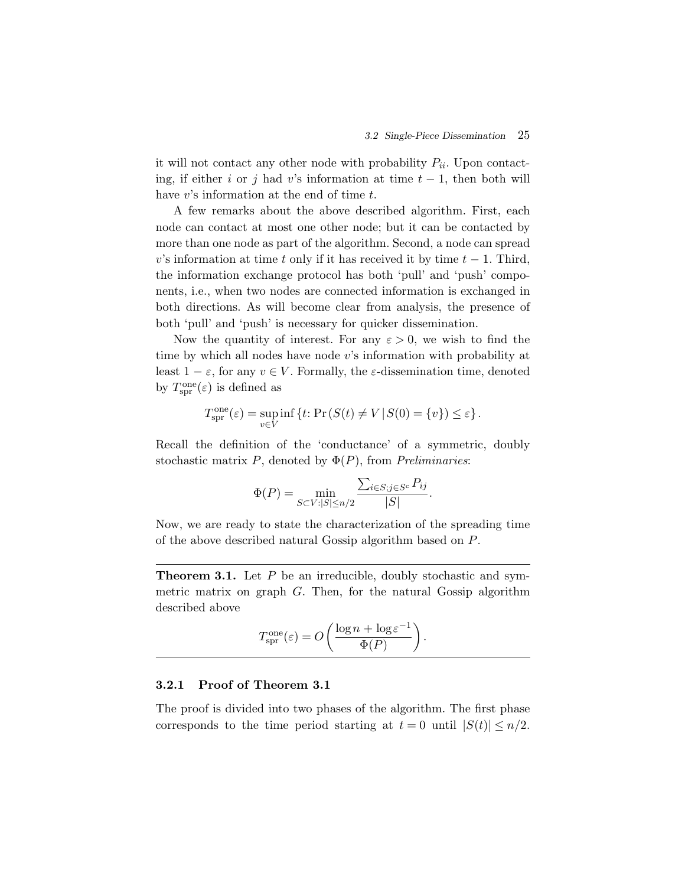it will not contact any other node with probability $P_{ii}$. Upon contacting, if either $i$ or $j$ had $v$'s information at time $t-1$, then both will have $v$'s information at the end of time $t$.

A few remarks about the above described algorithm. First, each node can contact at most one other node; but it can be contacted by more than one node as part of the algorithm. Second, a node can spread $v$'s information at time $t$ only if it has received it by time $t-1$. Third, the information exchange protocol has both 'pull' and 'push' components, i.e., when two nodes are connected information is exchanged in both directions. As will become clear from analysis, the presence of both 'pull' and 'push' is necessary for quicker dissemination.

Now the quantity of interest. For any $\varepsilon > 0$, we wish to find the time by which all nodes have node $v$'s information with probability at least $1-\varepsilon$, for any $v \in V$. Formally, the $\varepsilon$-dissemination time, denoted by $T^{\text{one}}_{\text{spr}}(\varepsilon)$ is defined as

$$T^{\text{one}}_{\text{spr}}(\varepsilon) = \sup_{v \in V} \inf \left\{ t \colon \Pr\left(S(t) \neq V \,|\, S(0) = \{v\}\right) \leq \varepsilon \right\}.$$

Recall the definition of the 'conductance' of a symmetric, doubly stochastic matrix $P$, denoted by $\Phi(P)$, from *Preliminaries*:

$$\Phi(P) = \min_{S \subset V : |S| \leq n/2} \frac{\sum_{i \in S; j \in S^c} P_{ij}}{|S|}.$$

Now, we are ready to state the characterization of the spreading time of the above described natural Gossip algorithm based on $P$.

**Theorem 3.1.** Let $P$ be an irreducible, doubly stochastic and symmetric matrix on graph $G$. Then, for the natural Gossip algorithm described above

$$T^{\text{one}}_{\text{spr}}(\varepsilon) = O\left(\frac{\log n + \log \varepsilon^{-1}}{\Phi(P)}\right).$$

### 3.2.1 Proof of Theorem 3.1

The proof is divided into two phases of the algorithm. The first phase corresponds to the time period starting at $t = 0$ until $|S(t)| \leq n/2$.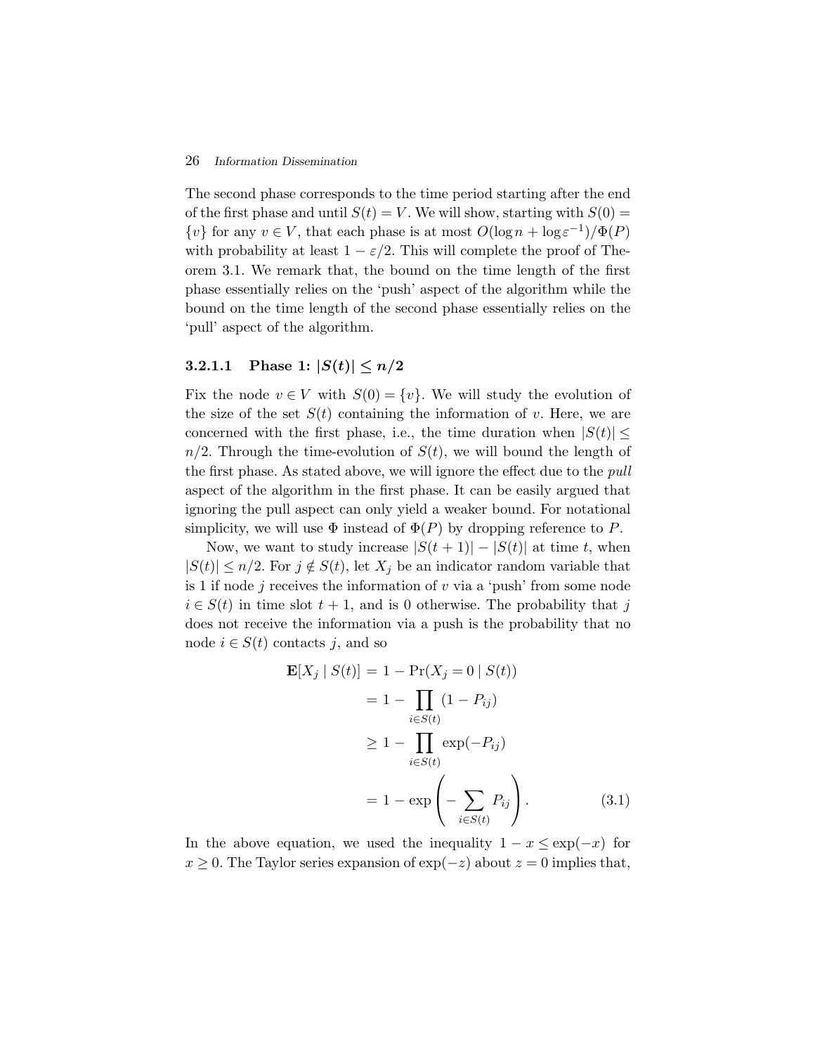The second phase corresponds to the time period starting after the end of the first phase and until $S(t) = V$. We will show, starting with $S(0) = \{v\}$ for any $v \in V$, that each phase is at most $O(\log n + \log \varepsilon^{-1})/\Phi(P)$ with probability at least $1 - \varepsilon/2$. This will complete the proof of Theorem 3.1. We remark that, the bound on the time length of the first phase essentially relies on the 'push' aspect of the algorithm while the bound on the time length of the second phase essentially relies on the 'pull' aspect of the algorithm.

#### 3.2.1.1 Phase 1: $|S(t)| \leq n/2$

Fix the node $v \in V$ with $S(0) = \{v\}$. We will study the evolution of the size of the set $S(t)$ containing the information of $v$. Here, we are concerned with the first phase, i.e., the time duration when $|S(t)| \leq n/2$. Through the time-evolution of $S(t)$, we will bound the length of the first phase. As stated above, we will ignore the effect due to the *pull* aspect of the algorithm in the first phase. It can be easily argued that ignoring the pull aspect can only yield a weaker bound. For notational simplicity, we will use $\Phi$ instead of $\Phi(P)$ by dropping reference to $P$.

Now, we want to study increase $|S(t+1)| - |S(t)|$ at time $t$, when $|S(t)| \leq n/2$. For $j \notin S(t)$, let $X_j$ be an indicator random variable that is 1 if node $j$ receives the information of $v$ via a 'push' from some node $i \in S(t)$ in time slot $t+1$, and is 0 otherwise. The probability that $j$ does not receive the information via a push is the probability that no node $i \in S(t)$ contacts $j$, and so

$$
\begin{aligned}
\mathbf{E}[X_j \mid S(t)] &= 1 - \Pr(X_j = 0 \mid S(t)) \\
&= 1 - \prod_{i \in S(t)} (1 - P_{ij}) \\
&\geq 1 - \prod_{i \in S(t)} \exp(-P_{ij}) \\
&= 1 - \exp\left(-\sum_{i \in S(t)} P_{ij}\right). \qquad (3.1)
\end{aligned}
$$

In the above equation, we used the inequality $1 - x \leq \exp(-x)$ for $x \geq 0$. The Taylor series expansion of $\exp(-z)$ about $z = 0$ implies that,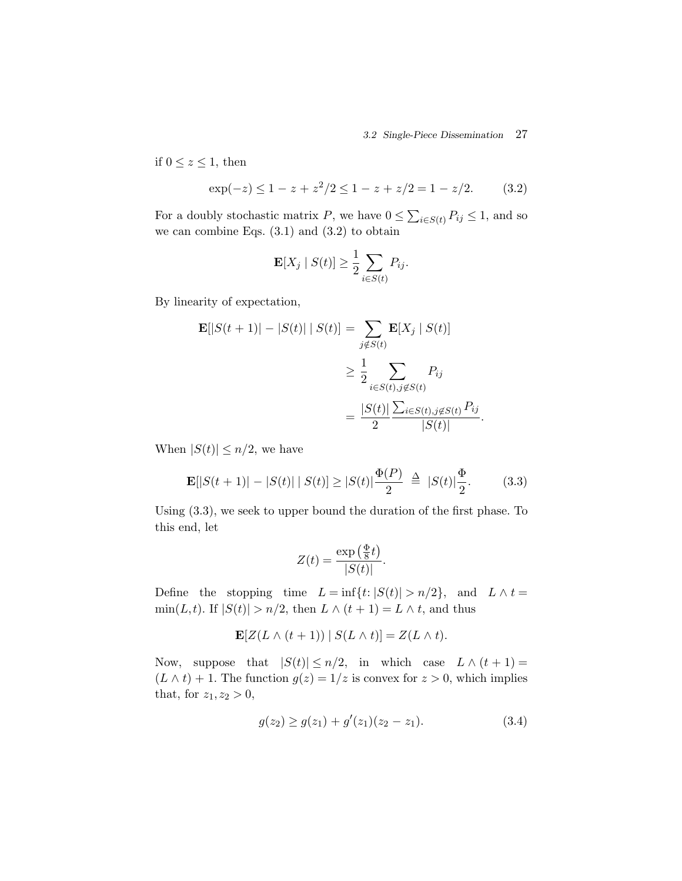if $0 \leq z \leq 1$, then

$$\exp(-z) \leq 1 - z + z^2/2 \leq 1 - z + z/2 = 1 - z/2. \tag{3.2}$$

For a doubly stochastic matrix $P$, we have $0 \leq \sum_{i \in S(t)} P_{ij} \leq 1$, and so we can combine Eqs. (3.1) and (3.2) to obtain

$$\mathbf{E}[X_j \mid S(t)] \geq \frac{1}{2} \sum_{i \in S(t)} P_{ij}.$$

By linearity of expectation,

$$\begin{aligned}
\mathbf{E}[|S(t+1)| - |S(t)| \mid S(t)] &= \sum_{j \notin S(t)} \mathbf{E}[X_j \mid S(t)] \\
&\geq \frac{1}{2} \sum_{i \in S(t), j \notin S(t)} P_{ij} \\
&= \frac{|S(t)|}{2} \frac{\sum_{i \in S(t), j \notin S(t)} P_{ij}}{|S(t)|}.
\end{aligned}$$

When $|S(t)| \leq n/2$, we have

$$\mathbf{E}[|S(t+1)| - |S(t)| \mid S(t)] \geq |S(t)| \frac{\Phi(P)}{2} \stackrel{\Delta}{=} |S(t)| \frac{\Phi}{2}. \tag{3.3}$$

Using (3.3), we seek to upper bound the duration of the first phase. To this end, let

$$Z(t) = \frac{\exp\left(\frac{\Phi}{8} t\right)}{|S(t)|}.$$

Define the stopping time $L = \inf\{t \colon |S(t)| > n/2\}$, and $L \wedge t = \min(L, t)$. If $|S(t)| > n/2$, then $L \wedge (t+1) = L \wedge t$, and thus

$$\mathbf{E}[Z(L \wedge (t+1)) \mid S(L \wedge t)] = Z(L \wedge t).$$

Now, suppose that $|S(t)| \leq n/2$, in which case $L \wedge (t+1) = (L \wedge t) + 1$. The function $g(z) = 1/z$ is convex for $z > 0$, which implies that, for $z_1, z_2 > 0$,

$$g(z_2) \geq g(z_1) + g'(z_1)(z_2 - z_1). \tag{3.4}$$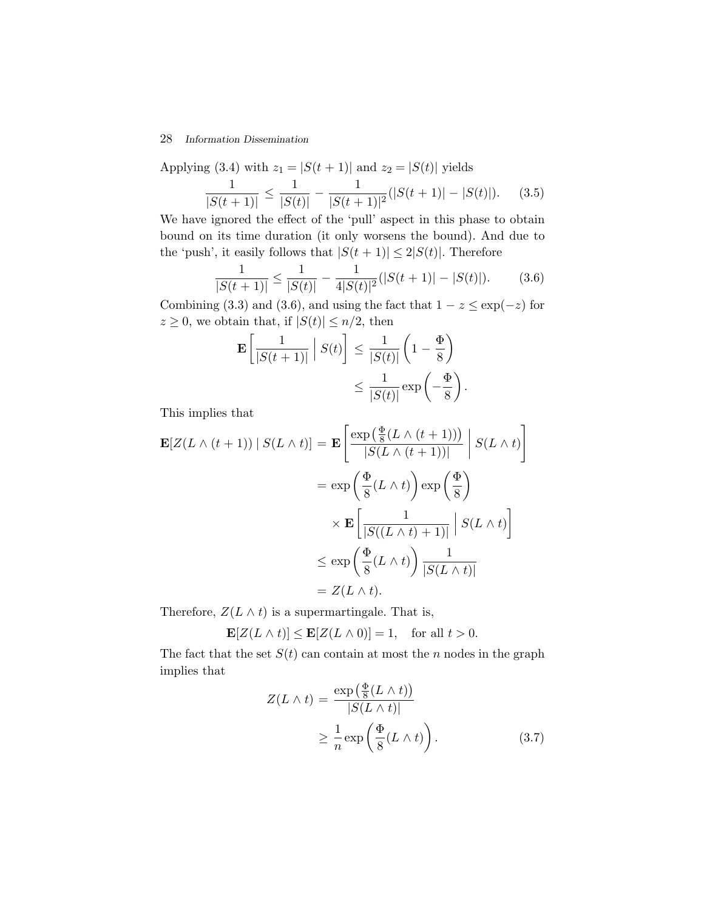Applying (3.4) with $z_1 = |S(t+1)|$ and $z_2 = |S(t)|$ yields

$$\frac{1}{|S(t+1)|} \leq \frac{1}{|S(t)|} - \frac{1}{|S(t+1)|^2}(|S(t+1)| - |S(t)|). \qquad (3.5)$$

We have ignored the effect of the 'pull' aspect in this phase to obtain bound on its time duration (it only worsens the bound). And due to the 'push', it easily follows that $|S(t+1)| \leq 2|S(t)|$. Therefore

$$\frac{1}{|S(t+1)|} \leq \frac{1}{|S(t)|} - \frac{1}{4|S(t)|^2}(|S(t+1)| - |S(t)|). \qquad (3.6)$$

Combining (3.3) and (3.6), and using the fact that $1 - z \leq \exp(-z)$ for $z \geq 0$, we obtain that, if $|S(t)| \leq n/2$, then

$$\begin{aligned}
\mathbf{E}\left[\frac{1}{|S(t+1)|} \;\Big|\; S(t)\right] &\leq \frac{1}{|S(t)|}\left(1 - \frac{\Phi}{8}\right) \\
&\leq \frac{1}{|S(t)|}\exp\left(-\frac{\Phi}{8}\right).
\end{aligned}$$

This implies that

$$\begin{aligned}
\mathbf{E}[Z(L \wedge (t+1)) \mid S(L \wedge t)] &= \mathbf{E}\left[\frac{\exp\left(\frac{\Phi}{8}(L \wedge (t+1))\right)}{|S(L \wedge (t+1))|} \;\Big|\; S(L \wedge t)\right] \\
&= \exp\left(\frac{\Phi}{8}(L \wedge t)\right)\exp\left(\frac{\Phi}{8}\right) \\
&\quad \times \mathbf{E}\left[\frac{1}{|S((L \wedge t)+1)|} \;\Big|\; S(L \wedge t)\right] \\
&\leq \exp\left(\frac{\Phi}{8}(L \wedge t)\right)\frac{1}{|S(L \wedge t)|} \\
&= Z(L \wedge t).
\end{aligned}$$

Therefore, $Z(L \wedge t)$ is a supermartingale. That is,

$$\mathbf{E}[Z(L \wedge t)] \leq \mathbf{E}[Z(L \wedge 0)] = 1, \quad \text{for all } t > 0.$$

The fact that the set $S(t)$ can contain at most the $n$ nodes in the graph implies that

$$\begin{aligned}
Z(L \wedge t) &= \frac{\exp\left(\frac{\Phi}{8}(L \wedge t)\right)}{|S(L \wedge t)|} \\
&\geq \frac{1}{n}\exp\left(\frac{\Phi}{8}(L \wedge t)\right). \qquad (3.7)
\end{aligned}$$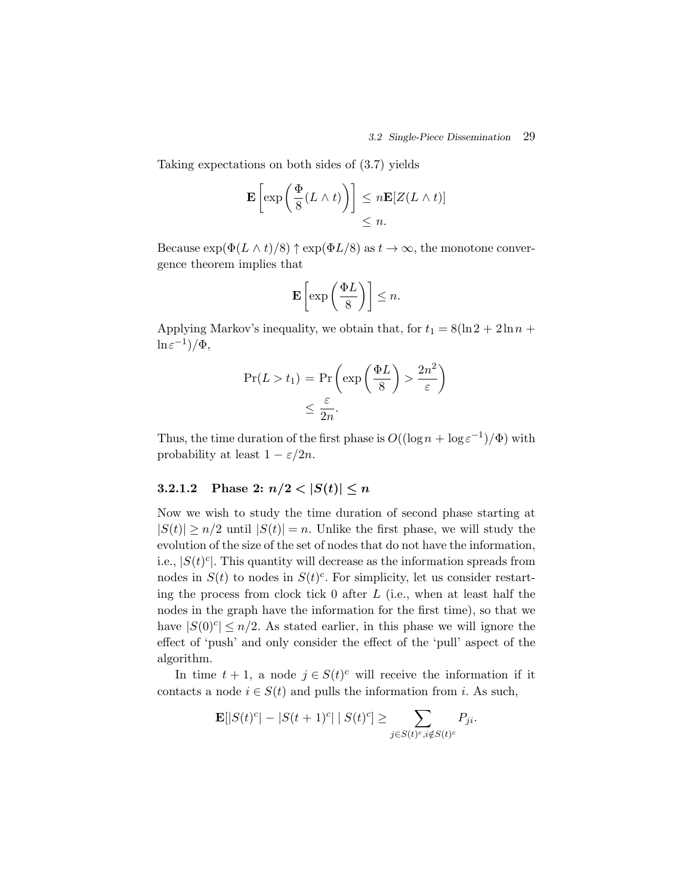Taking expectations on both sides of (3.7) yields

$$\mathbf{E}\left[\exp\left(\frac{\Phi}{8}(L \wedge t)\right)\right] \leq n\mathbf{E}[Z(L \wedge t)]$$
$$\leq n.$$

Because $\exp(\Phi(L \wedge t)/8) \uparrow \exp(\Phi L/8)$ as $t \to \infty$, the monotone convergence theorem implies that

$$\mathbf{E}\left[\exp\left(\frac{\Phi L}{8}\right)\right] \leq n.$$

Applying Markov's inequality, we obtain that, for $t_1 = 8(\ln 2 + 2\ln n + \ln \varepsilon^{-1})/\Phi$,

$$\Pr(L > t_1) = \Pr\left(\exp\left(\frac{\Phi L}{8}\right) > \frac{2n^2}{\varepsilon}\right)$$
$$\leq \frac{\varepsilon}{2n}.$$

Thus, the time duration of the first phase is $O((\log n + \log \varepsilon^{-1})/\Phi)$ with probability at least $1 - \varepsilon/2n$.

#### 3.2.1.2 Phase 2: $n/2 < |S(t)| \leq n$

Now we wish to study the time duration of second phase starting at $|S(t)| \geq n/2$ until $|S(t)| = n$. Unlike the first phase, we will study the evolution of the size of the set of nodes that do not have the information, i.e., $|S(t)^c|$. This quantity will decrease as the information spreads from nodes in $S(t)$ to nodes in $S(t)^c$. For simplicity, let us consider restarting the process from clock tick 0 after $L$ (i.e., when at least half the nodes in the graph have the information for the first time), so that we have $|S(0)^c| \leq n/2$. As stated earlier, in this phase we will ignore the effect of 'push' and only consider the effect of the 'pull' aspect of the algorithm.

In time $t+1$, a node $j \in S(t)^c$ will receive the information if it contacts a node $i \in S(t)$ and pulls the information from $i$. As such,

$$\mathbf{E}[|S(t)^c| - |S(t+1)^c| \mid S(t)^c] \geq \sum_{j \in S(t)^c, i \notin S(t)^c} P_{ji}.$$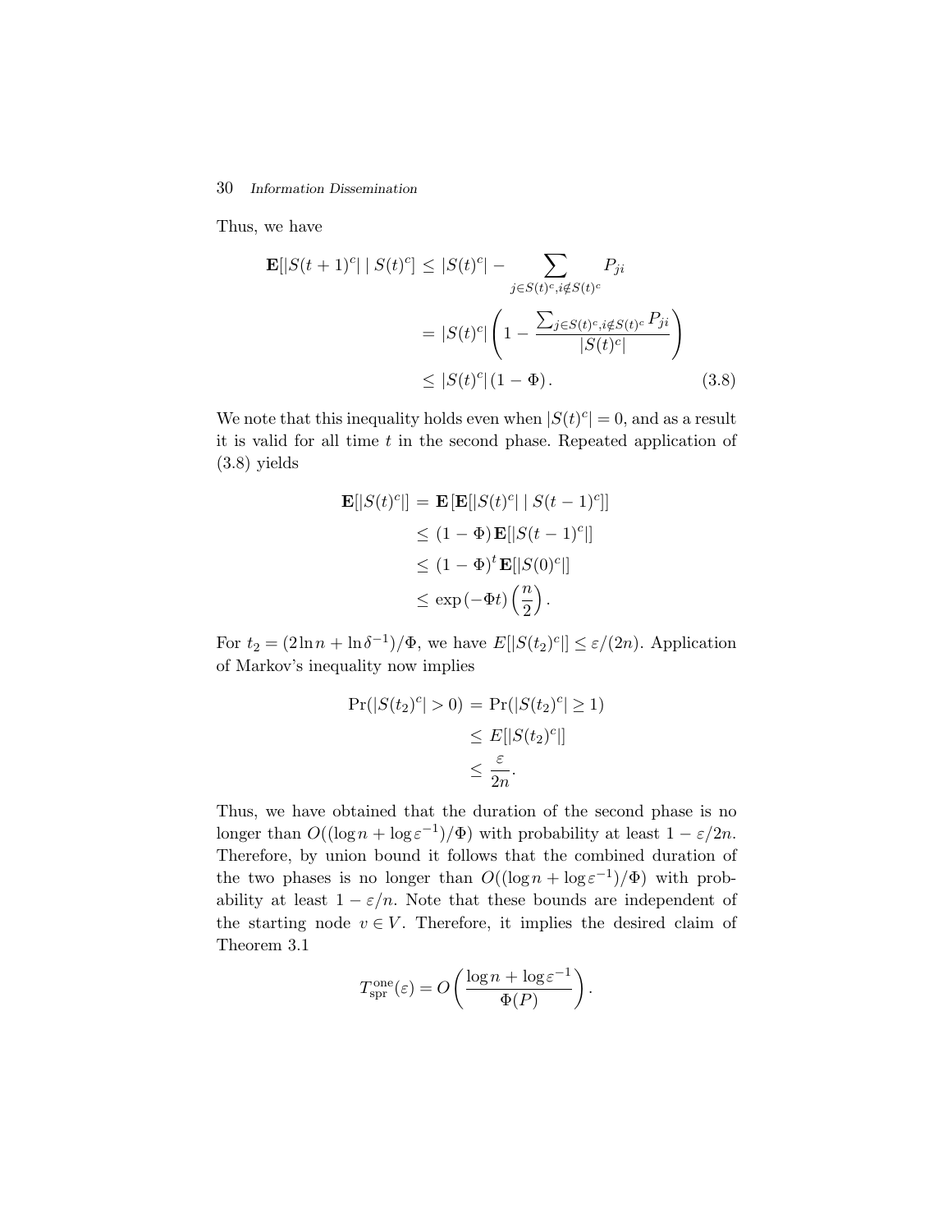Thus, we have

$$
\begin{aligned}
\mathbf{E}[|S(t+1)^c| \mid S(t)^c] &\leq |S(t)^c| - \sum_{j \in S(t)^c, i \notin S(t)^c} P_{ji} \\
&= |S(t)^c| \left(1 - \frac{\sum_{j \in S(t)^c, i \notin S(t)^c} P_{ji}}{|S(t)^c|}\right) \\
&\leq |S(t)^c| (1 - \Phi). \qquad (3.8)
\end{aligned}
$$

We note that this inequality holds even when $|S(t)^c| = 0$, and as a result it is valid for all time $t$ in the second phase. Repeated application of (3.8) yields

$$
\begin{aligned}
\mathbf{E}[|S(t)^c|] &= \mathbf{E}\left[\mathbf{E}[|S(t)^c| \mid S(t-1)^c]\right] \\
&\leq (1 - \Phi)\, \mathbf{E}[|S(t-1)^c|] \\
&\leq (1 - \Phi)^t\, \mathbf{E}[|S(0)^c|] \\
&\leq \exp(-\Phi t) \left(\frac{n}{2}\right).
\end{aligned}
$$

For $t_2 = (2 \ln n + \ln \delta^{-1})/\Phi$, we have $E[|S(t_2)^c|] \leq \varepsilon/(2n)$. Application of Markov's inequality now implies

$$
\begin{aligned}
\Pr(|S(t_2)^c| > 0) &= \Pr(|S(t_2)^c| \geq 1) \\
&\leq E[|S(t_2)^c|] \\
&\leq \frac{\varepsilon}{2n}.
\end{aligned}
$$

Thus, we have obtained that the duration of the second phase is no longer than $O((\log n + \log \varepsilon^{-1})/\Phi)$ with probability at least $1 - \varepsilon/2n$. Therefore, by union bound it follows that the combined duration of the two phases is no longer than $O((\log n + \log \varepsilon^{-1})/\Phi)$ with probability at least $1 - \varepsilon/n$. Note that these bounds are independent of the starting node $v \in V$. Therefore, it implies the desired claim of Theorem 3.1

$$
T_{\text{spr}}^{\text{one}}(\varepsilon) = O\left(\frac{\log n + \log \varepsilon^{-1}}{\Phi(P)}\right).
$$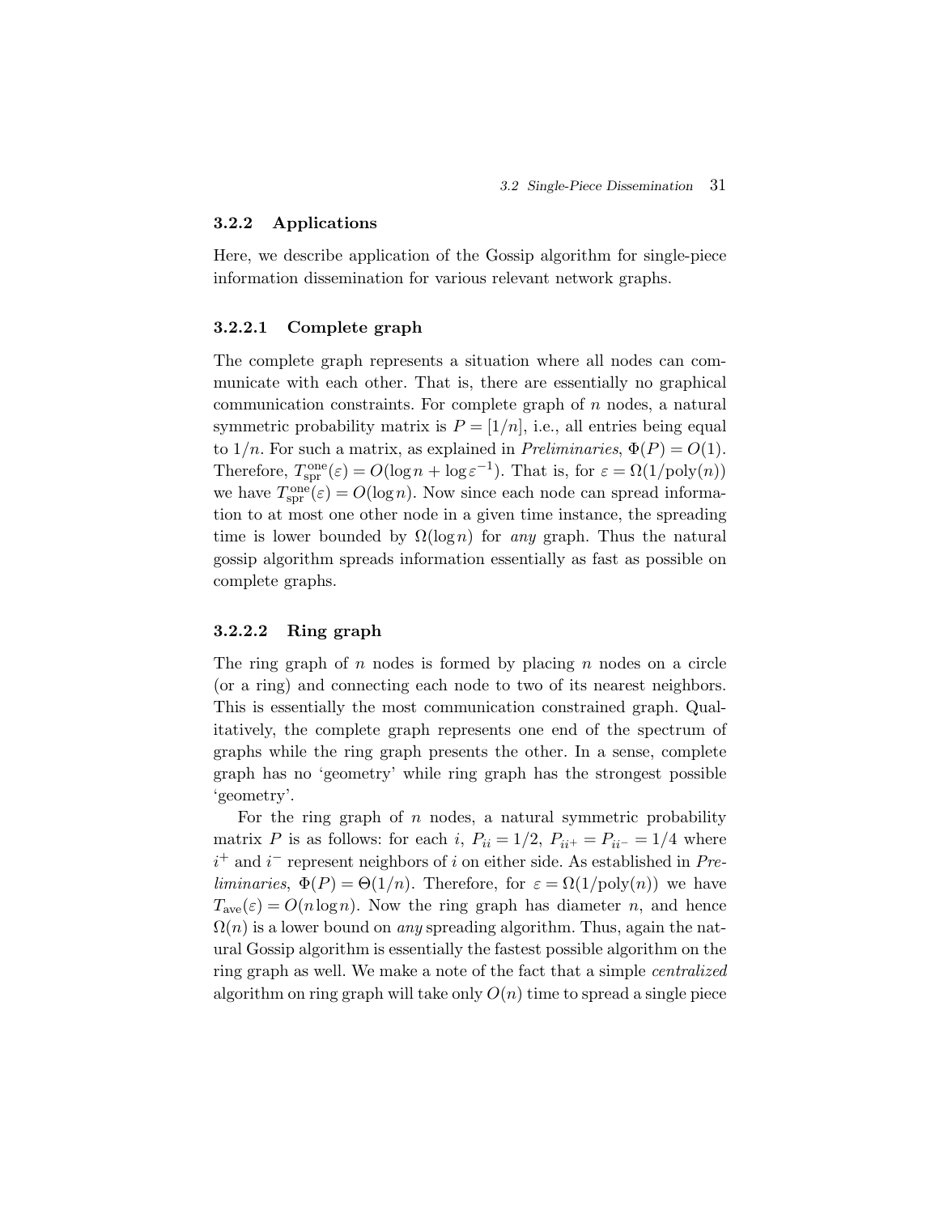### 3.2.2 Applications

Here, we describe application of the Gossip algorithm for single-piece information dissemination for various relevant network graphs.

#### 3.2.2.1 Complete graph

The complete graph represents a situation where all nodes can communicate with each other. That is, there are essentially no graphical communication constraints. For complete graph of $n$ nodes, a natural symmetric probability matrix is $P = [1/n]$, i.e., all entries being equal to $1/n$. For such a matrix, as explained in *Preliminaries*, $\Phi(P) = O(1)$. Therefore, $T_{\text{spr}}^{\text{one}}(\varepsilon) = O(\log n + \log \varepsilon^{-1})$. That is, for $\varepsilon = \Omega(1/\text{poly}(n))$ we have $T_{\text{spr}}^{\text{one}}(\varepsilon) = O(\log n)$. Now since each node can spread information to at most one other node in a given time instance, the spreading time is lower bounded by $\Omega(\log n)$ for *any* graph. Thus the natural gossip algorithm spreads information essentially as fast as possible on complete graphs.

#### 3.2.2.2 Ring graph

The ring graph of $n$ nodes is formed by placing $n$ nodes on a circle (or a ring) and connecting each node to two of its nearest neighbors. This is essentially the most communication constrained graph. Qualitatively, the complete graph represents one end of the spectrum of graphs while the ring graph presents the other. In a sense, complete graph has no 'geometry' while ring graph has the strongest possible 'geometry'.

For the ring graph of $n$ nodes, a natural symmetric probability matrix $P$ is as follows: for each $i$, $P_{ii} = 1/2$, $P_{ii^+} = P_{ii^-} = 1/4$ where $i^+$ and $i^-$ represent neighbors of $i$ on either side. As established in *Preliminaries*, $\Phi(P) = \Theta(1/n)$. Therefore, for $\varepsilon = \Omega(1/\text{poly}(n))$ we have $T_{\text{ave}}(\varepsilon) = O(n \log n)$. Now the ring graph has diameter $n$, and hence $\Omega(n)$ is a lower bound on *any* spreading algorithm. Thus, again the natural Gossip algorithm is essentially the fastest possible algorithm on the ring graph as well. We make a note of the fact that a simple *centralized* algorithm on ring graph will take only $O(n)$ time to spread a single piece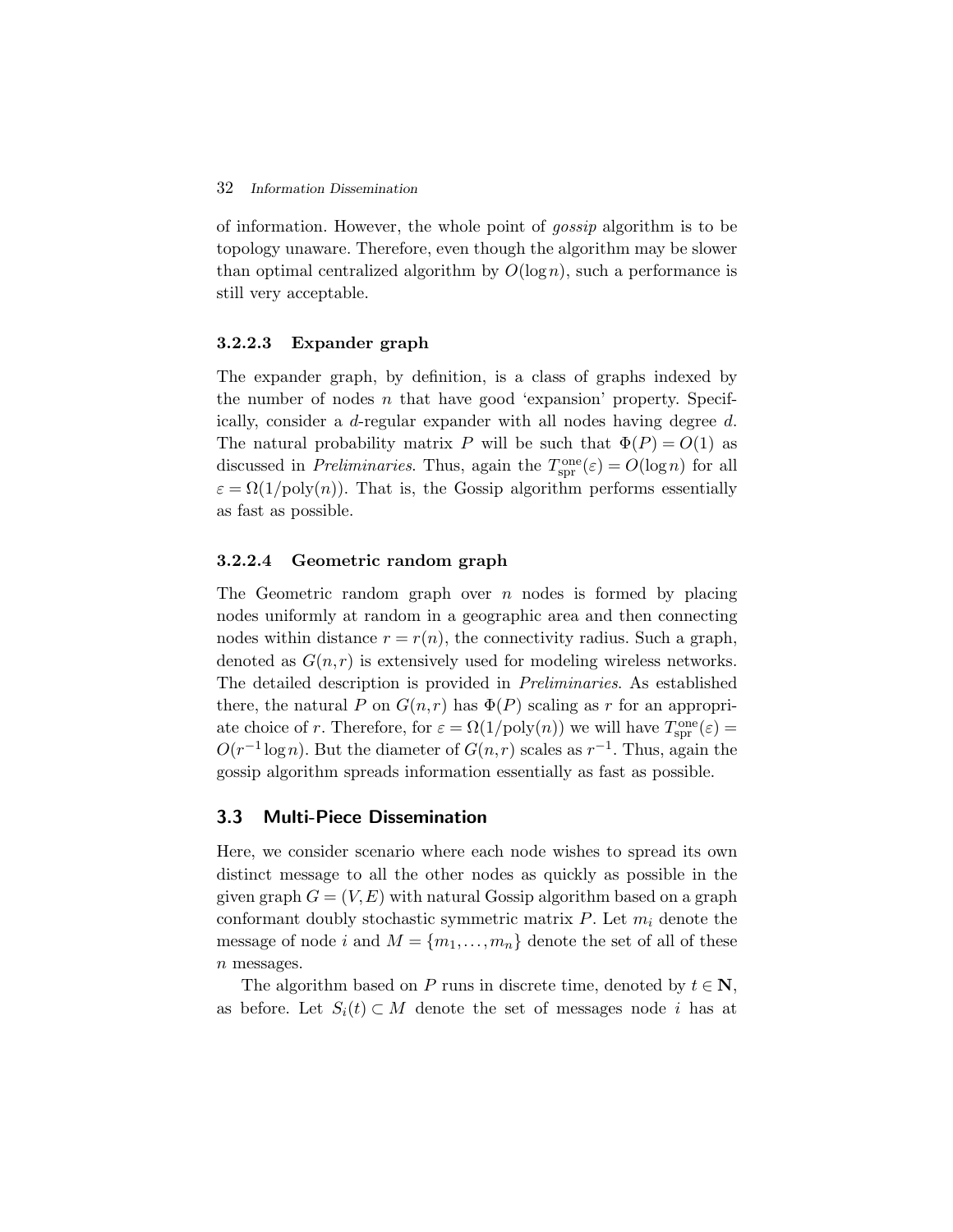of information. However, the whole point of *gossip* algorithm is to be topology unaware. Therefore, even though the algorithm may be slower than optimal centralized algorithm by $O(\log n)$, such a performance is still very acceptable.

#### 3.2.2.3 Expander graph

The expander graph, by definition, is a class of graphs indexed by the number of nodes $n$ that have good 'expansion' property. Specifically, consider a $d$-regular expander with all nodes having degree $d$. The natural probability matrix $P$ will be such that $\Phi(P) = O(1)$ as discussed in *Preliminaries*. Thus, again the $T^{\text{one}}_{\text{spr}}(\varepsilon) = O(\log n)$ for all $\varepsilon = \Omega(1/\text{poly}(n))$. That is, the Gossip algorithm performs essentially as fast as possible.

#### 3.2.2.4 Geometric random graph

The Geometric random graph over $n$ nodes is formed by placing nodes uniformly at random in a geographic area and then connecting nodes within distance $r = r(n)$, the connectivity radius. Such a graph, denoted as $G(n,r)$ is extensively used for modeling wireless networks. The detailed description is provided in *Preliminaries*. As established there, the natural $P$ on $G(n,r)$ has $\Phi(P)$ scaling as $r$ for an appropriate choice of $r$. Therefore, for $\varepsilon = \Omega(1/\text{poly}(n))$ we will have $T^{\text{one}}_{\text{spr}}(\varepsilon) = O(r^{-1} \log n)$. But the diameter of $G(n,r)$ scales as $r^{-1}$. Thus, again the gossip algorithm spreads information essentially as fast as possible.

## 3.3 Multi-Piece Dissemination

Here, we consider scenario where each node wishes to spread its own distinct message to all the other nodes as quickly as possible in the given graph $G = (V,E)$ with natural Gossip algorithm based on a graph conformant doubly stochastic symmetric matrix $P$. Let $m_i$ denote the message of node $i$ and $M = \{m_1, \ldots, m_n\}$ denote the set of all of these $n$ messages.

The algorithm based on $P$ runs in discrete time, denoted by $t \in \mathbf{N}$, as before. Let $S_i(t) \subset M$ denote the set of messages node $i$ has at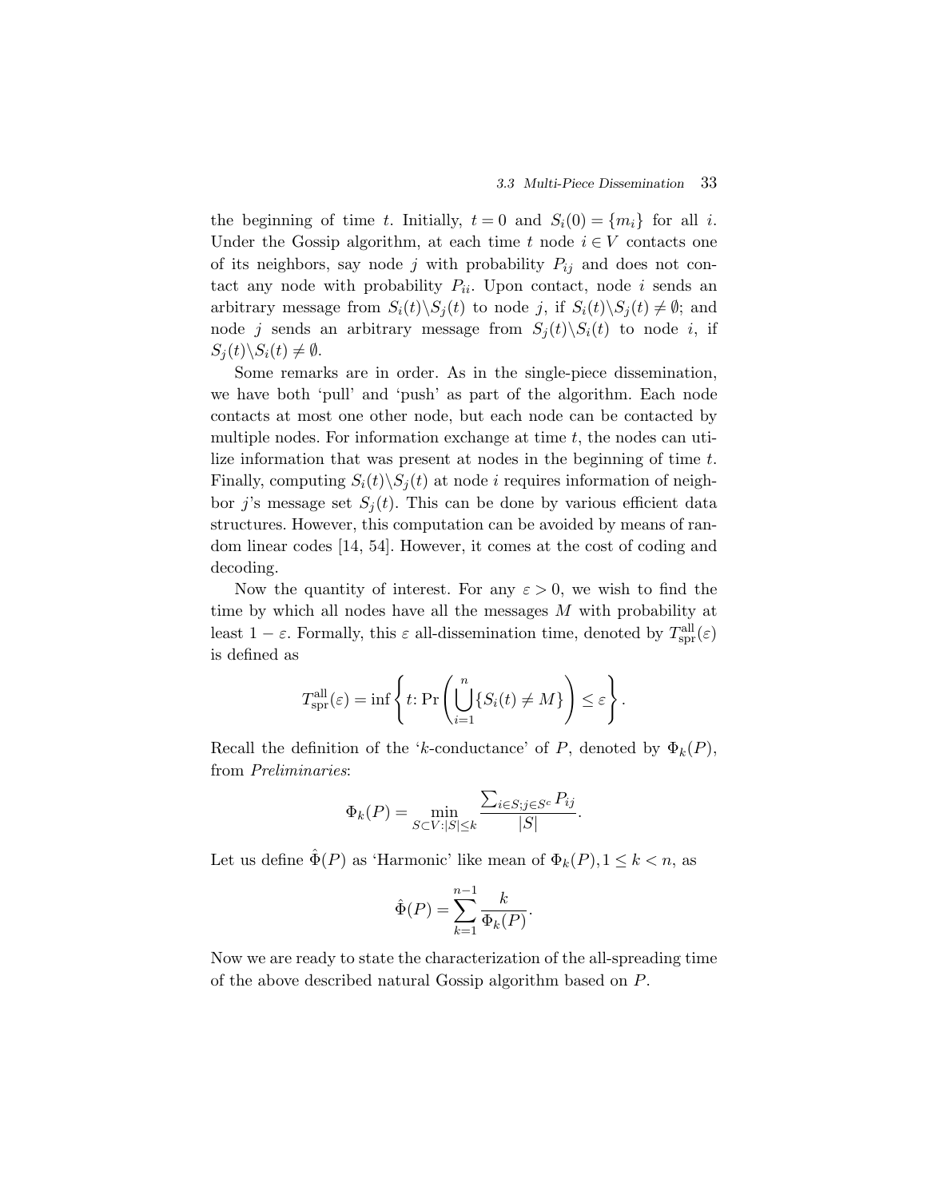the beginning of time $t$. Initially, $t = 0$ and $S_i(0) = \{m_i\}$ for all $i$. Under the Gossip algorithm, at each time $t$ node $i \in V$ contacts one of its neighbors, say node $j$ with probability $P_{ij}$ and does not contact any node with probability $P_{ii}$. Upon contact, node $i$ sends an arbitrary message from $S_i(t) \backslash S_j(t)$ to node $j$, if $S_i(t) \backslash S_j(t) \neq \emptyset$; and node $j$ sends an arbitrary message from $S_j(t) \backslash S_i(t)$ to node $i$, if $S_j(t) \backslash S_i(t) \neq \emptyset$.

Some remarks are in order. As in the single-piece dissemination, we have both 'pull' and 'push' as part of the algorithm. Each node contacts at most one other node, but each node can be contacted by multiple nodes. For information exchange at time $t$, the nodes can utilize information that was present at nodes in the beginning of time $t$. Finally, computing $S_i(t) \backslash S_j(t)$ at node $i$ requires information of neighbor $j$'s message set $S_j(t)$. This can be done by various efficient data structures. However, this computation can be avoided by means of random linear codes [14, 54]. However, it comes at the cost of coding and decoding.

Now the quantity of interest. For any $\varepsilon > 0$, we wish to find the time by which all nodes have all the messages $M$ with probability at least $1 - \varepsilon$. Formally, this $\varepsilon$ all-dissemination time, denoted by $T^{\text{all}}_{\text{spr}}(\varepsilon)$ is defined as

$$T^{\text{all}}_{\text{spr}}(\varepsilon) = \inf \left\{ t \colon \Pr\left( \bigcup_{i=1}^{n} \{S_i(t) \neq M\} \right) \leq \varepsilon \right\}.$$

Recall the definition of the '$k$-conductance' of $P$, denoted by $\Phi_k(P)$, from *Preliminaries*:

$$\Phi_k(P) = \min_{S \subset V : |S| \leq k} \frac{\sum_{i \in S; j \in S^c} P_{ij}}{|S|}.$$

Let us define $\hat{\Phi}(P)$ as 'Harmonic' like mean of $\Phi_k(P), 1 \leq k < n$, as

$$\hat{\Phi}(P) = \sum_{k=1}^{n-1} \frac{k}{\Phi_k(P)}.$$

Now we are ready to state the characterization of the all-spreading time of the above described natural Gossip algorithm based on $P$.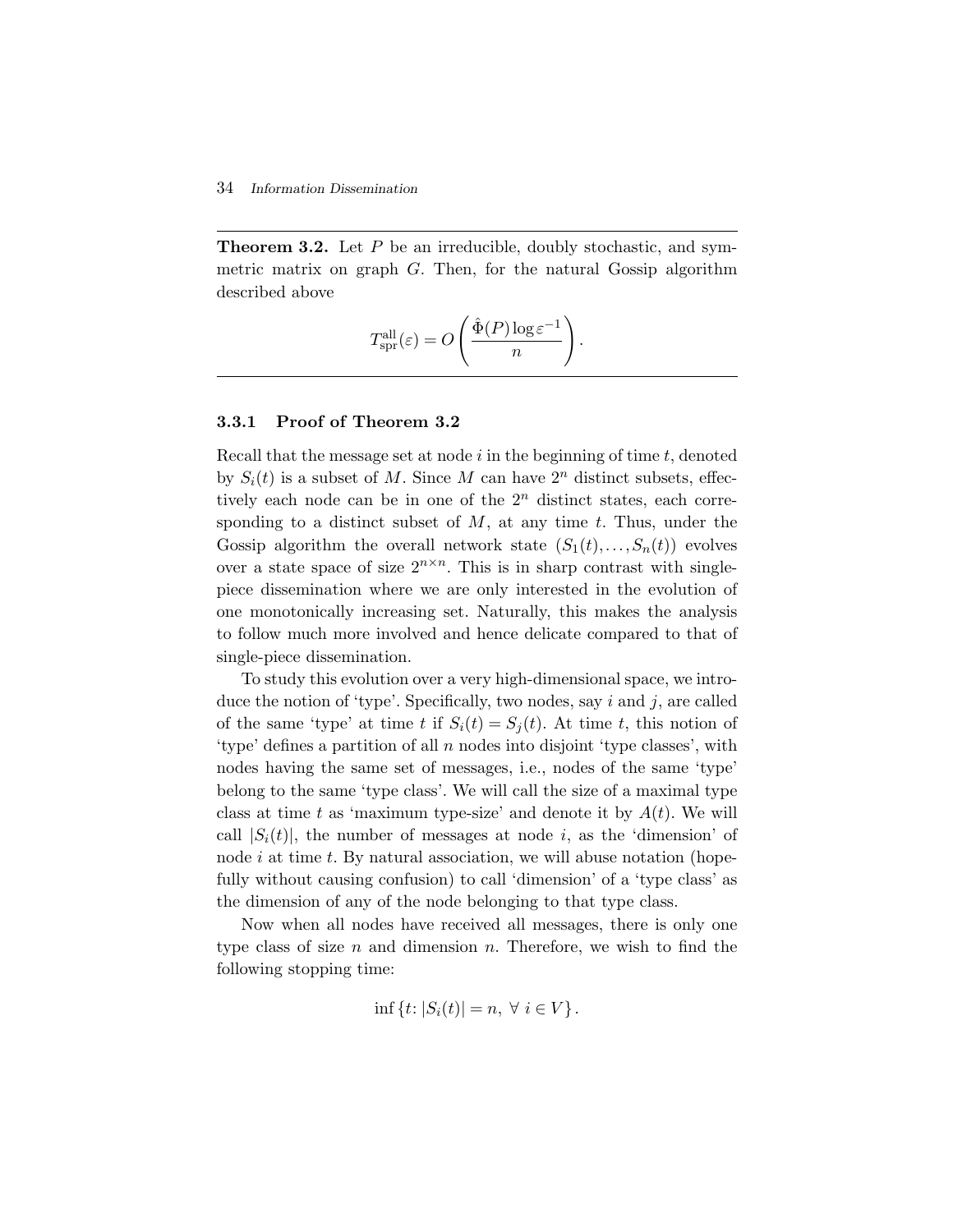**Theorem 3.2.** Let $P$ be an irreducible, doubly stochastic, and symmetric matrix on graph $G$. Then, for the natural Gossip algorithm described above

$$T_{\text{spr}}^{\text{all}}(\varepsilon) = O\left(\frac{\hat{\Phi}(P)\log \varepsilon^{-1}}{n}\right).$$

### 3.3.1 Proof of Theorem 3.2

Recall that the message set at node $i$ in the beginning of time $t$, denoted by $S_i(t)$ is a subset of $M$. Since $M$ can have $2^n$ distinct subsets, effectively each node can be in one of the $2^n$ distinct states, each corresponding to a distinct subset of $M$, at any time $t$. Thus, under the Gossip algorithm the overall network state $(S_1(t),\ldots,S_n(t))$ evolves over a state space of size $2^{n\times n}$. This is in sharp contrast with single-piece dissemination where we are only interested in the evolution of one monotonically increasing set. Naturally, this makes the analysis to follow much more involved and hence delicate compared to that of single-piece dissemination.

To study this evolution over a very high-dimensional space, we introduce the notion of 'type'. Specifically, two nodes, say $i$ and $j$, are called of the same 'type' at time $t$ if $S_i(t) = S_j(t)$. At time $t$, this notion of 'type' defines a partition of all $n$ nodes into disjoint 'type classes', with nodes having the same set of messages, i.e., nodes of the same 'type' belong to the same 'type class'. We will call the size of a maximal type class at time $t$ as 'maximum type-size' and denote it by $A(t)$. We will call $|S_i(t)|$, the number of messages at node $i$, as the 'dimension' of node $i$ at time $t$. By natural association, we will abuse notation (hopefully without causing confusion) to call 'dimension' of a 'type class' as the dimension of any of the node belonging to that type class.

Now when all nodes have received all messages, there is only one type class of size $n$ and dimension $n$. Therefore, we wish to find the following stopping time:

$$\inf\{t\colon |S_i(t)| = n,\ \forall\ i \in V\}.$$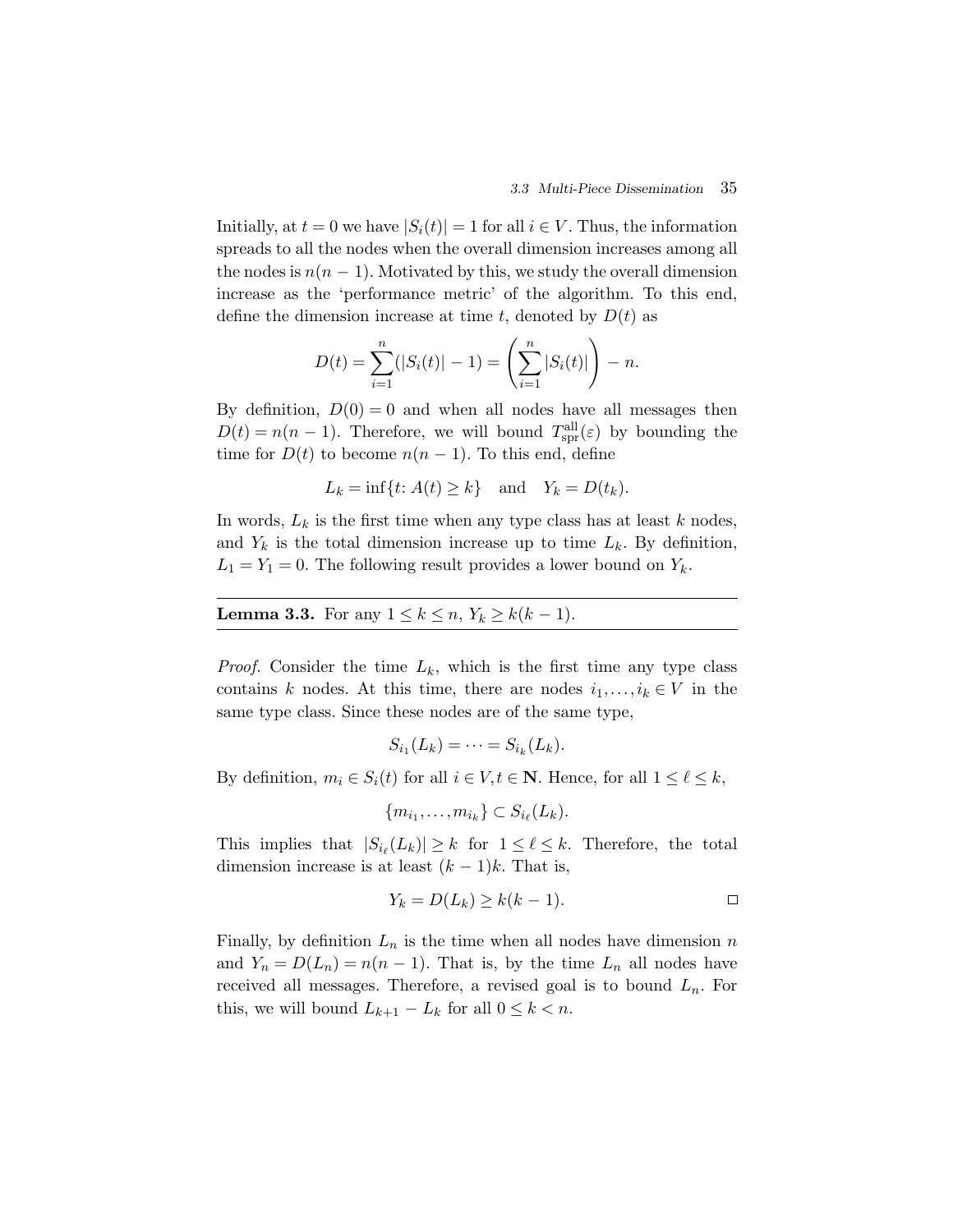Initially, at $t = 0$ we have $|S_i(t)| = 1$ for all $i \in V$. Thus, the information spreads to all the nodes when the overall dimension increases among all the nodes is $n(n-1)$. Motivated by this, we study the overall dimension increase as the 'performance metric' of the algorithm. To this end, define the dimension increase at time $t$, denoted by $D(t)$ as

$$D(t) = \sum_{i=1}^{n}(|S_i(t)| - 1) = \left(\sum_{i=1}^{n}|S_i(t)|\right) - n.$$

By definition, $D(0) = 0$ and when all nodes have all messages then $D(t) = n(n-1)$. Therefore, we will bound $T^{\text{all}}_{\text{spr}}(\varepsilon)$ by bounding the time for $D(t)$ to become $n(n-1)$. To this end, define

$$L_k = \inf\{t\colon A(t) \geq k\} \quad \text{and} \quad Y_k = D(t_k).$$

In words, $L_k$ is the first time when any type class has at least $k$ nodes, and $Y_k$ is the total dimension increase up to time $L_k$. By definition, $L_1 = Y_1 = 0$. The following result provides a lower bound on $Y_k$.

---

**Lemma 3.3.** For any $1 \leq k \leq n$, $Y_k \geq k(k-1)$.

---

*Proof.* Consider the time $L_k$, which is the first time any type class contains $k$ nodes. At this time, there are nodes $i_1, \ldots, i_k \in V$ in the same type class. Since these nodes are of the same type,

$$S_{i_1}(L_k) = \cdots = S_{i_k}(L_k).$$

By definition, $m_i \in S_i(t)$ for all $i \in V, t \in \mathbf{N}$. Hence, for all $1 \leq \ell \leq k$,

$$\{m_{i_1}, \ldots, m_{i_k}\} \subset S_{i_\ell}(L_k).$$

This implies that $|S_{i_\ell}(L_k)| \geq k$ for $1 \leq \ell \leq k$. Therefore, the total dimension increase is at least $(k-1)k$. That is,

$$Y_k = D(L_k) \geq k(k-1). \qquad \square$$

Finally, by definition $L_n$ is the time when all nodes have dimension $n$ and $Y_n = D(L_n) = n(n-1)$. That is, by the time $L_n$ all nodes have received all messages. Therefore, a revised goal is to bound $L_n$. For this, we will bound $L_{k+1} - L_k$ for all $0 \leq k < n$.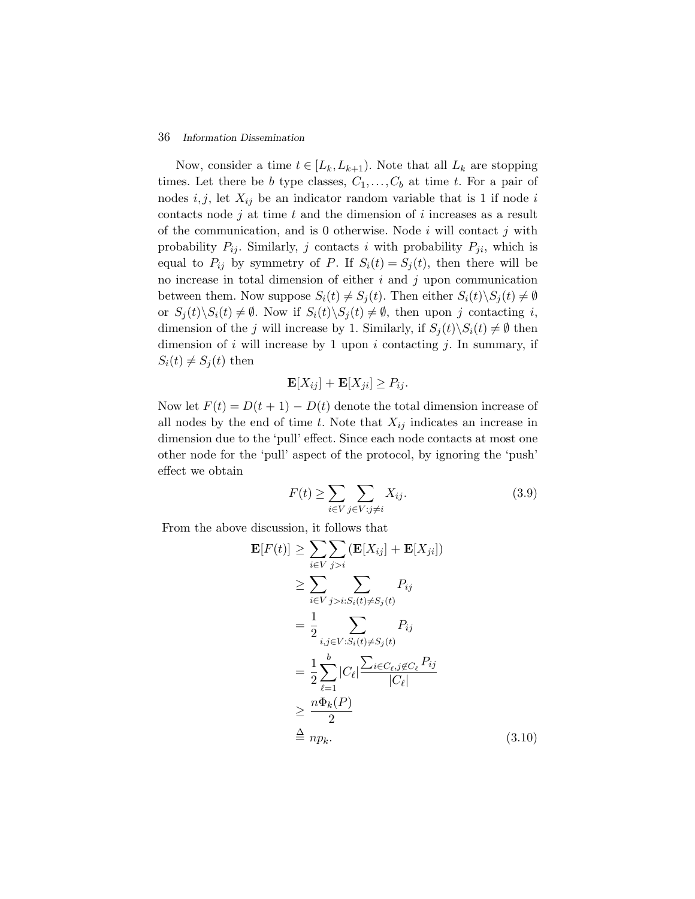Now, consider a time $t \in [L_k, L_{k+1})$. Note that all $L_k$ are stopping times. Let there be $b$ type classes, $C_1, \ldots, C_b$ at time $t$. For a pair of nodes $i, j$, let $X_{ij}$ be an indicator random variable that is 1 if node $i$ contacts node $j$ at time $t$ and the dimension of $i$ increases as a result of the communication, and is 0 otherwise. Node $i$ will contact $j$ with probability $P_{ij}$. Similarly, $j$ contacts $i$ with probability $P_{ji}$, which is equal to $P_{ij}$ by symmetry of $P$. If $S_i(t) = S_j(t)$, then there will be no increase in total dimension of either $i$ and $j$ upon communication between them. Now suppose $S_i(t) \neq S_j(t)$. Then either $S_i(t) \backslash S_j(t) \neq \emptyset$ or $S_j(t) \backslash S_i(t) \neq \emptyset$. Now if $S_i(t) \backslash S_j(t) \neq \emptyset$, then upon $j$ contacting $i$, dimension of the $j$ will increase by 1. Similarly, if $S_j(t) \backslash S_i(t) \neq \emptyset$ then dimension of $i$ will increase by 1 upon $i$ contacting $j$. In summary, if $S_i(t) \neq S_j(t)$ then

$$\mathbf{E}[X_{ij}] + \mathbf{E}[X_{ji}] \geq P_{ij}.$$

Now let $F(t) = D(t+1) - D(t)$ denote the total dimension increase of all nodes by the end of time $t$. Note that $X_{ij}$ indicates an increase in dimension due to the 'pull' effect. Since each node contacts at most one other node for the 'pull' aspect of the protocol, by ignoring the 'push' effect we obtain

$$F(t) \geq \sum_{i \in V} \sum_{j \in V : j \neq i} X_{ij}. \tag{3.9}$$

From the above discussion, it follows that

$$\begin{aligned}
\mathbf{E}[F(t)] &\geq \sum_{i \in V} \sum_{j > i} \left(\mathbf{E}[X_{ij}] + \mathbf{E}[X_{ji}]\right) \\
&\geq \sum_{i \in V} \sum_{j > i : S_i(t) \neq S_j(t)} P_{ij} \\
&= \frac{1}{2} \sum_{i, j \in V : S_i(t) \neq S_j(t)} P_{ij} \\
&= \frac{1}{2} \sum_{\ell=1}^{b} |C_\ell| \frac{\sum_{i \in C_\ell, j \notin C_\ell} P_{ij}}{|C_\ell|} \\
&\geq \frac{n \Phi_k(P)}{2} \\
&\triangleq n p_k.
\end{aligned} \tag{3.10}$$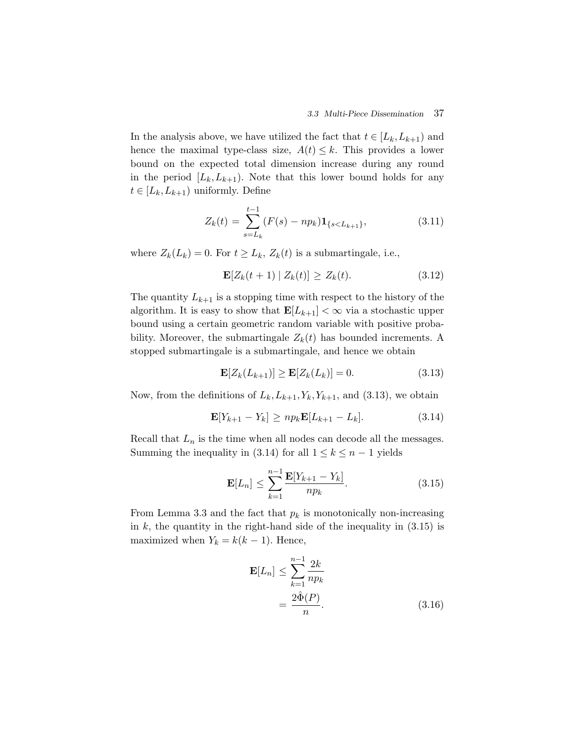In the analysis above, we have utilized the fact that $t \in [L_k, L_{k+1})$ and hence the maximal type-class size, $A(t) \leq k$. This provides a lower bound on the expected total dimension increase during any round in the period $[L_k, L_{k+1})$. Note that this lower bound holds for any $t \in [L_k, L_{k+1})$ uniformly. Define

$$Z_k(t) = \sum_{s=L_k}^{t-1} (F(s) - np_k)\mathbf{1}_{\{s<L_{k+1}\}}, \tag{3.11}$$

where $Z_k(L_k) = 0$. For $t \geq L_k$, $Z_k(t)$ is a submartingale, i.e.,

$$\mathbf{E}[Z_k(t+1) \mid Z_k(t)] \geq Z_k(t). \tag{3.12}$$

The quantity $L_{k+1}$ is a stopping time with respect to the history of the algorithm. It is easy to show that $\mathbf{E}[L_{k+1}] < \infty$ via a stochastic upper bound using a certain geometric random variable with positive probability. Moreover, the submartingale $Z_k(t)$ has bounded increments. A stopped submartingale is a submartingale, and hence we obtain

$$\mathbf{E}[Z_k(L_{k+1})] \geq \mathbf{E}[Z_k(L_k)] = 0. \tag{3.13}$$

Now, from the definitions of $L_k, L_{k+1}, Y_k, Y_{k+1}$, and (3.13), we obtain

$$\mathbf{E}[Y_{k+1} - Y_k] \geq np_k \mathbf{E}[L_{k+1} - L_k]. \tag{3.14}$$

Recall that $L_n$ is the time when all nodes can decode all the messages. Summing the inequality in (3.14) for all $1 \leq k \leq n-1$ yields

$$\mathbf{E}[L_n] \leq \sum_{k=1}^{n-1} \frac{\mathbf{E}[Y_{k+1} - Y_k]}{np_k}. \tag{3.15}$$

From Lemma 3.3 and the fact that $p_k$ is monotonically non-increasing in $k$, the quantity in the right-hand side of the inequality in (3.15) is maximized when $Y_k = k(k-1)$. Hence,

$$\begin{aligned}
\mathbf{E}[L_n] &\leq \sum_{k=1}^{n-1} \frac{2k}{np_k} \\
&= \frac{2\hat{\Phi}(P)}{n}.
\end{aligned} \tag{3.16}$$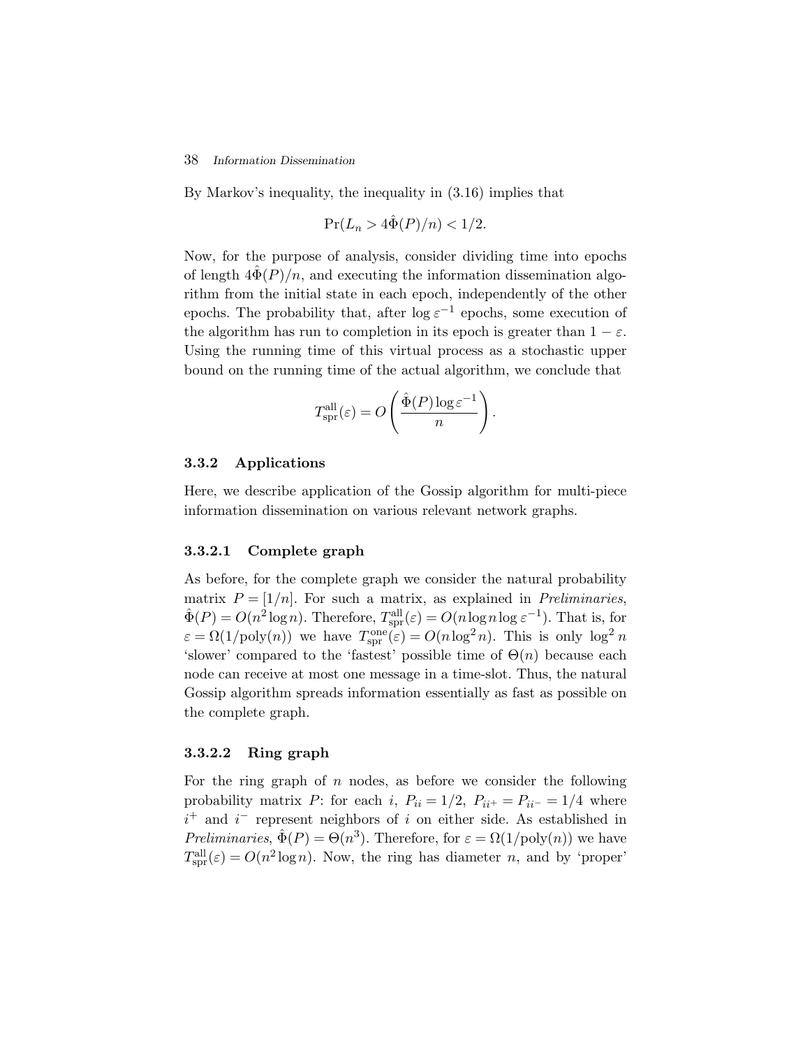By Markov's inequality, the inequality in (3.16) implies that

$$\Pr(L_n > 4\hat{\Phi}(P)/n) < 1/2.$$

Now, for the purpose of analysis, consider dividing time into epochs of length $4\hat{\Phi}(P)/n$, and executing the information dissemination algorithm from the initial state in each epoch, independently of the other epochs. The probability that, after $\log \varepsilon^{-1}$ epochs, some execution of the algorithm has run to completion in its epoch is greater than $1 - \varepsilon$. Using the running time of this virtual process as a stochastic upper bound on the running time of the actual algorithm, we conclude that

$$T_{\text{spr}}^{\text{all}}(\varepsilon) = O\left(\frac{\hat{\Phi}(P) \log \varepsilon^{-1}}{n}\right).$$

### 3.3.2 Applications

Here, we describe application of the Gossip algorithm for multi-piece information dissemination on various relevant network graphs.

#### 3.3.2.1 Complete graph

As before, for the complete graph we consider the natural probability matrix $P = [1/n]$. For such a matrix, as explained in *Preliminaries*, $\hat{\Phi}(P) = O(n^2 \log n)$. Therefore, $T_{\text{spr}}^{\text{all}}(\varepsilon) = O(n \log n \log \varepsilon^{-1})$. That is, for $\varepsilon = \Omega(1/\text{poly}(n))$ we have $T_{\text{spr}}^{\text{one}}(\varepsilon) = O(n \log^2 n)$. This is only $\log^2 n$ 'slower' compared to the 'fastest' possible time of $\Theta(n)$ because each node can receive at most one message in a time-slot. Thus, the natural Gossip algorithm spreads information essentially as fast as possible on the complete graph.

#### 3.3.2.2 Ring graph

For the ring graph of $n$ nodes, as before we consider the following probability matrix $P$: for each $i$, $P_{ii} = 1/2$, $P_{ii^+} = P_{ii^-} = 1/4$ where $i^+$ and $i^-$ represent neighbors of $i$ on either side. As established in *Preliminaries*, $\hat{\Phi}(P) = \Theta(n^3)$. Therefore, for $\varepsilon = \Omega(1/\text{poly}(n))$ we have $T_{\text{spr}}^{\text{all}}(\varepsilon) = O(n^2 \log n)$. Now, the ring has diameter $n$, and by 'proper'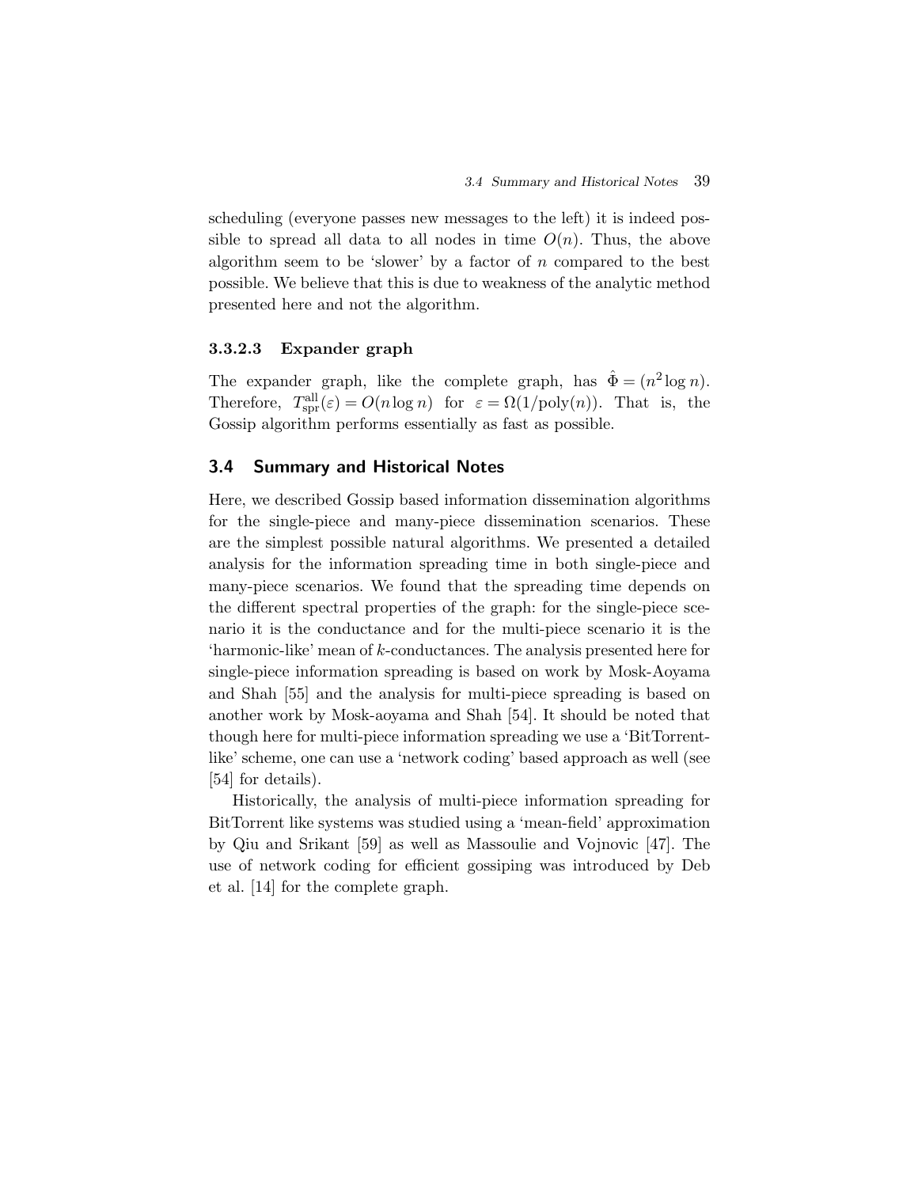scheduling (everyone passes new messages to the left) it is indeed possible to spread all data to all nodes in time $O(n)$. Thus, the above algorithm seem to be 'slower' by a factor of $n$ compared to the best possible. We believe that this is due to weakness of the analytic method presented here and not the algorithm.

#### 3.3.2.3 Expander graph

The expander graph, like the complete graph, has $\hat{\Phi} = (n^2 \log n)$. Therefore, $T^{\text{all}}_{\text{spr}}(\varepsilon) = O(n \log n)$ for $\varepsilon = \Omega(1/\text{poly}(n))$. That is, the Gossip algorithm performs essentially as fast as possible.

## 3.4 Summary and Historical Notes

Here, we described Gossip based information dissemination algorithms for the single-piece and many-piece dissemination scenarios. These are the simplest possible natural algorithms. We presented a detailed analysis for the information spreading time in both single-piece and many-piece scenarios. We found that the spreading time depends on the different spectral properties of the graph: for the single-piece scenario it is the conductance and for the multi-piece scenario it is the 'harmonic-like' mean of $k$-conductances. The analysis presented here for single-piece information spreading is based on work by Mosk-Aoyama and Shah [55] and the analysis for multi-piece spreading is based on another work by Mosk-aoyama and Shah [54]. It should be noted that though here for multi-piece information spreading we use a 'BitTorrent-like' scheme, one can use a 'network coding' based approach as well (see [54] for details).

Historically, the analysis of multi-piece information spreading for BitTorrent like systems was studied using a 'mean-field' approximation by Qiu and Srikant [59] as well as Massoulie and Vojnovic [47]. The use of network coding for efficient gossiping was introduced by Deb et al. [14] for the complete graph.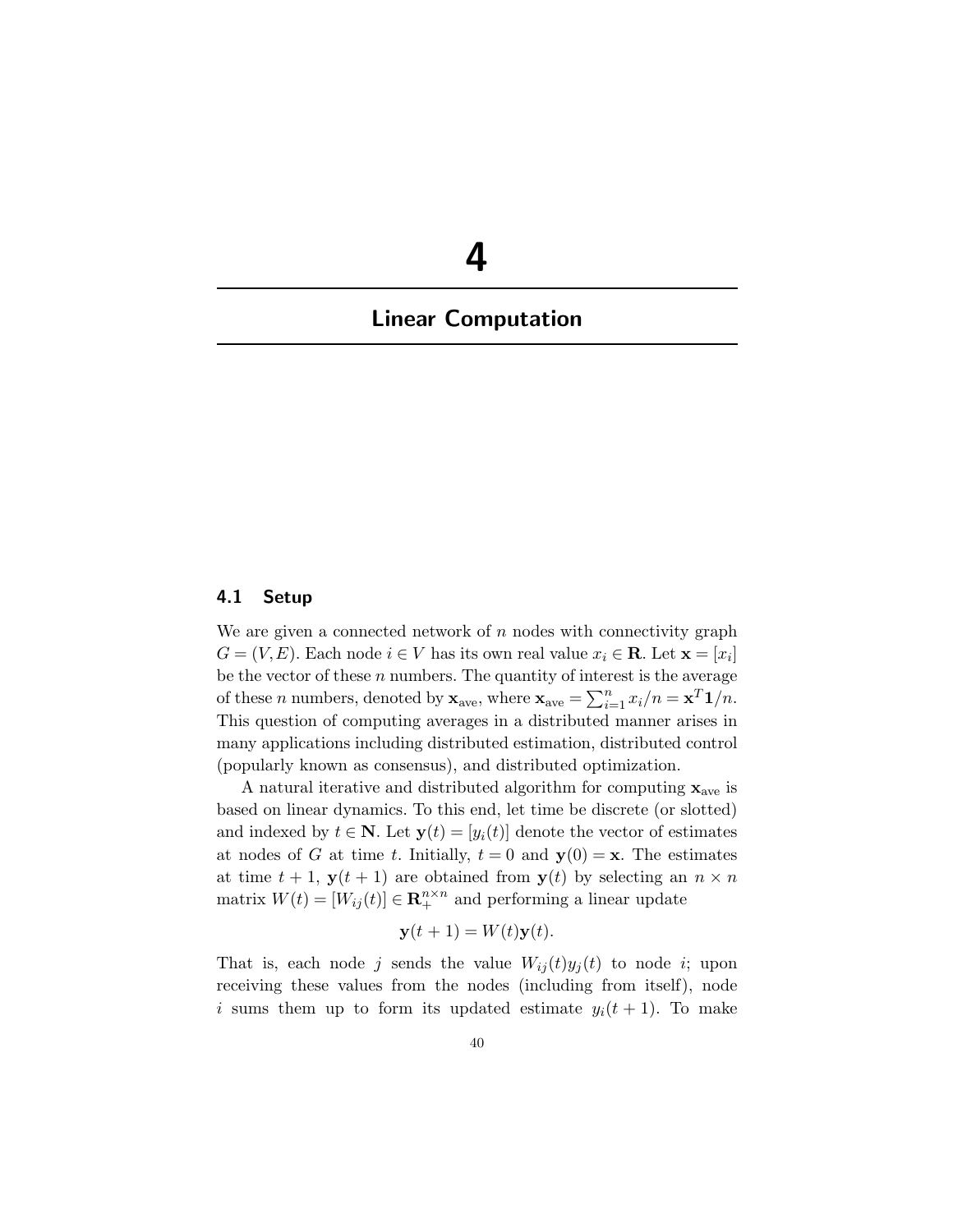# 4

# Linear Computation

## 4.1 Setup

We are given a connected network of $n$ nodes with connectivity graph $G = (V, E)$. Each node $i \in V$ has its own real value $x_i \in \mathbf{R}$. Let $\mathbf{x} = [x_i]$ be the vector of these $n$ numbers. The quantity of interest is the average of these $n$ numbers, denoted by $\mathbf{x}_{\text{ave}}$, where $\mathbf{x}_{\text{ave}} = \sum_{i=1}^{n} x_i / n = \mathbf{x}^T \mathbf{1}/n$. This question of computing averages in a distributed manner arises in many applications including distributed estimation, distributed control (popularly known as consensus), and distributed optimization.

A natural iterative and distributed algorithm for computing $\mathbf{x}_{\text{ave}}$ is based on linear dynamics. To this end, let time be discrete (or slotted) and indexed by $t \in \mathbf{N}$. Let $\mathbf{y}(t) = [y_i(t)]$ denote the vector of estimates at nodes of $G$ at time $t$. Initially, $t = 0$ and $\mathbf{y}(0) = \mathbf{x}$. The estimates at time $t+1$, $\mathbf{y}(t+1)$ are obtained from $\mathbf{y}(t)$ by selecting an $n \times n$ matrix $W(t) = [W_{ij}(t)] \in \mathbf{R}_{+}^{n \times n}$ and performing a linear update

$$\mathbf{y}(t+1) = W(t)\mathbf{y}(t).$$

That is, each node $j$ sends the value $W_{ij}(t) y_j(t)$ to node $i$; upon receiving these values from the nodes (including from itself), node $i$ sums them up to form its updated estimate $y_i(t+1)$. To make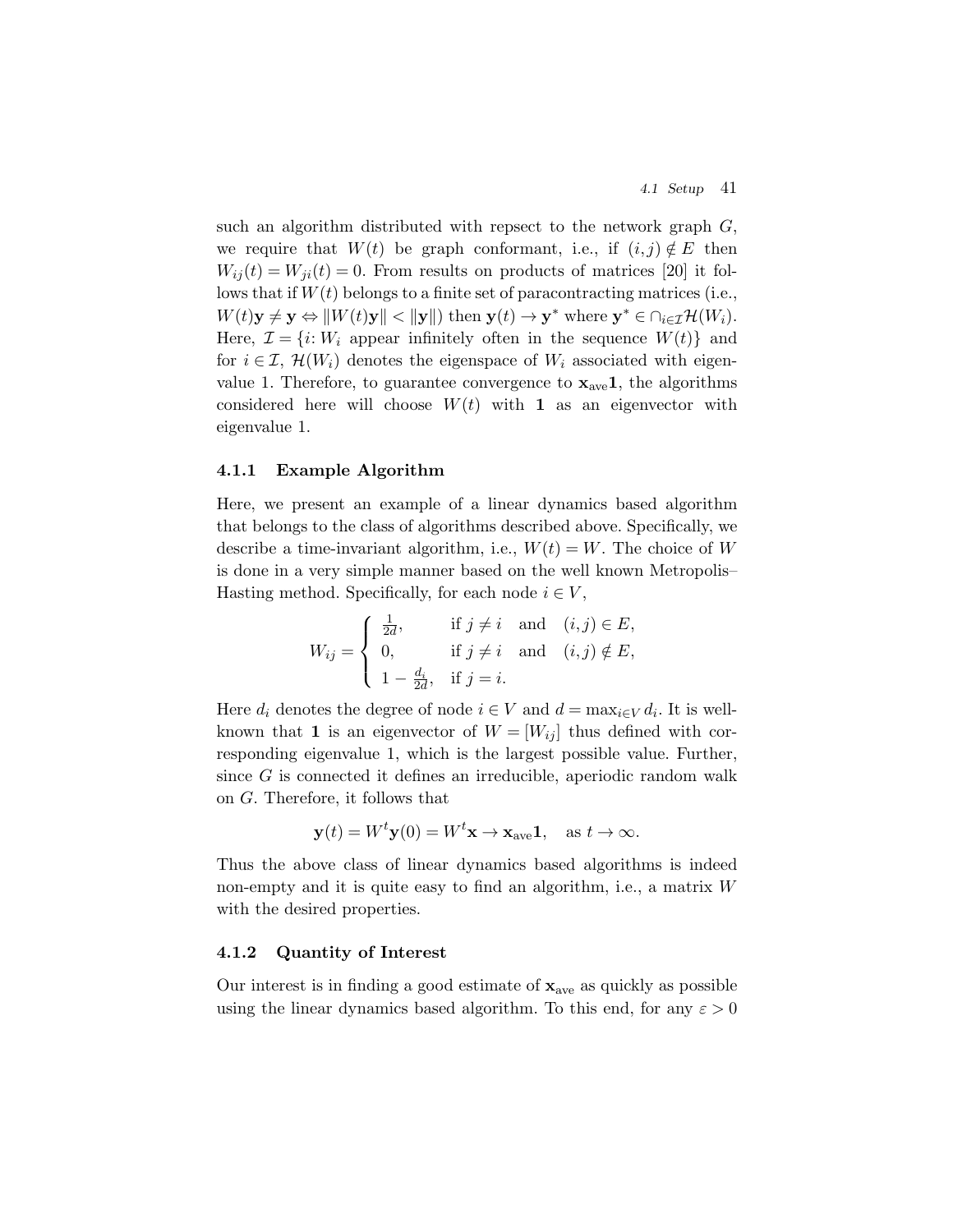such an algorithm distributed with repsect to the network graph $G$, we require that $W(t)$ be graph conformant, i.e., if $(i,j) \notin E$ then $W_{ij}(t) = W_{ji}(t) = 0$. From results on products of matrices [20] it follows that if $W(t)$ belongs to a finite set of paracontracting matrices (i.e., $W(t)\mathbf{y} \neq \mathbf{y} \Leftrightarrow \|W(t)\mathbf{y}\| < \|\mathbf{y}\|$) then $\mathbf{y}(t) \to \mathbf{y}^*$ where $\mathbf{y}^* \in \cap_{i \in \mathcal{I}} \mathcal{H}(W_i)$. Here, $\mathcal{I} = \{i \colon W_i$ appear infinitely often in the sequence $W(t)\}$ and for $i \in \mathcal{I}$, $\mathcal{H}(W_i)$ denotes the eigenspace of $W_i$ associated with eigenvalue 1. Therefore, to guarantee convergence to $\mathbf{x}_{\text{ave}}\mathbf{1}$, the algorithms considered here will choose $W(t)$ with $\mathbf{1}$ as an eigenvector with eigenvalue 1.

### 4.1.1 Example Algorithm

Here, we present an example of a linear dynamics based algorithm that belongs to the class of algorithms described above. Specifically, we describe a time-invariant algorithm, i.e., $W(t) = W$. The choice of $W$ is done in a very simple manner based on the well known Metropolis–Hasting method. Specifically, for each node $i \in V$,

$$W_{ij} = \begin{cases} \frac{1}{2d}, & \text{if } j \neq i \quad \text{and} \quad (i,j) \in E, \\ 0, & \text{if } j \neq i \quad \text{and} \quad (i,j) \notin E, \\ 1 - \frac{d_i}{2d}, & \text{if } j = i. \end{cases}$$

Here $d_i$ denotes the degree of node $i \in V$ and $d = \max_{i \in V} d_i$. It is well-known that $\mathbf{1}$ is an eigenvector of $W = [W_{ij}]$ thus defined with corresponding eigenvalue 1, which is the largest possible value. Further, since $G$ is connected it defines an irreducible, aperiodic random walk on $G$. Therefore, it follows that

$$\mathbf{y}(t) = W^t \mathbf{y}(0) = W^t \mathbf{x} \to \mathbf{x}_{\text{ave}}\mathbf{1}, \quad \text{as } t \to \infty.$$

Thus the above class of linear dynamics based algorithms is indeed non-empty and it is quite easy to find an algorithm, i.e., a matrix $W$ with the desired properties.

### 4.1.2 Quantity of Interest

Our interest is in finding a good estimate of $\mathbf{x}_{\text{ave}}$ as quickly as possible using the linear dynamics based algorithm. To this end, for any $\varepsilon > 0$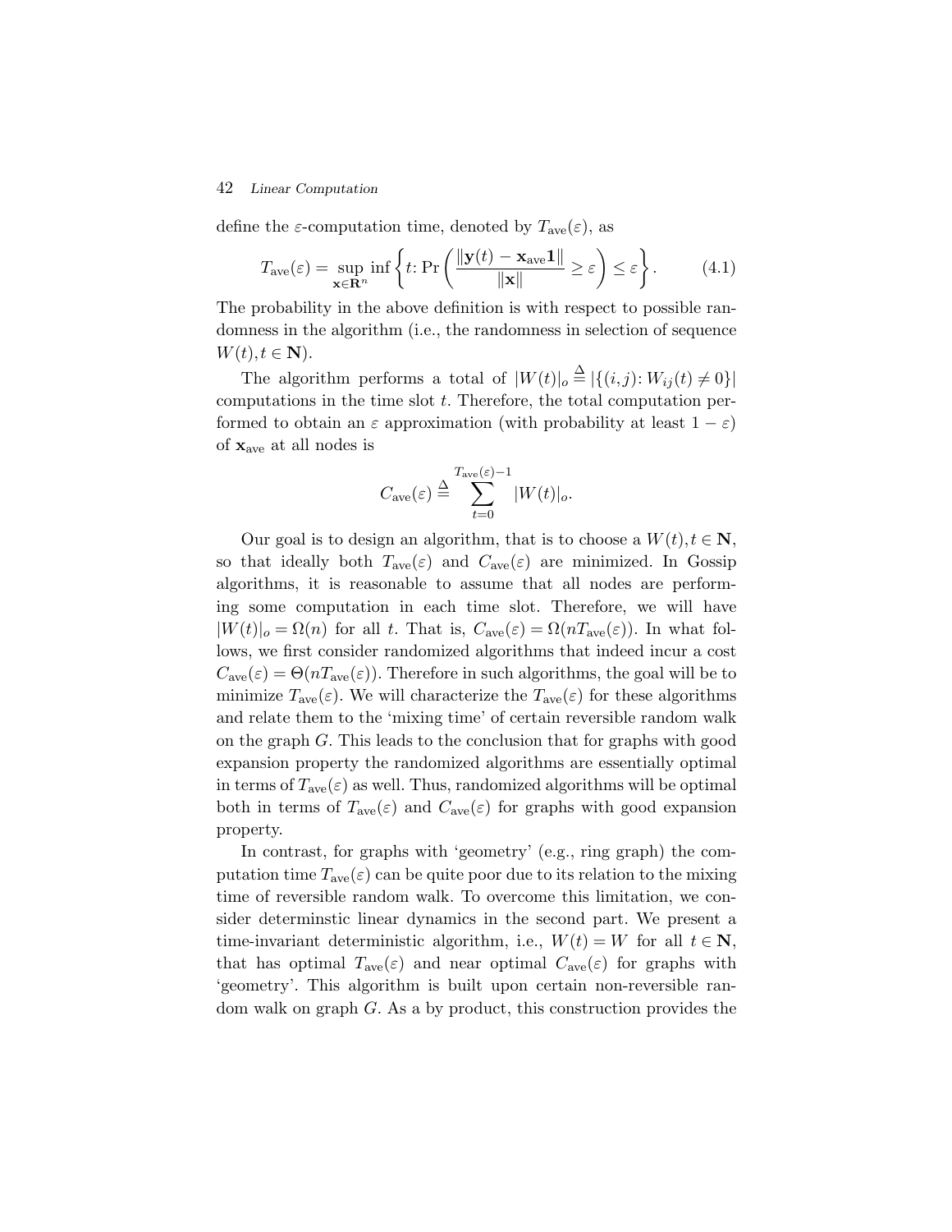define the $\varepsilon$-computation time, denoted by $T_{\text{ave}}(\varepsilon)$, as

$$T_{\text{ave}}(\varepsilon) = \sup_{\mathbf{x} \in \mathbf{R}^n} \inf \left\{ t \colon \Pr\left( \frac{\|\mathbf{y}(t) - \mathbf{x}_{\text{ave}}\mathbf{1}\|}{\|\mathbf{x}\|} \geq \varepsilon \right) \leq \varepsilon \right\}. \tag{4.1}$$

The probability in the above definition is with respect to possible randomness in the algorithm (i.e., the randomness in selection of sequence $W(t), t \in \mathbf{N}$).

The algorithm performs a total of $|W(t)|_o \stackrel{\Delta}{=} |\{(i,j) \colon W_{ij}(t) \neq 0\}|$ computations in the time slot $t$. Therefore, the total computation performed to obtain an $\varepsilon$ approximation (with probability at least $1 - \varepsilon$) of $\mathbf{x}_{\text{ave}}$ at all nodes is

$$C_{\text{ave}}(\varepsilon) \stackrel{\Delta}{=} \sum_{t=0}^{T_{\text{ave}}(\varepsilon)-1} |W(t)|_o.$$

Our goal is to design an algorithm, that is to choose a $W(t), t \in \mathbf{N}$, so that ideally both $T_{\text{ave}}(\varepsilon)$ and $C_{\text{ave}}(\varepsilon)$ are minimized. In Gossip algorithms, it is reasonable to assume that all nodes are performing some computation in each time slot. Therefore, we will have $|W(t)|_o = \Omega(n)$ for all $t$. That is, $C_{\text{ave}}(\varepsilon) = \Omega(nT_{\text{ave}}(\varepsilon))$. In what follows, we first consider randomized algorithms that indeed incur a cost $C_{\text{ave}}(\varepsilon) = \Theta(nT_{\text{ave}}(\varepsilon))$. Therefore in such algorithms, the goal will be to minimize $T_{\text{ave}}(\varepsilon)$. We will characterize the $T_{\text{ave}}(\varepsilon)$ for these algorithms and relate them to the 'mixing time' of certain reversible random walk on the graph $G$. This leads to the conclusion that for graphs with good expansion property the randomized algorithms are essentially optimal in terms of $T_{\text{ave}}(\varepsilon)$ as well. Thus, randomized algorithms will be optimal both in terms of $T_{\text{ave}}(\varepsilon)$ and $C_{\text{ave}}(\varepsilon)$ for graphs with good expansion property.

In contrast, for graphs with 'geometry' (e.g., ring graph) the computation time $T_{\text{ave}}(\varepsilon)$ can be quite poor due to its relation to the mixing time of reversible random walk. To overcome this limitation, we consider determinstic linear dynamics in the second part. We present a time-invariant deterministic algorithm, i.e., $W(t) = W$ for all $t \in \mathbf{N}$, that has optimal $T_{\text{ave}}(\varepsilon)$ and near optimal $C_{\text{ave}}(\varepsilon)$ for graphs with 'geometry'. This algorithm is built upon certain non-reversible random walk on graph $G$. As a by product, this construction provides the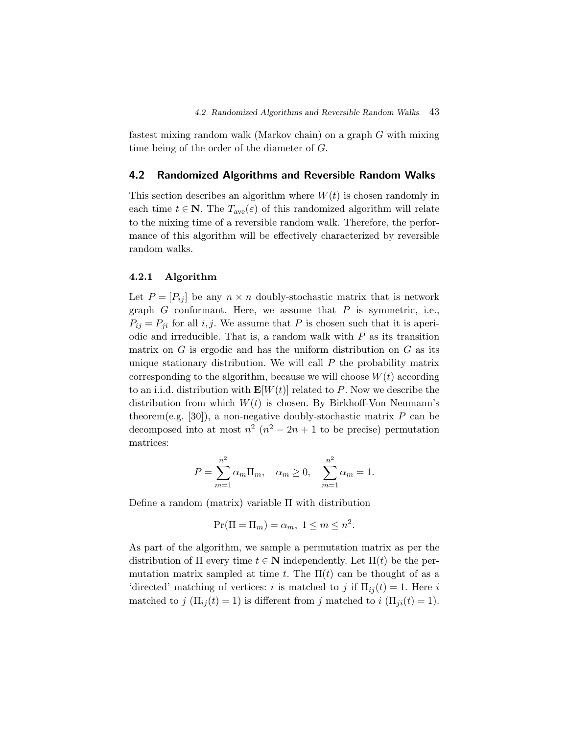fastest mixing random walk (Markov chain) on a graph $G$ with mixing time being of the order of the diameter of $G$.

## 4.2 Randomized Algorithms and Reversible Random Walks

This section describes an algorithm where $W(t)$ is chosen randomly in each time $t \in \mathbf{N}$. The $T_{\text{ave}}(\varepsilon)$ of this randomized algorithm will relate to the mixing time of a reversible random walk. Therefore, the performance of this algorithm will be effectively characterized by reversible random walks.

### 4.2.1 Algorithm

Let $P = [P_{ij}]$ be any $n \times n$ doubly-stochastic matrix that is network graph $G$ conformant. Here, we assume that $P$ is symmetric, i.e., $P_{ij} = P_{ji}$ for all $i, j$. We assume that $P$ is chosen such that it is aperiodic and irreducible. That is, a random walk with $P$ as its transition matrix on $G$ is ergodic and has the uniform distribution on $G$ as its unique stationary distribution. We will call $P$ the probability matrix corresponding to the algorithm, because we will choose $W(t)$ according to an i.i.d. distribution with $\mathbf{E}[W(t)]$ related to $P$. Now we describe the distribution from which $W(t)$ is chosen. By Birkhoff-Von Neumann's theorem(e.g. [30]), a non-negative doubly-stochastic matrix $P$ can be decomposed into at most $n^2$ ($n^2 - 2n + 1$ to be precise) permutation matrices:

$$P = \sum_{m=1}^{n^2} \alpha_m \Pi_m, \quad \alpha_m \geq 0, \quad \sum_{m=1}^{n^2} \alpha_m = 1.$$

Define a random (matrix) variable $\Pi$ with distribution

$$\Pr(\Pi = \Pi_m) = \alpha_m, \ 1 \leq m \leq n^2.$$

As part of the algorithm, we sample a permutation matrix as per the distribution of $\Pi$ every time $t \in \mathbf{N}$ independently. Let $\Pi(t)$ be the permutation matrix sampled at time $t$. The $\Pi(t)$ can be thought of as a 'directed' matching of vertices: $i$ is matched to $j$ if $\Pi_{ij}(t) = 1$. Here $i$ matched to $j$ ($\Pi_{ij}(t) = 1$) is different from $j$ matched to $i$ ($\Pi_{ji}(t) = 1$).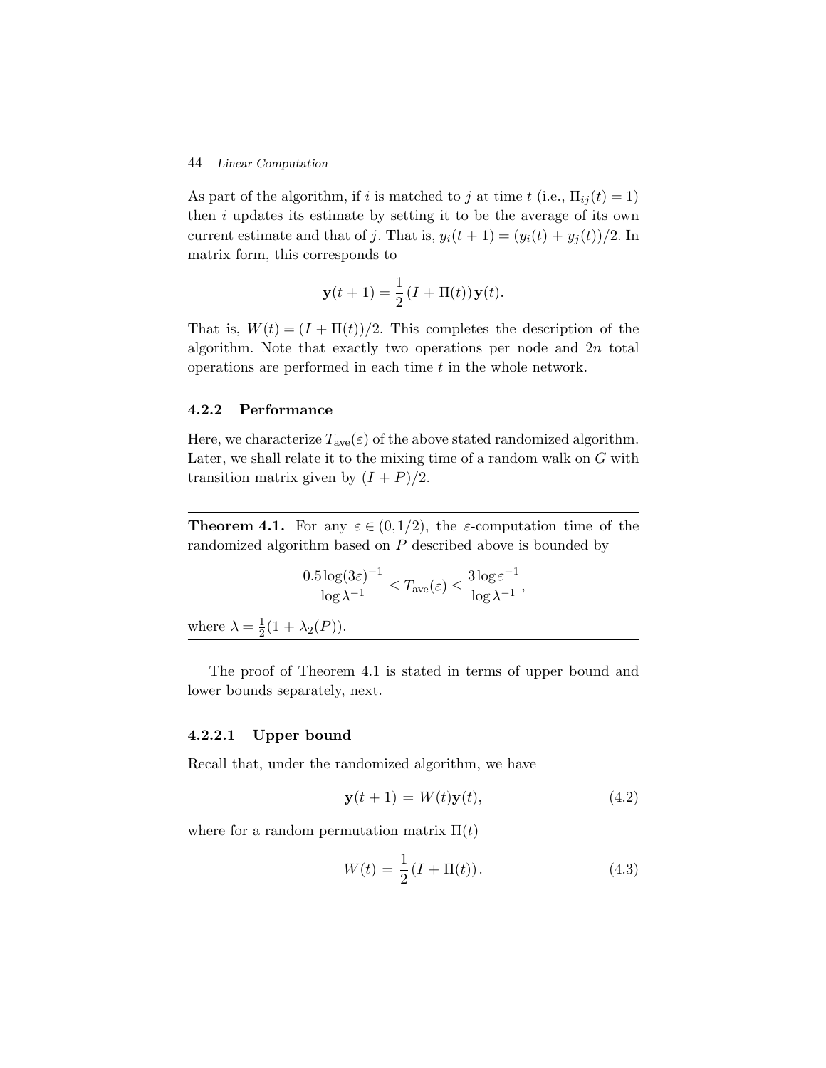As part of the algorithm, if $i$ is matched to $j$ at time $t$ (i.e., $\Pi_{ij}(t) = 1$) then $i$ updates its estimate by setting it to be the average of its own current estimate and that of $j$. That is, $y_i(t+1) = (y_i(t) + y_j(t))/2$. In matrix form, this corresponds to

$$\mathbf{y}(t+1) = \frac{1}{2}(I + \Pi(t))\mathbf{y}(t).$$

That is, $W(t) = (I + \Pi(t))/2$. This completes the description of the algorithm. Note that exactly two operations per node and $2n$ total operations are performed in each time $t$ in the whole network.

### 4.2.2 Performance

Here, we characterize $T_{\text{ave}}(\varepsilon)$ of the above stated randomized algorithm. Later, we shall relate it to the mixing time of a random walk on $G$ with transition matrix given by $(I + P)/2$.

---

**Theorem 4.1.** For any $\varepsilon \in (0, 1/2)$, the $\varepsilon$-computation time of the randomized algorithm based on $P$ described above is bounded by

$$\frac{0.5 \log(3\varepsilon)^{-1}}{\log \lambda^{-1}} \leq T_{\text{ave}}(\varepsilon) \leq \frac{3 \log \varepsilon^{-1}}{\log \lambda^{-1}},$$

where $\lambda = \frac{1}{2}(1 + \lambda_2(P))$.

---

The proof of Theorem 4.1 is stated in terms of upper bound and lower bounds separately, next.

#### 4.2.2.1 Upper bound

Recall that, under the randomized algorithm, we have

$$\mathbf{y}(t+1) = W(t)\mathbf{y}(t), \tag{4.2}$$

where for a random permutation matrix $\Pi(t)$

$$W(t) = \frac{1}{2}(I + \Pi(t)). \tag{4.3}$$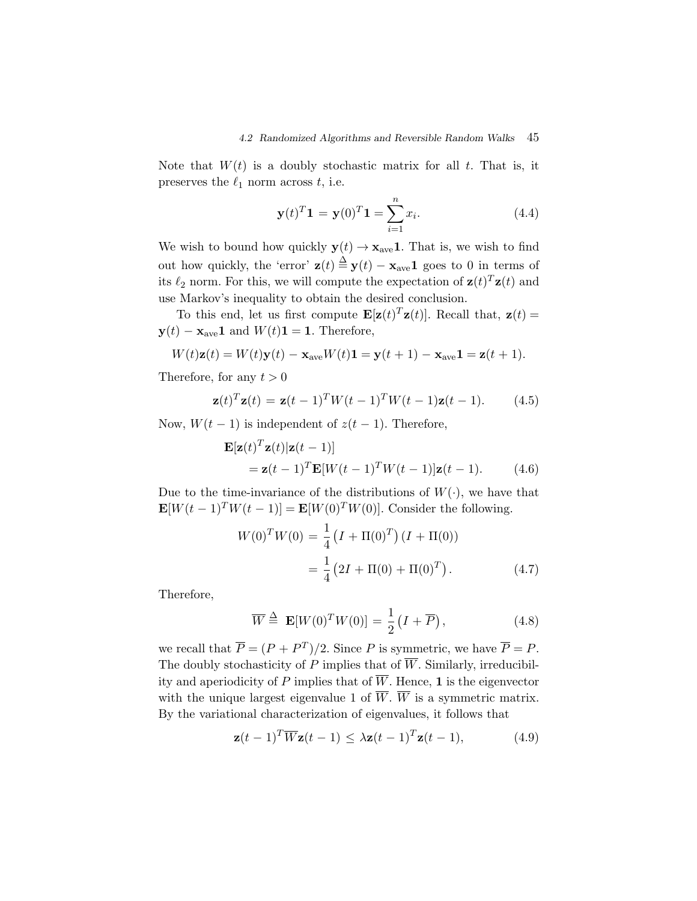Note that $W(t)$ is a doubly stochastic matrix for all $t$. That is, it preserves the $\ell_1$ norm across $t$, i.e.

$$\mathbf{y}(t)^T\mathbf{1} = \mathbf{y}(0)^T\mathbf{1} = \sum_{i=1}^{n} x_i. \tag{4.4}$$

We wish to bound how quickly $\mathbf{y}(t) \to \mathbf{x}_{\text{ave}}\mathbf{1}$. That is, we wish to find out how quickly, the 'error' $\mathbf{z}(t) \stackrel{\Delta}{=} \mathbf{y}(t) - \mathbf{x}_{\text{ave}}\mathbf{1}$ goes to 0 in terms of its $\ell_2$ norm. For this, we will compute the expectation of $\mathbf{z}(t)^T\mathbf{z}(t)$ and use Markov's inequality to obtain the desired conclusion.

To this end, let us first compute $\mathbf{E}[\mathbf{z}(t)^T\mathbf{z}(t)]$. Recall that, $\mathbf{z}(t) = \mathbf{y}(t) - \mathbf{x}_{\text{ave}}\mathbf{1}$ and $W(t)\mathbf{1} = \mathbf{1}$. Therefore,

$$W(t)\mathbf{z}(t) = W(t)\mathbf{y}(t) - \mathbf{x}_{\text{ave}}W(t)\mathbf{1} = \mathbf{y}(t+1) - \mathbf{x}_{\text{ave}}\mathbf{1} = \mathbf{z}(t+1).$$

Therefore, for any $t > 0$

$$\mathbf{z}(t)^T\mathbf{z}(t) = \mathbf{z}(t-1)^T W(t-1)^T W(t-1)\mathbf{z}(t-1). \tag{4.5}$$

Now, $W(t-1)$ is independent of $z(t-1)$. Therefore,

$$\begin{aligned}
&\mathbf{E}[\mathbf{z}(t)^T\mathbf{z}(t)|\mathbf{z}(t-1)] \\
&\quad = \mathbf{z}(t-1)^T\mathbf{E}[W(t-1)^T W(t-1)]\mathbf{z}(t-1).
\end{aligned} \tag{4.6}$$

Due to the time-invariance of the distributions of $W(\cdot)$, we have that $\mathbf{E}[W(t-1)^T W(t-1)] = \mathbf{E}[W(0)^T W(0)]$. Consider the following.

$$\begin{aligned}
W(0)^T W(0) &= \frac{1}{4}\left(I + \Pi(0)^T\right)\left(I + \Pi(0)\right) \\
&= \frac{1}{4}\left(2I + \Pi(0) + \Pi(0)^T\right).
\end{aligned} \tag{4.7}$$

Therefore,

$$\overline{W} \stackrel{\Delta}{=} \mathbf{E}[W(0)^T W(0)] = \frac{1}{2}\left(I + \overline{P}\right), \tag{4.8}$$

we recall that $\overline{P} = (P + P^T)/2$. Since $P$ is symmetric, we have $\overline{P} = P$. The doubly stochasticity of $P$ implies that of $\overline{W}$. Similarly, irreducibility and aperiodicity of $P$ implies that of $\overline{W}$. Hence, $\mathbf{1}$ is the eigenvector with the unique largest eigenvalue 1 of $\overline{W}$. $\overline{W}$ is a symmetric matrix. By the variational characterization of eigenvalues, it follows that

$$\mathbf{z}(t-1)^T\overline{W}\mathbf{z}(t-1) \le \lambda\mathbf{z}(t-1)^T\mathbf{z}(t-1), \tag{4.9}$$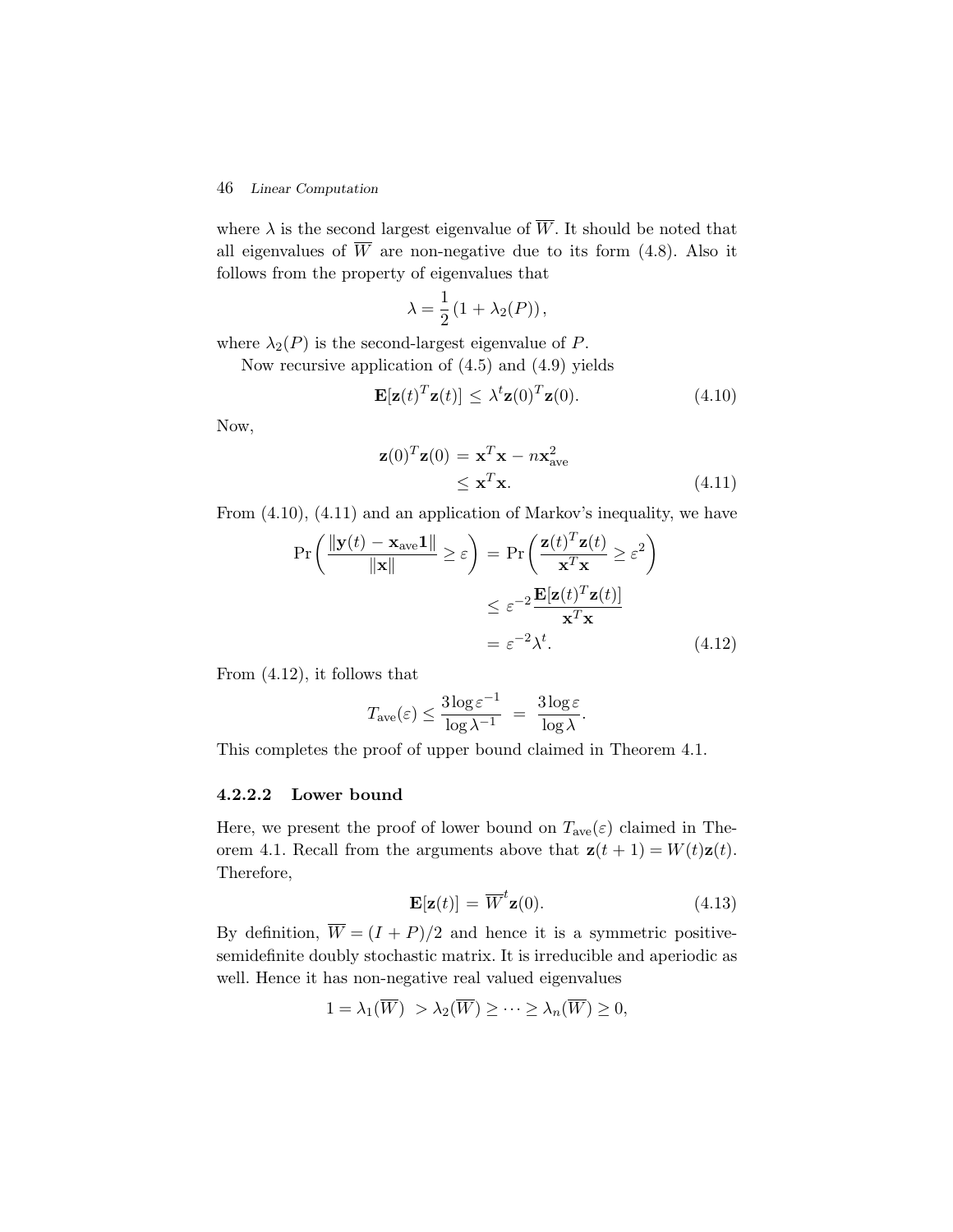where $\lambda$ is the second largest eigenvalue of $\overline{W}$. It should be noted that all eigenvalues of $\overline{W}$ are non-negative due to its form (4.8). Also it follows from the property of eigenvalues that

$$\lambda = \frac{1}{2}\left(1 + \lambda_2(P)\right),$$

where $\lambda_2(P)$ is the second-largest eigenvalue of $P$.

Now recursive application of (4.5) and (4.9) yields

$$\mathbf{E}[\mathbf{z}(t)^T\mathbf{z}(t)] \leq \lambda^t \mathbf{z}(0)^T\mathbf{z}(0). \tag{4.10}$$

Now,

$$\begin{aligned}\mathbf{z}(0)^T\mathbf{z}(0) &= \mathbf{x}^T\mathbf{x} - n\mathbf{x}_{\text{ave}}^2 \\ &\leq \mathbf{x}^T\mathbf{x}.\end{aligned} \tag{4.11}$$

From (4.10), (4.11) and an application of Markov's inequality, we have

$$\begin{aligned}\Pr\left(\frac{\|\mathbf{y}(t) - \mathbf{x}_{\text{ave}}\mathbf{1}\|}{\|\mathbf{x}\|} \geq \varepsilon\right) &= \Pr\left(\frac{\mathbf{z}(t)^T\mathbf{z}(t)}{\mathbf{x}^T\mathbf{x}} \geq \varepsilon^2\right) \\ &\leq \varepsilon^{-2}\frac{\mathbf{E}[\mathbf{z}(t)^T\mathbf{z}(t)]}{\mathbf{x}^T\mathbf{x}} \\ &= \varepsilon^{-2}\lambda^t.\end{aligned} \tag{4.12}$$

From (4.12), it follows that

$$T_{\text{ave}}(\varepsilon) \leq \frac{3\log\varepsilon^{-1}}{\log\lambda^{-1}} = \frac{3\log\varepsilon}{\log\lambda}.$$

This completes the proof of upper bound claimed in Theorem 4.1.

#### 4.2.2.2 Lower bound

Here, we present the proof of lower bound on $T_{\text{ave}}(\varepsilon)$ claimed in Theorem 4.1. Recall from the arguments above that $\mathbf{z}(t+1) = W(t)\mathbf{z}(t)$. Therefore,

$$\mathbf{E}[\mathbf{z}(t)] = \overline{W}^t\mathbf{z}(0). \tag{4.13}$$

By definition, $\overline{W} = (I + P)/2$ and hence it is a symmetric positive-semidefinite doubly stochastic matrix. It is irreducible and aperiodic as well. Hence it has non-negative real valued eigenvalues

$$1 = \lambda_1(\overline{W}) > \lambda_2(\overline{W}) \geq \cdots \geq \lambda_n(\overline{W}) \geq 0,$$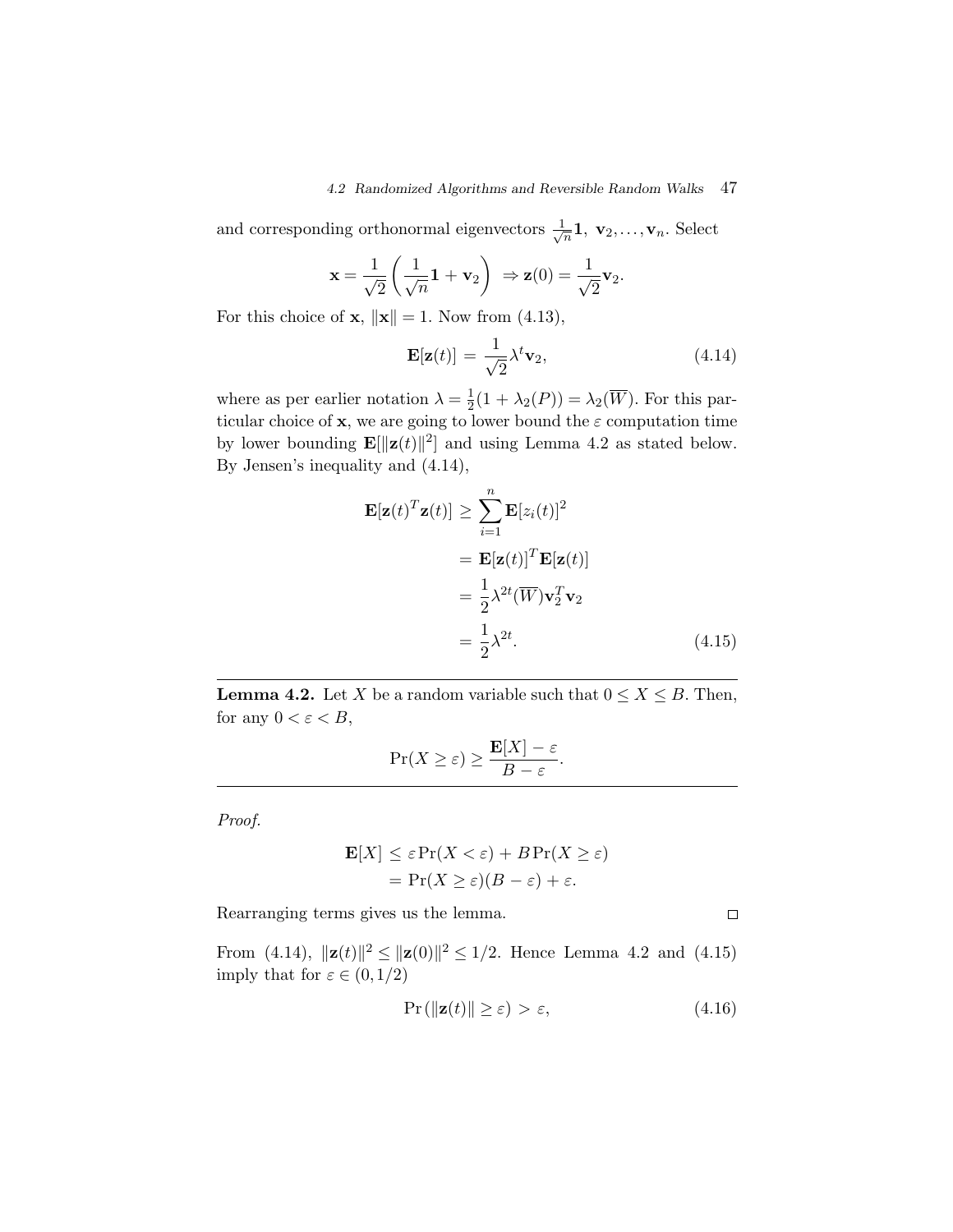and corresponding orthonormal eigenvectors $\frac{1}{\sqrt{n}}\mathbf{1}$, $\mathbf{v}_2, \ldots, \mathbf{v}_n$. Select

$$\mathbf{x} = \frac{1}{\sqrt{2}}\left(\frac{1}{\sqrt{n}}\mathbf{1} + \mathbf{v}_2\right) \Rightarrow \mathbf{z}(0) = \frac{1}{\sqrt{2}}\mathbf{v}_2.$$

For this choice of $\mathbf{x}$, $\|\mathbf{x}\| = 1$. Now from (4.13),

$$\mathbf{E}[\mathbf{z}(t)] = \frac{1}{\sqrt{2}}\lambda^t \mathbf{v}_2, \tag{4.14}$$

where as per earlier notation $\lambda = \frac{1}{2}(1 + \lambda_2(P)) = \lambda_2(\overline{W})$. For this particular choice of $\mathbf{x}$, we are going to lower bound the $\varepsilon$ computation time by lower bounding $\mathbf{E}[\|\mathbf{z}(t)\|^2]$ and using Lemma 4.2 as stated below. By Jensen's inequality and (4.14),

$$\begin{aligned}
\mathbf{E}[\mathbf{z}(t)^T\mathbf{z}(t)] &\geq \sum_{i=1}^{n} \mathbf{E}[z_i(t)]^2 \\
&= \mathbf{E}[\mathbf{z}(t)]^T \mathbf{E}[\mathbf{z}(t)] \\
&= \frac{1}{2}\lambda^{2t}(\overline{W})\mathbf{v}_2^T\mathbf{v}_2 \\
&= \frac{1}{2}\lambda^{2t}.
\end{aligned} \tag{4.15}$$

**Lemma 4.2.** Let $X$ be a random variable such that $0 \leq X \leq B$. Then, for any $0 < \varepsilon < B$,

$$\Pr(X \geq \varepsilon) \geq \frac{\mathbf{E}[X] - \varepsilon}{B - \varepsilon}.$$

*Proof.*

$$\begin{aligned}
\mathbf{E}[X] &\leq \varepsilon \Pr(X < \varepsilon) + B \Pr(X \geq \varepsilon) \\
&= \Pr(X \geq \varepsilon)(B - \varepsilon) + \varepsilon.
\end{aligned}$$

Rearranging terms gives us the lemma. □

From (4.14), $\|\mathbf{z}(t)\|^2 \leq \|\mathbf{z}(0)\|^2 \leq 1/2$. Hence Lemma 4.2 and (4.15) imply that for $\varepsilon \in (0, 1/2)$

$$\Pr(\|\mathbf{z}(t)\| \geq \varepsilon) > \varepsilon, \tag{4.16}$$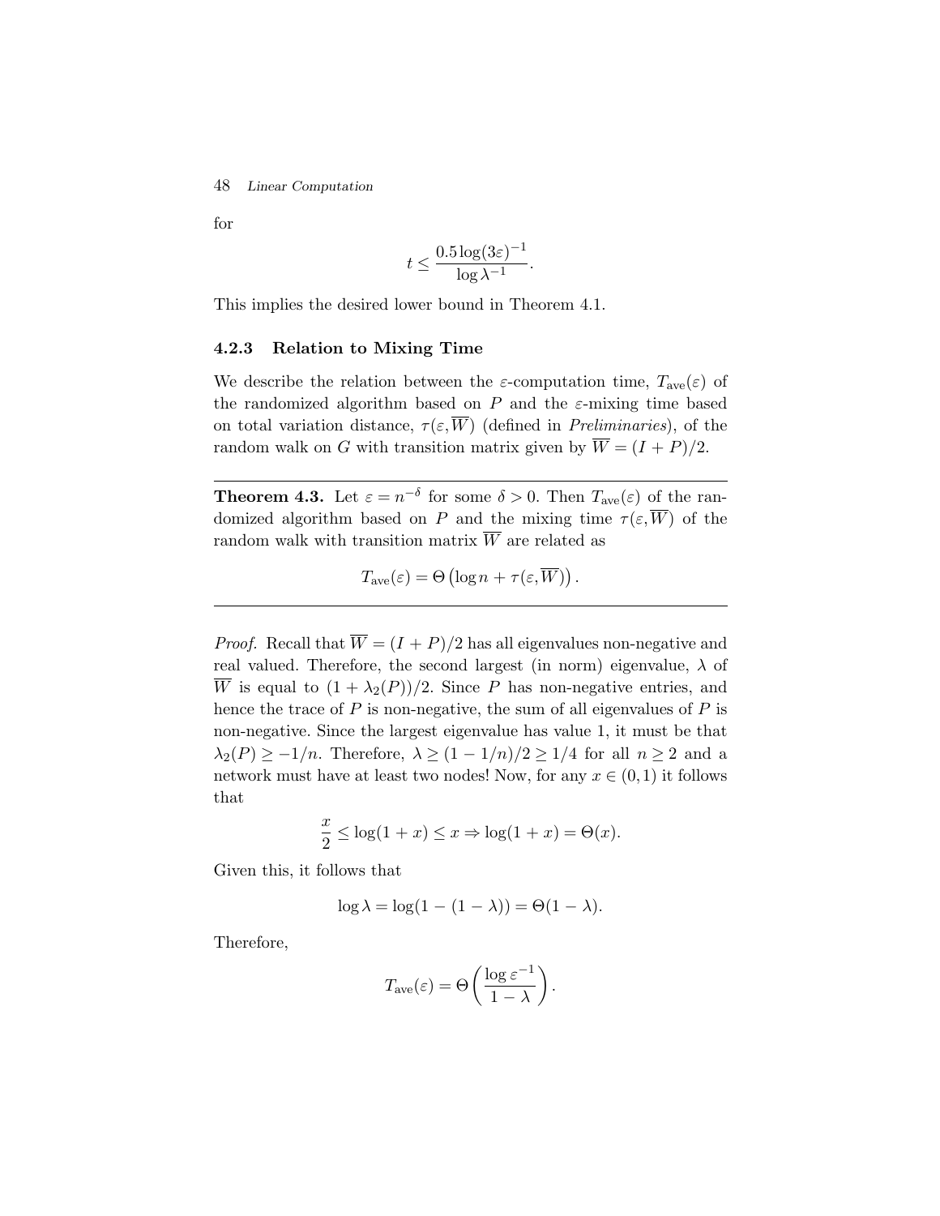for

$$t \leq \frac{0.5 \log(3\varepsilon)^{-1}}{\log \lambda^{-1}}.$$

This implies the desired lower bound in Theorem 4.1.

### 4.2.3 Relation to Mixing Time

We describe the relation between the $\varepsilon$-computation time, $T_{\text{ave}}(\varepsilon)$ of the randomized algorithm based on $P$ and the $\varepsilon$-mixing time based on total variation distance, $\tau(\varepsilon, \overline{W})$ (defined in *Preliminaries*), of the random walk on $G$ with transition matrix given by $\overline{W} = (I + P)/2$.

---

**Theorem 4.3.** Let $\varepsilon = n^{-\delta}$ for some $\delta > 0$. Then $T_{\text{ave}}(\varepsilon)$ of the randomized algorithm based on $P$ and the mixing time $\tau(\varepsilon, \overline{W})$ of the random walk with transition matrix $\overline{W}$ are related as

$$T_{\text{ave}}(\varepsilon) = \Theta\left(\log n + \tau(\varepsilon, \overline{W})\right).$$

---

*Proof.* Recall that $\overline{W} = (I + P)/2$ has all eigenvalues non-negative and real valued. Therefore, the second largest (in norm) eigenvalue, $\lambda$ of $\overline{W}$ is equal to $(1 + \lambda_2(P))/2$. Since $P$ has non-negative entries, and hence the trace of $P$ is non-negative, the sum of all eigenvalues of $P$ is non-negative. Since the largest eigenvalue has value 1, it must be that $\lambda_2(P) \geq -1/n$. Therefore, $\lambda \geq (1 - 1/n)/2 \geq 1/4$ for all $n \geq 2$ and a network must have at least two nodes! Now, for any $x \in (0, 1)$ it follows that

$$\frac{x}{2} \leq \log(1 + x) \leq x \Rightarrow \log(1 + x) = \Theta(x).$$

Given this, it follows that

$$\log \lambda = \log(1 - (1 - \lambda)) = \Theta(1 - \lambda).$$

Therefore,

$$T_{\text{ave}}(\varepsilon) = \Theta\left(\frac{\log \varepsilon^{-1}}{1 - \lambda}\right).$$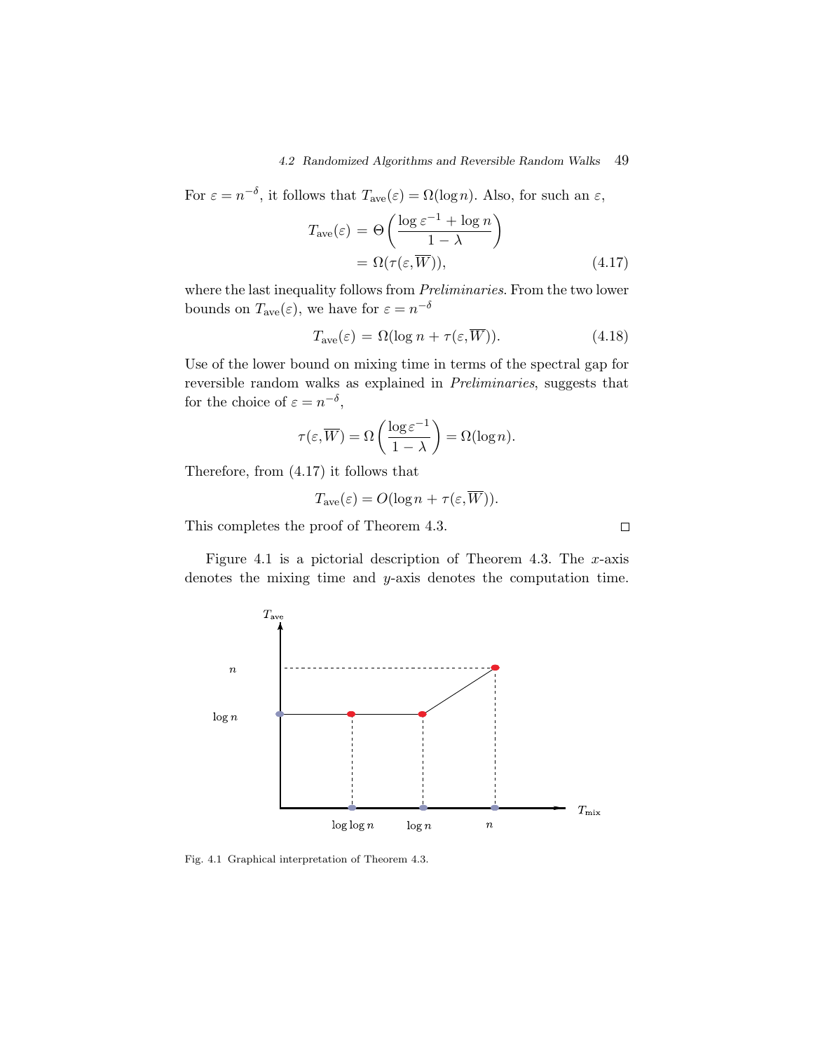For $\varepsilon = n^{-\delta}$, it follows that $T_{\text{ave}}(\varepsilon) = \Omega(\log n)$. Also, for such an $\varepsilon$,

$$T_{\text{ave}}(\varepsilon) = \Theta\left(\frac{\log \varepsilon^{-1} + \log n}{1 - \lambda}\right)$$
$$= \Omega(\tau(\varepsilon, \overline{W})), \tag{4.17}$$

where the last inequality follows from *Preliminaries*. From the two lower bounds on $T_{\text{ave}}(\varepsilon)$, we have for $\varepsilon = n^{-\delta}$

$$T_{\text{ave}}(\varepsilon) = \Omega(\log n + \tau(\varepsilon, \overline{W})). \tag{4.18}$$

Use of the lower bound on mixing time in terms of the spectral gap for reversible random walks as explained in *Preliminaries*, suggests that for the choice of $\varepsilon = n^{-\delta}$,

$$\tau(\varepsilon, \overline{W}) = \Omega\left(\frac{\log \varepsilon^{-1}}{1 - \lambda}\right) = \Omega(\log n).$$

Therefore, from (4.17) it follows that

$$T_{\text{ave}}(\varepsilon) = O(\log n + \tau(\varepsilon, \overline{W})).$$

This completes the proof of Theorem 4.3. □

Figure 4.1 is a pictorial description of Theorem 4.3. The $x$-axis denotes the mixing time and $y$-axis denotes the computation time.

Fig. 4.1 Graphical interpretation of Theorem 4.3.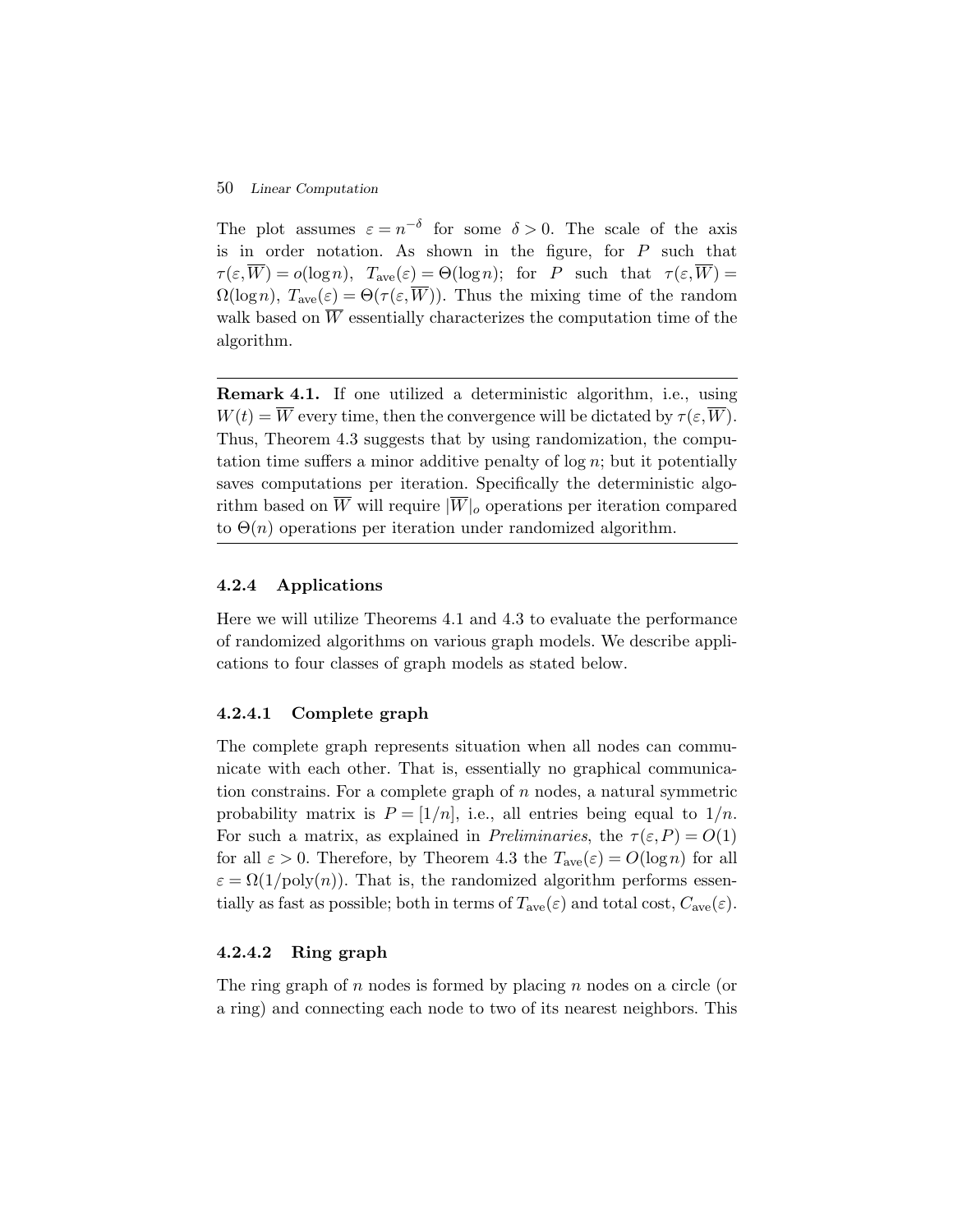The plot assumes $\varepsilon = n^{-\delta}$ for some $\delta > 0$. The scale of the axis is in order notation. As shown in the figure, for $P$ such that $\tau(\varepsilon, \overline{W}) = o(\log n)$, $T_{\text{ave}}(\varepsilon) = \Theta(\log n)$; for $P$ such that $\tau(\varepsilon, \overline{W}) = \Omega(\log n)$, $T_{\text{ave}}(\varepsilon) = \Theta(\tau(\varepsilon, \overline{W}))$. Thus the mixing time of the random walk based on $\overline{W}$ essentially characterizes the computation time of the algorithm.

---

**Remark 4.1.** If one utilized a deterministic algorithm, i.e., using $W(t) = \overline{W}$ every time, then the convergence will be dictated by $\tau(\varepsilon, \overline{W})$. Thus, Theorem 4.3 suggests that by using randomization, the computation time suffers a minor additive penalty of $\log n$; but it potentially saves computations per iteration. Specifically the deterministic algorithm based on $\overline{W}$ will require $|\overline{W}|_o$ operations per iteration compared to $\Theta(n)$ operations per iteration under randomized algorithm.

---

### 4.2.4 Applications

Here we will utilize Theorems 4.1 and 4.3 to evaluate the performance of randomized algorithms on various graph models. We describe applications to four classes of graph models as stated below.

#### 4.2.4.1 Complete graph

The complete graph represents situation when all nodes can communicate with each other. That is, essentially no graphical communication constrains. For a complete graph of $n$ nodes, a natural symmetric probability matrix is $P = [1/n]$, i.e., all entries being equal to $1/n$. For such a matrix, as explained in *Preliminaries*, the $\tau(\varepsilon, P) = O(1)$ for all $\varepsilon > 0$. Therefore, by Theorem 4.3 the $T_{\text{ave}}(\varepsilon) = O(\log n)$ for all $\varepsilon = \Omega(1/\text{poly}(n))$. That is, the randomized algorithm performs essentially as fast as possible; both in terms of $T_{\text{ave}}(\varepsilon)$ and total cost, $C_{\text{ave}}(\varepsilon)$.

#### 4.2.4.2 Ring graph

The ring graph of $n$ nodes is formed by placing $n$ nodes on a circle (or a ring) and connecting each node to two of its nearest neighbors. This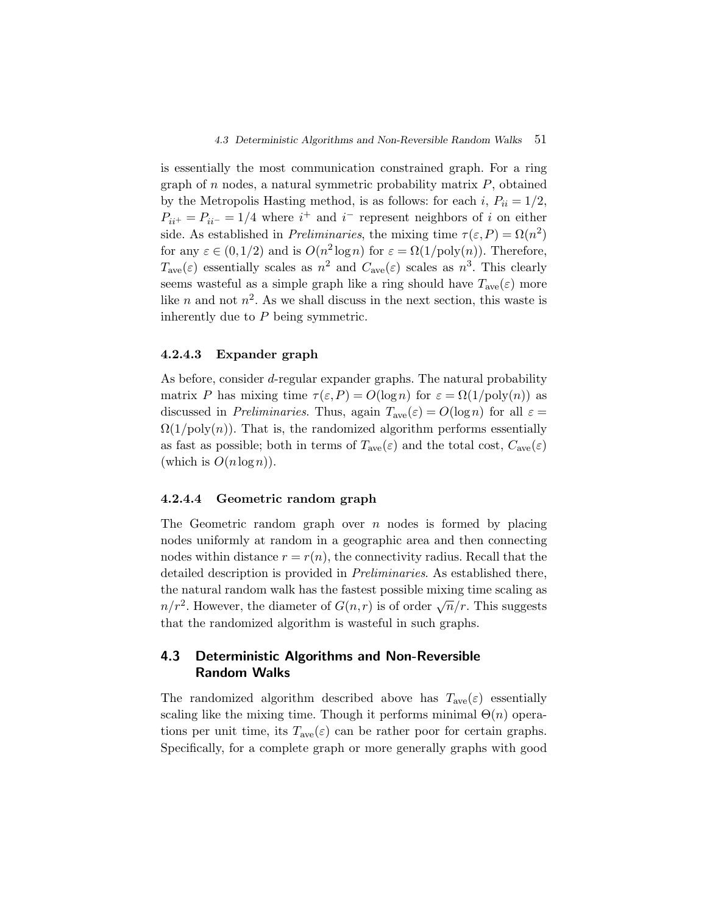is essentially the most communication constrained graph. For a ring graph of $n$ nodes, a natural symmetric probability matrix $P$, obtained by the Metropolis Hasting method, is as follows: for each $i$, $P_{ii} = 1/2$, $P_{ii^+} = P_{ii^-} = 1/4$ where $i^+$ and $i^-$ represent neighbors of $i$ on either side. As established in *Preliminaries*, the mixing time $\tau(\varepsilon, P) = \Omega(n^2)$ for any $\varepsilon \in (0, 1/2)$ and is $O(n^2 \log n)$ for $\varepsilon = \Omega(1/\text{poly}(n))$. Therefore, $T_{\text{ave}}(\varepsilon)$ essentially scales as $n^2$ and $C_{\text{ave}}(\varepsilon)$ scales as $n^3$. This clearly seems wasteful as a simple graph like a ring should have $T_{\text{ave}}(\varepsilon)$ more like $n$ and not $n^2$. As we shall discuss in the next section, this waste is inherently due to $P$ being symmetric.

#### 4.2.4.3 Expander graph

As before, consider $d$-regular expander graphs. The natural probability matrix $P$ has mixing time $\tau(\varepsilon, P) = O(\log n)$ for $\varepsilon = \Omega(1/\text{poly}(n))$ as discussed in *Preliminaries*. Thus, again $T_{\text{ave}}(\varepsilon) = O(\log n)$ for all $\varepsilon = \Omega(1/\text{poly}(n))$. That is, the randomized algorithm performs essentially as fast as possible; both in terms of $T_{\text{ave}}(\varepsilon)$ and the total cost, $C_{\text{ave}}(\varepsilon)$ (which is $O(n \log n)$).

#### 4.2.4.4 Geometric random graph

The Geometric random graph over $n$ nodes is formed by placing nodes uniformly at random in a geographic area and then connecting nodes within distance $r = r(n)$, the connectivity radius. Recall that the detailed description is provided in *Preliminaries*. As established there, the natural random walk has the fastest possible mixing time scaling as $n/r^2$. However, the diameter of $G(n, r)$ is of order $\sqrt{n}/r$. This suggests that the randomized algorithm is wasteful in such graphs.

## 4.3 Deterministic Algorithms and Non-Reversible Random Walks

The randomized algorithm described above has $T_{\text{ave}}(\varepsilon)$ essentially scaling like the mixing time. Though it performs minimal $\Theta(n)$ operations per unit time, its $T_{\text{ave}}(\varepsilon)$ can be rather poor for certain graphs. Specifically, for a complete graph or more generally graphs with good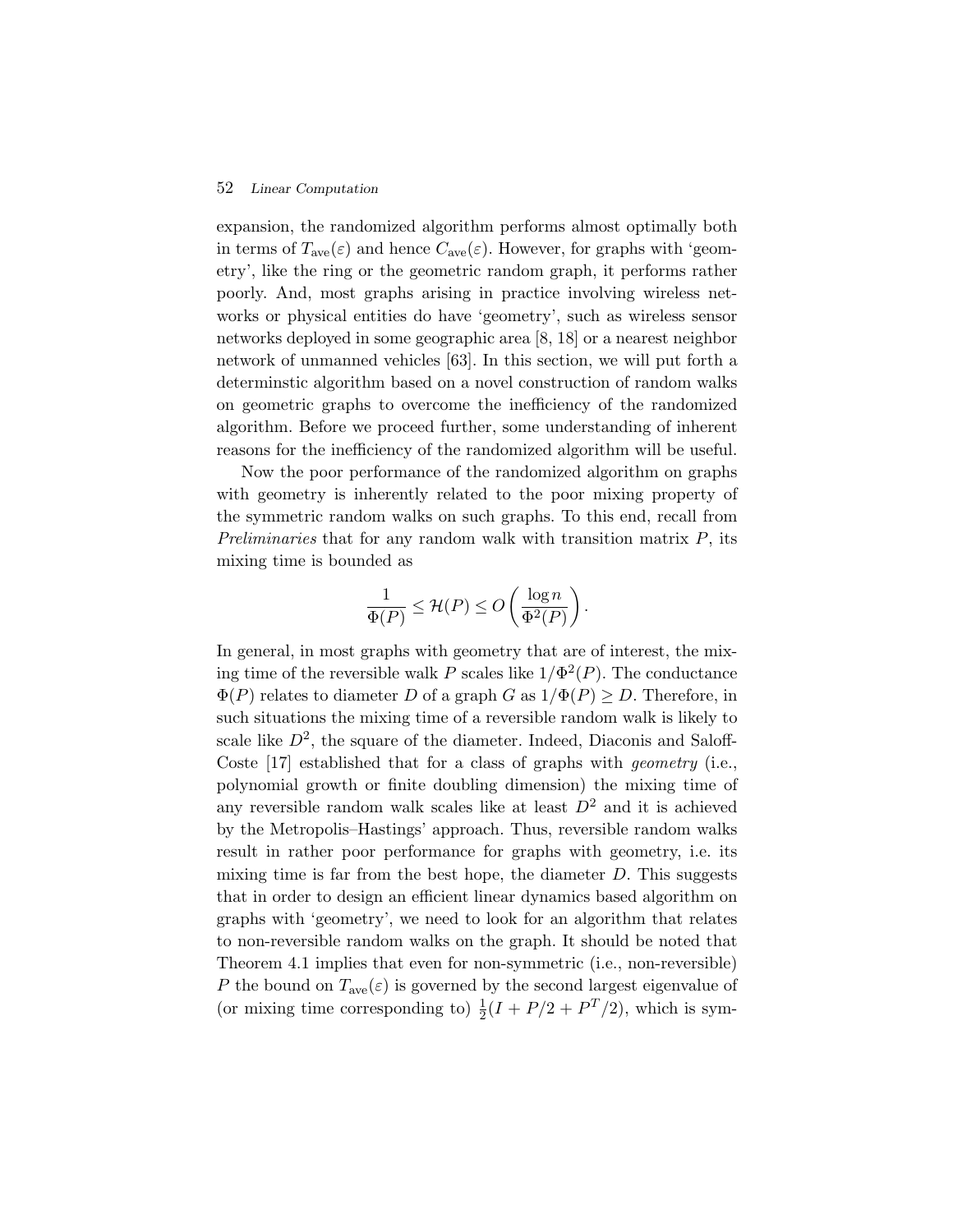expansion, the randomized algorithm performs almost optimally both in terms of $T_{\mathrm{ave}}(\varepsilon)$ and hence $C_{\mathrm{ave}}(\varepsilon)$. However, for graphs with 'geometry', like the ring or the geometric random graph, it performs rather poorly. And, most graphs arising in practice involving wireless networks or physical entities do have 'geometry', such as wireless sensor networks deployed in some geographic area [8, 18] or a nearest neighbor network of unmanned vehicles [63]. In this section, we will put forth a determinstic algorithm based on a novel construction of random walks on geometric graphs to overcome the inefficiency of the randomized algorithm. Before we proceed further, some understanding of inherent reasons for the inefficiency of the randomized algorithm will be useful.

Now the poor performance of the randomized algorithm on graphs with geometry is inherently related to the poor mixing property of the symmetric random walks on such graphs. To this end, recall from *Preliminaries* that for any random walk with transition matrix $P$, its mixing time is bounded as

$$\frac{1}{\Phi(P)} \leq \mathcal{H}(P) \leq O\left(\frac{\log n}{\Phi^2(P)}\right).$$

In general, in most graphs with geometry that are of interest, the mixing time of the reversible walk $P$ scales like $1/\Phi^2(P)$. The conductance $\Phi(P)$ relates to diameter $D$ of a graph $G$ as $1/\Phi(P) \geq D$. Therefore, in such situations the mixing time of a reversible random walk is likely to scale like $D^2$, the square of the diameter. Indeed, Diaconis and Saloff-Coste [17] established that for a class of graphs with *geometry* (i.e., polynomial growth or finite doubling dimension) the mixing time of any reversible random walk scales like at least $D^2$ and it is achieved by the Metropolis–Hastings' approach. Thus, reversible random walks result in rather poor performance for graphs with geometry, i.e. its mixing time is far from the best hope, the diameter $D$. This suggests that in order to design an efficient linear dynamics based algorithm on graphs with 'geometry', we need to look for an algorithm that relates to non-reversible random walks on the graph. It should be noted that Theorem 4.1 implies that even for non-symmetric (i.e., non-reversible) $P$ the bound on $T_{\mathrm{ave}}(\varepsilon)$ is governed by the second largest eigenvalue of (or mixing time corresponding to) $\frac{1}{2}(I + P/2 + P^T/2)$, which is sym-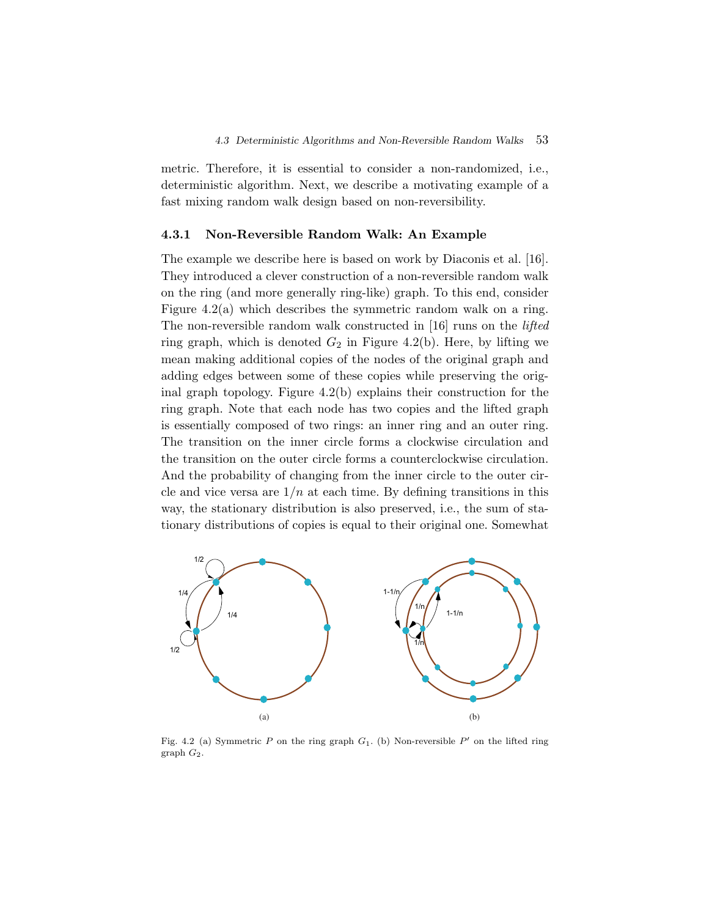metric. Therefore, it is essential to consider a non-randomized, i.e., deterministic algorithm. Next, we describe a motivating example of a fast mixing random walk design based on non-reversibility.

### 4.3.1 Non-Reversible Random Walk: An Example

The example we describe here is based on work by Diaconis et al. [16]. They introduced a clever construction of a non-reversible random walk on the ring (and more generally ring-like) graph. To this end, consider Figure 4.2(a) which describes the symmetric random walk on a ring. The non-reversible random walk constructed in [16] runs on the *lifted* ring graph, which is denoted $G_2$ in Figure 4.2(b). Here, by lifting we mean making additional copies of the nodes of the original graph and adding edges between some of these copies while preserving the original graph topology. Figure 4.2(b) explains their construction for the ring graph. Note that each node has two copies and the lifted graph is essentially composed of two rings: an inner ring and an outer ring. The transition on the inner circle forms a clockwise circulation and the transition on the outer circle forms a counterclockwise circulation. And the probability of changing from the inner circle to the outer circle and vice versa are $1/n$ at each time. By defining transitions in this way, the stationary distribution is also preserved, i.e., the sum of stationary distributions of copies is equal to their original one. Somewhat

Fig. 4.2 (a) Symmetric $P$ on the ring graph $G_1$. (b) Non-reversible $P'$ on the lifted ring graph $G_2$.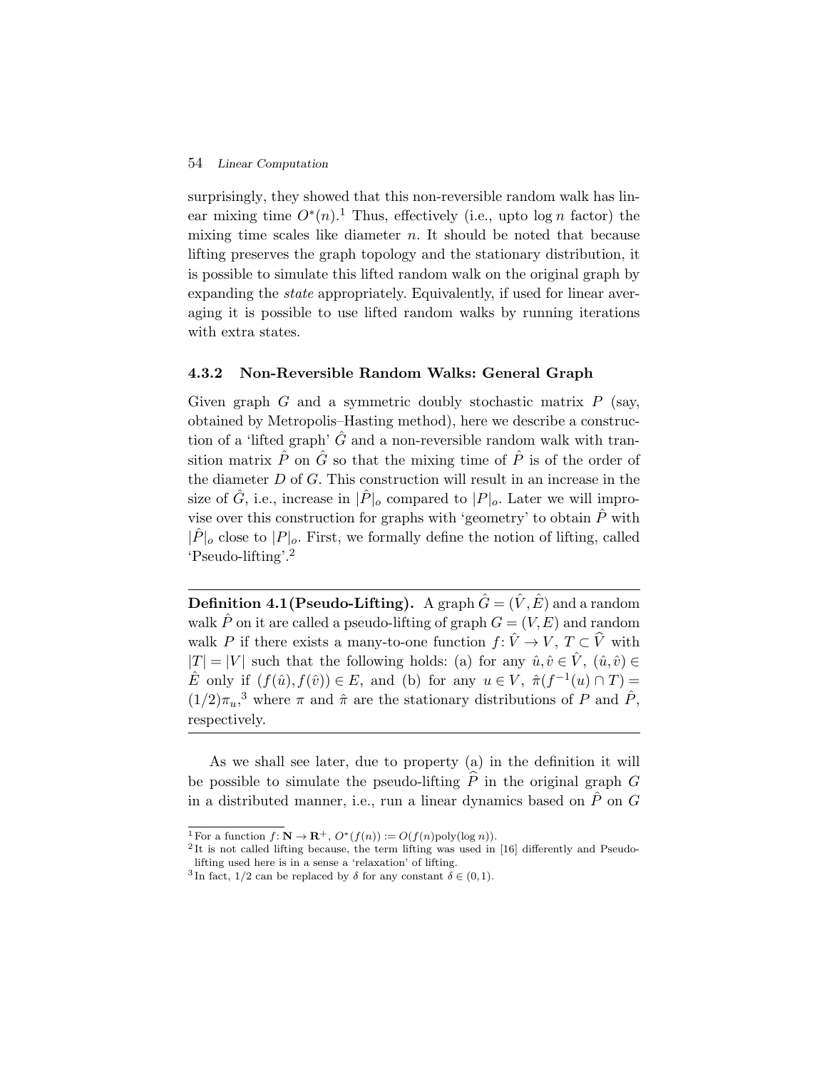surprisingly, they showed that this non-reversible random walk has linear mixing time $O^*(n)$.[1] Thus, effectively (i.e., upto $\log n$ factor) the mixing time scales like diameter $n$. It should be noted that because lifting preserves the graph topology and the stationary distribution, it is possible to simulate this lifted random walk on the original graph by expanding the *state* appropriately. Equivalently, if used for linear averaging it is possible to use lifted random walks by running iterations with extra states.

### 4.3.2 Non-Reversible Random Walks: General Graph

Given graph $G$ and a symmetric doubly stochastic matrix $P$ (say, obtained by Metropolis–Hasting method), here we describe a construction of a 'lifted graph' $\hat{G}$ and a non-reversible random walk with transition matrix $\hat{P}$ on $\hat{G}$ so that the mixing time of $\hat{P}$ is of the order of the diameter $D$ of $G$. This construction will result in an increase in the size of $\hat{G}$, i.e., increase in $|\hat{P}|_o$ compared to $|P|_o$. Later we will improvise over this construction for graphs with 'geometry' to obtain $\hat{P}$ with $|\hat{P}|_o$ close to $|P|_o$. First, we formally define the notion of lifting, called 'Pseudo-lifting'.[2]

---

**Definition 4.1 (Pseudo-Lifting).** A graph $\hat{G} = (\hat{V}, \hat{E})$ and a random walk $\hat{P}$ on it are called a pseudo-lifting of graph $G = (V, E)$ and random walk $P$ if there exists a many-to-one function $f \colon \hat{V} \to V$, $T \subset \widehat{V}$ with $|T| = |V|$ such that the following holds: (a) for any $\hat{u}, \hat{v} \in \hat{V}$, $(\hat{u}, \hat{v}) \in \hat{E}$ only if $(f(\hat{u}), f(\hat{v})) \in E$, and (b) for any $u \in V$, $\hat{\pi}(f^{-1}(u) \cap T) = (1/2)\pi_u$,[3] where $\pi$ and $\hat{\pi}$ are the stationary distributions of $P$ and $\hat{P}$, respectively.

---

As we shall see later, due to property (a) in the definition it will be possible to simulate the pseudo-lifting $\widehat{P}$ in the original graph $G$ in a distributed manner, i.e., run a linear dynamics based on $\hat{P}$ on $G$

[1] For a function $f \colon \mathbf{N} \to \mathbf{R}^+$, $O^*(f(n)) := O(f(n)\text{poly}(\log n))$.

[2] It is not called lifting because, the term lifting was used in [16] differently and Pseudo-lifting used here is in a sense a 'relaxation' of lifting.

[3] In fact, $1/2$ can be replaced by $\delta$ for any constant $\delta \in (0, 1)$.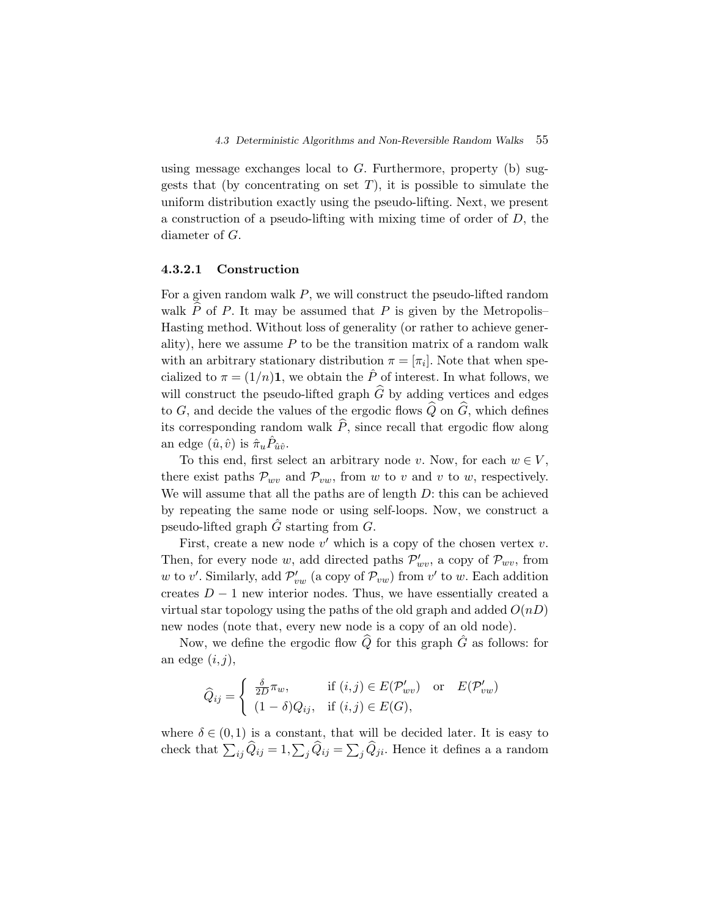using message exchanges local to $G$. Furthermore, property (b) suggests that (by concentrating on set $T$), it is possible to simulate the uniform distribution exactly using the pseudo-lifting. Next, we present a construction of a pseudo-lifting with mixing time of order of $D$, the diameter of $G$.

#### 4.3.2.1 Construction

For a given random walk $P$, we will construct the pseudo-lifted random walk $\widehat{P}$ of $P$. It may be assumed that $P$ is given by the Metropolis–Hasting method. Without loss of generality (or rather to achieve generality), here we assume $P$ to be the transition matrix of a random walk with an arbitrary stationary distribution $\pi = [\pi_i]$. Note that when specialized to $\pi = (1/n)\mathbf{1}$, we obtain the $\hat{P}$ of interest. In what follows, we will construct the pseudo-lifted graph $\widehat{G}$ by adding vertices and edges to $G$, and decide the values of the ergodic flows $\widehat{Q}$ on $\widehat{G}$, which defines its corresponding random walk $\widehat{P}$, since recall that ergodic flow along an edge $(\hat{u}, \hat{v})$ is $\hat{\pi}_u \hat{P}_{\hat{u}\hat{v}}$.

To this end, first select an arbitrary node $v$. Now, for each $w \in V$, there exist paths $\mathcal{P}_{wv}$ and $\mathcal{P}_{vw}$, from $w$ to $v$ and $v$ to $w$, respectively. We will assume that all the paths are of length $D$: this can be achieved by repeating the same node or using self-loops. Now, we construct a pseudo-lifted graph $\hat{G}$ starting from $G$.

First, create a new node $v'$ which is a copy of the chosen vertex $v$. Then, for every node $w$, add directed paths $\mathcal{P}'_{wv}$, a copy of $\mathcal{P}_{wv}$, from $w$ to $v'$. Similarly, add $\mathcal{P}'_{vw}$ (a copy of $\mathcal{P}_{vw}$) from $v'$ to $w$. Each addition creates $D - 1$ new interior nodes. Thus, we have essentially created a virtual star topology using the paths of the old graph and added $O(nD)$ new nodes (note that, every new node is a copy of an old node).

Now, we define the ergodic flow $\widehat{Q}$ for this graph $\hat{G}$ as follows: for an edge $(i, j)$,

$$\widehat{Q}_{ij} = \begin{cases} \frac{\delta}{2D}\pi_w, & \text{if } (i,j) \in E(\mathcal{P}'_{wv}) \quad \text{or} \quad E(\mathcal{P}'_{vw}) \\ (1-\delta)Q_{ij}, & \text{if } (i,j) \in E(G), \end{cases}$$

where $\delta \in (0, 1)$ is a constant, that will be decided later. It is easy to check that $\sum_{ij} \widehat{Q}_{ij} = 1, \sum_j \widehat{Q}_{ij} = \sum_j \widehat{Q}_{ji}$. Hence it defines a a random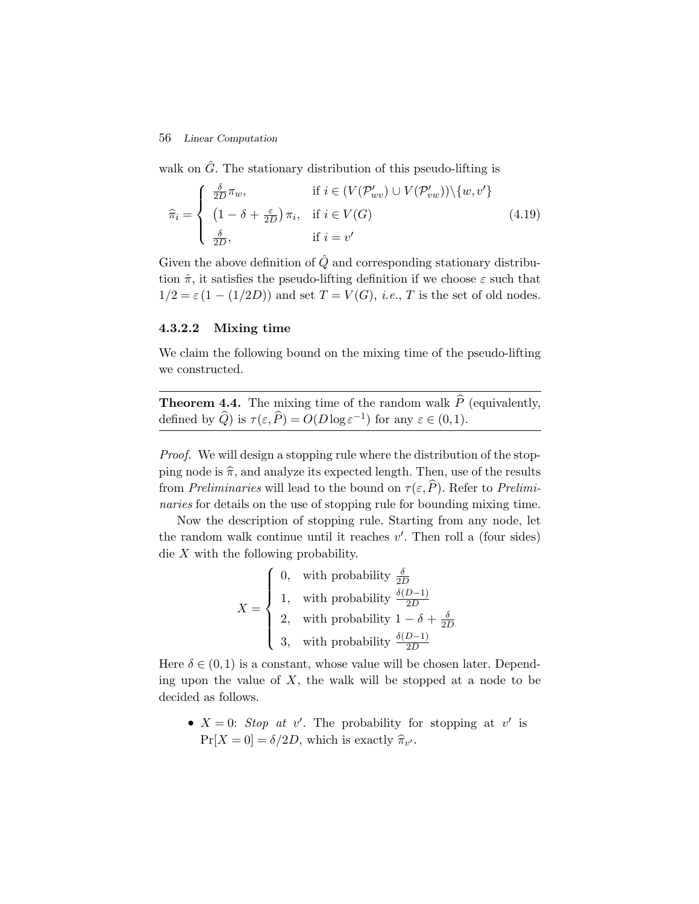walk on $\hat{G}$. The stationary distribution of this pseudo-lifting is

$$\widehat{\pi}_i = \begin{cases} \frac{\delta}{2D}\pi_w, & \text{if } i \in (V(\mathcal{P}'_{wv}) \cup V(\mathcal{P}'_{vw}))\backslash\{w, v'\} \\ \left(1 - \delta + \frac{\varepsilon}{2D}\right)\pi_i, & \text{if } i \in V(G) \\ \frac{\delta}{2D}, & \text{if } i = v' \end{cases} \tag{4.19}$$

Given the above definition of $\hat{Q}$ and corresponding stationary distribution $\hat{\pi}$, it satisfies the pseudo-lifting definition if we choose $\varepsilon$ such that $1/2 = \varepsilon(1 - (1/2D))$ and set $T = V(G)$, *i.e.*, $T$ is the set of old nodes.

#### 4.3.2.2 Mixing time

We claim the following bound on the mixing time of the pseudo-lifting we constructed.

**Theorem 4.4.** The mixing time of the random walk $\widehat{P}$ (equivalently, defined by $\widehat{Q}$) is $\tau(\varepsilon, \widehat{P}) = O(D \log \varepsilon^{-1})$ for any $\varepsilon \in (0, 1)$.

*Proof.* We will design a stopping rule where the distribution of the stopping node is $\widehat{\pi}$, and analyze its expected length. Then, use of the results from *Preliminaries* will lead to the bound on $\tau(\varepsilon, \widehat{P})$. Refer to *Preliminaries* for details on the use of stopping rule for bounding mixing time.

Now the description of stopping rule. Starting from any node, let the random walk continue until it reaches $v'$. Then roll a (four sides) die $X$ with the following probability.

$$X = \begin{cases} 0, & \text{with probability } \frac{\delta}{2D} \\ 1, & \text{with probability } \frac{\delta(D-1)}{2D} \\ 2, & \text{with probability } 1 - \delta + \frac{\delta}{2D} \\ 3, & \text{with probability } \frac{\delta(D-1)}{2D} \end{cases}$$

Here $\delta \in (0, 1)$ is a constant, whose value will be chosen later. Depending upon the value of $X$, the walk will be stopped at a node to be decided as follows.

- $X = 0$: *Stop at* $v'$. The probability for stopping at $v'$ is $\Pr[X = 0] = \delta/2D$, which is exactly $\widehat{\pi}_{v'}$.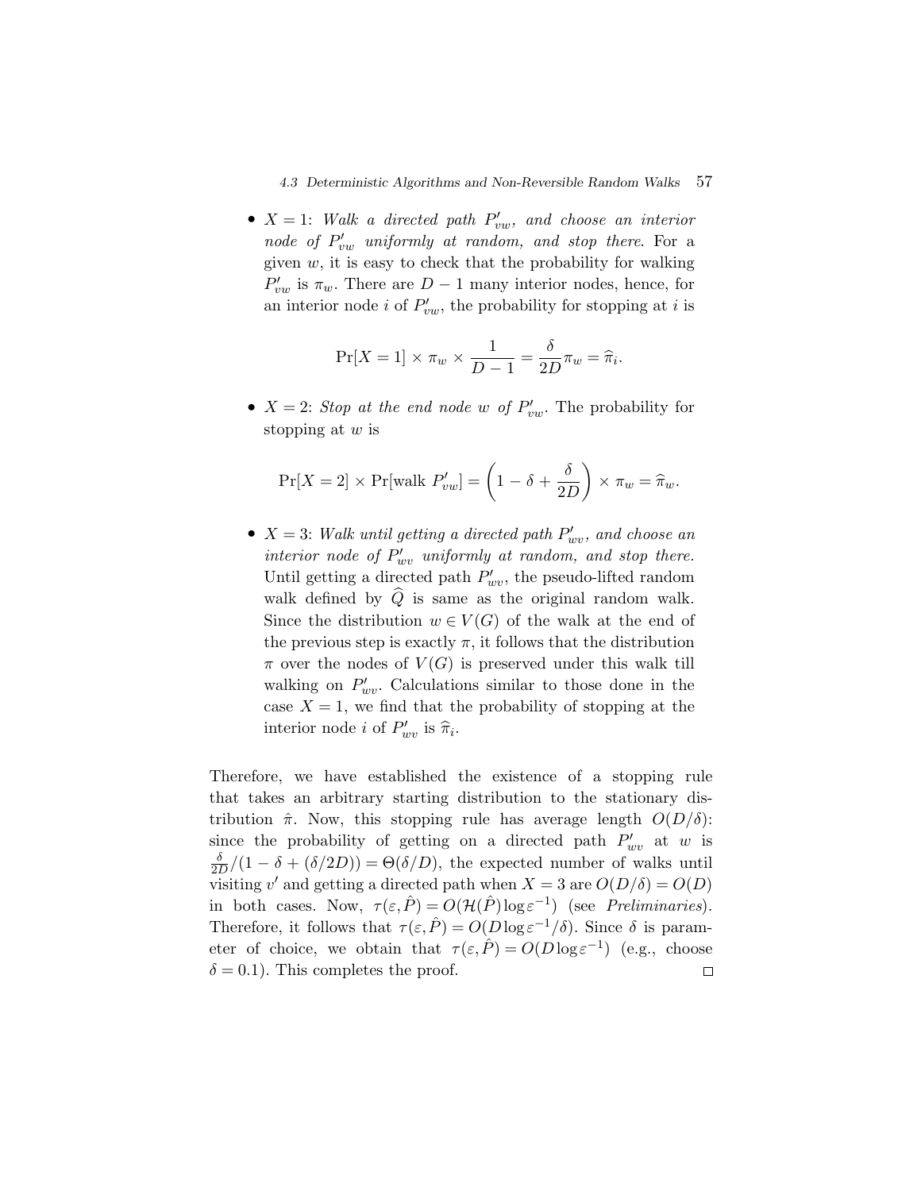- $X = 1$: *Walk a directed path $P'_{vw}$, and choose an interior node of $P'_{vw}$ uniformly at random, and stop there*. For a given $w$, it is easy to check that the probability for walking $P'_{vw}$ is $\pi_w$. There are $D-1$ many interior nodes, hence, for an interior node $i$ of $P'_{vw}$, the probability for stopping at $i$ is

$$\Pr[X = 1] \times \pi_w \times \frac{1}{D-1} = \frac{\delta}{2D}\pi_w = \widehat{\pi}_i.$$

- $X = 2$: *Stop at the end node $w$ of $P'_{vw}$*. The probability for stopping at $w$ is

$$\Pr[X = 2] \times \Pr[\text{walk } P'_{vw}] = \left(1 - \delta + \frac{\delta}{2D}\right) \times \pi_w = \widehat{\pi}_w.$$

- $X = 3$: *Walk until getting a directed path $P'_{wv}$, and choose an interior node of $P'_{wv}$ uniformly at random, and stop there.* Until getting a directed path $P'_{wv}$, the pseudo-lifted random walk defined by $\widehat{Q}$ is same as the original random walk. Since the distribution $w \in V(G)$ of the walk at the end of the previous step is exactly $\pi$, it follows that the distribution $\pi$ over the nodes of $V(G)$ is preserved under this walk till walking on $P'_{wv}$. Calculations similar to those done in the case $X = 1$, we find that the probability of stopping at the interior node $i$ of $P'_{wv}$ is $\widehat{\pi}_i$.

Therefore, we have established the existence of a stopping rule that takes an arbitrary starting distribution to the stationary distribution $\hat{\pi}$. Now, this stopping rule has average length $O(D/\delta)$: since the probability of getting on a directed path $P'_{wv}$ at $w$ is $\frac{\delta}{2D}/(1 - \delta + (\delta/2D)) = \Theta(\delta/D)$, the expected number of walks until visiting $v'$ and getting a directed path when $X = 3$ are $O(D/\delta) = O(D)$ in both cases. Now, $\tau(\varepsilon, \hat{P}) = O(\mathcal{H}(\hat{P}) \log \varepsilon^{-1})$ (see *Preliminaries*). Therefore, it follows that $\tau(\varepsilon, \hat{P}) = O(D \log \varepsilon^{-1}/\delta)$. Since $\delta$ is parameter of choice, we obtain that $\tau(\varepsilon, \hat{P}) = O(D \log \varepsilon^{-1})$ (e.g., choose $\delta = 0.1$). This completes the proof. □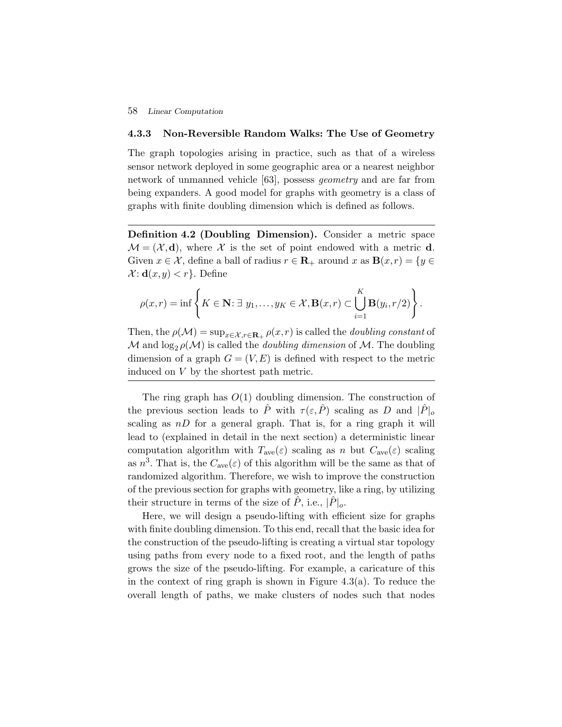### 4.3.3 Non-Reversible Random Walks: The Use of Geometry

The graph topologies arising in practice, such as that of a wireless sensor network deployed in some geographic area or a nearest neighbor network of unmanned vehicle [63], possess *geometry* and are far from being expanders. A good model for graphs with geometry is a class of graphs with finite doubling dimension which is defined as follows.

---

**Definition 4.2 (Doubling Dimension).** Consider a metric space $\mathcal{M} = (\mathcal{X}, \mathbf{d})$, where $\mathcal{X}$ is the set of point endowed with a metric $\mathbf{d}$. Given $x \in \mathcal{X}$, define a ball of radius $r \in \mathbf{R}_+$ around $x$ as $\mathbf{B}(x,r) = \{y \in \mathcal{X} \colon \mathbf{d}(x,y) < r\}$. Define

$$\rho(x,r) = \inf\left\{K \in \mathbf{N} \colon \exists\ y_1, \ldots, y_K \in \mathcal{X}, \mathbf{B}(x,r) \subset \bigcup_{i=1}^{K} \mathbf{B}(y_i, r/2)\right\}.$$

Then, the $\rho(\mathcal{M}) = \sup_{x \in \mathcal{X}, r \in \mathbf{R}_+} \rho(x,r)$ is called the *doubling constant* of $\mathcal{M}$ and $\log_2 \rho(\mathcal{M})$ is called the *doubling dimension* of $\mathcal{M}$. The doubling dimension of a graph $G = (V,E)$ is defined with respect to the metric induced on $V$ by the shortest path metric.

---

The ring graph has $O(1)$ doubling dimension. The construction of the previous section leads to $\hat{P}$ with $\tau(\varepsilon, \hat{P})$ scaling as $D$ and $|\hat{P}|_o$ scaling as $nD$ for a general graph. That is, for a ring graph it will lead to (explained in detail in the next section) a deterministic linear computation algorithm with $T_{\text{ave}}(\varepsilon)$ scaling as $n$ but $C_{\text{ave}}(\varepsilon)$ scaling as $n^3$. That is, the $C_{\text{ave}}(\varepsilon)$ of this algorithm will be the same as that of randomized algorithm. Therefore, we wish to improve the construction of the previous section for graphs with geometry, like a ring, by utilizing their structure in terms of the size of $\hat{P}$, i.e., $|\hat{P}|_o$.

Here, we will design a pseudo-lifting with efficient size for graphs with finite doubling dimension. To this end, recall that the basic idea for the construction of the pseudo-lifting is creating a virtual star topology using paths from every node to a fixed root, and the length of paths grows the size of the pseudo-lifting. For example, a caricature of this in the context of ring graph is shown in Figure 4.3(a). To reduce the overall length of paths, we make clusters of nodes such that nodes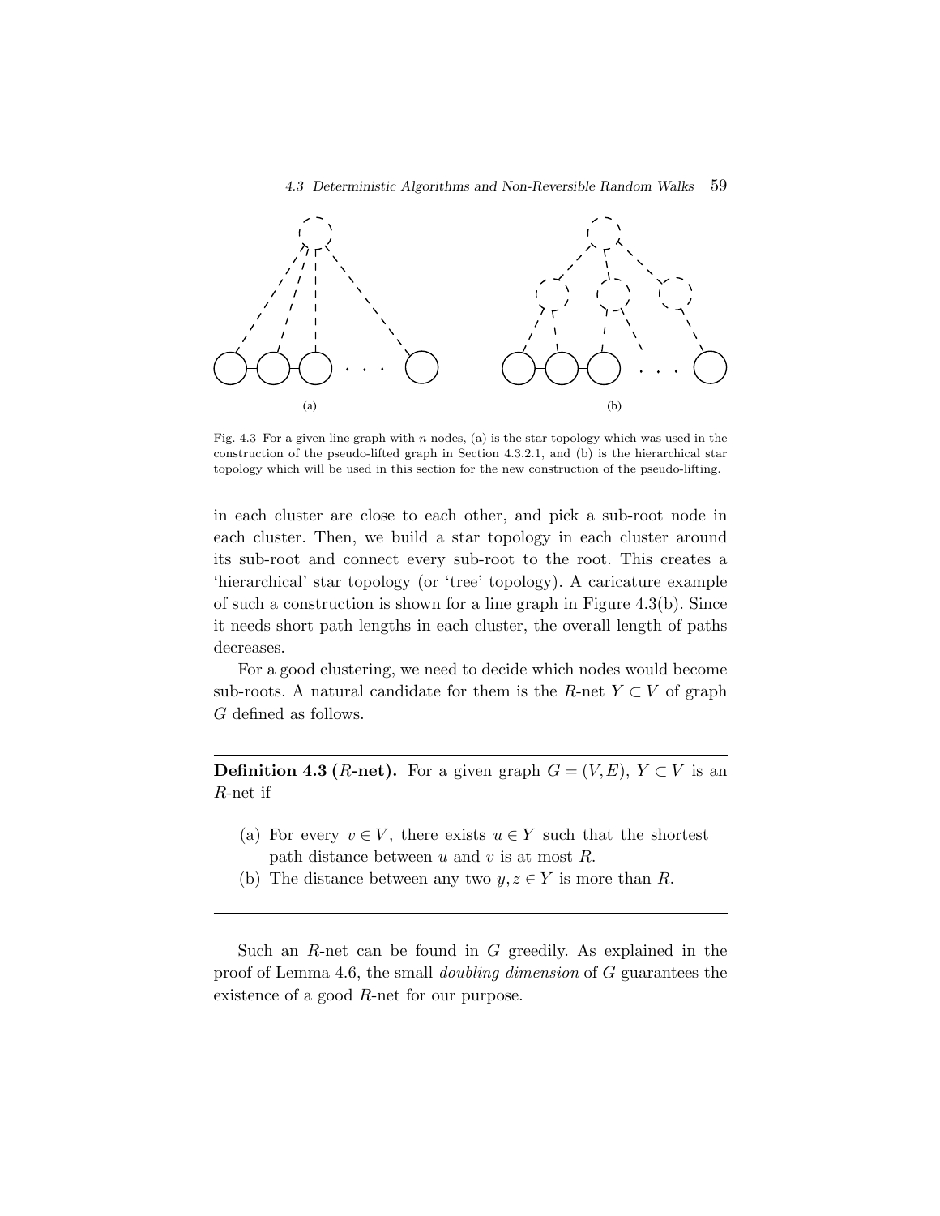Fig. 4.3 For a given line graph with $n$ nodes, (a) is the star topology which was used in the construction of the pseudo-lifted graph in Section 4.3.2.1, and (b) is the hierarchical star topology which will be used in this section for the new construction of the pseudo-lifting.

in each cluster are close to each other, and pick a sub-root node in each cluster. Then, we build a star topology in each cluster around its sub-root and connect every sub-root to the root. This creates a 'hierarchical' star topology (or 'tree' topology). A caricature example of such a construction is shown for a line graph in Figure 4.3(b). Since it needs short path lengths in each cluster, the overall length of paths decreases.

For a good clustering, we need to decide which nodes would become sub-roots. A natural candidate for them is the $R$-net $Y \subset V$ of graph $G$ defined as follows.

---

**Definition 4.3 ($R$-net).** For a given graph $G = (V, E)$, $Y \subset V$ is an $R$-net if

(a) For every $v \in V$, there exists $u \in Y$ such that the shortest path distance between $u$ and $v$ is at most $R$.

(b) The distance between any two $y, z \in Y$ is more than $R$.

---

Such an $R$-net can be found in $G$ greedily. As explained in the proof of Lemma 4.6, the small *doubling dimension* of $G$ guarantees the existence of a good $R$-net for our purpose.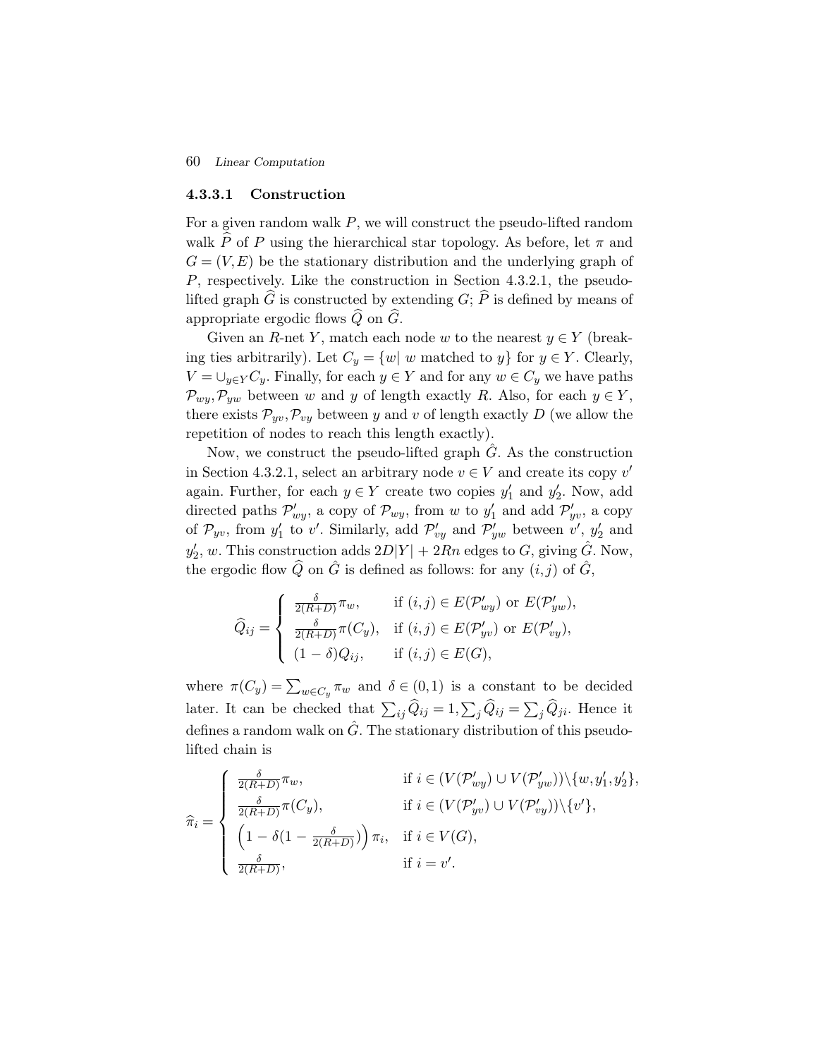#### 4.3.3.1 Construction

For a given random walk $P$, we will construct the pseudo-lifted random walk $\widehat{P}$ of $P$ using the hierarchical star topology. As before, let $\pi$ and $G = (V, E)$ be the stationary distribution and the underlying graph of $P$, respectively. Like the construction in Section 4.3.2.1, the pseudo-lifted graph $\widehat{G}$ is constructed by extending $G$; $\widehat{P}$ is defined by means of appropriate ergodic flows $\widehat{Q}$ on $\widehat{G}$.

Given an $R$-net $Y$, match each node $w$ to the nearest $y \in Y$ (breaking ties arbitrarily). Let $C_y = \{w | \ w \text{ matched to } y\}$ for $y \in Y$. Clearly, $V = \cup_{y \in Y} C_y$. Finally, for each $y \in Y$ and for any $w \in C_y$ we have paths $\mathcal{P}_{wy}, \mathcal{P}_{yw}$ between $w$ and $y$ of length exactly $R$. Also, for each $y \in Y$, there exists $\mathcal{P}_{yv}, \mathcal{P}_{vy}$ between $y$ and $v$ of length exactly $D$ (we allow the repetition of nodes to reach this length exactly).

Now, we construct the pseudo-lifted graph $\hat{G}$. As the construction in Section 4.3.2.1, select an arbitrary node $v \in V$ and create its copy $v'$ again. Further, for each $y \in Y$ create two copies $y'_1$ and $y'_2$. Now, add directed paths $\mathcal{P}'_{wy}$, a copy of $\mathcal{P}_{wy}$, from $w$ to $y'_1$ and add $\mathcal{P}'_{yv}$, a copy of $\mathcal{P}_{yv}$, from $y'_1$ to $v'$. Similarly, add $\mathcal{P}'_{vy}$ and $\mathcal{P}'_{yw}$ between $v'$, $y'_2$ and $y'_2$, $w$. This construction adds $2D|Y| + 2Rn$ edges to $G$, giving $\hat{G}$. Now, the ergodic flow $\widehat{Q}$ on $\hat{G}$ is defined as follows: for any $(i, j)$ of $\hat{G}$,

$$
\widehat{Q}_{ij} = \begin{cases} \frac{\delta}{2(R+D)} \pi_w, & \text{if } (i,j) \in E(\mathcal{P}'_{wy}) \text{ or } E(\mathcal{P}'_{yw}), \\ \frac{\delta}{2(R+D)} \pi(C_y), & \text{if } (i,j) \in E(\mathcal{P}'_{yv}) \text{ or } E(\mathcal{P}'_{vy}), \\ (1-\delta) Q_{ij}, & \text{if } (i,j) \in E(G), \end{cases}
$$

where $\pi(C_y) = \sum_{w \in C_y} \pi_w$ and $\delta \in (0, 1)$ is a constant to be decided later. It can be checked that $\sum_{ij} \widehat{Q}_{ij} = 1, \sum_j \widehat{Q}_{ij} = \sum_j \widehat{Q}_{ji}$. Hence it defines a random walk on $\hat{G}$. The stationary distribution of this pseudo-lifted chain is

$$
\widehat{\pi}_i = \begin{cases} \frac{\delta}{2(R+D)} \pi_w, & \text{if } i \in (V(\mathcal{P}'_{wy}) \cup V(\mathcal{P}'_{yw})) \backslash \{w, y'_1, y'_2\}, \\ \frac{\delta}{2(R+D)} \pi(C_y), & \text{if } i \in (V(\mathcal{P}'_{yv}) \cup V(\mathcal{P}'_{vy})) \backslash \{v'\}, \\ \left(1 - \delta(1 - \frac{\delta}{2(R+D)})\right) \pi_i, & \text{if } i \in V(G), \\ \frac{\delta}{2(R+D)}, & \text{if } i = v'. \end{cases}
$$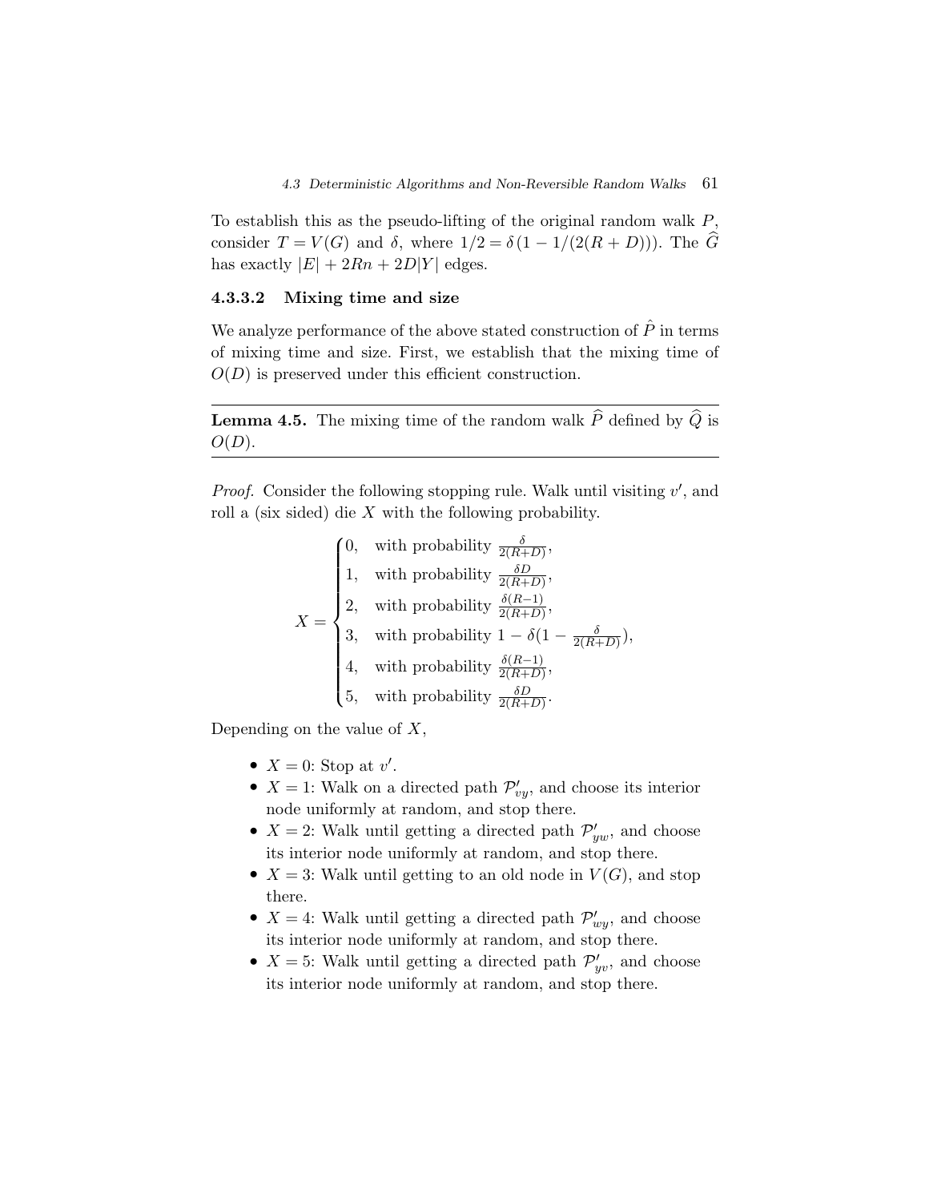To establish this as the pseudo-lifting of the original random walk $P$, consider $T = V(G)$ and $\delta$, where $1/2 = \delta(1 - 1/(2(R+D)))$. The $\widehat{G}$ has exactly $|E| + 2Rn + 2D|Y|$ edges.

#### 4.3.3.2 Mixing time and size

We analyze performance of the above stated construction of $\hat{P}$ in terms of mixing time and size. First, we establish that the mixing time of $O(D)$ is preserved under this efficient construction.

---

**Lemma 4.5.** The mixing time of the random walk $\widehat{P}$ defined by $\widehat{Q}$ is $O(D)$.

---

*Proof.* Consider the following stopping rule. Walk until visiting $v'$, and roll a (six sided) die $X$ with the following probability.

$$X = \begin{cases} 0, & \text{with probability } \frac{\delta}{2(R+D)}, \\ 1, & \text{with probability } \frac{\delta D}{2(R+D)}, \\ 2, & \text{with probability } \frac{\delta(R-1)}{2(R+D)}, \\ 3, & \text{with probability } 1 - \delta(1 - \frac{\delta}{2(R+D)}), \\ 4, & \text{with probability } \frac{\delta(R-1)}{2(R+D)}, \\ 5, & \text{with probability } \frac{\delta D}{2(R+D)}. \end{cases}$$

Depending on the value of $X$,

- $X = 0$: Stop at $v'$.
- $X = 1$: Walk on a directed path $\mathcal{P}'_{vy}$, and choose its interior node uniformly at random, and stop there.
- $X = 2$: Walk until getting a directed path $\mathcal{P}'_{yw}$, and choose its interior node uniformly at random, and stop there.
- $X = 3$: Walk until getting to an old node in $V(G)$, and stop there.
- $X = 4$: Walk until getting a directed path $\mathcal{P}'_{wy}$, and choose its interior node uniformly at random, and stop there.
- $X = 5$: Walk until getting a directed path $\mathcal{P}'_{yv}$, and choose its interior node uniformly at random, and stop there.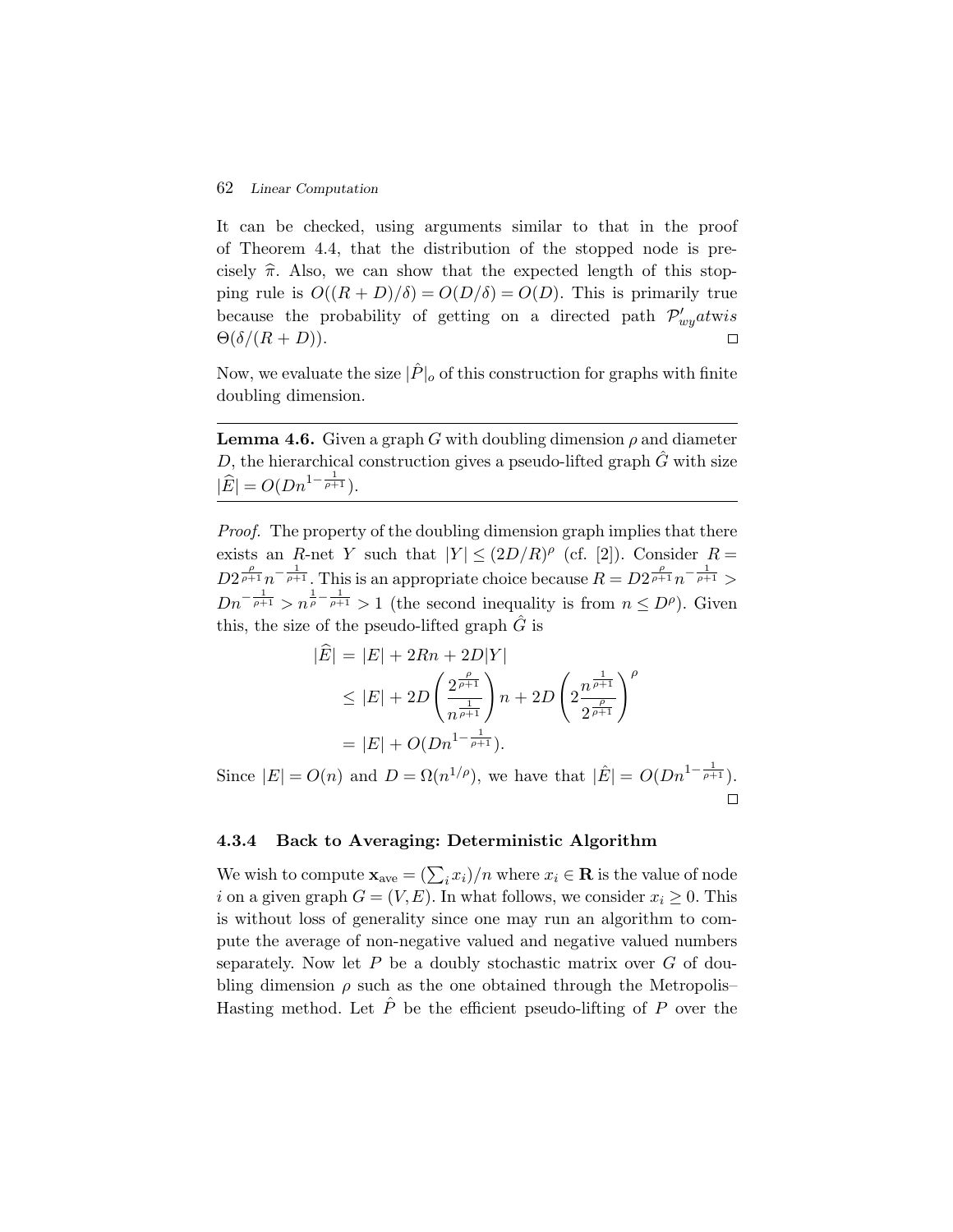It can be checked, using arguments similar to that in the proof of Theorem 4.4, that the distribution of the stopped node is precisely $\widehat{\pi}$. Also, we can show that the expected length of this stopping rule is $O((R+D)/\delta) = O(D/\delta) = O(D)$. This is primarily true because the probability of getting on a directed path $\mathcal{P}'_{wy} at w is$ $\Theta(\delta/(R+D))$. □

Now, we evaluate the size $|\hat{P}|_o$ of this construction for graphs with finite doubling dimension.

**Lemma 4.6.** Given a graph $G$ with doubling dimension $\rho$ and diameter $D$, the hierarchical construction gives a pseudo-lifted graph $\hat{G}$ with size $|\widehat{E}| = O(Dn^{1-\frac{1}{\rho+1}})$.

*Proof.* The property of the doubling dimension graph implies that there exists an $R$-net $Y$ such that $|Y| \leq (2D/R)^\rho$ (cf. [2]). Consider $R = D2^{\frac{\rho}{\rho+1}} n^{-\frac{1}{\rho+1}}$. This is an appropriate choice because $R = D2^{\frac{\rho}{\rho+1}} n^{-\frac{1}{\rho+1}} > Dn^{-\frac{1}{\rho+1}} > n^{\frac{1}{\rho}-\frac{1}{\rho+1}} > 1$ (the second inequality is from $n \leq D^\rho$). Given this, the size of the pseudo-lifted graph $\hat{G}$ is

$$
\begin{aligned}
|\widehat{E}| &= |E| + 2Rn + 2D|Y| \\
&\leq |E| + 2D\left(\frac{2^{\frac{\rho}{\rho+1}}}{n^{\frac{1}{\rho+1}}}\right)n + 2D\left(2\frac{n^{\frac{1}{\rho+1}}}{2^{\frac{\rho}{\rho+1}}}\right)^\rho \\
&= |E| + O(Dn^{1-\frac{1}{\rho+1}}).
\end{aligned}
$$

Since $|E| = O(n)$ and $D = \Omega(n^{1/\rho})$, we have that $|\hat{E}| = O(Dn^{1-\frac{1}{\rho+1}})$. □

### 4.3.4 Back to Averaging: Deterministic Algorithm

We wish to compute $\mathbf{x}_{\text{ave}} = (\sum_i x_i)/n$ where $x_i \in \mathbf{R}$ is the value of node $i$ on a given graph $G = (V, E)$. In what follows, we consider $x_i \geq 0$. This is without loss of generality since one may run an algorithm to compute the average of non-negative valued and negative valued numbers separately. Now let $P$ be a doubly stochastic matrix over $G$ of doubling dimension $\rho$ such as the one obtained through the Metropolis–Hasting method. Let $\hat{P}$ be the efficient pseudo-lifting of $P$ over the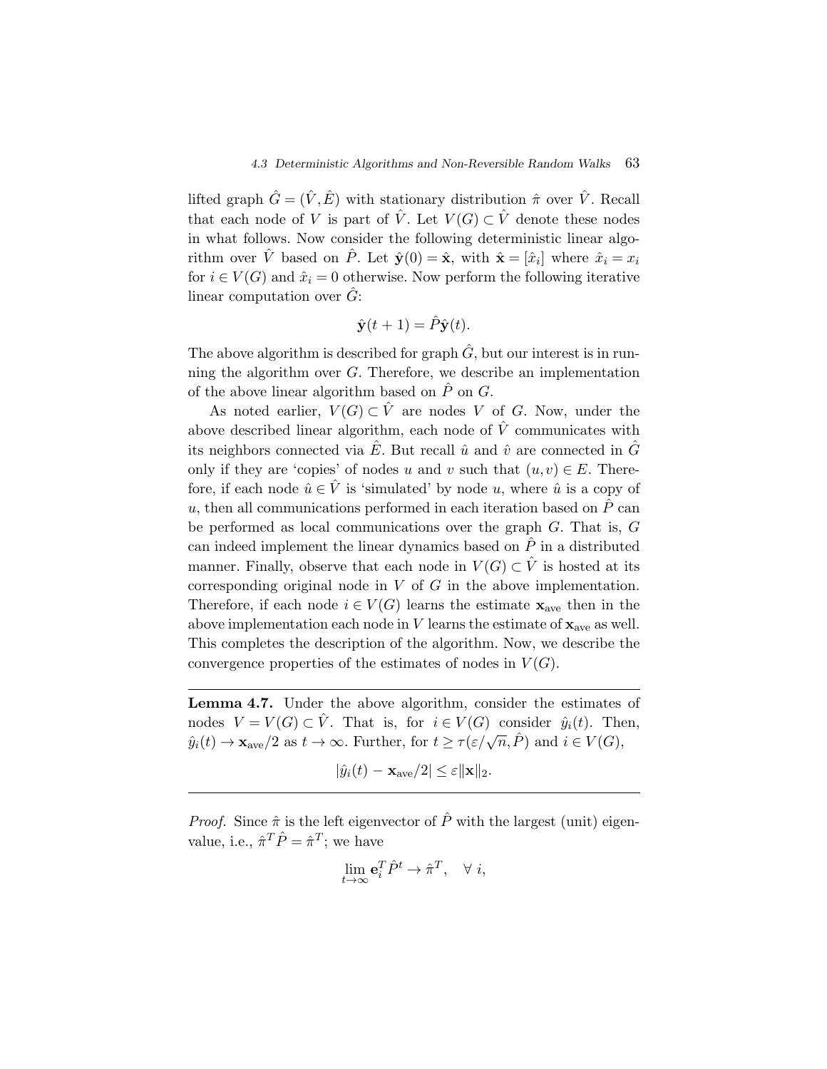lifted graph $\hat{G} = (\hat{V}, \hat{E})$ with stationary distribution $\hat{\pi}$ over $\hat{V}$. Recall that each node of $V$ is part of $\hat{V}$. Let $V(G) \subset \hat{V}$ denote these nodes in what follows. Now consider the following deterministic linear algorithm over $\hat{V}$ based on $\hat{P}$. Let $\hat{\mathbf{y}}(0) = \hat{\mathbf{x}}$, with $\hat{\mathbf{x}} = [\hat{x}_i]$ where $\hat{x}_i = x_i$ for $i \in V(G)$ and $\hat{x}_i = 0$ otherwise. Now perform the following iterative linear computation over $\hat{G}$:

$$\hat{\mathbf{y}}(t+1) = \hat{P}\hat{\mathbf{y}}(t).$$

The above algorithm is described for graph $\hat{G}$, but our interest is in running the algorithm over $G$. Therefore, we describe an implementation of the above linear algorithm based on $\hat{P}$ on $G$.

As noted earlier, $V(G) \subset \hat{V}$ are nodes $V$ of $G$. Now, under the above described linear algorithm, each node of $\hat{V}$ communicates with its neighbors connected via $\hat{E}$. But recall $\hat{u}$ and $\hat{v}$ are connected in $\hat{G}$ only if they are 'copies' of nodes $u$ and $v$ such that $(u,v) \in E$. Therefore, if each node $\hat{u} \in \hat{V}$ is 'simulated' by node $u$, where $\hat{u}$ is a copy of $u$, then all communications performed in each iteration based on $\hat{P}$ can be performed as local communications over the graph $G$. That is, $G$ can indeed implement the linear dynamics based on $\hat{P}$ in a distributed manner. Finally, observe that each node in $V(G) \subset \hat{V}$ is hosted at its corresponding original node in $V$ of $G$ in the above implementation. Therefore, if each node $i \in V(G)$ learns the estimate $\mathbf{x}_{\text{ave}}$ then in the above implementation each node in $V$ learns the estimate of $\mathbf{x}_{\text{ave}}$ as well. This completes the description of the algorithm. Now, we describe the convergence properties of the estimates of nodes in $V(G)$.

---

**Lemma 4.7.** Under the above algorithm, consider the estimates of nodes $V = V(G) \subset \hat{V}$. That is, for $i \in V(G)$ consider $\hat{y}_i(t)$. Then, $\hat{y}_i(t) \to \mathbf{x}_{\text{ave}}/2$ as $t \to \infty$. Further, for $t \geq \tau(\varepsilon/\sqrt{n}, \hat{P})$ and $i \in V(G)$,

$$|\hat{y}_i(t) - \mathbf{x}_{\text{ave}}/2| \leq \varepsilon \|\mathbf{x}\|_2.$$

---

*Proof.* Since $\hat{\pi}$ is the left eigenvector of $\hat{P}$ with the largest (unit) eigenvalue, i.e., $\hat{\pi}^T \hat{P} = \hat{\pi}^T$; we have

$$\lim_{t\to\infty} \mathbf{e}_i^T \hat{P}^t \to \hat{\pi}^T, \quad \forall\ i,$$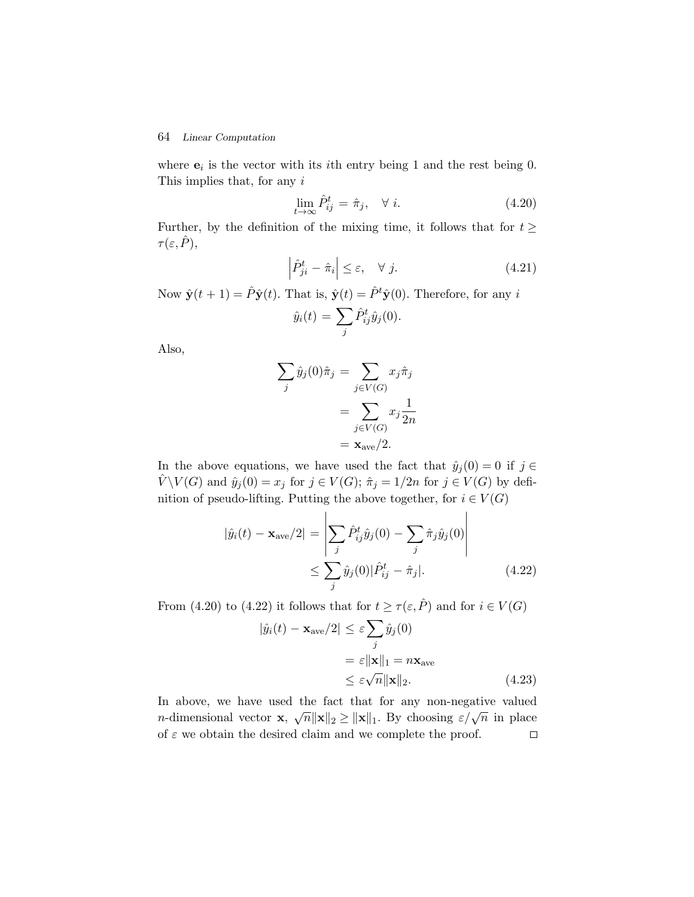where $\mathbf{e}_i$ is the vector with its $i$th entry being 1 and the rest being 0. This implies that, for any $i$

$$\lim_{t\to\infty} \hat{P}_{ij}^t = \hat{\pi}_j, \quad \forall\ i. \tag{4.20}$$

Further, by the definition of the mixing time, it follows that for $t \geq \tau(\varepsilon, \hat{P})$,

$$\left|\hat{P}_{ji}^t - \hat{\pi}_i\right| \leq \varepsilon, \quad \forall\ j. \tag{4.21}$$

Now $\hat{\mathbf{y}}(t+1) = \hat{P}\hat{\mathbf{y}}(t)$. That is, $\hat{\mathbf{y}}(t) = \hat{P}^t\hat{\mathbf{y}}(0)$. Therefore, for any $i$

$$\hat{y}_i(t) = \sum_j \hat{P}_{ij}^t \hat{y}_j(0).$$

Also,

$$\begin{aligned}
\sum_j \hat{y}_j(0)\hat{\pi}_j &= \sum_{j\in V(G)} x_j\hat{\pi}_j \\
&= \sum_{j\in V(G)} x_j \frac{1}{2n} \\
&= \mathbf{x}_{\text{ave}}/2.
\end{aligned}$$

In the above equations, we have used the fact that $\hat{y}_j(0) = 0$ if $j \in \hat{V}\backslash V(G)$ and $\hat{y}_j(0) = x_j$ for $j \in V(G)$; $\hat{\pi}_j = 1/2n$ for $j \in V(G)$ by definition of pseudo-lifting. Putting the above together, for $i \in V(G)$

$$\begin{aligned}
|\hat{y}_i(t) - \mathbf{x}_{\text{ave}}/2| &= \left|\sum_j \hat{P}_{ij}^t\hat{y}_j(0) - \sum_j \hat{\pi}_j\hat{y}_j(0)\right| \\
&\leq \sum_j \hat{y}_j(0)|\hat{P}_{ij}^t - \hat{\pi}_j|.
\end{aligned} \tag{4.22}$$

From (4.20) to (4.22) it follows that for $t \geq \tau(\varepsilon, \hat{P})$ and for $i \in V(G)$

$$\begin{aligned}
|\hat{y}_i(t) - \mathbf{x}_{\text{ave}}/2| &\leq \varepsilon \sum_j \hat{y}_j(0) \\
&= \varepsilon\|\mathbf{x}\|_1 = n\mathbf{x}_{\text{ave}} \\
&\leq \varepsilon\sqrt{n}\|\mathbf{x}\|_2.
\end{aligned} \tag{4.23}$$

In above, we have used the fact that for any non-negative valued $n$-dimensional vector $\mathbf{x}$, $\sqrt{n}\|\mathbf{x}\|_2 \geq \|\mathbf{x}\|_1$. By choosing $\varepsilon/\sqrt{n}$ in place of $\varepsilon$ we obtain the desired claim and we complete the proof. □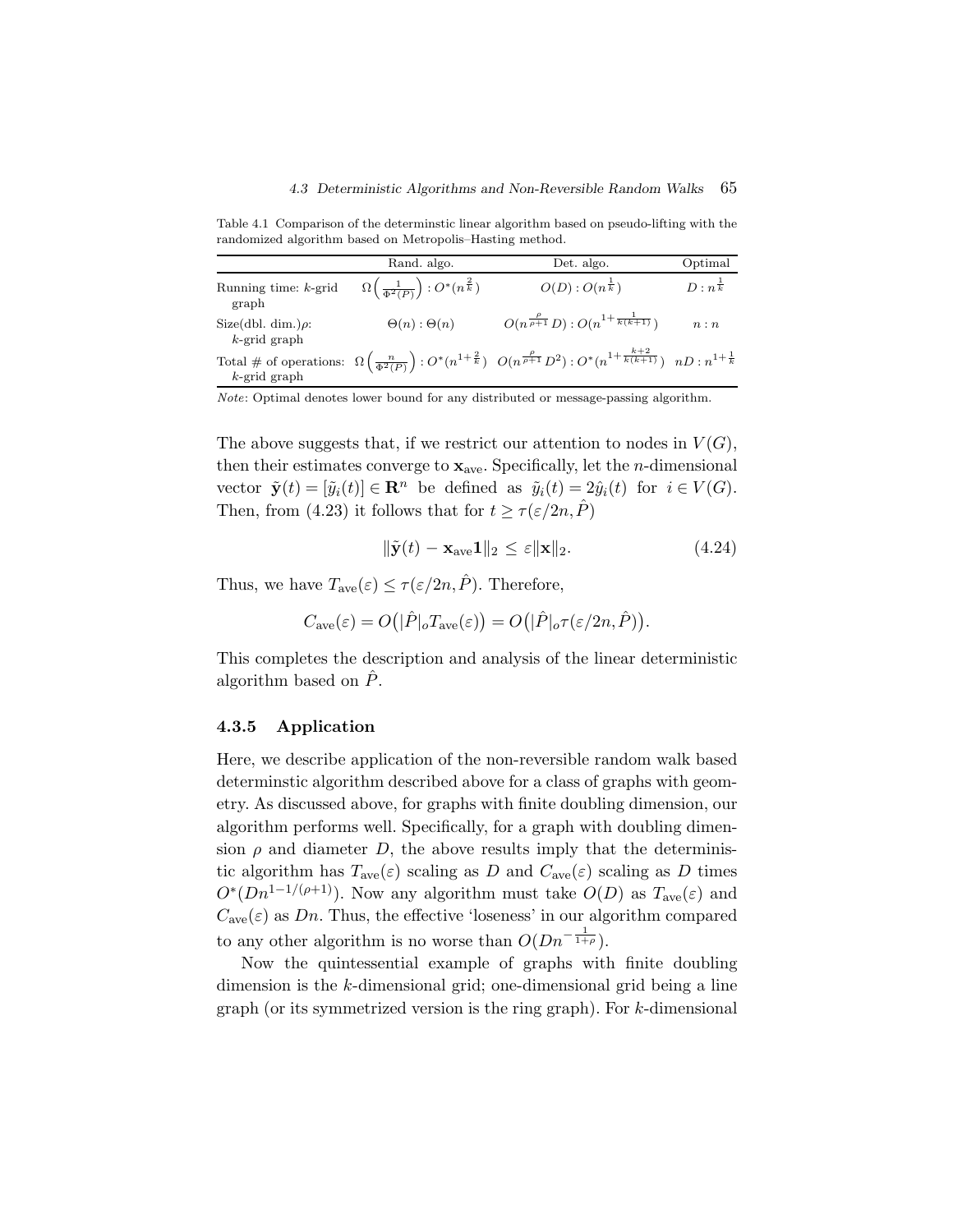Table 4.1 Comparison of the determinstic linear algorithm based on pseudo-lifting with the randomized algorithm based on Metropolis–Hasting method.

| | Rand. algo. | Det. algo. | Optimal |
|---|---|---|---|
| Running time: $k$-grid graph | $\Omega\left(\frac{1}{\Phi^2(P)}\right) : O^*(n^{\frac{2}{k}})$ | $O(D) : O(n^{\frac{1}{k}})$ | $D : n^{\frac{1}{k}}$ |
| Size(dbl. dim.)$\rho$: $k$-grid graph | $\Theta(n) : \Theta(n)$ | $O(n^{\frac{\rho}{\rho+1}} D) : O(n^{1+\frac{1}{k(k+1)}})$ | $n : n$ |
| Total # of operations: $k$-grid graph | $\Omega\left(\frac{n}{\Phi^2(P)}\right) : O^*(n^{1+\frac{2}{k}})$ | $O(n^{\frac{\rho}{\rho+1}} D^2) : O^*(n^{1+\frac{k+2}{k(k+1)}})$ | $nD : n^{1+\frac{1}{k}}$ |

*Note*: Optimal denotes lower bound for any distributed or message-passing algorithm.

The above suggests that, if we restrict our attention to nodes in $V(G)$, then their estimates converge to $\mathbf{x}_{\text{ave}}$. Specifically, let the $n$-dimensional vector $\tilde{\mathbf{y}}(t) = [\tilde{y}_i(t)] \in \mathbf{R}^n$ be defined as $\tilde{y}_i(t) = 2\hat{y}_i(t)$ for $i \in V(G)$. Then, from (4.23) it follows that for $t \geq \tau(\varepsilon/2n, \hat{P})$

$$\|\tilde{\mathbf{y}}(t) - \mathbf{x}_{\text{ave}}\mathbf{1}\|_2 \leq \varepsilon\|\mathbf{x}\|_2. \tag{4.24}$$

Thus, we have $T_{\text{ave}}(\varepsilon) \leq \tau(\varepsilon/2n, \hat{P})$. Therefore,

$$C_{\text{ave}}(\varepsilon) = O\big(|\hat{P}|_o T_{\text{ave}}(\varepsilon)\big) = O\big(|\hat{P}|_o \tau(\varepsilon/2n, \hat{P})\big).$$

This completes the description and analysis of the linear deterministic algorithm based on $\hat{P}$.

### 4.3.5 Application

Here, we describe application of the non-reversible random walk based determinstic algorithm described above for a class of graphs with geometry. As discussed above, for graphs with finite doubling dimension, our algorithm performs well. Specifically, for a graph with doubling dimension $\rho$ and diameter $D$, the above results imply that the deterministic algorithm has $T_{\text{ave}}(\varepsilon)$ scaling as $D$ and $C_{\text{ave}}(\varepsilon)$ scaling as $D$ times $O^*(Dn^{1-1/(\rho+1)})$. Now any algorithm must take $O(D)$ as $T_{\text{ave}}(\varepsilon)$ and $C_{\text{ave}}(\varepsilon)$ as $Dn$. Thus, the effective 'loseness' in our algorithm compared to any other algorithm is no worse than $O(Dn^{-\frac{1}{1+\rho}})$.

Now the quintessential example of graphs with finite doubling dimension is the $k$-dimensional grid; one-dimensional grid being a line graph (or its symmetrized version is the ring graph). For $k$-dimensional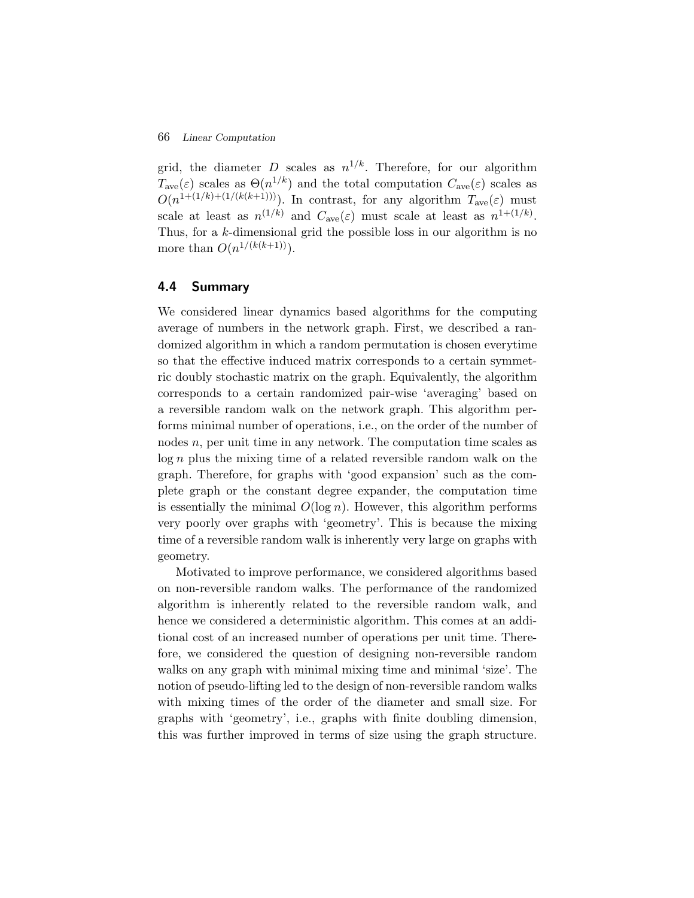grid, the diameter $D$ scales as $n^{1/k}$. Therefore, for our algorithm $T_{\text{ave}}(\varepsilon)$ scales as $\Theta(n^{1/k})$ and the total computation $C_{\text{ave}}(\varepsilon)$ scales as $O(n^{1+(1/k)+(1/(k(k+1)))})$. In contrast, for any algorithm $T_{\text{ave}}(\varepsilon)$ must scale at least as $n^{(1/k)}$ and $C_{\text{ave}}(\varepsilon)$ must scale at least as $n^{1+(1/k)}$. Thus, for a $k$-dimensional grid the possible loss in our algorithm is no more than $O(n^{1/(k(k+1))})$.

## 4.4 Summary

We considered linear dynamics based algorithms for the computing average of numbers in the network graph. First, we described a randomized algorithm in which a random permutation is chosen everytime so that the effective induced matrix corresponds to a certain symmetric doubly stochastic matrix on the graph. Equivalently, the algorithm corresponds to a certain randomized pair-wise 'averaging' based on a reversible random walk on the network graph. This algorithm performs minimal number of operations, i.e., on the order of the number of nodes $n$, per unit time in any network. The computation time scales as $\log n$ plus the mixing time of a related reversible random walk on the graph. Therefore, for graphs with 'good expansion' such as the complete graph or the constant degree expander, the computation time is essentially the minimal $O(\log n)$. However, this algorithm performs very poorly over graphs with 'geometry'. This is because the mixing time of a reversible random walk is inherently very large on graphs with geometry.

Motivated to improve performance, we considered algorithms based on non-reversible random walks. The performance of the randomized algorithm is inherently related to the reversible random walk, and hence we considered a deterministic algorithm. This comes at an additional cost of an increased number of operations per unit time. Therefore, we considered the question of designing non-reversible random walks on any graph with minimal mixing time and minimal 'size'. The notion of pseudo-lifting led to the design of non-reversible random walks with mixing times of the order of the diameter and small size. For graphs with 'geometry', i.e., graphs with finite doubling dimension, this was further improved in terms of size using the graph structure.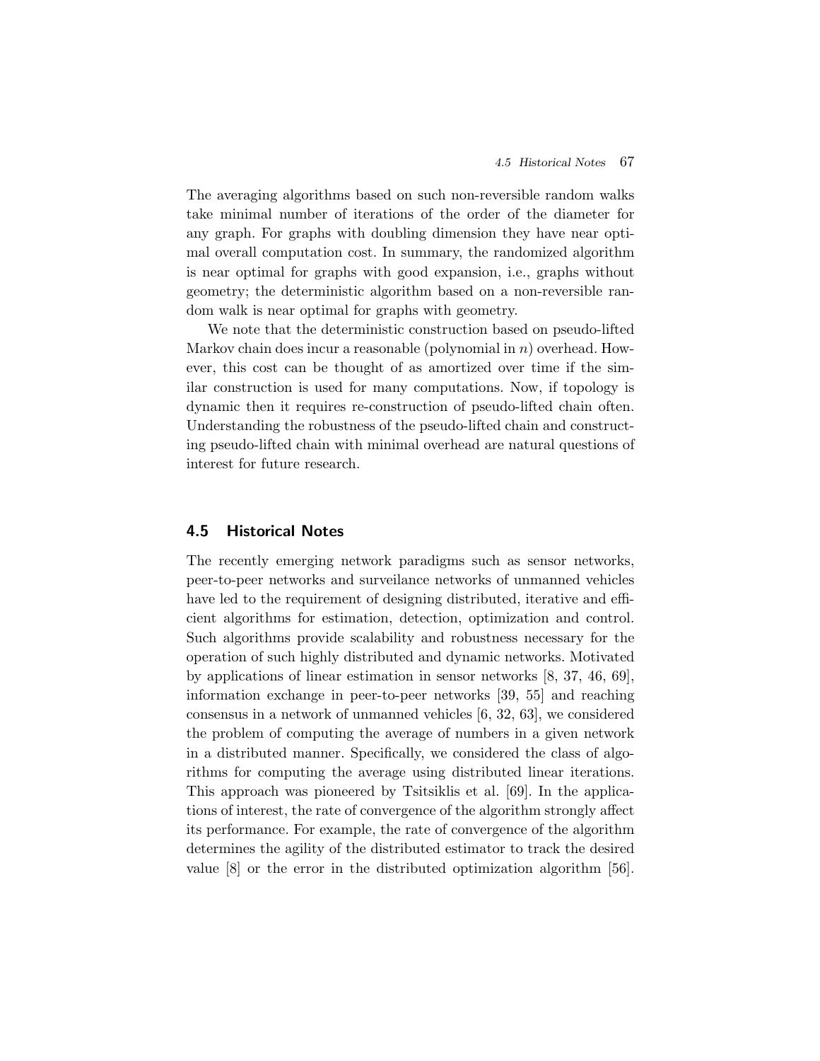The averaging algorithms based on such non-reversible random walks take minimal number of iterations of the order of the diameter for any graph. For graphs with doubling dimension they have near optimal overall computation cost. In summary, the randomized algorithm is near optimal for graphs with good expansion, i.e., graphs without geometry; the deterministic algorithm based on a non-reversible random walk is near optimal for graphs with geometry.

We note that the deterministic construction based on pseudo-lifted Markov chain does incur a reasonable (polynomial in $n$) overhead. However, this cost can be thought of as amortized over time if the similar construction is used for many computations. Now, if topology is dynamic then it requires re-construction of pseudo-lifted chain often. Understanding the robustness of the pseudo-lifted chain and constructing pseudo-lifted chain with minimal overhead are natural questions of interest for future research.

## 4.5 Historical Notes

The recently emerging network paradigms such as sensor networks, peer-to-peer networks and surveilance networks of unmanned vehicles have led to the requirement of designing distributed, iterative and efficient algorithms for estimation, detection, optimization and control. Such algorithms provide scalability and robustness necessary for the operation of such highly distributed and dynamic networks. Motivated by applications of linear estimation in sensor networks [8, 37, 46, 69], information exchange in peer-to-peer networks [39, 55] and reaching consensus in a network of unmanned vehicles [6, 32, 63], we considered the problem of computing the average of numbers in a given network in a distributed manner. Specifically, we considered the class of algorithms for computing the average using distributed linear iterations. This approach was pioneered by Tsitsiklis et al. [69]. In the applications of interest, the rate of convergence of the algorithm strongly affect its performance. For example, the rate of convergence of the algorithm determines the agility of the distributed estimator to track the desired value [8] or the error in the distributed optimization algorithm [56].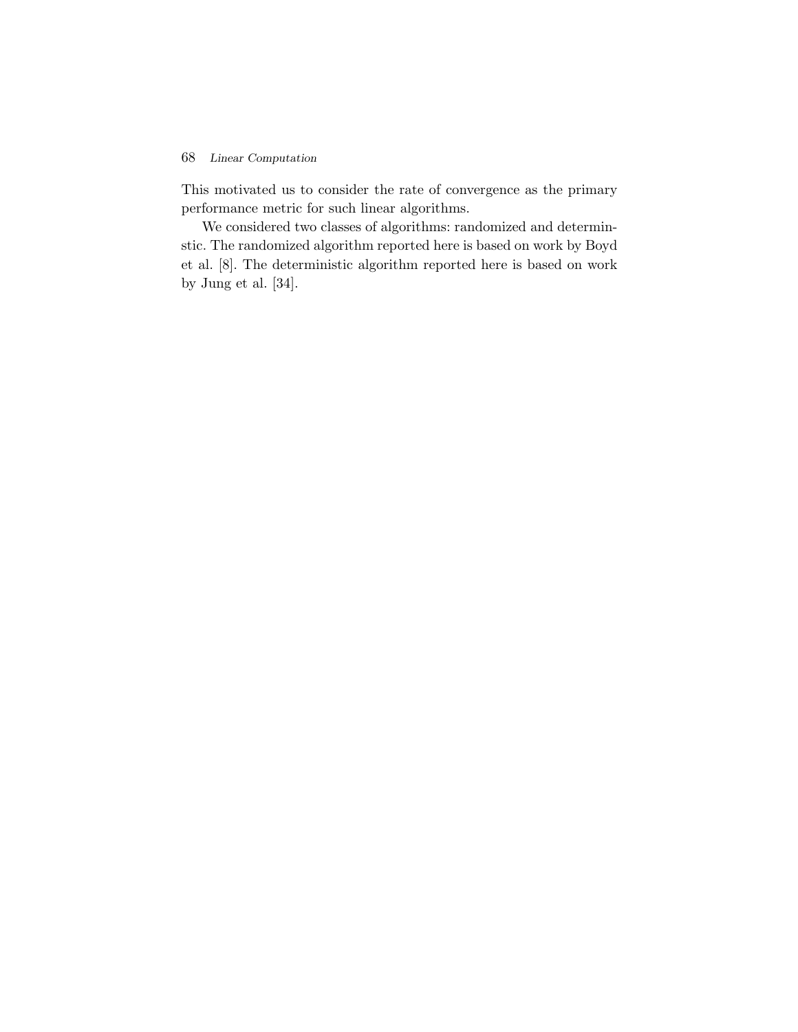This motivated us to consider the rate of convergence as the primary performance metric for such linear algorithms.

We considered two classes of algorithms: randomized and determinstic. The randomized algorithm reported here is based on work by Boyd et al. [8]. The deterministic algorithm reported here is based on work by Jung et al. [34].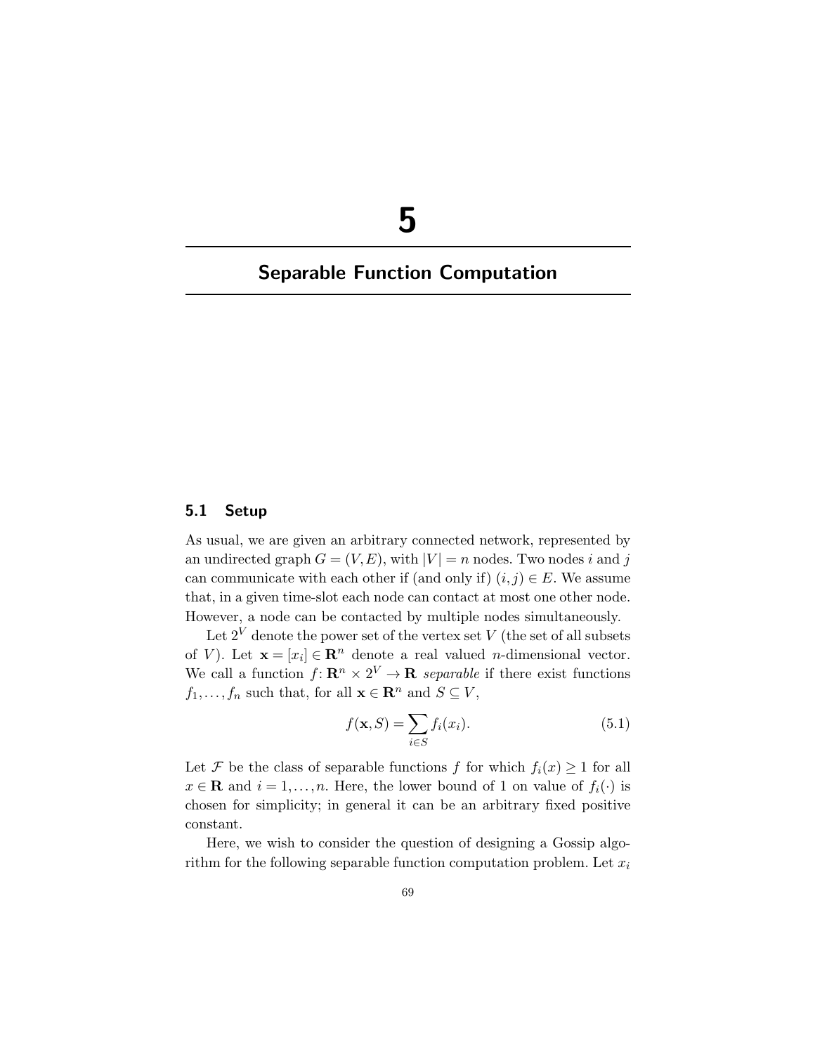# 5

# Separable Function Computation

## 5.1 Setup

As usual, we are given an arbitrary connected network, represented by an undirected graph $G = (V, E)$, with $|V| = n$ nodes. Two nodes $i$ and $j$ can communicate with each other if (and only if) $(i, j) \in E$. We assume that, in a given time-slot each node can contact at most one other node. However, a node can be contacted by multiple nodes simultaneously.

Let $2^V$ denote the power set of the vertex set $V$ (the set of all subsets of $V$). Let $\mathbf{x} = [x_i] \in \mathbf{R}^n$ denote a real valued $n$-dimensional vector. We call a function $f \colon \mathbf{R}^n \times 2^V \to \mathbf{R}$ *separable* if there exist functions $f_1, \ldots, f_n$ such that, for all $\mathbf{x} \in \mathbf{R}^n$ and $S \subseteq V$,

$$f(\mathbf{x}, S) = \sum_{i \in S} f_i(x_i). \tag{5.1}$$

Let $\mathcal{F}$ be the class of separable functions $f$ for which $f_i(x) \geq 1$ for all $x \in \mathbf{R}$ and $i = 1, \ldots, n$. Here, the lower bound of 1 on value of $f_i(\cdot)$ is chosen for simplicity; in general it can be an arbitrary fixed positive constant.

Here, we wish to consider the question of designing a Gossip algorithm for the following separable function computation problem. Let $x_i$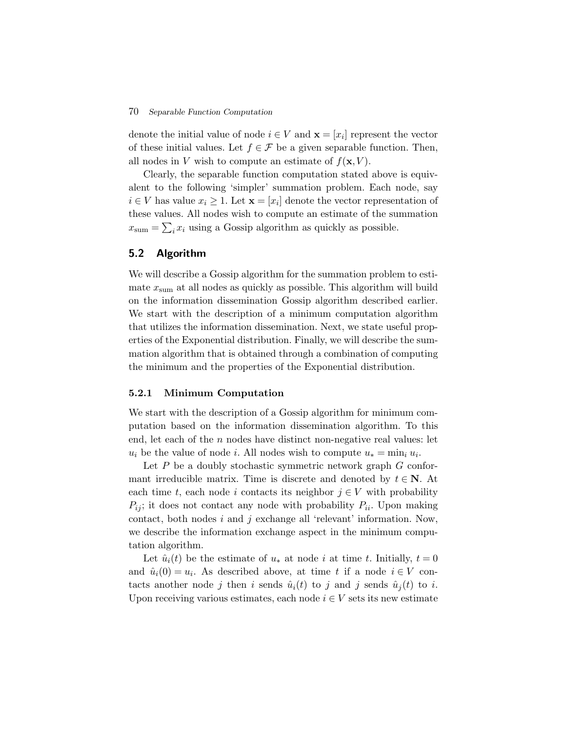denote the initial value of node $i \in V$ and $\mathbf{x} = [x_i]$ represent the vector of these initial values. Let $f \in \mathcal{F}$ be a given separable function. Then, all nodes in $V$ wish to compute an estimate of $f(\mathbf{x}, V)$.

Clearly, the separable function computation stated above is equivalent to the following 'simpler' summation problem. Each node, say $i \in V$ has value $x_i \geq 1$. Let $\mathbf{x} = [x_i]$ denote the vector representation of these values. All nodes wish to compute an estimate of the summation $x_{\text{sum}} = \sum_i x_i$ using a Gossip algorithm as quickly as possible.

## 5.2 Algorithm

We will describe a Gossip algorithm for the summation problem to estimate $x_{\text{sum}}$ at all nodes as quickly as possible. This algorithm will build on the information dissemination Gossip algorithm described earlier. We start with the description of a minimum computation algorithm that utilizes the information dissemination. Next, we state useful properties of the Exponential distribution. Finally, we will describe the summation algorithm that is obtained through a combination of computing the minimum and the properties of the Exponential distribution.

### 5.2.1 Minimum Computation

We start with the description of a Gossip algorithm for minimum computation based on the information dissemination algorithm. To this end, let each of the $n$ nodes have distinct non-negative real values: let $u_i$ be the value of node $i$. All nodes wish to compute $u_* = \min_i u_i$.

Let $P$ be a doubly stochastic symmetric network graph $G$ conformant irreducible matrix. Time is discrete and denoted by $t \in \mathbf{N}$. At each time $t$, each node $i$ contacts its neighbor $j \in V$ with probability $P_{ij}$; it does not contact any node with probability $P_{ii}$. Upon making contact, both nodes $i$ and $j$ exchange all 'relevant' information. Now, we describe the information exchange aspect in the minimum computation algorithm.

Let $\hat{u}_i(t)$ be the estimate of $u_*$ at node $i$ at time $t$. Initially, $t = 0$ and $\hat{u}_i(0) = u_i$. As described above, at time $t$ if a node $i \in V$ contacts another node $j$ then $i$ sends $\hat{u}_i(t)$ to $j$ and $j$ sends $\hat{u}_j(t)$ to $i$. Upon receiving various estimates, each node $i \in V$ sets its new estimate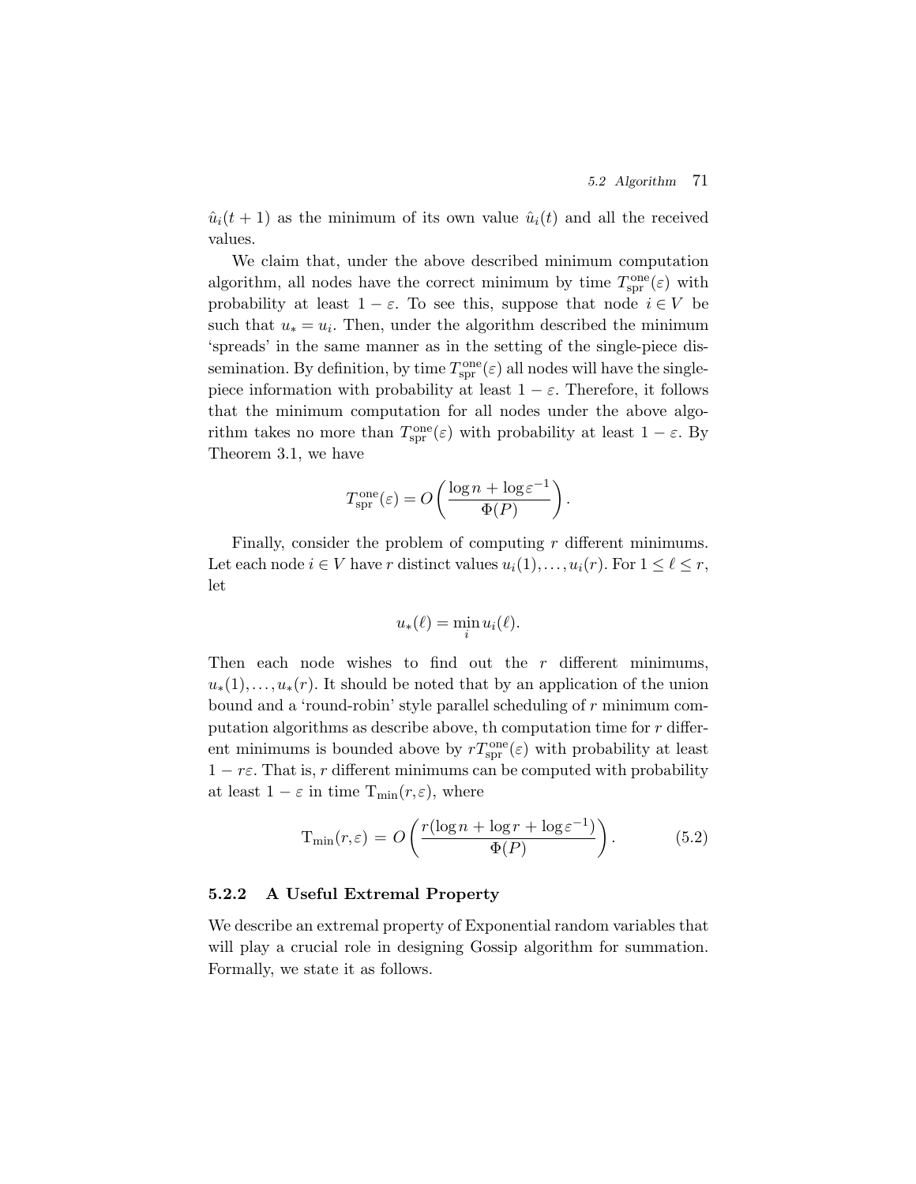$\hat{u}_i(t+1)$ as the minimum of its own value $\hat{u}_i(t)$ and all the received values.

We claim that, under the above described minimum computation algorithm, all nodes have the correct minimum by time $T_{\rm spr}^{\rm one}(\varepsilon)$ with probability at least $1-\varepsilon$. To see this, suppose that node $i \in V$ be such that $u_* = u_i$. Then, under the algorithm described the minimum 'spreads' in the same manner as in the setting of the single-piece dissemination. By definition, by time $T_{\rm spr}^{\rm one}(\varepsilon)$ all nodes will have the single-piece information with probability at least $1-\varepsilon$. Therefore, it follows that the minimum computation for all nodes under the above algorithm takes no more than $T_{\rm spr}^{\rm one}(\varepsilon)$ with probability at least $1-\varepsilon$. By Theorem 3.1, we have

$$T_{\rm spr}^{\rm one}(\varepsilon) = O\left(\frac{\log n + \log \varepsilon^{-1}}{\Phi(P)}\right).$$

Finally, consider the problem of computing $r$ different minimums. Let each node $i \in V$ have $r$ distinct values $u_i(1), \ldots, u_i(r)$. For $1 \leq \ell \leq r$, let

$$u_*(\ell) = \min_i u_i(\ell).$$

Then each node wishes to find out the $r$ different minimums, $u_*(1), \ldots, u_*(r)$. It should be noted that by an application of the union bound and a 'round-robin' style parallel scheduling of $r$ minimum computation algorithms as describe above, th computation time for $r$ different minimums is bounded above by $rT_{\rm spr}^{\rm one}(\varepsilon)$ with probability at least $1 - r\varepsilon$. That is, $r$ different minimums can be computed with probability at least $1-\varepsilon$ in time $\mathrm{T}_{\min}(r,\varepsilon)$, where

$$\mathrm{T}_{\min}(r,\varepsilon) = O\left(\frac{r(\log n + \log r + \log \varepsilon^{-1})}{\Phi(P)}\right). \tag{5.2}$$

### 5.2.2 A Useful Extremal Property

We describe an extremal property of Exponential random variables that will play a crucial role in designing Gossip algorithm for summation. Formally, we state it as follows.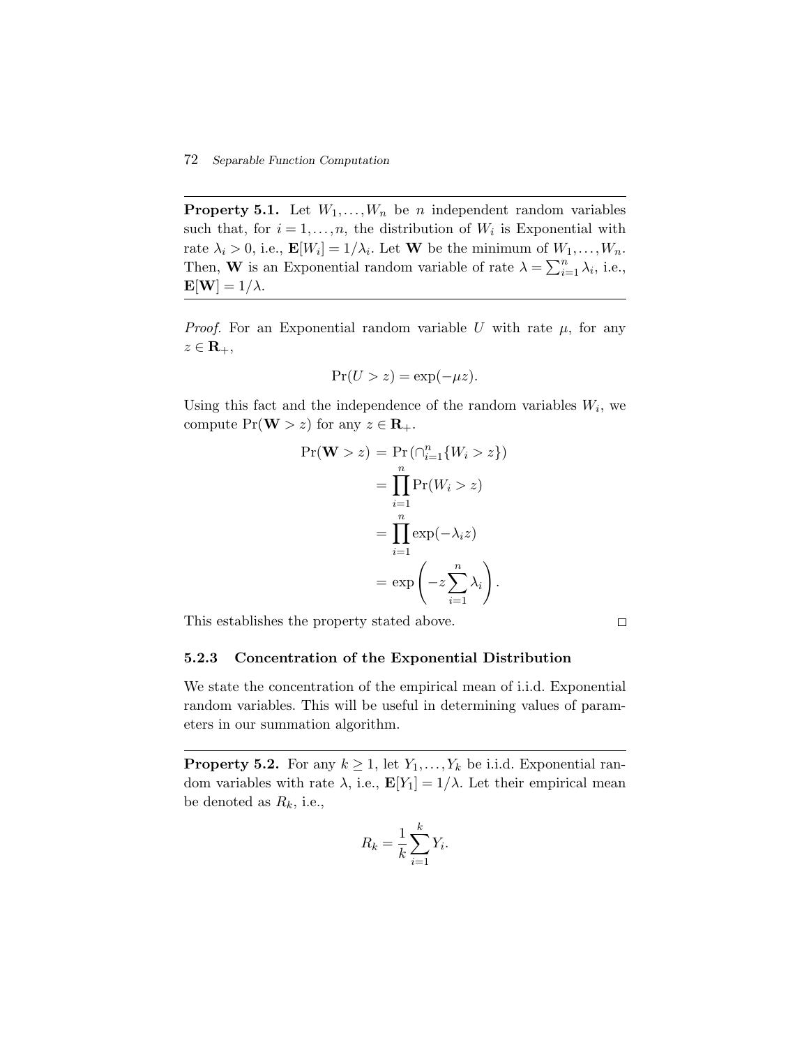**Property 5.1.** Let $W_1, \ldots, W_n$ be $n$ independent random variables such that, for $i = 1, \ldots, n$, the distribution of $W_i$ is Exponential with rate $\lambda_i > 0$, i.e., $\mathbf{E}[W_i] = 1/\lambda_i$. Let $\mathbf{W}$ be the minimum of $W_1, \ldots, W_n$. Then, $\mathbf{W}$ is an Exponential random variable of rate $\lambda = \sum_{i=1}^n \lambda_i$, i.e., $\mathbf{E}[\mathbf{W}] = 1/\lambda$.

*Proof.* For an Exponential random variable $U$ with rate $\mu$, for any $z \in \mathbf{R}_+$,

$$\Pr(U > z) = \exp(-\mu z).$$

Using this fact and the independence of the random variables $W_i$, we compute $\Pr(\mathbf{W} > z)$ for any $z \in \mathbf{R}_+$.

$$\begin{aligned}
\Pr(\mathbf{W} > z) &= \Pr\left(\cap_{i=1}^n \{W_i > z\}\right) \\
&= \prod_{i=1}^n \Pr(W_i > z) \\
&= \prod_{i=1}^n \exp(-\lambda_i z) \\
&= \exp\left(-z \sum_{i=1}^n \lambda_i\right).
\end{aligned}$$

This establishes the property stated above. □

### 5.2.3 Concentration of the Exponential Distribution

We state the concentration of the empirical mean of i.i.d. Exponential random variables. This will be useful in determining values of parameters in our summation algorithm.

**Property 5.2.** For any $k \geq 1$, let $Y_1, \ldots, Y_k$ be i.i.d. Exponential random variables with rate $\lambda$, i.e., $\mathbf{E}[Y_1] = 1/\lambda$. Let their empirical mean be denoted as $R_k$, i.e.,

$$R_k = \frac{1}{k} \sum_{i=1}^k Y_i.$$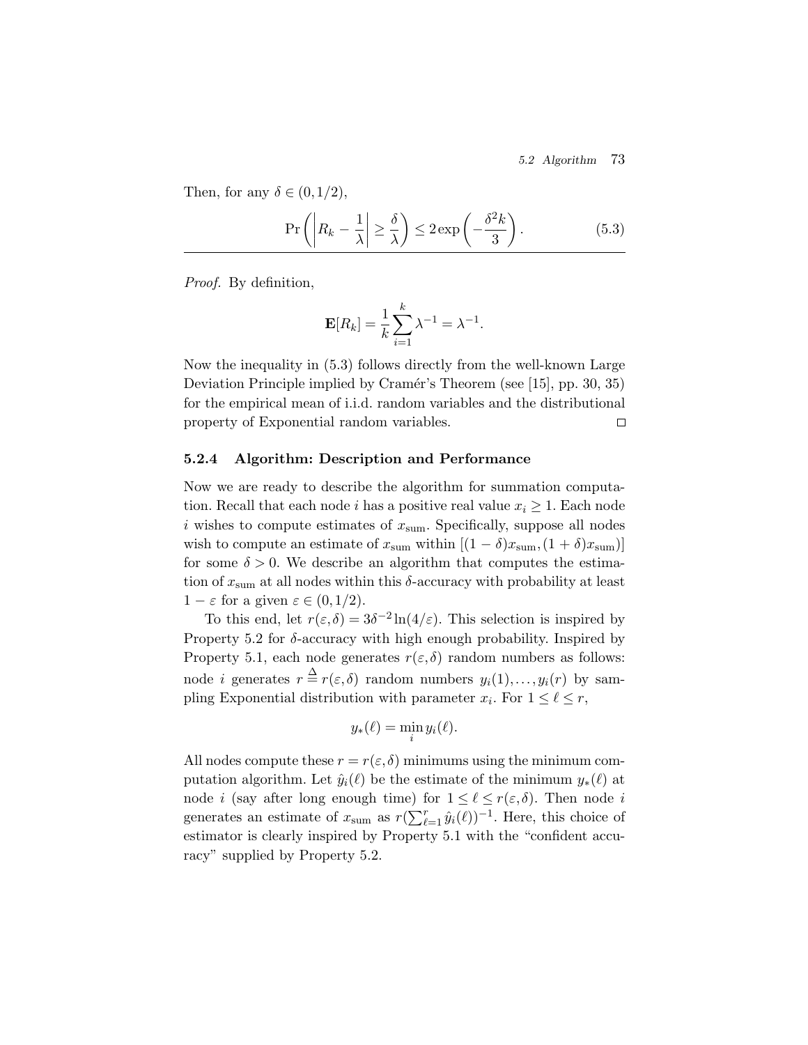Then, for any $\delta \in (0, 1/2)$,

$$\Pr\left(\left|R_k - \frac{1}{\lambda}\right| \geq \frac{\delta}{\lambda}\right) \leq 2\exp\left(-\frac{\delta^2 k}{3}\right). \tag{5.3}$$

*Proof.* By definition,

$$\mathbf{E}[R_k] = \frac{1}{k}\sum_{i=1}^{k} \lambda^{-1} = \lambda^{-1}.$$

Now the inequality in (5.3) follows directly from the well-known Large Deviation Principle implied by Cramér's Theorem (see [15], pp. 30, 35) for the empirical mean of i.i.d. random variables and the distributional property of Exponential random variables. □

### 5.2.4 Algorithm: Description and Performance

Now we are ready to describe the algorithm for summation computation. Recall that each node $i$ has a positive real value $x_i \geq 1$. Each node $i$ wishes to compute estimates of $x_{\text{sum}}$. Specifically, suppose all nodes wish to compute an estimate of $x_{\text{sum}}$ within $[(1-\delta)x_{\text{sum}}, (1+\delta)x_{\text{sum}})]$ for some $\delta > 0$. We describe an algorithm that computes the estimation of $x_{\text{sum}}$ at all nodes within this $\delta$-accuracy with probability at least $1 - \varepsilon$ for a given $\varepsilon \in (0, 1/2)$.

To this end, let $r(\varepsilon, \delta) = 3\delta^{-2}\ln(4/\varepsilon)$. This selection is inspired by Property 5.2 for $\delta$-accuracy with high enough probability. Inspired by Property 5.1, each node generates $r(\varepsilon, \delta)$ random numbers as follows: node $i$ generates $r \stackrel{\Delta}{=} r(\varepsilon, \delta)$ random numbers $y_i(1), \ldots, y_i(r)$ by sampling Exponential distribution with parameter $x_i$. For $1 \leq \ell \leq r$,

$$y_*(\ell) = \min_i y_i(\ell).$$

All nodes compute these $r = r(\varepsilon, \delta)$ minimums using the minimum computation algorithm. Let $\hat{y}_i(\ell)$ be the estimate of the minimum $y_*(\ell)$ at node $i$ (say after long enough time) for $1 \leq \ell \leq r(\varepsilon, \delta)$. Then node $i$ generates an estimate of $x_{\text{sum}}$ as $r(\sum_{\ell=1}^{r} \hat{y}_i(\ell))^{-1}$. Here, this choice of estimator is clearly inspired by Property 5.1 with the "confident accuracy" supplied by Property 5.2.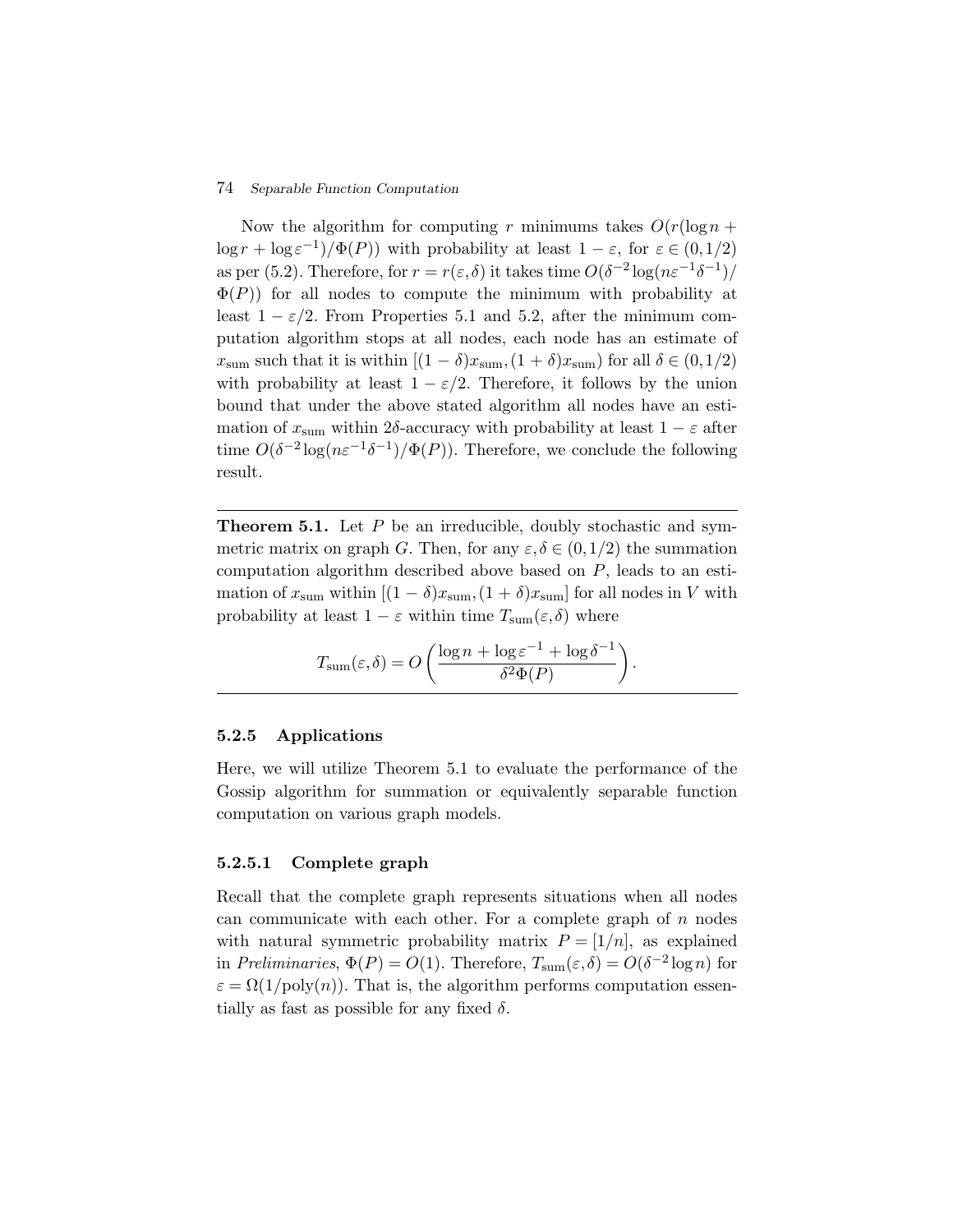Now the algorithm for computing $r$ minimums takes $O(r(\log n + \log r + \log \varepsilon^{-1})/\Phi(P))$ with probability at least $1-\varepsilon$, for $\varepsilon \in (0,1/2)$ as per (5.2). Therefore, for $r = r(\varepsilon, \delta)$ it takes time $O(\delta^{-2}\log(n\varepsilon^{-1}\delta^{-1})/\Phi(P))$ for all nodes to compute the minimum with probability at least $1-\varepsilon/2$. From Properties 5.1 and 5.2, after the minimum computation algorithm stops at all nodes, each node has an estimate of $x_{\text{sum}}$ such that it is within $[(1-\delta)x_{\text{sum}}, (1+\delta)x_{\text{sum}})$ for all $\delta \in (0,1/2)$ with probability at least $1-\varepsilon/2$. Therefore, it follows by the union bound that under the above stated algorithm all nodes have an estimation of $x_{\text{sum}}$ within $2\delta$-accuracy with probability at least $1-\varepsilon$ after time $O(\delta^{-2}\log(n\varepsilon^{-1}\delta^{-1})/\Phi(P))$. Therefore, we conclude the following result.

---

**Theorem 5.1.** Let $P$ be an irreducible, doubly stochastic and symmetric matrix on graph $G$. Then, for any $\varepsilon, \delta \in (0,1/2)$ the summation computation algorithm described above based on $P$, leads to an estimation of $x_{\text{sum}}$ within $[(1-\delta)x_{\text{sum}}, (1+\delta)x_{\text{sum}}]$ for all nodes in $V$ with probability at least $1-\varepsilon$ within time $T_{\text{sum}}(\varepsilon, \delta)$ where

$$T_{\text{sum}}(\varepsilon, \delta) = O\left(\frac{\log n + \log \varepsilon^{-1} + \log \delta^{-1}}{\delta^2 \Phi(P)}\right).$$

---

### 5.2.5 Applications

Here, we will utilize Theorem 5.1 to evaluate the performance of the Gossip algorithm for summation or equivalently separable function computation on various graph models.

#### 5.2.5.1 Complete graph

Recall that the complete graph represents situations when all nodes can communicate with each other. For a complete graph of $n$ nodes with natural symmetric probability matrix $P = [1/n]$, as explained in *Preliminaries*, $\Phi(P) = O(1)$. Therefore, $T_{\text{sum}}(\varepsilon, \delta) = O(\delta^{-2}\log n)$ for $\varepsilon = \Omega(1/\text{poly}(n))$. That is, the algorithm performs computation essentially as fast as possible for any fixed $\delta$.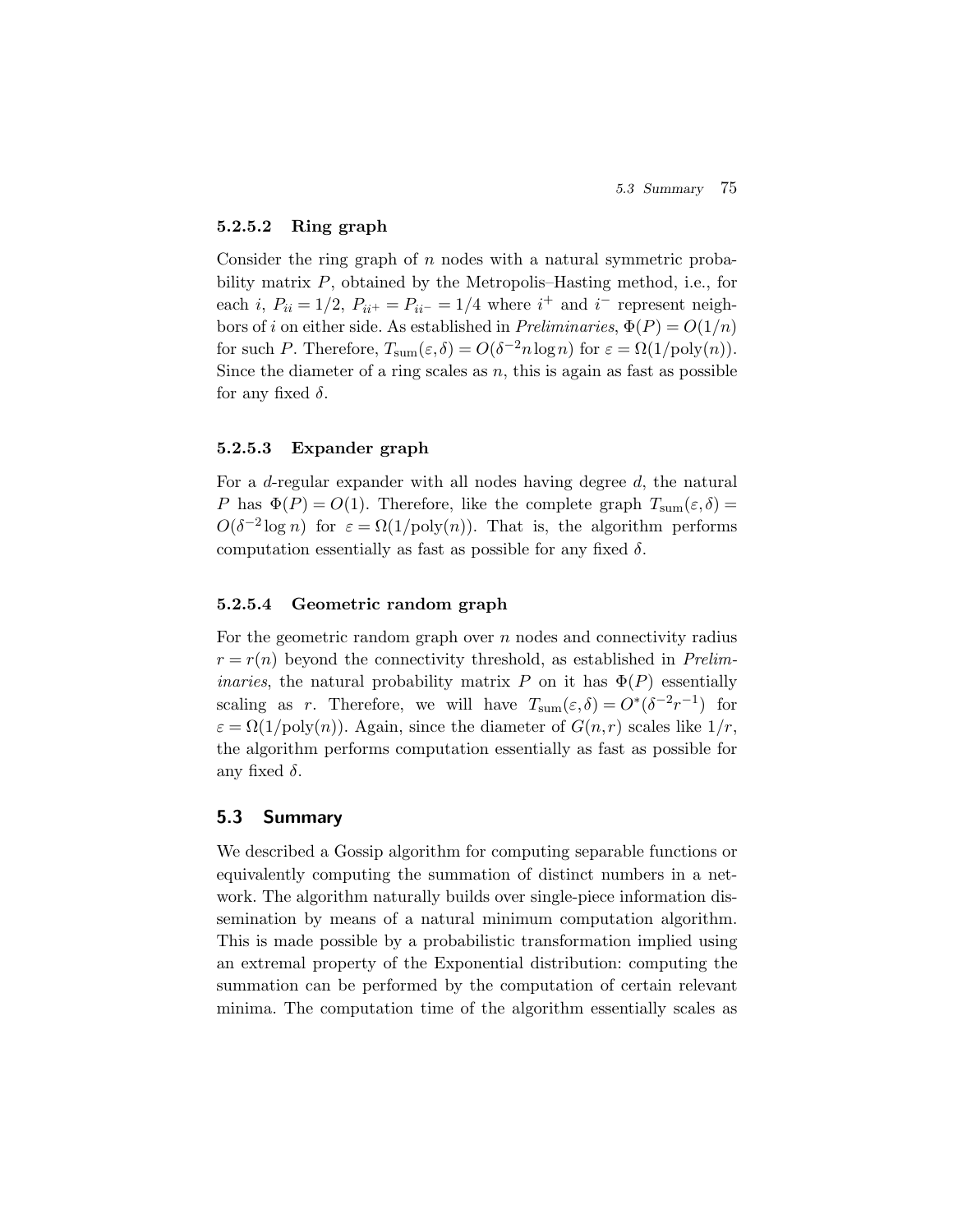#### 5.2.5.2 Ring graph

Consider the ring graph of $n$ nodes with a natural symmetric probability matrix $P$, obtained by the Metropolis–Hasting method, i.e., for each $i$, $P_{ii} = 1/2$, $P_{ii^+} = P_{ii^-} = 1/4$ where $i^+$ and $i^-$ represent neighbors of $i$ on either side. As established in *Preliminaries*, $\Phi(P) = O(1/n)$ for such $P$. Therefore, $T_{\text{sum}}(\varepsilon, \delta) = O(\delta^{-2} n \log n)$ for $\varepsilon = \Omega(1/\text{poly}(n))$. Since the diameter of a ring scales as $n$, this is again as fast as possible for any fixed $\delta$.

#### 5.2.5.3 Expander graph

For a $d$-regular expander with all nodes having degree $d$, the natural $P$ has $\Phi(P) = O(1)$. Therefore, like the complete graph $T_{\text{sum}}(\varepsilon, \delta) = O(\delta^{-2} \log n)$ for $\varepsilon = \Omega(1/\text{poly}(n))$. That is, the algorithm performs computation essentially as fast as possible for any fixed $\delta$.

#### 5.2.5.4 Geometric random graph

For the geometric random graph over $n$ nodes and connectivity radius $r = r(n)$ beyond the connectivity threshold, as established in *Preliminaries*, the natural probability matrix $P$ on it has $\Phi(P)$ essentially scaling as $r$. Therefore, we will have $T_{\text{sum}}(\varepsilon, \delta) = O^*(\delta^{-2} r^{-1})$ for $\varepsilon = \Omega(1/\text{poly}(n))$. Again, since the diameter of $G(n, r)$ scales like $1/r$, the algorithm performs computation essentially as fast as possible for any fixed $\delta$.

## 5.3 Summary

We described a Gossip algorithm for computing separable functions or equivalently computing the summation of distinct numbers in a network. The algorithm naturally builds over single-piece information dissemination by means of a natural minimum computation algorithm. This is made possible by a probabilistic transformation implied using an extremal property of the Exponential distribution: computing the summation can be performed by the computation of certain relevant minima. The computation time of the algorithm essentially scales as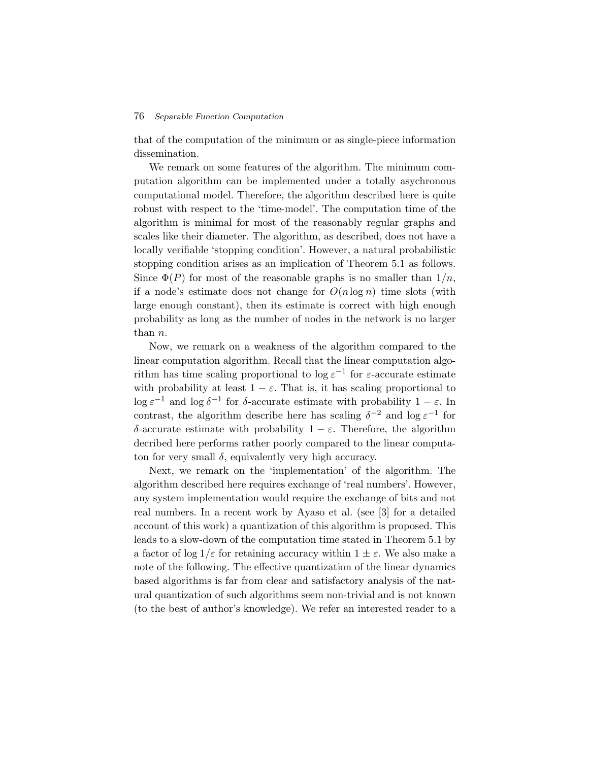that of the computation of the minimum or as single-piece information dissemination.

We remark on some features of the algorithm. The minimum computation algorithm can be implemented under a totally asychronous computational model. Therefore, the algorithm described here is quite robust with respect to the 'time-model'. The computation time of the algorithm is minimal for most of the reasonably regular graphs and scales like their diameter. The algorithm, as described, does not have a locally verifiable 'stopping condition'. However, a natural probabilistic stopping condition arises as an implication of Theorem 5.1 as follows. Since $\Phi(P)$ for most of the reasonable graphs is no smaller than $1/n$, if a node's estimate does not change for $O(n \log n)$ time slots (with large enough constant), then its estimate is correct with high enough probability as long as the number of nodes in the network is no larger than $n$.

Now, we remark on a weakness of the algorithm compared to the linear computation algorithm. Recall that the linear computation algorithm has time scaling proportional to $\log \varepsilon^{-1}$ for $\varepsilon$-accurate estimate with probability at least $1 - \varepsilon$. That is, it has scaling proportional to $\log \varepsilon^{-1}$ and $\log \delta^{-1}$ for $\delta$-accurate estimate with probability $1 - \varepsilon$. In contrast, the algorithm describe here has scaling $\delta^{-2}$ and $\log \varepsilon^{-1}$ for $\delta$-accurate estimate with probability $1 - \varepsilon$. Therefore, the algorithm decribed here performs rather poorly compared to the linear computaton for very small $\delta$, equivalently very high accuracy.

Next, we remark on the 'implementation' of the algorithm. The algorithm described here requires exchange of 'real numbers'. However, any system implementation would require the exchange of bits and not real numbers. In a recent work by Ayaso et al. (see [3] for a detailed account of this work) a quantization of this algorithm is proposed. This leads to a slow-down of the computation time stated in Theorem 5.1 by a factor of $\log 1/\varepsilon$ for retaining accuracy within $1 \pm \varepsilon$. We also make a note of the following. The effective quantization of the linear dynamics based algorithms is far from clear and satisfactory analysis of the natural quantization of such algorithms seem non-trivial and is not known (to the best of author's knowledge). We refer an interested reader to a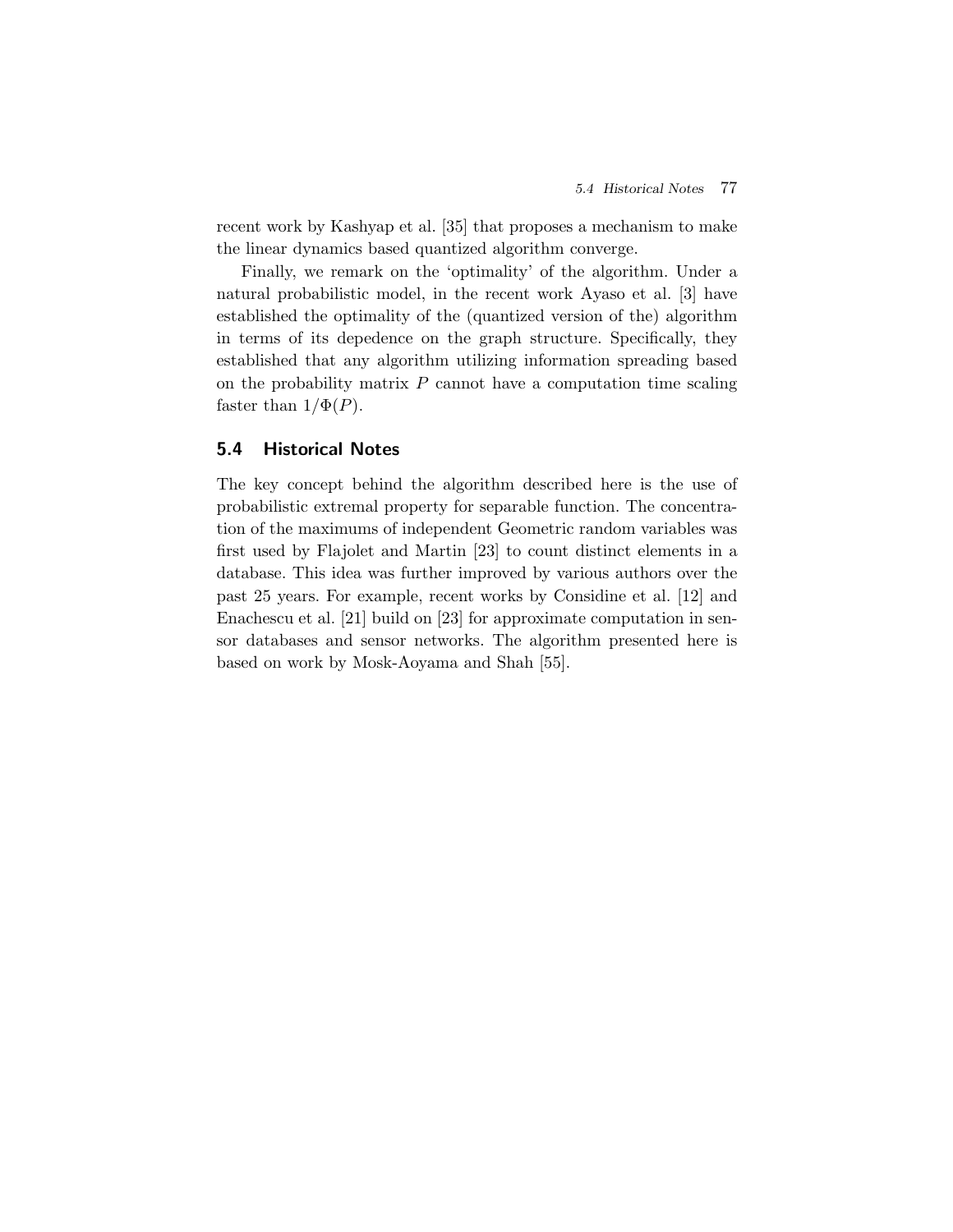recent work by Kashyap et al. [35] that proposes a mechanism to make the linear dynamics based quantized algorithm converge.

Finally, we remark on the 'optimality' of the algorithm. Under a natural probabilistic model, in the recent work Ayaso et al. [3] have established the optimality of the (quantized version of the) algorithm in terms of its depedence on the graph structure. Specifically, they established that any algorithm utilizing information spreading based on the probability matrix $P$ cannot have a computation time scaling faster than $1/\Phi(P)$.

## 5.4 Historical Notes

The key concept behind the algorithm described here is the use of probabilistic extremal property for separable function. The concentration of the maximums of independent Geometric random variables was first used by Flajolet and Martin [23] to count distinct elements in a database. This idea was further improved by various authors over the past 25 years. For example, recent works by Considine et al. [12] and Enachescu et al. [21] build on [23] for approximate computation in sensor databases and sensor networks. The algorithm presented here is based on work by Mosk-Aoyama and Shah [55].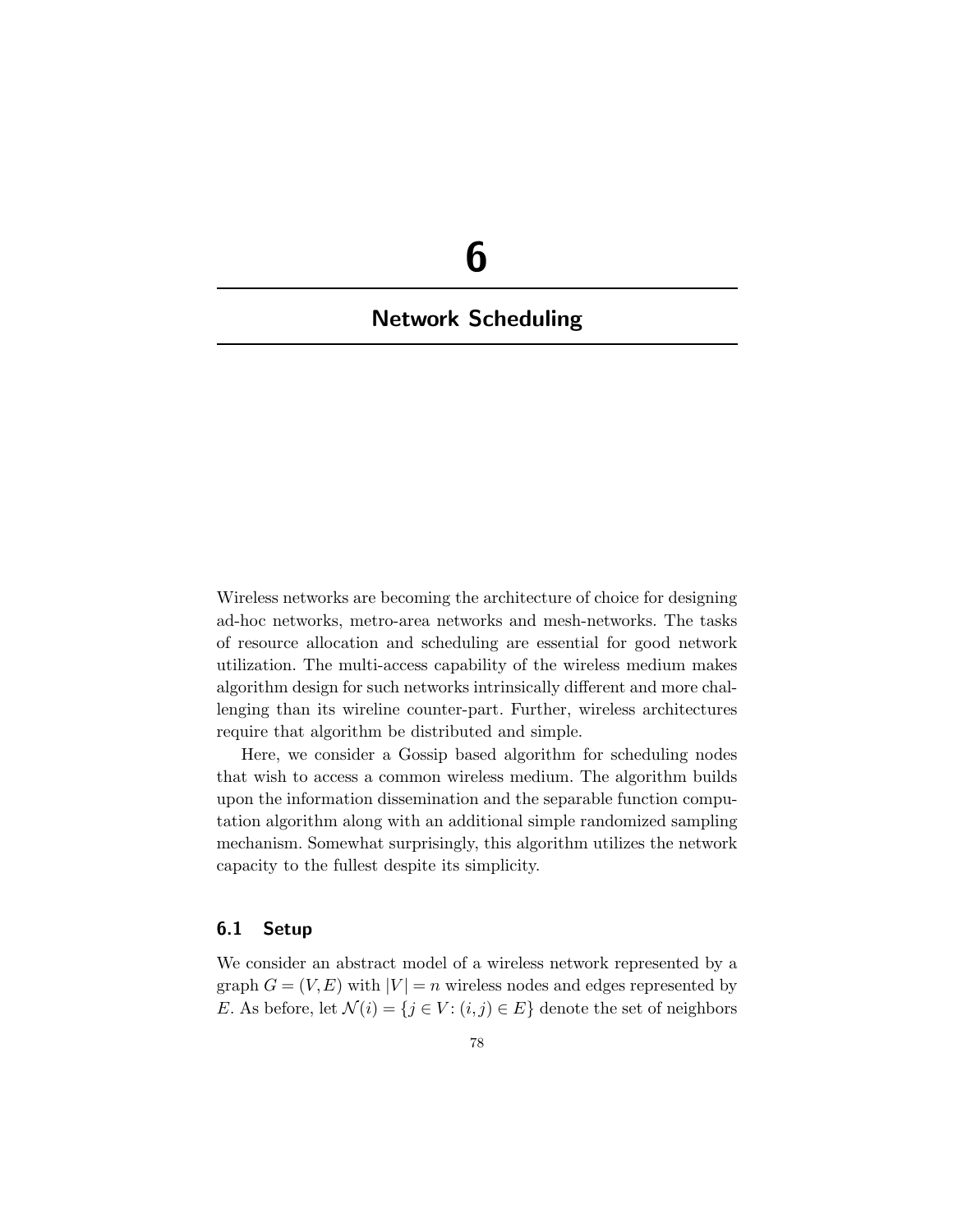# 6

# Network Scheduling

Wireless networks are becoming the architecture of choice for designing ad-hoc networks, metro-area networks and mesh-networks. The tasks of resource allocation and scheduling are essential for good network utilization. The multi-access capability of the wireless medium makes algorithm design for such networks intrinsically different and more challenging than its wireline counter-part. Further, wireless architectures require that algorithm be distributed and simple.

Here, we consider a Gossip based algorithm for scheduling nodes that wish to access a common wireless medium. The algorithm builds upon the information dissemination and the separable function computation algorithm along with an additional simple randomized sampling mechanism. Somewhat surprisingly, this algorithm utilizes the network capacity to the fullest despite its simplicity.

## 6.1 Setup

We consider an abstract model of a wireless network represented by a graph $G = (V,E)$ with $|V| = n$ wireless nodes and edges represented by $E$. As before, let $\mathcal{N}(i) = \{j \in V : (i,j) \in E\}$ denote the set of neighbors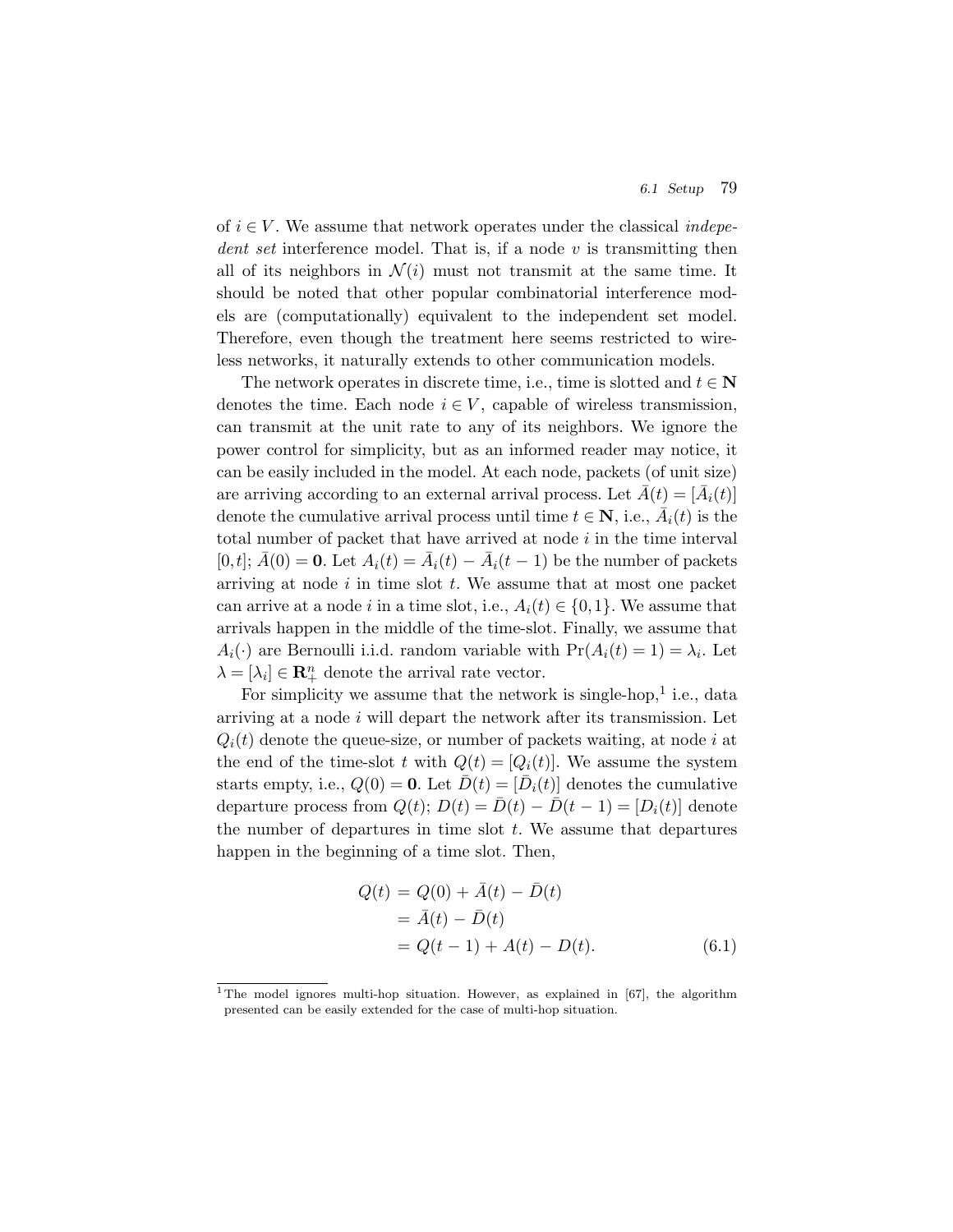of $i \in V$. We assume that network operates under the classical *indepedent set* interference model. That is, if a node $v$ is transmitting then all of its neighbors in $\mathcal{N}(i)$ must not transmit at the same time. It should be noted that other popular combinatorial interference models are (computationally) equivalent to the independent set model. Therefore, even though the treatment here seems restricted to wireless networks, it naturally extends to other communication models.

The network operates in discrete time, i.e., time is slotted and $t \in \mathbf{N}$ denotes the time. Each node $i \in V$, capable of wireless transmission, can transmit at the unit rate to any of its neighbors. We ignore the power control for simplicity, but as an informed reader may notice, it can be easily included in the model. At each node, packets (of unit size) are arriving according to an external arrival process. Let $\bar{A}(t) = [\bar{A}_i(t)]$ denote the cumulative arrival process until time $t \in \mathbf{N}$, i.e., $\bar{A}_i(t)$ is the total number of packet that have arrived at node $i$ in the time interval $[0,t]$; $\bar{A}(0) = \mathbf{0}$. Let $A_i(t) = \bar{A}_i(t) - \bar{A}_i(t-1)$ be the number of packets arriving at node $i$ in time slot $t$. We assume that at most one packet can arrive at a node $i$ in a time slot, i.e., $A_i(t) \in \{0,1\}$. We assume that arrivals happen in the middle of the time-slot. Finally, we assume that $A_i(\cdot)$ are Bernoulli i.i.d. random variable with $\Pr(A_i(t) = 1) = \lambda_i$. Let $\lambda = [\lambda_i] \in \mathbf{R}^n_+$ denote the arrival rate vector.

For simplicity we assume that the network is single-hop,[1] i.e., data arriving at a node $i$ will depart the network after its transmission. Let $Q_i(t)$ denote the queue-size, or number of packets waiting, at node $i$ at the end of the time-slot $t$ with $Q(t) = [Q_i(t)]$. We assume the system starts empty, i.e., $Q(0) = \mathbf{0}$. Let $\bar{D}(t) = [\bar{D}_i(t)]$ denotes the cumulative departure process from $Q(t)$; $D(t) = \bar{D}(t) - \bar{D}(t-1) = [D_i(t)]$ denote the number of departures in time slot $t$. We assume that departures happen in the beginning of a time slot. Then,

$$
\begin{aligned}
Q(t) &= Q(0) + \bar{A}(t) - \bar{D}(t) \\
&= \bar{A}(t) - \bar{D}(t) \\
&= Q(t-1) + A(t) - D(t). \qquad (6.1)
\end{aligned}
$$

[1] The model ignores multi-hop situation. However, as explained in [67], the algorithm presented can be easily extended for the case of multi-hop situation.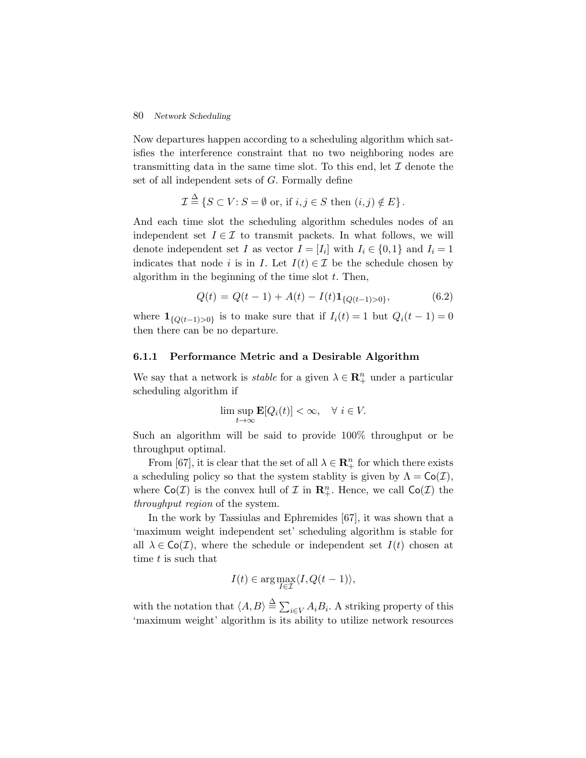Now departures happen according to a scheduling algorithm which satisfies the interference constraint that no two neighboring nodes are transmitting data in the same time slot. To this end, let $\mathcal{I}$ denote the set of all independent sets of $G$. Formally define

$$\mathcal{I} \stackrel{\Delta}{=} \{S \subset V : S = \emptyset \text{ or, if } i,j \in S \text{ then } (i,j) \notin E\}.$$

And each time slot the scheduling algorithm schedules nodes of an independent set $I \in \mathcal{I}$ to transmit packets. In what follows, we will denote independent set $I$ as vector $I = [I_i]$ with $I_i \in \{0,1\}$ and $I_i = 1$ indicates that node $i$ is in $I$. Let $I(t) \in \mathcal{I}$ be the schedule chosen by algorithm in the beginning of the time slot $t$. Then,

$$Q(t) = Q(t-1) + A(t) - I(t)\mathbf{1}_{\{Q(t-1)>0\}}, \tag{6.2}$$

where $\mathbf{1}_{\{Q(t-1)>0\}}$ is to make sure that if $I_i(t) = 1$ but $Q_i(t-1) = 0$ then there can be no departure.

### 6.1.1 Performance Metric and a Desirable Algorithm

We say that a network is *stable* for a given $\lambda \in \mathbf{R}^n_+$ under a particular scheduling algorithm if

$$\limsup_{t\to\infty} \mathbf{E}[Q_i(t)] < \infty, \quad \forall\, i \in V.$$

Such an algorithm will be said to provide 100% throughput or be throughput optimal.

From [67], it is clear that the set of all $\lambda \in \mathbf{R}^n_+$ for which there exists a scheduling policy so that the system stablity is given by $\Lambda = \mathsf{Co}(\mathcal{I})$, where $\mathsf{Co}(\mathcal{I})$ is the convex hull of $\mathcal{I}$ in $\mathbf{R}^n_+$. Hence, we call $\mathsf{Co}(\mathcal{I})$ the *throughput region* of the system.

In the work by Tassiulas and Ephremides [67], it was shown that a 'maximum weight independent set' scheduling algorithm is stable for all $\lambda \in \mathsf{Co}(\mathcal{I})$, where the schedule or independent set $I(t)$ chosen at time $t$ is such that

$$I(t) \in \arg\max_{I \in \mathcal{I}} \langle I, Q(t-1)\rangle,$$

with the notation that $\langle A,B\rangle \stackrel{\Delta}{=} \sum_{i\in V} A_i B_i$. A striking property of this 'maximum weight' algorithm is its ability to utilize network resources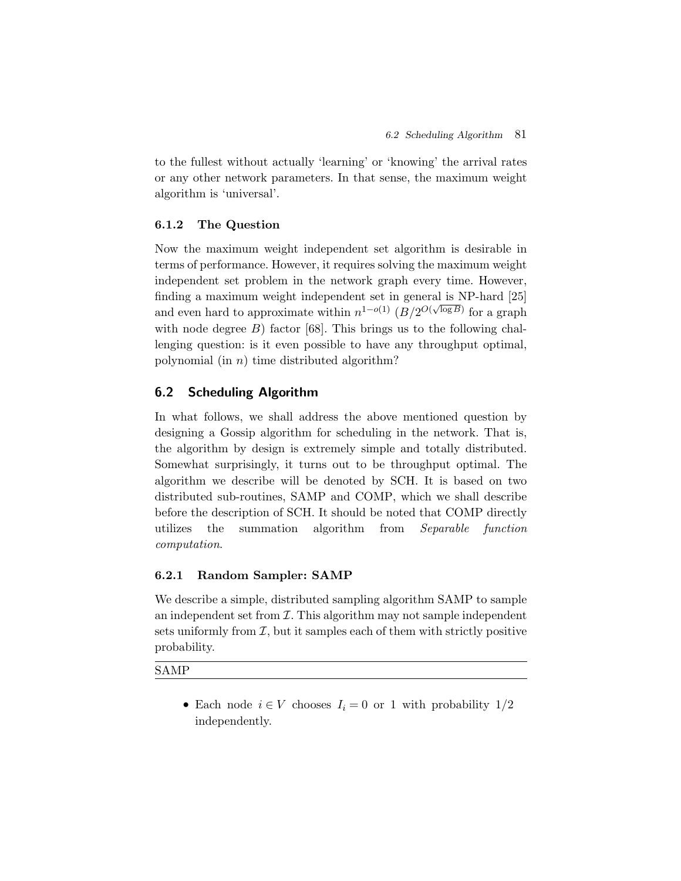to the fullest without actually 'learning' or 'knowing' the arrival rates or any other network parameters. In that sense, the maximum weight algorithm is 'universal'.

### 6.1.2 The Question

Now the maximum weight independent set algorithm is desirable in terms of performance. However, it requires solving the maximum weight independent set problem in the network graph every time. However, finding a maximum weight independent set in general is NP-hard [25] and even hard to approximate within $n^{1-o(1)}$ ($B/2^{O(\sqrt{\log B})}$ for a graph with node degree $B$) factor [68]. This brings us to the following challenging question: is it even possible to have any throughput optimal, polynomial (in $n$) time distributed algorithm?

## 6.2 Scheduling Algorithm

In what follows, we shall address the above mentioned question by designing a Gossip algorithm for scheduling in the network. That is, the algorithm by design is extremely simple and totally distributed. Somewhat surprisingly, it turns out to be throughput optimal. The algorithm we describe will be denoted by SCH. It is based on two distributed sub-routines, SAMP and COMP, which we shall describe before the description of SCH. It should be noted that COMP directly utilizes the summation algorithm from *Separable function computation*.

### 6.2.1 Random Sampler: SAMP

We describe a simple, distributed sampling algorithm SAMP to sample an independent set from $\mathcal{I}$. This algorithm may not sample independent sets uniformly from $\mathcal{I}$, but it samples each of them with strictly positive probability.

---

SAMP

---

- Each node $i \in V$ chooses $I_i = 0$ or $1$ with probability $1/2$ independently.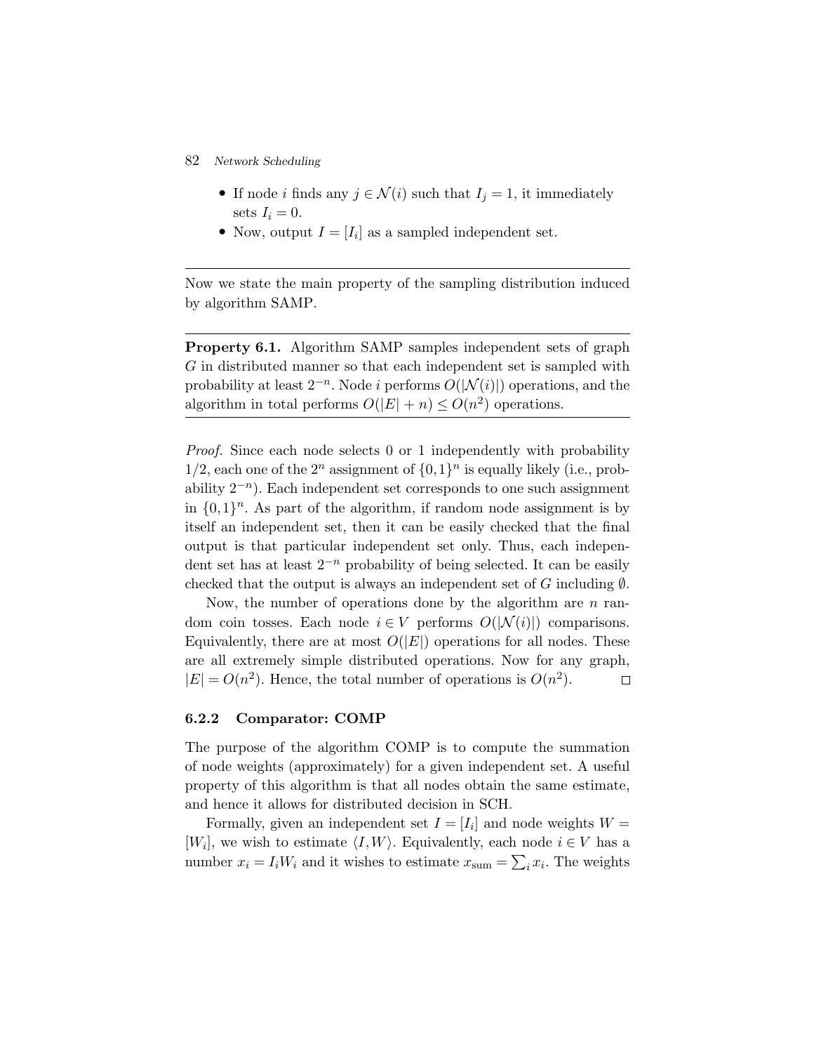- If node $i$ finds any $j \in \mathcal{N}(i)$ such that $I_j = 1$, it immediately sets $I_i = 0$.
- Now, output $I = [I_i]$ as a sampled independent set.

---

Now we state the main property of the sampling distribution induced by algorithm SAMP.

---

**Property 6.1.** Algorithm SAMP samples independent sets of graph $G$ in distributed manner so that each independent set is sampled with probability at least $2^{-n}$. Node $i$ performs $O(|\mathcal{N}(i)|)$ operations, and the algorithm in total performs $O(|E| + n) \leq O(n^2)$ operations.

---

*Proof.* Since each node selects 0 or 1 independently with probability 1/2, each one of the $2^n$ assignment of $\{0,1\}^n$ is equally likely (i.e., probability $2^{-n}$). Each independent set corresponds to one such assignment in $\{0,1\}^n$. As part of the algorithm, if random node assignment is by itself an independent set, then it can be easily checked that the final output is that particular independent set only. Thus, each independent set has at least $2^{-n}$ probability of being selected. It can be easily checked that the output is always an independent set of $G$ including $\emptyset$.

Now, the number of operations done by the algorithm are $n$ random coin tosses. Each node $i \in V$ performs $O(|\mathcal{N}(i)|)$ comparisons. Equivalently, there are at most $O(|E|)$ operations for all nodes. These are all extremely simple distributed operations. Now for any graph, $|E| = O(n^2)$. Hence, the total number of operations is $O(n^2)$. □

### 6.2.2 Comparator: COMP

The purpose of the algorithm COMP is to compute the summation of node weights (approximately) for a given independent set. A useful property of this algorithm is that all nodes obtain the same estimate, and hence it allows for distributed decision in SCH.

Formally, given an independent set $I = [I_i]$ and node weights $W = [W_i]$, we wish to estimate $\langle I, W \rangle$. Equivalently, each node $i \in V$ has a number $x_i = I_i W_i$ and it wishes to estimate $x_{\text{sum}} = \sum_i x_i$. The weights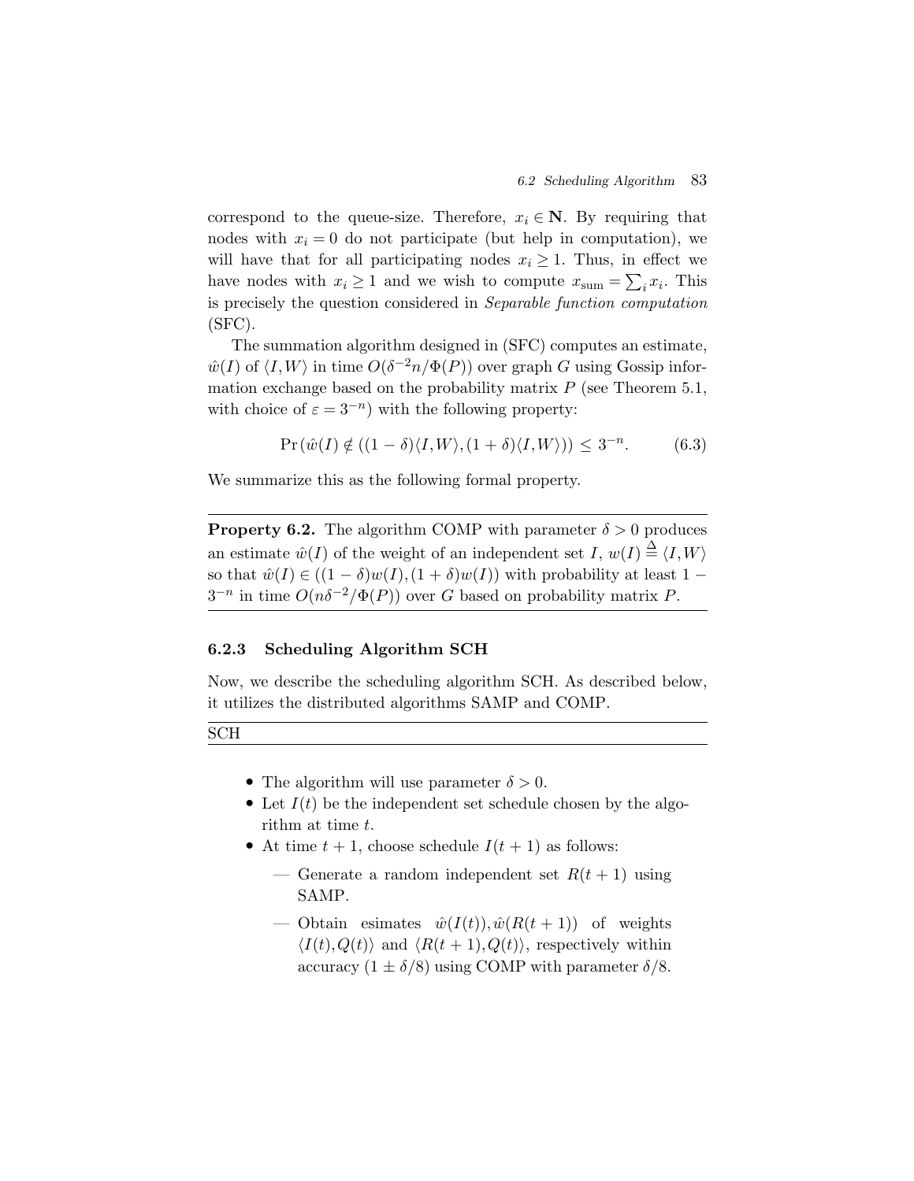correspond to the queue-size. Therefore, $x_i \in \mathbf{N}$. By requiring that nodes with $x_i = 0$ do not participate (but help in computation), we will have that for all participating nodes $x_i \geq 1$. Thus, in effect we have nodes with $x_i \geq 1$ and we wish to compute $x_{\text{sum}} = \sum_i x_i$. This is precisely the question considered in *Separable function computation* (SFC).

The summation algorithm designed in (SFC) computes an estimate, $\hat{w}(I)$ of $\langle I, W \rangle$ in time $O(\delta^{-2} n / \Phi(P))$ over graph $G$ using Gossip information exchange based on the probability matrix $P$ (see Theorem 5.1, with choice of $\varepsilon = 3^{-n}$) with the following property:

$$\Pr\left(\hat{w}(I) \notin ((1-\delta)\langle I, W \rangle, (1+\delta)\langle I, W \rangle)\right) \leq 3^{-n}. \tag{6.3}$$

We summarize this as the following formal property.

---

**Property 6.2.** The algorithm COMP with parameter $\delta > 0$ produces an estimate $\hat{w}(I)$ of the weight of an independent set $I$, $w(I) \triangleq \langle I, W \rangle$ so that $\hat{w}(I) \in ((1-\delta)w(I), (1+\delta)w(I))$ with probability at least $1 - 3^{-n}$ in time $O(n\delta^{-2}/\Phi(P))$ over $G$ based on probability matrix $P$.

---

### 6.2.3 Scheduling Algorithm SCH

Now, we describe the scheduling algorithm SCH. As described below, it utilizes the distributed algorithms SAMP and COMP.

---

SCH

---

- The algorithm will use parameter $\delta > 0$.
- Let $I(t)$ be the independent set schedule chosen by the algorithm at time $t$.
- At time $t+1$, choose schedule $I(t+1)$ as follows:
  - Generate a random independent set $R(t+1)$ using SAMP.
  - Obtain esimates $\hat{w}(I(t)), \hat{w}(R(t+1))$ of weights $\langle I(t), Q(t) \rangle$ and $\langle R(t+1), Q(t) \rangle$, respectively within accuracy $(1 \pm \delta/8)$ using COMP with parameter $\delta/8$.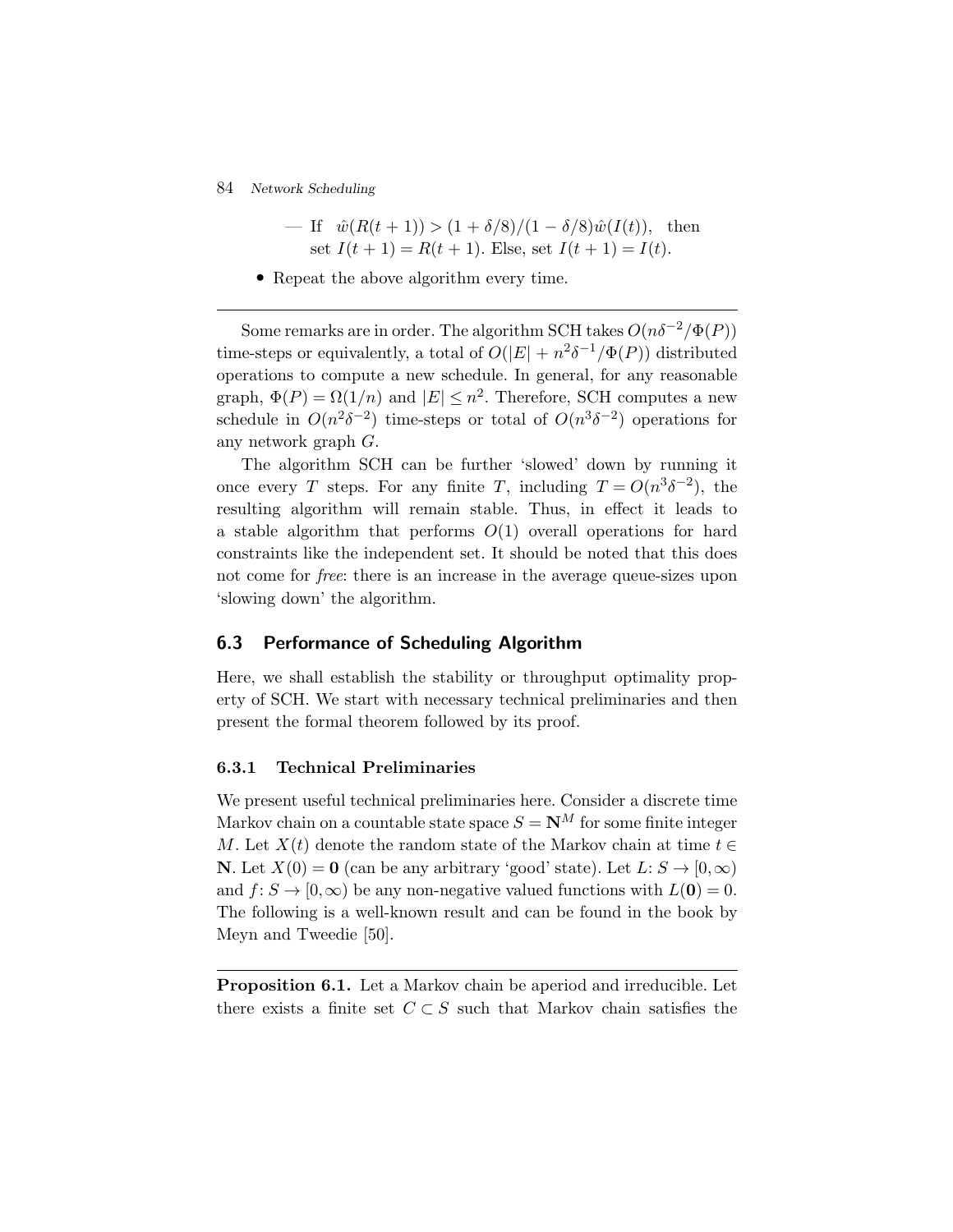— If $\hat{w}(R(t+1)) > (1+\delta/8)/(1-\delta/8)\hat{w}(I(t))$, then set $I(t+1) = R(t+1)$. Else, set $I(t+1) = I(t)$.

- Repeat the above algorithm every time.

---

Some remarks are in order. The algorithm SCH takes $O(n\delta^{-2}/\Phi(P))$ time-steps or equivalently, a total of $O(|E| + n^2\delta^{-1}/\Phi(P))$ distributed operations to compute a new schedule. In general, for any reasonable graph, $\Phi(P) = \Omega(1/n)$ and $|E| \leq n^2$. Therefore, SCH computes a new schedule in $O(n^2\delta^{-2})$ time-steps or total of $O(n^3\delta^{-2})$ operations for any network graph $G$.

The algorithm SCH can be further 'slowed' down by running it once every $T$ steps. For any finite $T$, including $T = O(n^3\delta^{-2})$, the resulting algorithm will remain stable. Thus, in effect it leads to a stable algorithm that performs $O(1)$ overall operations for hard constraints like the independent set. It should be noted that this does not come for *free*: there is an increase in the average queue-sizes upon 'slowing down' the algorithm.

## 6.3 Performance of Scheduling Algorithm

Here, we shall establish the stability or throughput optimality property of SCH. We start with necessary technical preliminaries and then present the formal theorem followed by its proof.

### 6.3.1 Technical Preliminaries

We present useful technical preliminaries here. Consider a discrete time Markov chain on a countable state space $S = \mathbf{N}^M$ for some finite integer $M$. Let $X(t)$ denote the random state of the Markov chain at time $t \in \mathbf{N}$. Let $X(0) = \mathbf{0}$ (can be any arbitrary 'good' state). Let $L\colon S \to [0,\infty)$ and $f\colon S \to [0,\infty)$ be any non-negative valued functions with $L(\mathbf{0}) = 0$. The following is a well-known result and can be found in the book by Meyn and Tweedie [50].

---

**Proposition 6.1.** Let a Markov chain be aperiod and irreducible. Let there exists a finite set $C \subset S$ such that Markov chain satisfies the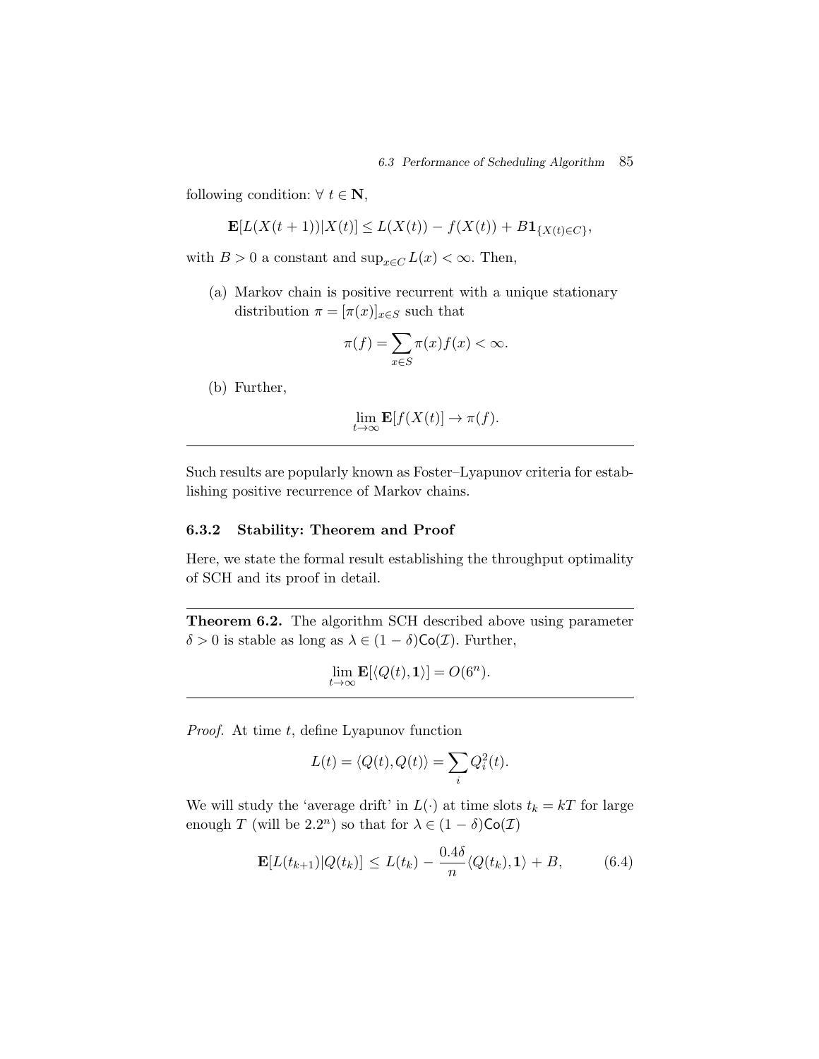following condition: $\forall\ t \in \mathbf{N}$,

$$\mathbf{E}[L(X(t+1))|X(t)] \leq L(X(t)) - f(X(t)) + B\mathbf{1}_{\{X(t)\in C\}},$$

with $B > 0$ a constant and $\sup_{x \in C} L(x) < \infty$. Then,

(a) Markov chain is positive recurrent with a unique stationary distribution $\pi = [\pi(x)]_{x \in S}$ such that

$$\pi(f) = \sum_{x \in S} \pi(x) f(x) < \infty.$$

(b) Further,

$$\lim_{t \to \infty} \mathbf{E}[f(X(t)] \to \pi(f).$$

---

Such results are popularly known as Foster–Lyapunov criteria for establishing positive recurrence of Markov chains.

### 6.3.2 Stability: Theorem and Proof

Here, we state the formal result establishing the throughput optimality of SCH and its proof in detail.

---

**Theorem 6.2.** The algorithm SCH described above using parameter $\delta > 0$ is stable as long as $\lambda \in (1-\delta)\mathsf{Co}(\mathcal{I})$. Further,

$$\lim_{t \to \infty} \mathbf{E}[\langle Q(t), \mathbf{1}\rangle] = O(6^n).$$

---

*Proof.* At time $t$, define Lyapunov function

$$L(t) = \langle Q(t), Q(t) \rangle = \sum_i Q_i^2(t).$$

We will study the 'average drift' in $L(\cdot)$ at time slots $t_k = kT$ for large enough $T$ (will be $2.2^n$) so that for $\lambda \in (1-\delta)\mathsf{Co}(\mathcal{I})$

$$\mathbf{E}[L(t_{k+1})|Q(t_k)] \leq L(t_k) - \frac{0.4\delta}{n}\langle Q(t_k), \mathbf{1}\rangle + B, \tag{6.4}$$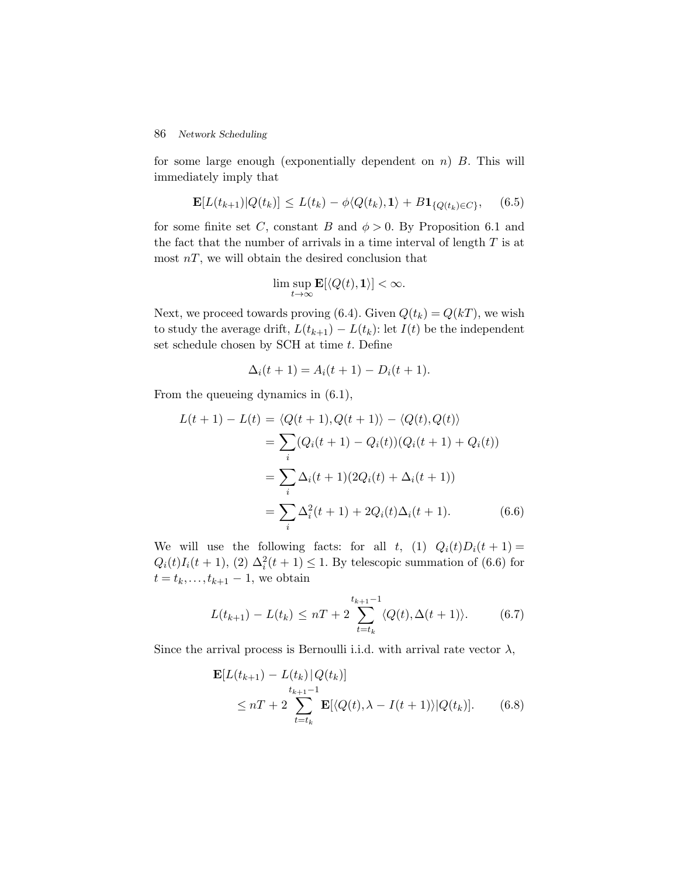for some large enough (exponentially dependent on $n$) $B$. This will immediately imply that

$$\mathbf{E}[L(t_{k+1})|Q(t_k)] \leq L(t_k) - \phi\langle Q(t_k), \mathbf{1}\rangle + B\mathbf{1}_{\{Q(t_k)\in C\}}, \quad (6.5)$$

for some finite set $C$, constant $B$ and $\phi > 0$. By Proposition 6.1 and the fact that the number of arrivals in a time interval of length $T$ is at most $nT$, we will obtain the desired conclusion that

$$\limsup_{t\to\infty} \mathbf{E}[\langle Q(t), \mathbf{1}\rangle] < \infty.$$

Next, we proceed towards proving (6.4). Given $Q(t_k) = Q(kT)$, we wish to study the average drift, $L(t_{k+1}) - L(t_k)$: let $I(t)$ be the independent set schedule chosen by SCH at time $t$. Define

$$\Delta_i(t+1) = A_i(t+1) - D_i(t+1).$$

From the queueing dynamics in (6.1),

$$\begin{aligned}
L(t+1) - L(t) &= \langle Q(t+1), Q(t+1)\rangle - \langle Q(t), Q(t)\rangle \\
&= \sum_i (Q_i(t+1) - Q_i(t))(Q_i(t+1) + Q_i(t)) \\
&= \sum_i \Delta_i(t+1)(2Q_i(t) + \Delta_i(t+1)) \\
&= \sum_i \Delta_i^2(t+1) + 2Q_i(t)\Delta_i(t+1). \qquad (6.6)
\end{aligned}$$

We will use the following facts: for all $t$, (1) $Q_i(t)D_i(t+1) = Q_i(t)I_i(t+1)$, (2) $\Delta_i^2(t+1) \leq 1$. By telescopic summation of (6.6) for $t = t_k, \ldots, t_{k+1} - 1$, we obtain

$$L(t_{k+1}) - L(t_k) \leq nT + 2\sum_{t=t_k}^{t_{k+1}-1} \langle Q(t), \Delta(t+1)\rangle. \quad (6.7)$$

Since the arrival process is Bernoulli i.i.d. with arrival rate vector $\lambda$,

$$\begin{aligned}
&\mathbf{E}[L(t_{k+1}) - L(t_k)\,|\,Q(t_k)] \\
&\quad \leq nT + 2\sum_{t=t_k}^{t_{k+1}-1} \mathbf{E}[\langle Q(t), \lambda - I(t+1)\rangle | Q(t_k)]. \qquad (6.8)
\end{aligned}$$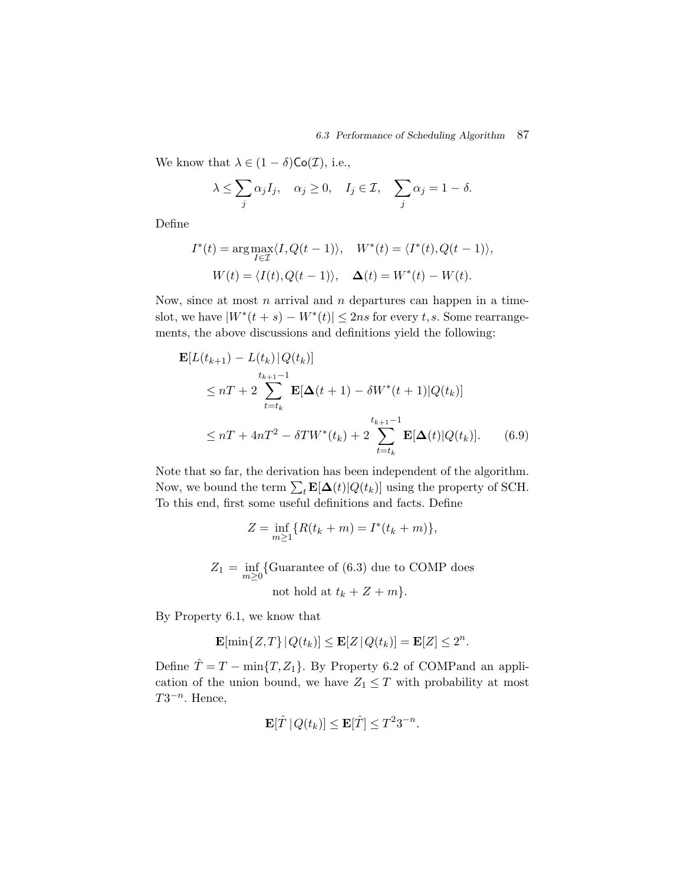We know that $\lambda \in (1-\delta)\mathsf{Co}(\mathcal{I})$, i.e.,

$$\lambda \leq \sum_j \alpha_j I_j, \quad \alpha_j \geq 0, \quad I_j \in \mathcal{I}, \quad \sum_j \alpha_j = 1 - \delta.$$

Define

$$I^*(t) = \arg\max_{I \in \mathcal{I}} \langle I, Q(t-1) \rangle, \quad W^*(t) = \langle I^*(t), Q(t-1) \rangle,$$

$$W(t) = \langle I(t), Q(t-1) \rangle, \quad \mathbf{\Delta}(t) = W^*(t) - W(t).$$

Now, since at most $n$ arrival and $n$ departures can happen in a timeslot, we have $|W^*(t+s) - W^*(t)| \leq 2ns$ for every $t, s$. Some rearrangements, the above discussions and definitions yield the following:

$$\begin{aligned}
\mathbf{E}[L(t_{k+1}) - L(t_k) \,|\, Q(t_k)]
&\leq nT + 2 \sum_{t=t_k}^{t_{k+1}-1} \mathbf{E}[\mathbf{\Delta}(t+1) - \delta W^*(t+1) | Q(t_k)] \\
&\leq nT + 4nT^2 - \delta T W^*(t_k) + 2 \sum_{t=t_k}^{t_{k+1}-1} \mathbf{E}[\mathbf{\Delta}(t) | Q(t_k)]. \qquad (6.9)
\end{aligned}$$

Note that so far, the derivation has been independent of the algorithm. Now, we bound the term $\sum_t \mathbf{E}[\mathbf{\Delta}(t)|Q(t_k)]$ using the property of SCH. To this end, first some useful definitions and facts. Define

$$Z = \inf_{m \geq 1} \{R(t_k + m) = I^*(t_k + m)\},$$

$$Z_1 = \inf_{m \geq 0} \{\text{Guarantee of (6.3) due to COMP does not hold at } t_k + Z + m\}.$$

By Property 6.1, we know that

$$\mathbf{E}[\min\{Z, T\} \,|\, Q(t_k)] \leq \mathbf{E}[Z \,|\, Q(t_k)] = \mathbf{E}[Z] \leq 2^n.$$

Define $\hat{T} = T - \min\{T, Z_1\}$. By Property 6.2 of COMPand an application of the union bound, we have $Z_1 \leq T$ with probability at most $T 3^{-n}$. Hence,

$$\mathbf{E}[\hat{T} \,|\, Q(t_k)] \leq \mathbf{E}[\hat{T}] \leq T^2 3^{-n}.$$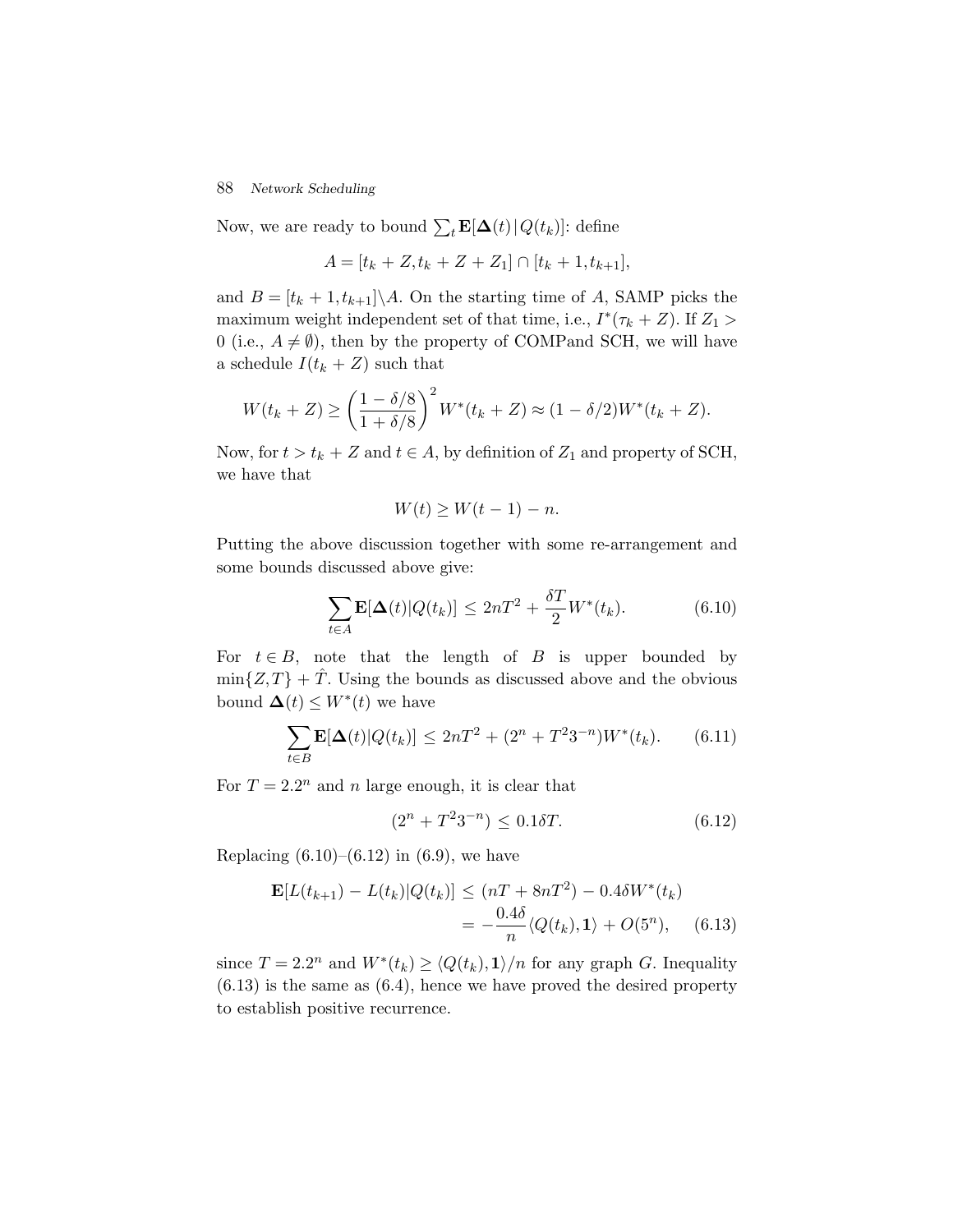Now, we are ready to bound $\sum_t \mathbf{E}[\mathbf{\Delta}(t)\,|\,Q(t_k)]$: define

$$A = [t_k + Z, t_k + Z + Z_1] \cap [t_k + 1, t_{k+1}],$$

and $B = [t_k + 1, t_{k+1}] \backslash A$. On the starting time of $A$, SAMP picks the maximum weight independent set of that time, i.e., $I^*(\tau_k + Z)$. If $Z_1 > 0$ (i.e., $A \neq \emptyset$), then by the property of COMPand SCH, we will have a schedule $I(t_k + Z)$ such that

$$W(t_k + Z) \geq \left(\frac{1 - \delta/8}{1 + \delta/8}\right)^2 W^*(t_k + Z) \approx (1 - \delta/2) W^*(t_k + Z).$$

Now, for $t > t_k + Z$ and $t \in A$, by definition of $Z_1$ and property of SCH, we have that

$$W(t) \geq W(t-1) - n.$$

Putting the above discussion together with some re-arrangement and some bounds discussed above give:

$$\sum_{t \in A} \mathbf{E}[\mathbf{\Delta}(t)|Q(t_k)] \leq 2nT^2 + \frac{\delta T}{2} W^*(t_k). \tag{6.10}$$

For $t \in B$, note that the length of $B$ is upper bounded by $\min\{Z, T\} + \hat{T}$. Using the bounds as discussed above and the obvious bound $\mathbf{\Delta}(t) \leq W^*(t)$ we have

$$\sum_{t \in B} \mathbf{E}[\mathbf{\Delta}(t)|Q(t_k)] \leq 2nT^2 + (2^n + T^2 3^{-n}) W^*(t_k). \tag{6.11}$$

For $T = 2.2^n$ and $n$ large enough, it is clear that

$$(2^n + T^2 3^{-n}) \leq 0.1\delta T. \tag{6.12}$$

Replacing (6.10)–(6.12) in (6.9), we have

$$\begin{aligned} \mathbf{E}[L(t_{k+1}) - L(t_k)|Q(t_k)] &\leq (nT + 8nT^2) - 0.4\delta W^*(t_k) \\ &= -\frac{0.4\delta}{n}\langle Q(t_k), \mathbf{1}\rangle + O(5^n), \end{aligned} \tag{6.13}$$

since $T = 2.2^n$ and $W^*(t_k) \geq \langle Q(t_k), \mathbf{1}\rangle / n$ for any graph $G$. Inequality (6.13) is the same as (6.4), hence we have proved the desired property to establish positive recurrence.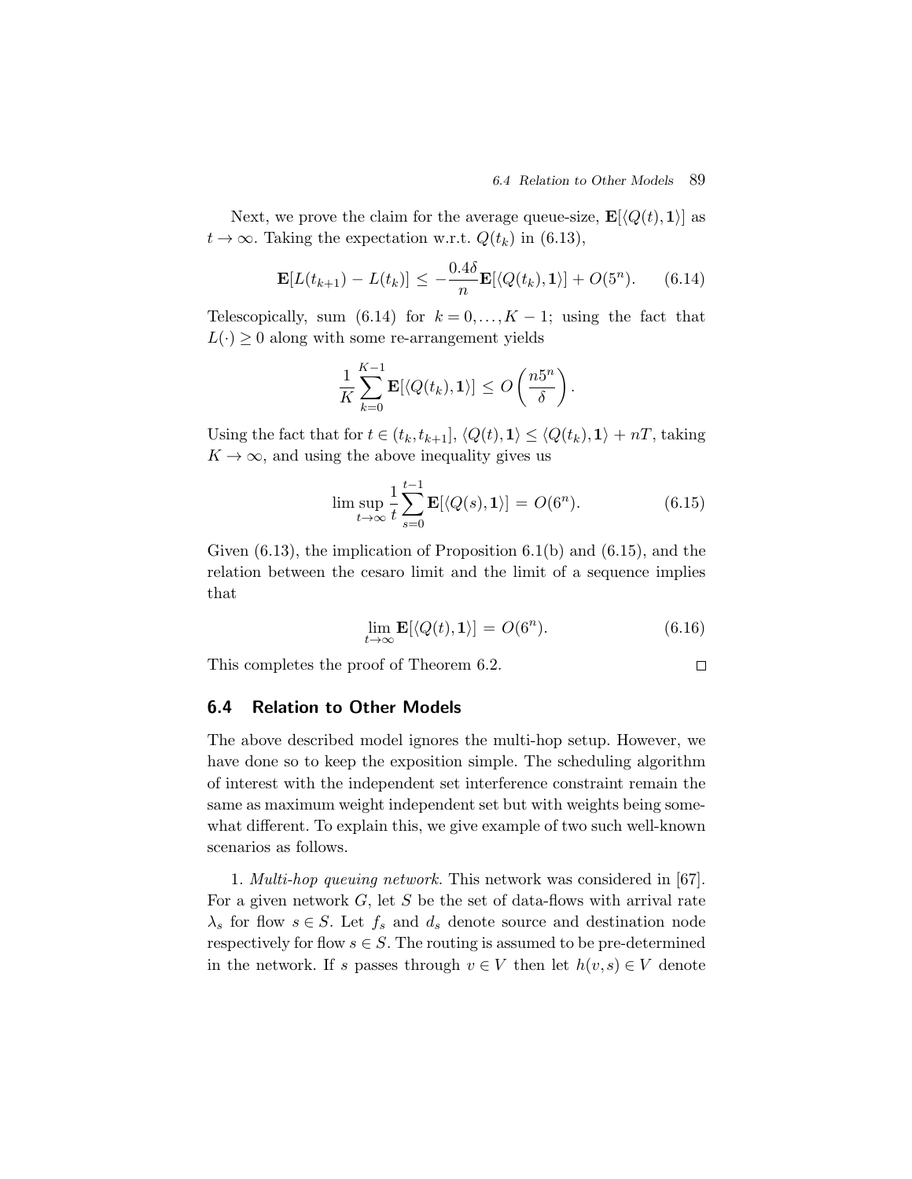Next, we prove the claim for the average queue-size, $\mathbf{E}[\langle Q(t), \mathbf{1}\rangle]$ as $t \to \infty$. Taking the expectation w.r.t. $Q(t_k)$ in (6.13),

$$\mathbf{E}[L(t_{k+1}) - L(t_k)] \le -\frac{0.4\delta}{n}\mathbf{E}[\langle Q(t_k), \mathbf{1}\rangle] + O(5^n). \tag{6.14}$$

Telescopically, sum (6.14) for $k = 0, \ldots, K-1$; using the fact that $L(\cdot) \ge 0$ along with some re-arrangement yields

$$\frac{1}{K}\sum_{k=0}^{K-1} \mathbf{E}[\langle Q(t_k), \mathbf{1}\rangle] \le O\left(\frac{n5^n}{\delta}\right).$$

Using the fact that for $t \in (t_k, t_{k+1}]$, $\langle Q(t), \mathbf{1}\rangle \le \langle Q(t_k), \mathbf{1}\rangle + nT$, taking $K \to \infty$, and using the above inequality gives us

$$\limsup_{t\to\infty} \frac{1}{t}\sum_{s=0}^{t-1} \mathbf{E}[\langle Q(s), \mathbf{1}\rangle] = O(6^n). \tag{6.15}$$

Given (6.13), the implication of Proposition 6.1(b) and (6.15), and the relation between the cesaro limit and the limit of a sequence implies that

$$\lim_{t\to\infty} \mathbf{E}[\langle Q(t), \mathbf{1}\rangle] = O(6^n). \tag{6.16}$$

This completes the proof of Theorem 6.2. □

## 6.4 Relation to Other Models

The above described model ignores the multi-hop setup. However, we have done so to keep the exposition simple. The scheduling algorithm of interest with the independent set interference constraint remain the same as maximum weight independent set but with weights being somewhat different. To explain this, we give example of two such well-known scenarios as follows.

1. *Multi-hop queuing network.* This network was considered in [67]. For a given network $G$, let $S$ be the set of data-flows with arrival rate $\lambda_s$ for flow $s \in S$. Let $f_s$ and $d_s$ denote source and destination node respectively for flow $s \in S$. The routing is assumed to be pre-determined in the network. If $s$ passes through $v \in V$ then let $h(v, s) \in V$ denote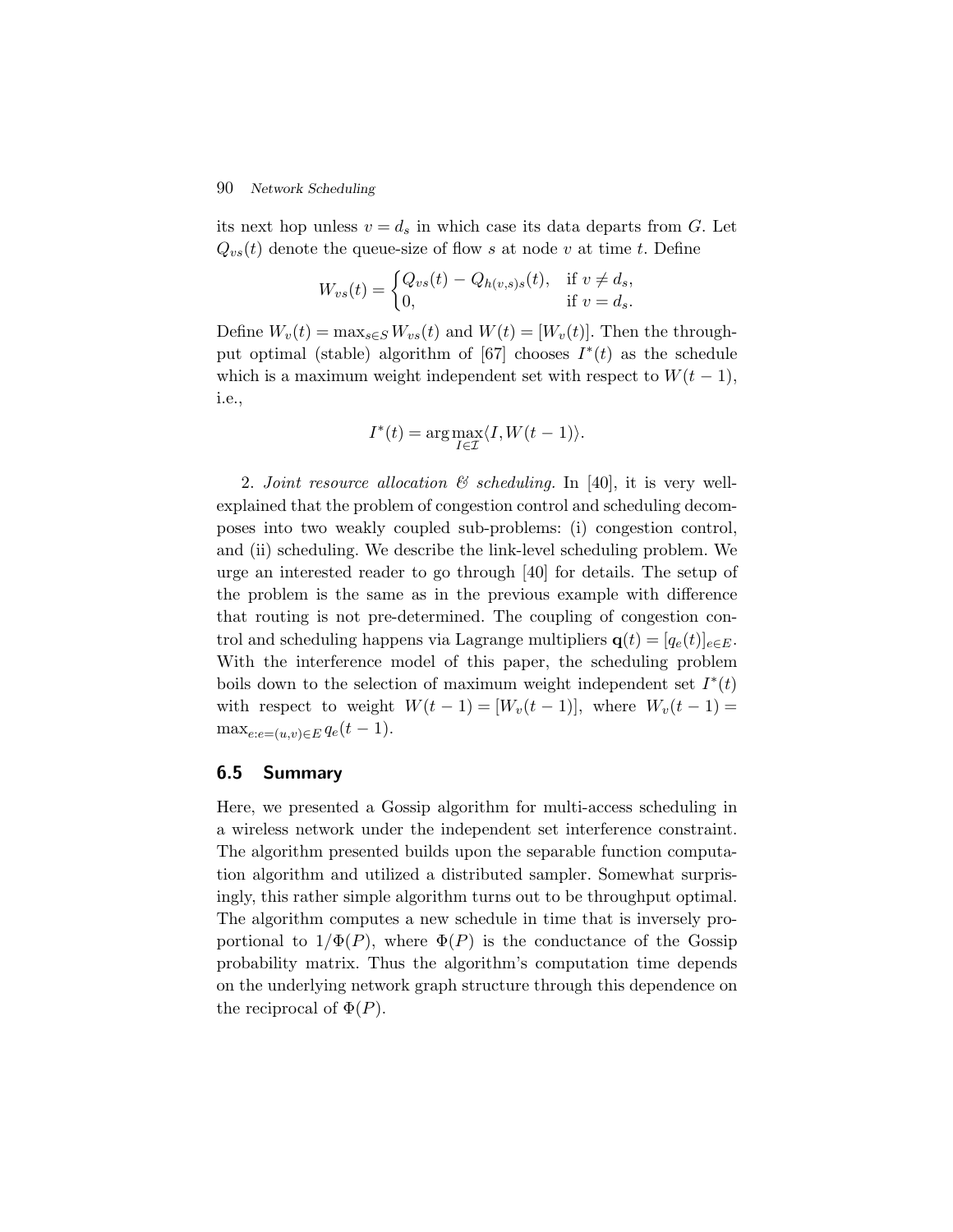its next hop unless $v = d_s$ in which case its data departs from $G$. Let $Q_{vs}(t)$ denote the queue-size of flow $s$ at node $v$ at time $t$. Define

$$W_{vs}(t) = \begin{cases} Q_{vs}(t) - Q_{h(v,s)s}(t), & \text{if } v \neq d_s, \\ 0, & \text{if } v = d_s. \end{cases}$$

Define $W_v(t) = \max_{s \in S} W_{vs}(t)$ and $W(t) = [W_v(t)]$. Then the throughput optimal (stable) algorithm of [67] chooses $I^*(t)$ as the schedule which is a maximum weight independent set with respect to $W(t-1)$, i.e.,

$$I^*(t) = \arg\max_{I \in \mathcal{I}} \langle I, W(t-1) \rangle.$$

2. *Joint resource allocation & scheduling.* In [40], it is very well-explained that the problem of congestion control and scheduling decomposes into two weakly coupled sub-problems: (i) congestion control, and (ii) scheduling. We describe the link-level scheduling problem. We urge an interested reader to go through [40] for details. The setup of the problem is the same as in the previous example with difference that routing is not pre-determined. The coupling of congestion control and scheduling happens via Lagrange multipliers $\mathbf{q}(t) = [q_e(t)]_{e \in E}$. With the interference model of this paper, the scheduling problem boils down to the selection of maximum weight independent set $I^*(t)$ with respect to weight $W(t-1) = [W_v(t-1)]$, where $W_v(t-1) = \max_{e: e=(u,v) \in E} q_e(t-1)$.

## 6.5 Summary

Here, we presented a Gossip algorithm for multi-access scheduling in a wireless network under the independent set interference constraint. The algorithm presented builds upon the separable function computation algorithm and utilized a distributed sampler. Somewhat surprisingly, this rather simple algorithm turns out to be throughput optimal. The algorithm computes a new schedule in time that is inversely proportional to $1/\Phi(P)$, where $\Phi(P)$ is the conductance of the Gossip probability matrix. Thus the algorithm's computation time depends on the underlying network graph structure through this dependence on the reciprocal of $\Phi(P)$.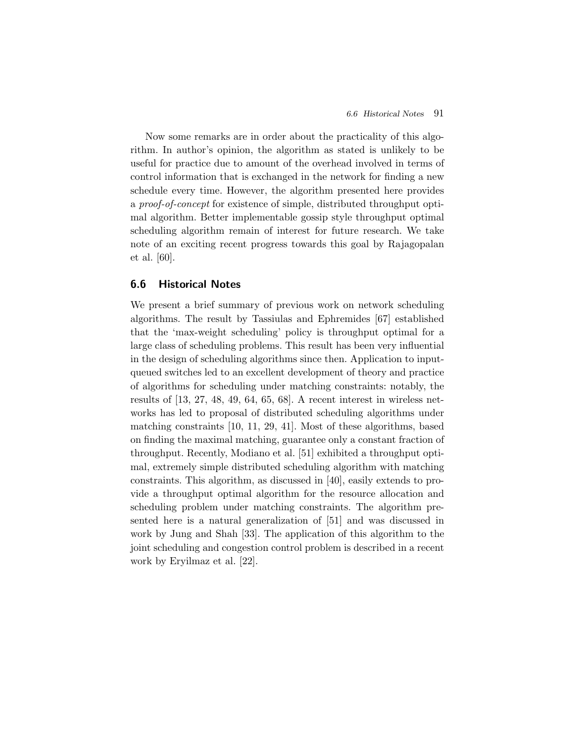Now some remarks are in order about the practicality of this algorithm. In author's opinion, the algorithm as stated is unlikely to be useful for practice due to amount of the overhead involved in terms of control information that is exchanged in the network for finding a new schedule every time. However, the algorithm presented here provides a *proof-of-concept* for existence of simple, distributed throughput optimal algorithm. Better implementable gossip style throughput optimal scheduling algorithm remain of interest for future research. We take note of an exciting recent progress towards this goal by Rajagopalan et al. [60].

## 6.6 Historical Notes

We present a brief summary of previous work on network scheduling algorithms. The result by Tassiulas and Ephremides [67] established that the 'max-weight scheduling' policy is throughput optimal for a large class of scheduling problems. This result has been very influential in the design of scheduling algorithms since then. Application to input-queued switches led to an excellent development of theory and practice of algorithms for scheduling under matching constraints: notably, the results of [13, 27, 48, 49, 64, 65, 68]. A recent interest in wireless networks has led to proposal of distributed scheduling algorithms under matching constraints [10, 11, 29, 41]. Most of these algorithms, based on finding the maximal matching, guarantee only a constant fraction of throughput. Recently, Modiano et al. [51] exhibited a throughput optimal, extremely simple distributed scheduling algorithm with matching constraints. This algorithm, as discussed in [40], easily extends to provide a throughput optimal algorithm for the resource allocation and scheduling problem under matching constraints. The algorithm presented here is a natural generalization of [51] and was discussed in work by Jung and Shah [33]. The application of this algorithm to the joint scheduling and congestion control problem is described in a recent work by Eryilmaz et al. [22].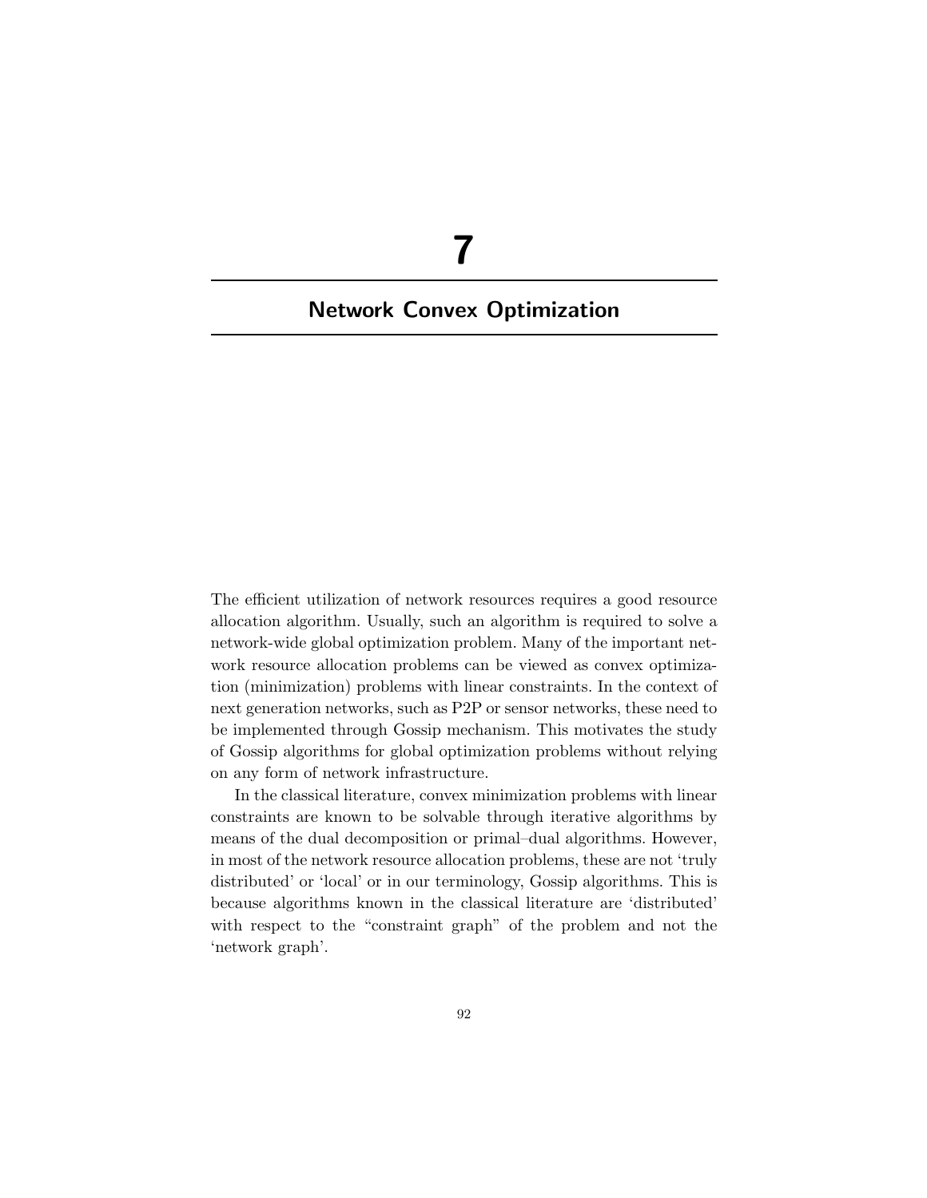# 7

# Network Convex Optimization

The efficient utilization of network resources requires a good resource allocation algorithm. Usually, such an algorithm is required to solve a network-wide global optimization problem. Many of the important network resource allocation problems can be viewed as convex optimization (minimization) problems with linear constraints. In the context of next generation networks, such as P2P or sensor networks, these need to be implemented through Gossip mechanism. This motivates the study of Gossip algorithms for global optimization problems without relying on any form of network infrastructure.

In the classical literature, convex minimization problems with linear constraints are known to be solvable through iterative algorithms by means of the dual decomposition or primal–dual algorithms. However, in most of the network resource allocation problems, these are not 'truly distributed' or 'local' or in our terminology, Gossip algorithms. This is because algorithms known in the classical literature are 'distributed' with respect to the "constraint graph" of the problem and not the 'network graph'.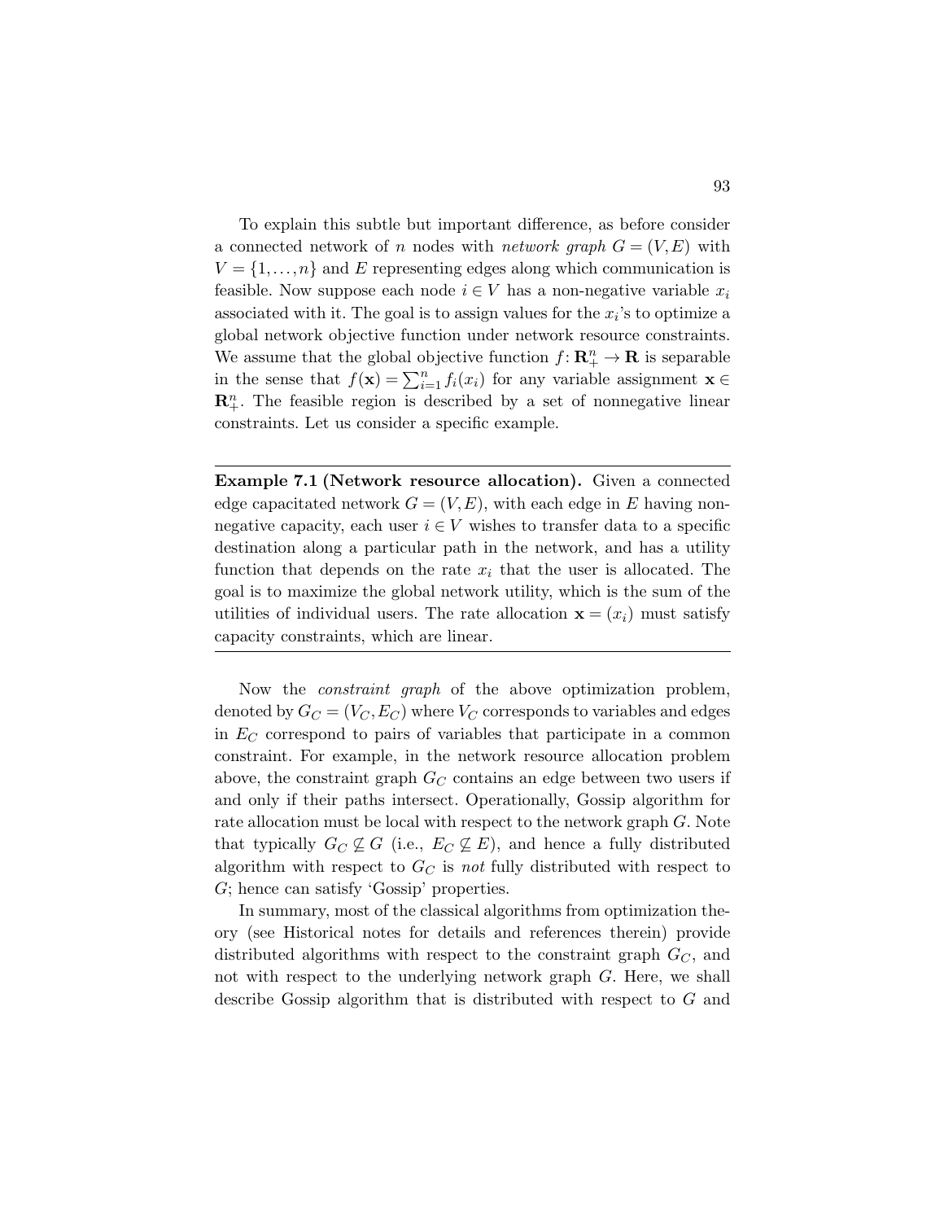To explain this subtle but important difference, as before consider a connected network of $n$ nodes with *network graph* $G = (V, E)$ with $V = \{1, \ldots, n\}$ and $E$ representing edges along which communication is feasible. Now suppose each node $i \in V$ has a non-negative variable $x_i$ associated with it. The goal is to assign values for the $x_i$'s to optimize a global network objective function under network resource constraints. We assume that the global objective function $f \colon \mathbf{R}_+^n \to \mathbf{R}$ is separable in the sense that $f(\mathbf{x}) = \sum_{i=1}^n f_i(x_i)$ for any variable assignment $\mathbf{x} \in \mathbf{R}_+^n$. The feasible region is described by a set of nonnegative linear constraints. Let us consider a specific example.

---

**Example 7.1 (Network resource allocation).** Given a connected edge capacitated network $G = (V, E)$, with each edge in $E$ having non-negative capacity, each user $i \in V$ wishes to transfer data to a specific destination along a particular path in the network, and has a utility function that depends on the rate $x_i$ that the user is allocated. The goal is to maximize the global network utility, which is the sum of the utilities of individual users. The rate allocation $\mathbf{x} = (x_i)$ must satisfy capacity constraints, which are linear.

---

Now the *constraint graph* of the above optimization problem, denoted by $G_C = (V_C, E_C)$ where $V_C$ corresponds to variables and edges in $E_C$ correspond to pairs of variables that participate in a common constraint. For example, in the network resource allocation problem above, the constraint graph $G_C$ contains an edge between two users if and only if their paths intersect. Operationally, Gossip algorithm for rate allocation must be local with respect to the network graph $G$. Note that typically $G_C \not\subseteq G$ (i.e., $E_C \not\subseteq E$), and hence a fully distributed algorithm with respect to $G_C$ is *not* fully distributed with respect to $G$; hence can satisfy 'Gossip' properties.

In summary, most of the classical algorithms from optimization theory (see Historical notes for details and references therein) provide distributed algorithms with respect to the constraint graph $G_C$, and not with respect to the underlying network graph $G$. Here, we shall describe Gossip algorithm that is distributed with respect to $G$ and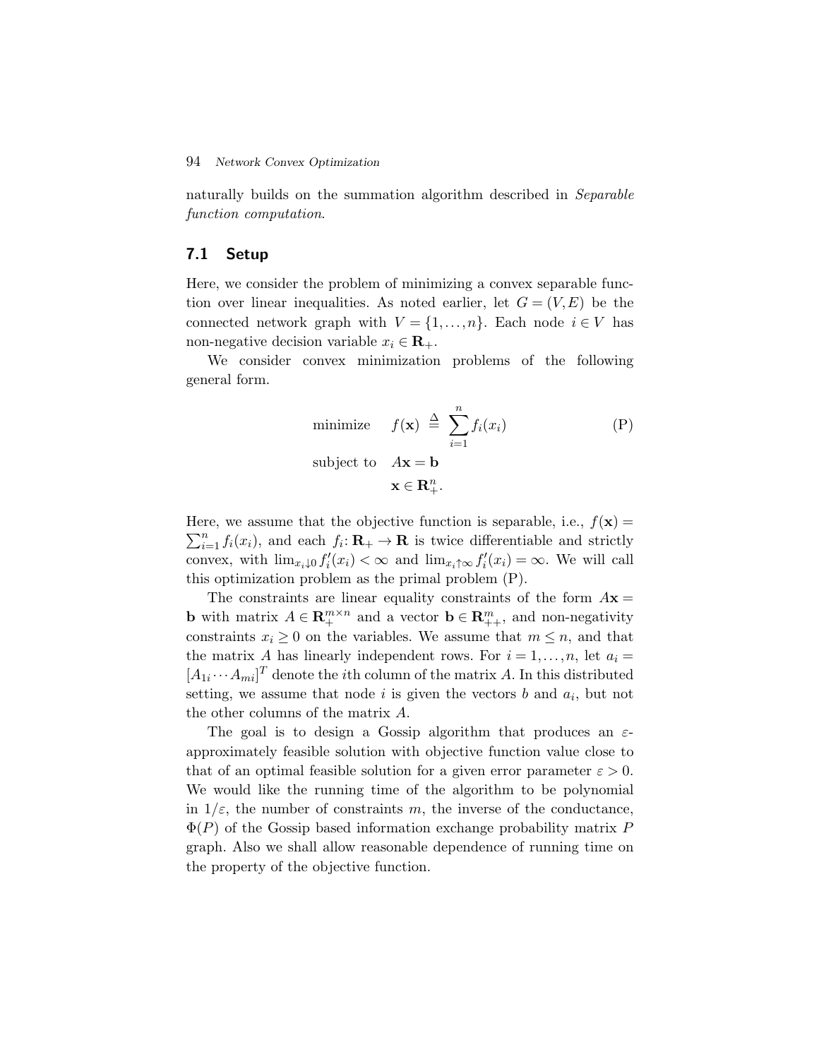naturally builds on the summation algorithm described in *Separable function computation*.

## 7.1 Setup

Here, we consider the problem of minimizing a convex separable function over linear inequalities. As noted earlier, let $G = (V, E)$ be the connected network graph with $V = \{1, \ldots, n\}$. Each node $i \in V$ has non-negative decision variable $x_i \in \mathbf{R}_+$.

We consider convex minimization problems of the following general form.

$$
\begin{aligned}
\text{minimize} \quad & f(\mathbf{x}) \triangleq \sum_{i=1}^{n} f_i(x_i) \qquad \text{(P)} \\
\text{subject to} \quad & A\mathbf{x} = \mathbf{b} \\
& \mathbf{x} \in \mathbf{R}_+^n.
\end{aligned}
$$

Here, we assume that the objective function is separable, i.e., $f(\mathbf{x}) = \sum_{i=1}^{n} f_i(x_i)$, and each $f_i \colon \mathbf{R}_+ \to \mathbf{R}$ is twice differentiable and strictly convex, with $\lim_{x_i \downarrow 0} f_i'(x_i) < \infty$ and $\lim_{x_i \uparrow \infty} f_i'(x_i) = \infty$. We will call this optimization problem as the primal problem (P).

The constraints are linear equality constraints of the form $A\mathbf{x} = \mathbf{b}$ with matrix $A \in \mathbf{R}_+^{m \times n}$ and a vector $\mathbf{b} \in \mathbf{R}_{++}^m$, and non-negativity constraints $x_i \geq 0$ on the variables. We assume that $m \leq n$, and that the matrix $A$ has linearly independent rows. For $i = 1, \ldots, n$, let $a_i = [A_{1i} \cdots A_{mi}]^T$ denote the $i$th column of the matrix $A$. In this distributed setting, we assume that node $i$ is given the vectors $b$ and $a_i$, but not the other columns of the matrix $A$.

The goal is to design a Gossip algorithm that produces an $\varepsilon$-approximately feasible solution with objective function value close to that of an optimal feasible solution for a given error parameter $\varepsilon > 0$. We would like the running time of the algorithm to be polynomial in $1/\varepsilon$, the number of constraints $m$, the inverse of the conductance, $\Phi(P)$ of the Gossip based information exchange probability matrix $P$ graph. Also we shall allow reasonable dependence of running time on the property of the objective function.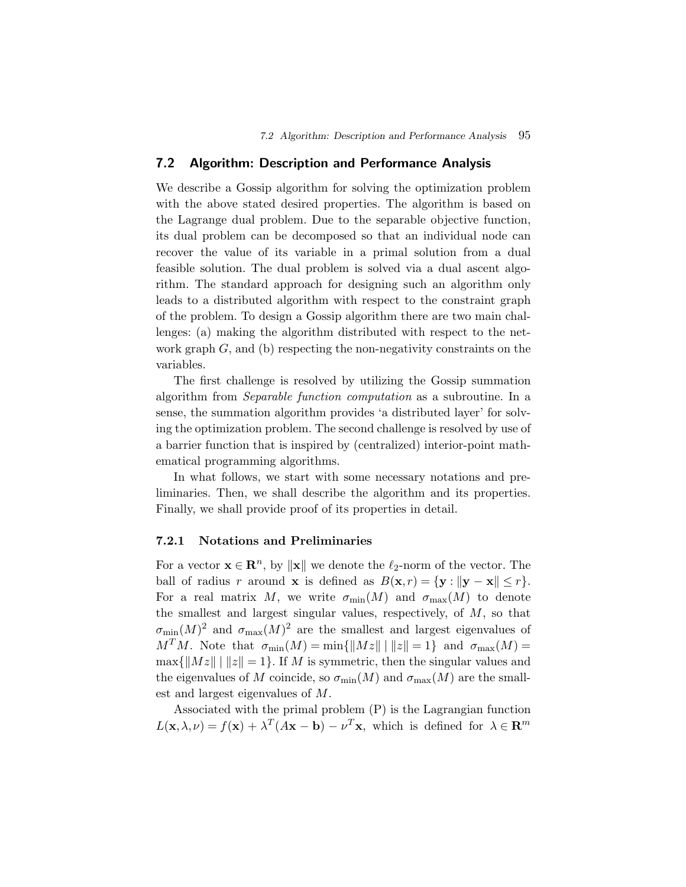## 7.2 Algorithm: Description and Performance Analysis

We describe a Gossip algorithm for solving the optimization problem with the above stated desired properties. The algorithm is based on the Lagrange dual problem. Due to the separable objective function, its dual problem can be decomposed so that an individual node can recover the value of its variable in a primal solution from a dual feasible solution. The dual problem is solved via a dual ascent algorithm. The standard approach for designing such an algorithm only leads to a distributed algorithm with respect to the constraint graph of the problem. To design a Gossip algorithm there are two main challenges: (a) making the algorithm distributed with respect to the network graph $G$, and (b) respecting the non-negativity constraints on the variables.

The first challenge is resolved by utilizing the Gossip summation algorithm from *Separable function computation* as a subroutine. In a sense, the summation algorithm provides 'a distributed layer' for solving the optimization problem. The second challenge is resolved by use of a barrier function that is inspired by (centralized) interior-point mathematical programming algorithms.

In what follows, we start with some necessary notations and preliminaries. Then, we shall describe the algorithm and its properties. Finally, we shall provide proof of its properties in detail.

### 7.2.1 Notations and Preliminaries

For a vector $\mathbf{x} \in \mathbf{R}^n$, by $\|\mathbf{x}\|$ we denote the $\ell_2$-norm of the vector. The ball of radius $r$ around $\mathbf{x}$ is defined as $B(\mathbf{x}, r) = \{\mathbf{y} : \|\mathbf{y} - \mathbf{x}\| \leq r\}$. For a real matrix $M$, we write $\sigma_{\min}(M)$ and $\sigma_{\max}(M)$ to denote the smallest and largest singular values, respectively, of $M$, so that $\sigma_{\min}(M)^2$ and $\sigma_{\max}(M)^2$ are the smallest and largest eigenvalues of $M^T M$. Note that $\sigma_{\min}(M) = \min\{\|Mz\| \mid \|z\| = 1\}$ and $\sigma_{\max}(M) = \max\{\|Mz\| \mid \|z\| = 1\}$. If $M$ is symmetric, then the singular values and the eigenvalues of $M$ coincide, so $\sigma_{\min}(M)$ and $\sigma_{\max}(M)$ are the smallest and largest eigenvalues of $M$.

Associated with the primal problem (P) is the Lagrangian function $L(\mathbf{x}, \lambda, \nu) = f(\mathbf{x}) + \lambda^T(A\mathbf{x} - \mathbf{b}) - \nu^T\mathbf{x}$, which is defined for $\lambda \in \mathbf{R}^m$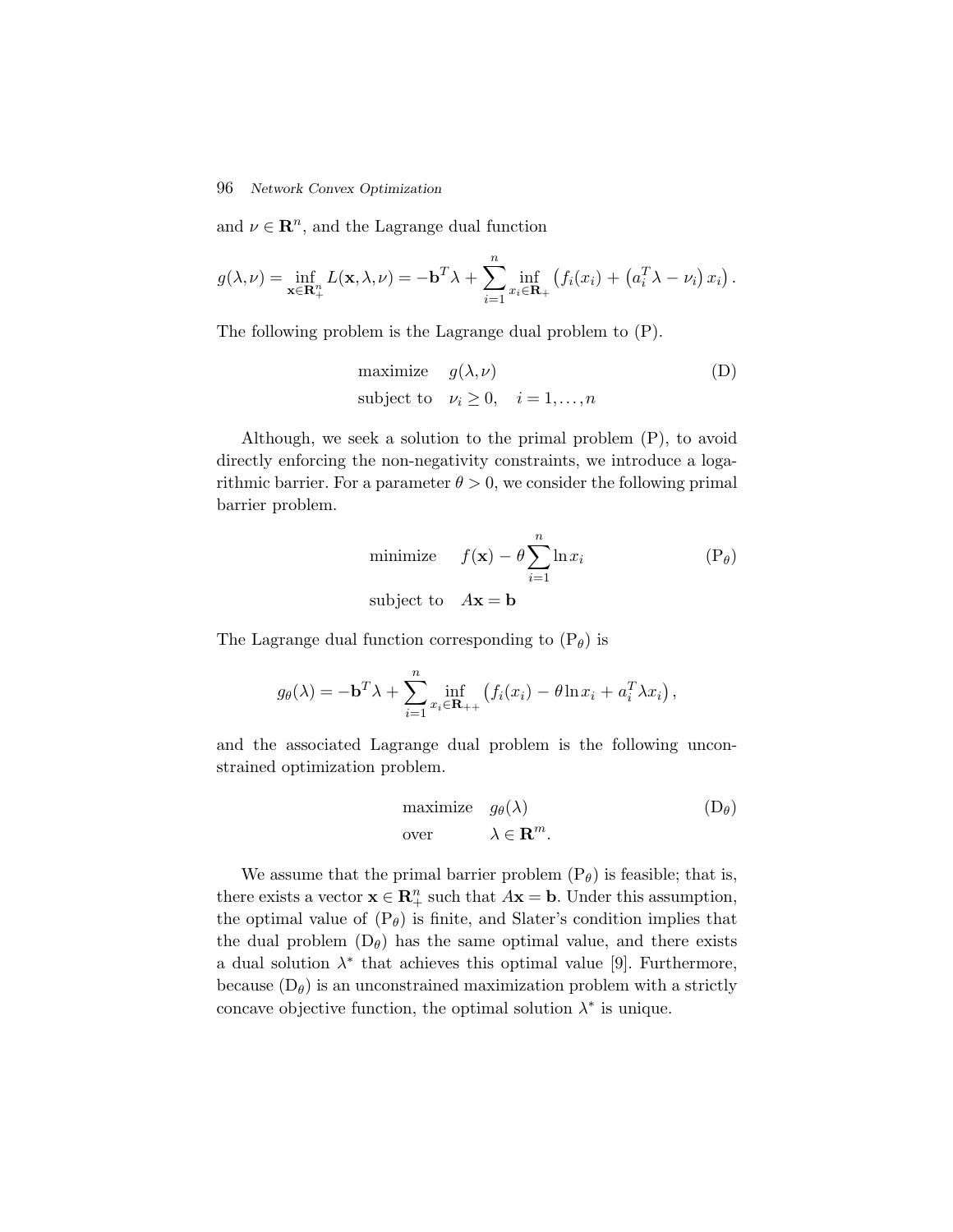and $\nu \in \mathbf{R}^n$, and the Lagrange dual function

$$g(\lambda, \nu) = \inf_{\mathbf{x} \in \mathbf{R}_+^n} L(\mathbf{x}, \lambda, \nu) = -\mathbf{b}^T \lambda + \sum_{i=1}^{n} \inf_{x_i \in \mathbf{R}_+} \left( f_i(x_i) + \left( a_i^T \lambda - \nu_i \right) x_i \right).$$

The following problem is the Lagrange dual problem to (P).

$$\begin{aligned} &\text{maximize} \quad g(\lambda, \nu) \\ &\text{subject to} \quad \nu_i \geq 0, \quad i = 1, \ldots, n \end{aligned} \tag{D}$$

Although, we seek a solution to the primal problem (P), to avoid directly enforcing the non-negativity constraints, we introduce a logarithmic barrier. For a parameter $\theta > 0$, we consider the following primal barrier problem.

$$\begin{aligned} &\text{minimize} \quad f(\mathbf{x}) - \theta \sum_{i=1}^{n} \ln x_i \\ &\text{subject to} \quad A\mathbf{x} = \mathbf{b} \end{aligned} \tag{P$_\theta$}$$

The Lagrange dual function corresponding to (P$_\theta$) is

$$g_\theta(\lambda) = -\mathbf{b}^T \lambda + \sum_{i=1}^{n} \inf_{x_i \in \mathbf{R}_{++}} \left( f_i(x_i) - \theta \ln x_i + a_i^T \lambda x_i \right),$$

and the associated Lagrange dual problem is the following unconstrained optimization problem.

$$\begin{aligned} &\text{maximize} \quad g_\theta(\lambda) \\ &\text{over} \quad \lambda \in \mathbf{R}^m. \end{aligned} \tag{D$_\theta$}$$

We assume that the primal barrier problem (P$_\theta$) is feasible; that is, there exists a vector $\mathbf{x} \in \mathbf{R}_+^n$ such that $A\mathbf{x} = \mathbf{b}$. Under this assumption, the optimal value of (P$_\theta$) is finite, and Slater's condition implies that the dual problem (D$_\theta$) has the same optimal value, and there exists a dual solution $\lambda^*$ that achieves this optimal value [9]. Furthermore, because (D$_\theta$) is an unconstrained maximization problem with a strictly concave objective function, the optimal solution $\lambda^*$ is unique.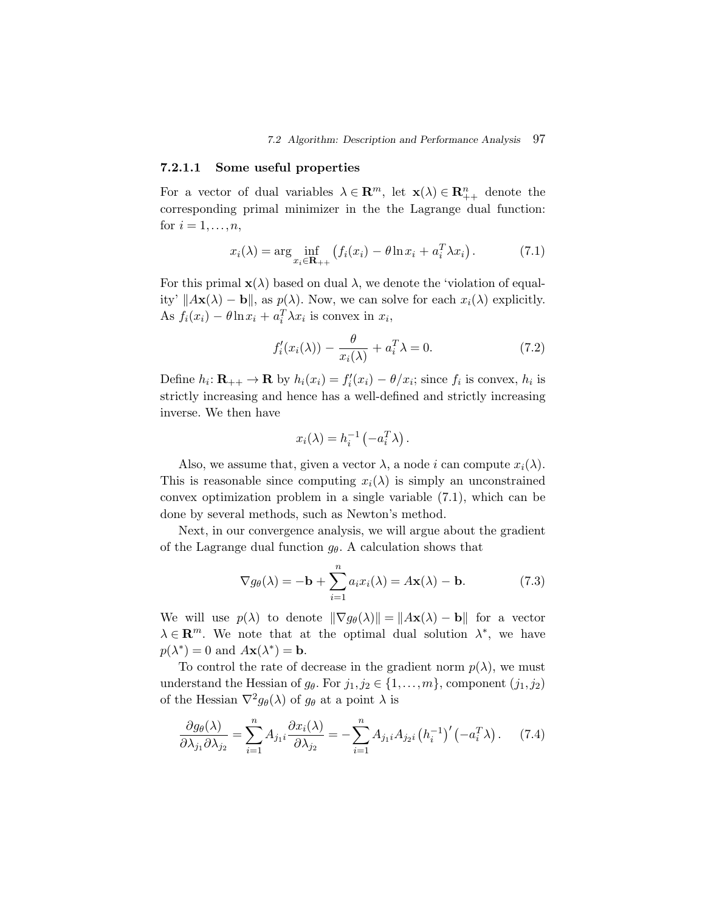#### 7.2.1.1 Some useful properties

For a vector of dual variables $\lambda \in \mathbf{R}^m$, let $\mathbf{x}(\lambda) \in \mathbf{R}^n_{++}$ denote the corresponding primal minimizer in the the Lagrange dual function: for $i = 1, \ldots, n$,

$$x_i(\lambda) = \arg \inf_{x_i \in \mathbf{R}_{++}} \left( f_i(x_i) - \theta \ln x_i + a_i^T \lambda x_i \right). \tag{7.1}$$

For this primal $\mathbf{x}(\lambda)$ based on dual $\lambda$, we denote the 'violation of equality' $\|A\mathbf{x}(\lambda) - \mathbf{b}\|$, as $p(\lambda)$. Now, we can solve for each $x_i(\lambda)$ explicitly. As $f_i(x_i) - \theta \ln x_i + a_i^T \lambda x_i$ is convex in $x_i$,

$$f_i'(x_i(\lambda)) - \frac{\theta}{x_i(\lambda)} + a_i^T \lambda = 0. \tag{7.2}$$

Define $h_i \colon \mathbf{R}_{++} \to \mathbf{R}$ by $h_i(x_i) = f_i'(x_i) - \theta / x_i$; since $f_i$ is convex, $h_i$ is strictly increasing and hence has a well-defined and strictly increasing inverse. We then have

$$x_i(\lambda) = h_i^{-1} \left( -a_i^T \lambda \right).$$

Also, we assume that, given a vector $\lambda$, a node $i$ can compute $x_i(\lambda)$. This is reasonable since computing $x_i(\lambda)$ is simply an unconstrained convex optimization problem in a single variable (7.1), which can be done by several methods, such as Newton's method.

Next, in our convergence analysis, we will argue about the gradient of the Lagrange dual function $g_\theta$. A calculation shows that

$$\nabla g_\theta(\lambda) = -\mathbf{b} + \sum_{i=1}^{n} a_i x_i(\lambda) = A\mathbf{x}(\lambda) - \mathbf{b}. \tag{7.3}$$

We will use $p(\lambda)$ to denote $\|\nabla g_\theta(\lambda)\| = \|A\mathbf{x}(\lambda) - \mathbf{b}\|$ for a vector $\lambda \in \mathbf{R}^m$. We note that at the optimal dual solution $\lambda^*$, we have $p(\lambda^*) = 0$ and $A\mathbf{x}(\lambda^*) = \mathbf{b}$.

To control the rate of decrease in the gradient norm $p(\lambda)$, we must understand the Hessian of $g_\theta$. For $j_1, j_2 \in \{1, \ldots, m\}$, component $(j_1, j_2)$ of the Hessian $\nabla^2 g_\theta(\lambda)$ of $g_\theta$ at a point $\lambda$ is

$$\frac{\partial g_\theta(\lambda)}{\partial \lambda_{j_1} \partial \lambda_{j_2}} = \sum_{i=1}^{n} A_{j_1 i} \frac{\partial x_i(\lambda)}{\partial \lambda_{j_2}} = -\sum_{i=1}^{n} A_{j_1 i} A_{j_2 i} \left( h_i^{-1} \right)' \left( -a_i^T \lambda \right). \tag{7.4}$$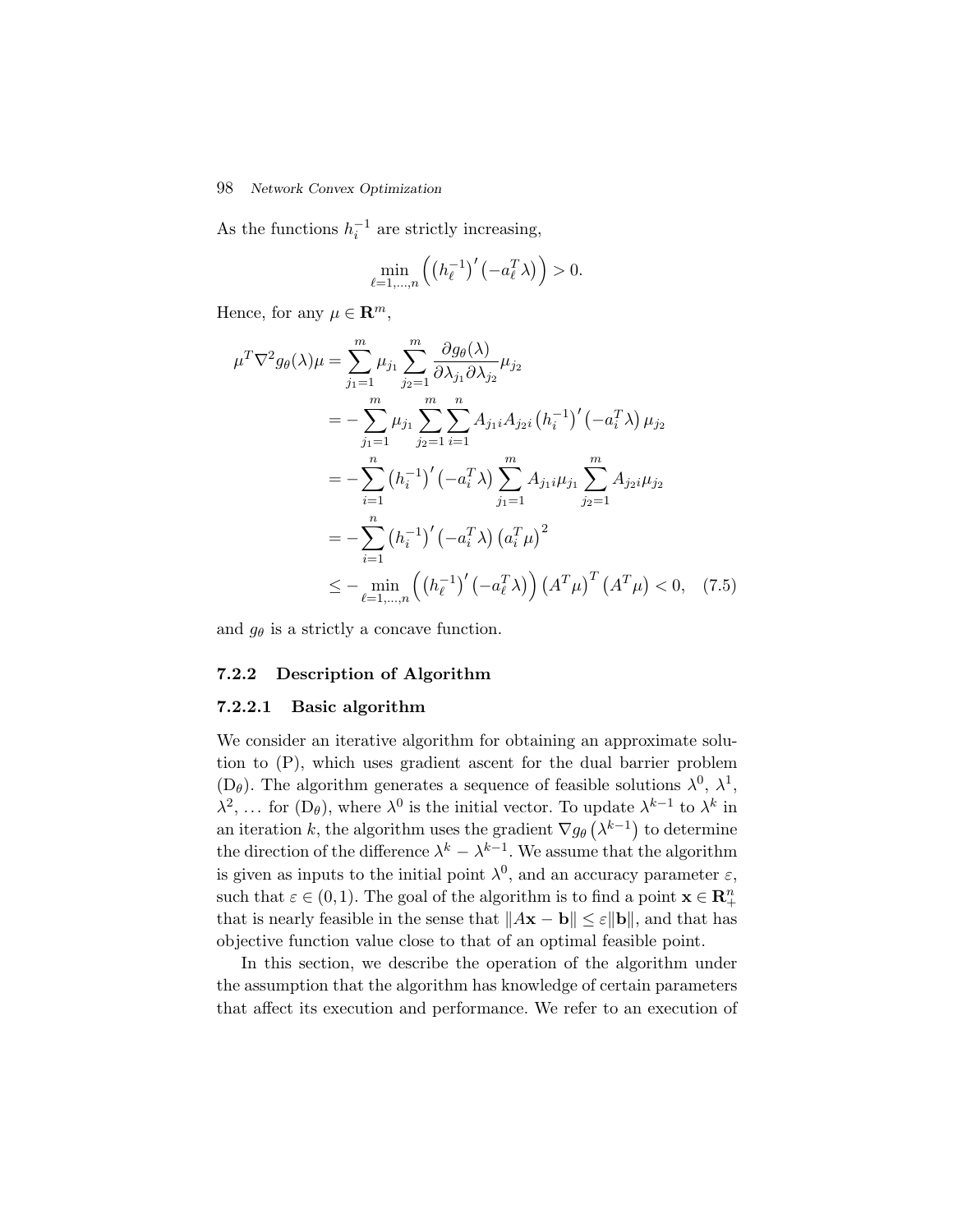As the functions $h_i^{-1}$ are strictly increasing,

$$\min_{\ell=1,\ldots,n} \left( \left(h_\ell^{-1}\right)' \left(-a_\ell^T \lambda\right) \right) > 0.$$

Hence, for any $\mu \in \mathbf{R}^m$,

$$\begin{aligned}
\mu^T \nabla^2 g_\theta(\lambda) \mu &= \sum_{j_1=1}^{m} \mu_{j_1} \sum_{j_2=1}^{m} \frac{\partial g_\theta(\lambda)}{\partial \lambda_{j_1} \partial \lambda_{j_2}} \mu_{j_2} \\
&= -\sum_{j_1=1}^{m} \mu_{j_1} \sum_{j_2=1}^{m} \sum_{i=1}^{n} A_{j_1 i} A_{j_2 i} \left(h_i^{-1}\right)' \left(-a_i^T \lambda\right) \mu_{j_2} \\
&= -\sum_{i=1}^{n} \left(h_i^{-1}\right)' \left(-a_i^T \lambda\right) \sum_{j_1=1}^{m} A_{j_1 i} \mu_{j_1} \sum_{j_2=1}^{m} A_{j_2 i} \mu_{j_2} \\
&= -\sum_{i=1}^{n} \left(h_i^{-1}\right)' \left(-a_i^T \lambda\right) \left(a_i^T \mu\right)^2 \\
&\le -\min_{\ell=1,\ldots,n} \left( \left(h_\ell^{-1}\right)' \left(-a_\ell^T \lambda\right) \right) \left(A^T \mu\right)^T \left(A^T \mu\right) < 0, \quad (7.5)
\end{aligned}$$

and $g_\theta$ is a strictly a concave function.

### 7.2.2 Description of Algorithm

#### 7.2.2.1 Basic algorithm

We consider an iterative algorithm for obtaining an approximate solution to (P), which uses gradient ascent for the dual barrier problem ($\mathrm{D}_\theta$). The algorithm generates a sequence of feasible solutions $\lambda^0$, $\lambda^1$, $\lambda^2, \ldots$ for ($\mathrm{D}_\theta$), where $\lambda^0$ is the initial vector. To update $\lambda^{k-1}$ to $\lambda^k$ in an iteration $k$, the algorithm uses the gradient $\nabla g_\theta\left(\lambda^{k-1}\right)$ to determine the direction of the difference $\lambda^k - \lambda^{k-1}$. We assume that the algorithm is given as inputs to the initial point $\lambda^0$, and an accuracy parameter $\varepsilon$, such that $\varepsilon \in (0, 1)$. The goal of the algorithm is to find a point $\mathbf{x} \in \mathbf{R}_+^n$ that is nearly feasible in the sense that $\|A\mathbf{x} - \mathbf{b}\| \le \varepsilon \|\mathbf{b}\|$, and that has objective function value close to that of an optimal feasible point.

In this section, we describe the operation of the algorithm under the assumption that the algorithm has knowledge of certain parameters that affect its execution and performance. We refer to an execution of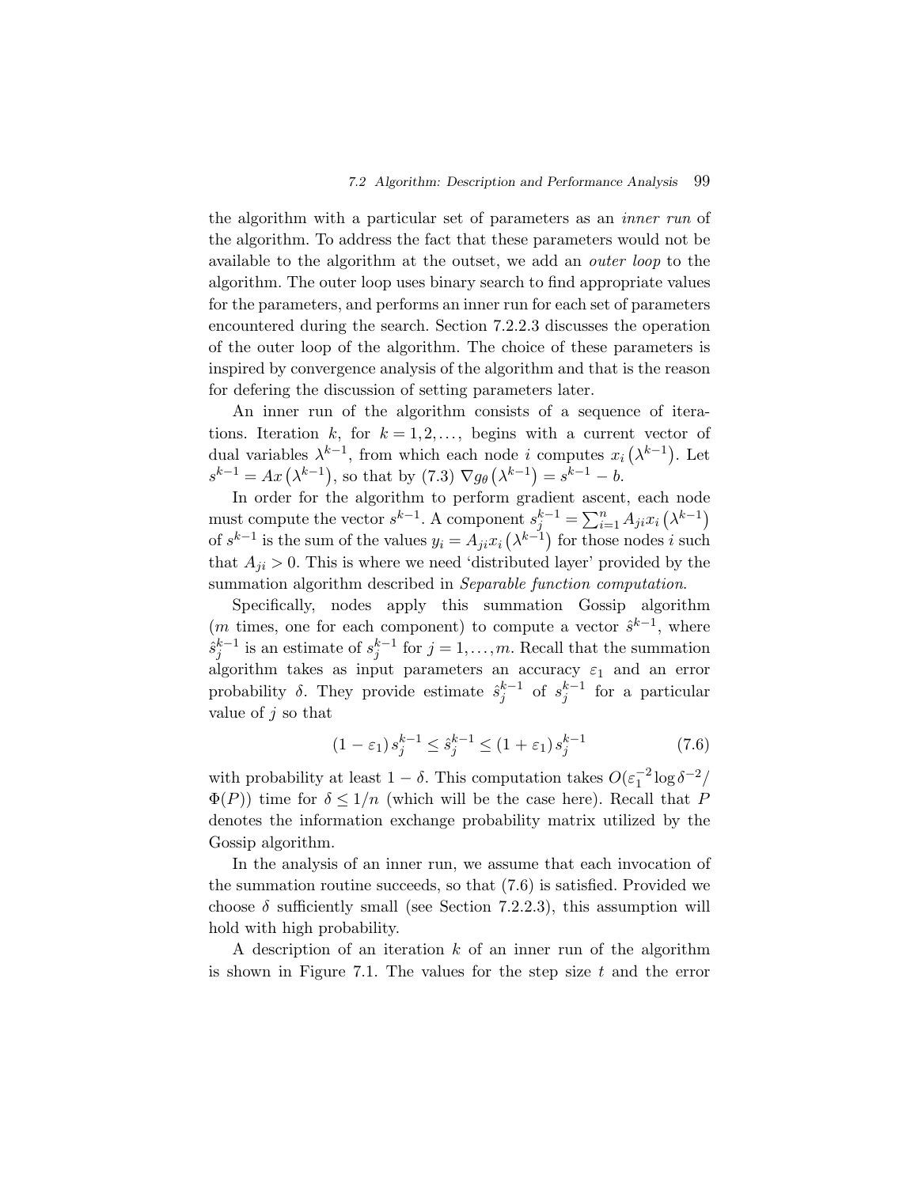the algorithm with a particular set of parameters as an *inner run* of the algorithm. To address the fact that these parameters would not be available to the algorithm at the outset, we add an *outer loop* to the algorithm. The outer loop uses binary search to find appropriate values for the parameters, and performs an inner run for each set of parameters encountered during the search. Section 7.2.2.3 discusses the operation of the outer loop of the algorithm. The choice of these parameters is inspired by convergence analysis of the algorithm and that is the reason for defering the discussion of setting parameters later.

An inner run of the algorithm consists of a sequence of iterations. Iteration $k$, for $k = 1, 2, \ldots,$ begins with a current vector of dual variables $\lambda^{k-1}$, from which each node $i$ computes $x_i\left(\lambda^{k-1}\right)$. Let $s^{k-1} = Ax\left(\lambda^{k-1}\right)$, so that by (7.3) $\nabla g_\theta\left(\lambda^{k-1}\right) = s^{k-1} - b$.

In order for the algorithm to perform gradient ascent, each node must compute the vector $s^{k-1}$. A component $s_j^{k-1} = \sum_{i=1}^n A_{ji} x_i\left(\lambda^{k-1}\right)$ of $s^{k-1}$ is the sum of the values $y_i = A_{ji} x_i\left(\lambda^{k-1}\right)$ for those nodes $i$ such that $A_{ji} > 0$. This is where we need 'distributed layer' provided by the summation algorithm described in *Separable function computation*.

Specifically, nodes apply this summation Gossip algorithm ($m$ times, one for each component) to compute a vector $\hat{s}^{k-1}$, where $\hat{s}_j^{k-1}$ is an estimate of $s_j^{k-1}$ for $j = 1, \ldots, m$. Recall that the summation algorithm takes as input parameters an accuracy $\varepsilon_1$ and an error probability $\delta$. They provide estimate $\hat{s}_j^{k-1}$ of $s_j^{k-1}$ for a particular value of $j$ so that

$$(1 - \varepsilon_1)\, s_j^{k-1} \leq \hat{s}_j^{k-1} \leq (1 + \varepsilon_1)\, s_j^{k-1} \tag{7.6}$$

with probability at least $1 - \delta$. This computation takes $O(\varepsilon_1^{-2} \log \delta^{-2} / \Phi(P))$ time for $\delta \leq 1/n$ (which will be the case here). Recall that $P$ denotes the information exchange probability matrix utilized by the Gossip algorithm.

In the analysis of an inner run, we assume that each invocation of the summation routine succeeds, so that (7.6) is satisfied. Provided we choose $\delta$ sufficiently small (see Section 7.2.2.3), this assumption will hold with high probability.

A description of an iteration $k$ of an inner run of the algorithm is shown in Figure 7.1. The values for the step size $t$ and the error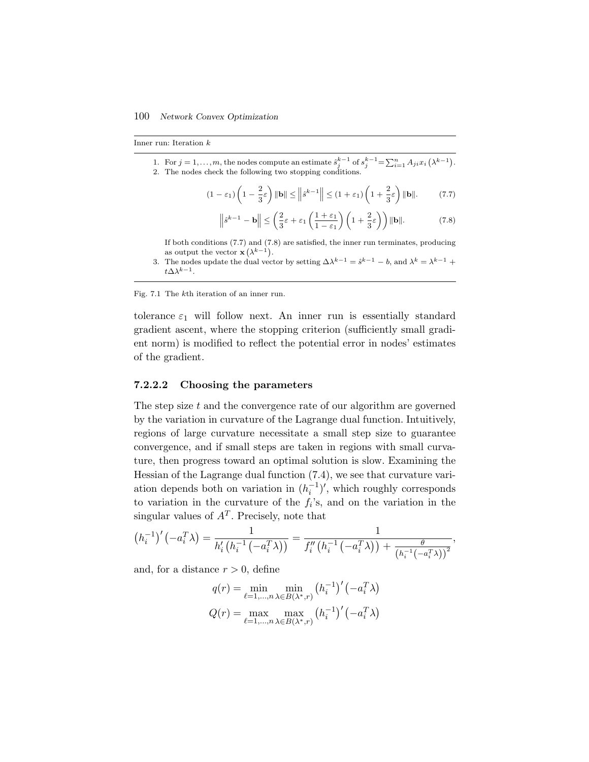Inner run: Iteration $k$

1. For $j = 1, \ldots, m$, the nodes compute an estimate $\hat{s}_j^{k-1}$ of $s_j^{k-1} = \sum_{i=1}^{n} A_{ji} x_i\left(\lambda^{k-1}\right)$.
2. The nodes check the following two stopping conditions.

$$(1 - \varepsilon_1)\left(1 - \frac{2}{3}\varepsilon\right)\|\mathbf{b}\| \le \left\|\hat{s}^{k-1}\right\| \le (1 + \varepsilon_1)\left(1 + \frac{2}{3}\varepsilon\right)\|\mathbf{b}\|. \tag{7.7}$$

$$\left\|\hat{s}^{k-1} - \mathbf{b}\right\| \le \left(\frac{2}{3}\varepsilon + \varepsilon_1\left(\frac{1+\varepsilon_1}{1-\varepsilon_1}\right)\left(1 + \frac{2}{3}\varepsilon\right)\right)\|\mathbf{b}\|. \tag{7.8}$$

If both conditions (7.7) and (7.8) are satisfied, the inner run terminates, producing as output the vector $\mathbf{x}\left(\lambda^{k-1}\right)$.

3. The nodes update the dual vector by setting $\Delta\lambda^{k-1} = \hat{s}^{k-1} - b$, and $\lambda^k = \lambda^{k-1} + t\Delta\lambda^{k-1}$.

Fig. 7.1 The $k$th iteration of an inner run.

tolerance $\varepsilon_1$ will follow next. An inner run is essentially standard gradient ascent, where the stopping criterion (sufficiently small gradient norm) is modified to reflect the potential error in nodes' estimates of the gradient.

#### 7.2.2.2 Choosing the parameters

The step size $t$ and the convergence rate of our algorithm are governed by the variation in curvature of the Lagrange dual function. Intuitively, regions of large curvature necessitate a small step size to guarantee convergence, and if small steps are taken in regions with small curvature, then progress toward an optimal solution is slow. Examining the Hessian of the Lagrange dual function (7.4), we see that curvature variation depends both on variation in $(h_i^{-1})'$, which roughly corresponds to variation in the curvature of the $f_i$'s, and on the variation in the singular values of $A^T$. Precisely, note that

$$\left(h_i^{-1}\right)'\left(-a_i^T\lambda\right) = \frac{1}{h_i'\left(h_i^{-1}\left(-a_i^T\lambda\right)\right)} = \frac{1}{f_i''\left(h_i^{-1}\left(-a_i^T\lambda\right)\right) + \frac{\theta}{\left(h_i^{-1}\left(-a_i^T\lambda\right)\right)^2}},$$

and, for a distance $r > 0$, define

$$q(r) = \min_{\ell=1,\ldots,n}\ \min_{\lambda \in B(\lambda^*, r)} \left(h_i^{-1}\right)'\left(-a_i^T\lambda\right)$$

$$Q(r) = \max_{\ell=1,\ldots,n}\ \max_{\lambda \in B(\lambda^*, r)} \left(h_i^{-1}\right)'\left(-a_i^T\lambda\right)$$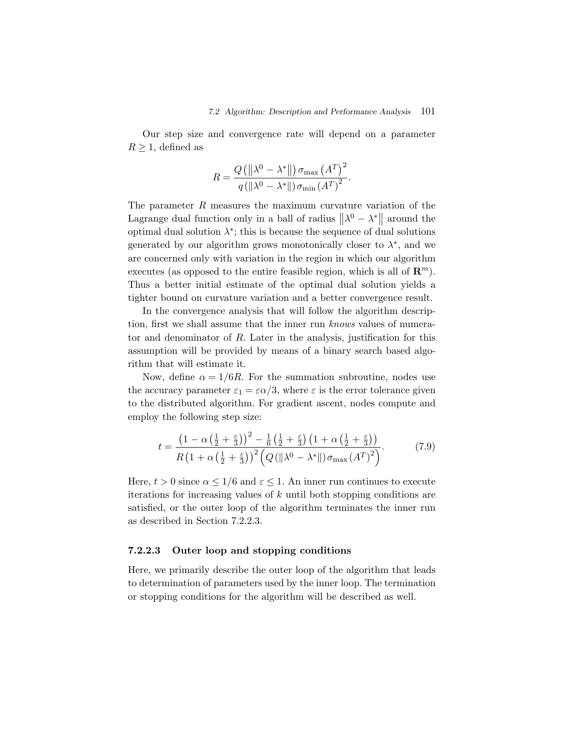Our step size and convergence rate will depend on a parameter $R \geq 1$, defined as

$$R = \frac{Q\left(\left\|\lambda^0 - \lambda^*\right\|\right)\sigma_{\max}\left(A^T\right)^2}{q\left(\left\|\lambda^0 - \lambda^*\right\|\right)\sigma_{\min}\left(A^T\right)^2}.$$

The parameter $R$ measures the maximum curvature variation of the Lagrange dual function only in a ball of radius $\left\|\lambda^0 - \lambda^*\right\|$ around the optimal dual solution $\lambda^*$; this is because the sequence of dual solutions generated by our algorithm grows monotonically closer to $\lambda^*$, and we are concerned only with variation in the region in which our algorithm executes (as opposed to the entire feasible region, which is all of $\mathbf{R}^m$). Thus a better initial estimate of the optimal dual solution yields a tighter bound on curvature variation and a better convergence result.

In the convergence analysis that will follow the algorithm description, first we shall assume that the inner run *knows* values of numerator and denominator of $R$. Later in the analysis, justification for this assumption will be provided by means of a binary search based algorithm that will estimate it.

Now, define $\alpha = 1/6R$. For the summation subroutine, nodes use the accuracy parameter $\varepsilon_1 = \varepsilon\alpha/3$, where $\varepsilon$ is the error tolerance given to the distributed algorithm. For gradient ascent, nodes compute and employ the following step size:

$$t = \frac{\left(1 - \alpha\left(\frac{1}{2} + \frac{\varepsilon}{3}\right)\right)^2 - \frac{1}{6}\left(\frac{1}{2} + \frac{\varepsilon}{3}\right)\left(1 + \alpha\left(\frac{1}{2} + \frac{\varepsilon}{3}\right)\right)}{R\left(1 + \alpha\left(\frac{1}{2} + \frac{\varepsilon}{3}\right)\right)^2\left(Q\left(\left\|\lambda^0 - \lambda^*\right\|\right)\sigma_{\max}\left(A^T\right)^2\right)}. \tag{7.9}$$

Here, $t > 0$ since $\alpha \leq 1/6$ and $\varepsilon \leq 1$. An inner run continues to execute iterations for increasing values of $k$ until both stopping conditions are satisfied, or the outer loop of the algorithm terminates the inner run as described in Section 7.2.2.3.

#### 7.2.2.3 Outer loop and stopping conditions

Here, we primarily describe the outer loop of the algorithm that leads to determination of parameters used by the inner loop. The termination or stopping conditions for the algorithm will be described as well.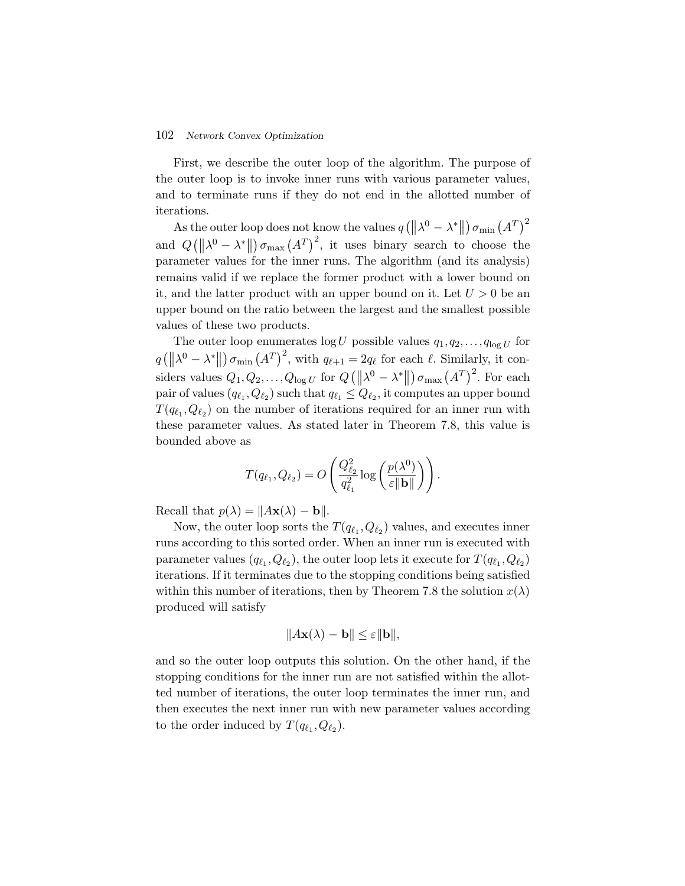First, we describe the outer loop of the algorithm. The purpose of the outer loop is to invoke inner runs with various parameter values, and to terminate runs if they do not end in the allotted number of iterations.

As the outer loop does not know the values $q\left(\left\|\lambda^0 - \lambda^*\right\|\right)\sigma_{\min}\left(A^T\right)^2$ and $Q\left(\left\|\lambda^0 - \lambda^*\right\|\right)\sigma_{\max}\left(A^T\right)^2$, it uses binary search to choose the parameter values for the inner runs. The algorithm (and its analysis) remains valid if we replace the former product with a lower bound on it, and the latter product with an upper bound on it. Let $U > 0$ be an upper bound on the ratio between the largest and the smallest possible values of these two products.

The outer loop enumerates $\log U$ possible values $q_1, q_2, \ldots, q_{\log U}$ for $q\left(\left\|\lambda^0 - \lambda^*\right\|\right)\sigma_{\min}\left(A^T\right)^2$, with $q_{\ell+1} = 2q_\ell$ for each $\ell$. Similarly, it considers values $Q_1, Q_2, \ldots, Q_{\log U}$ for $Q\left(\left\|\lambda^0 - \lambda^*\right\|\right)\sigma_{\max}\left(A^T\right)^2$. For each pair of values $(q_{\ell_1}, Q_{\ell_2})$ such that $q_{\ell_1} \leq Q_{\ell_2}$, it computes an upper bound $T(q_{\ell_1}, Q_{\ell_2})$ on the number of iterations required for an inner run with these parameter values. As stated later in Theorem 7.8, this value is bounded above as

$$T(q_{\ell_1}, Q_{\ell_2}) = O\left(\frac{Q_{\ell_2}^2}{q_{\ell_1}^2}\log\left(\frac{p(\lambda^0)}{\varepsilon\|\mathbf{b}\|}\right)\right).$$

Recall that $p(\lambda) = \|A\mathbf{x}(\lambda) - \mathbf{b}\|$.

Now, the outer loop sorts the $T(q_{\ell_1}, Q_{\ell_2})$ values, and executes inner runs according to this sorted order. When an inner run is executed with parameter values $(q_{\ell_1}, Q_{\ell_2})$, the outer loop lets it execute for $T(q_{\ell_1}, Q_{\ell_2})$ iterations. If it terminates due to the stopping conditions being satisfied within this number of iterations, then by Theorem 7.8 the solution $x(\lambda)$ produced will satisfy

$$\|A\mathbf{x}(\lambda) - \mathbf{b}\| \leq \varepsilon\|\mathbf{b}\|,$$

and so the outer loop outputs this solution. On the other hand, if the stopping conditions for the inner run are not satisfied within the allotted number of iterations, the outer loop terminates the inner run, and then executes the next inner run with new parameter values according to the order induced by $T(q_{\ell_1}, Q_{\ell_2})$.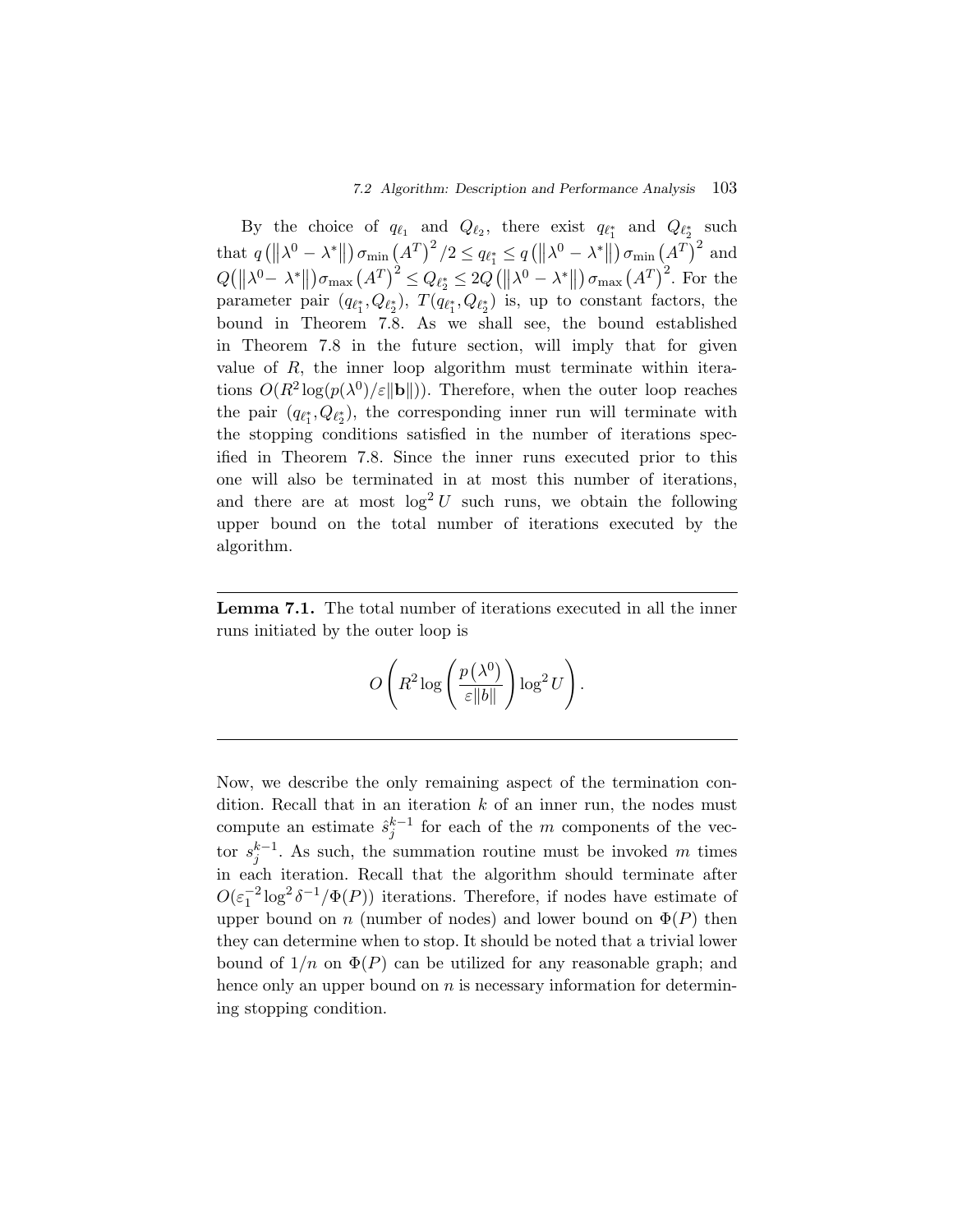By the choice of $q_{\ell_1}$ and $Q_{\ell_2}$, there exist $q_{\ell_1^*}$ and $Q_{\ell_2^*}$ such that $q\left(\left\|\lambda^0 - \lambda^*\right\|\right)\sigma_{\min}\left(A^T\right)^2/2 \leq q_{\ell_1^*} \leq q\left(\left\|\lambda^0 - \lambda^*\right\|\right)\sigma_{\min}\left(A^T\right)^2$ and $Q\left(\left\|\lambda^0 - \lambda^*\right\|\right)\sigma_{\max}\left(A^T\right)^2 \leq Q_{\ell_2^*} \leq 2Q\left(\left\|\lambda^0 - \lambda^*\right\|\right)\sigma_{\max}\left(A^T\right)^2$. For the parameter pair $(q_{\ell_1^*}, Q_{\ell_2^*})$, $T(q_{\ell_1^*}, Q_{\ell_2^*})$ is, up to constant factors, the bound in Theorem 7.8. As we shall see, the bound established in Theorem 7.8 in the future section, will imply that for given value of $R$, the inner loop algorithm must terminate within iterations $O(R^2 \log(p(\lambda^0)/\varepsilon\|\mathbf{b}\|))$. Therefore, when the outer loop reaches the pair $(q_{\ell_1^*}, Q_{\ell_2^*})$, the corresponding inner run will terminate with the stopping conditions satisfied in the number of iterations specified in Theorem 7.8. Since the inner runs executed prior to this one will also be terminated in at most this number of iterations, and there are at most $\log^2 U$ such runs, we obtain the following upper bound on the total number of iterations executed by the algorithm.

---

**Lemma 7.1.** The total number of iterations executed in all the inner runs initiated by the outer loop is

$$O\left(R^2 \log\left(\frac{p\left(\lambda^0\right)}{\varepsilon\|b\|}\right)\log^2 U\right).$$

---

Now, we describe the only remaining aspect of the termination condition. Recall that in an iteration $k$ of an inner run, the nodes must compute an estimate $\hat{s}_j^{k-1}$ for each of the $m$ components of the vector $s_j^{k-1}$. As such, the summation routine must be invoked $m$ times in each iteration. Recall that the algorithm should terminate after $O(\varepsilon_1^{-2}\log^2\delta^{-1}/\Phi(P))$ iterations. Therefore, if nodes have estimate of upper bound on $n$ (number of nodes) and lower bound on $\Phi(P)$ then they can determine when to stop. It should be noted that a trivial lower bound of $1/n$ on $\Phi(P)$ can be utilized for any reasonable graph; and hence only an upper bound on $n$ is necessary information for determining stopping condition.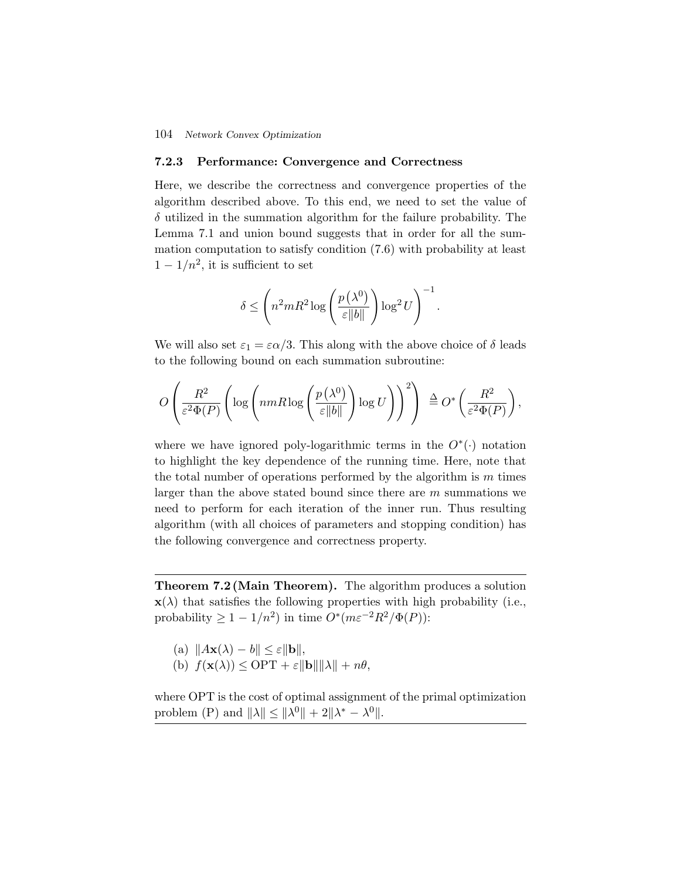### 7.2.3 Performance: Convergence and Correctness

Here, we describe the correctness and convergence properties of the algorithm described above. To this end, we need to set the value of $\delta$ utilized in the summation algorithm for the failure probability. The Lemma 7.1 and union bound suggests that in order for all the summation computation to satisfy condition (7.6) with probability at least $1 - 1/n^2$, it is sufficient to set

$$\delta \leq \left( n^2 m R^2 \log\left(\frac{p\left(\lambda^0\right)}{\varepsilon \|b\|}\right) \log^2 U \right)^{-1}.$$

We will also set $\varepsilon_1 = \varepsilon\alpha/3$. This along with the above choice of $\delta$ leads to the following bound on each summation subroutine:

$$O\left( \frac{R^2}{\varepsilon^2 \Phi(P)} \left( \log\left( nmR \log\left(\frac{p\left(\lambda^0\right)}{\varepsilon \|b\|}\right) \log U \right) \right)^2 \right) \triangleq O^*\left(\frac{R^2}{\varepsilon^2 \Phi(P)}\right),$$

where we have ignored poly-logarithmic terms in the $O^*(\cdot)$ notation to highlight the key dependence of the running time. Here, note that the total number of operations performed by the algorithm is $m$ times larger than the above stated bound since there are $m$ summations we need to perform for each iteration of the inner run. Thus resulting algorithm (with all choices of parameters and stopping condition) has the following convergence and correctness property.

---

**Theorem 7.2 (Main Theorem).** The algorithm produces a solution $\mathbf{x}(\lambda)$ that satisfies the following properties with high probability (i.e., probability $\geq 1 - 1/n^2$) in time $O^*(m\varepsilon^{-2}R^2/\Phi(P))$:

(a) $\|A\mathbf{x}(\lambda) - b\| \leq \varepsilon\|\mathbf{b}\|$,
(b) $f(\mathbf{x}(\lambda)) \leq \mathrm{OPT} + \varepsilon\|\mathbf{b}\|\|\lambda\| + n\theta$,

where OPT is the cost of optimal assignment of the primal optimization problem (P) and $\|\lambda\| \leq \|\lambda^0\| + 2\|\lambda^* - \lambda^0\|$.

---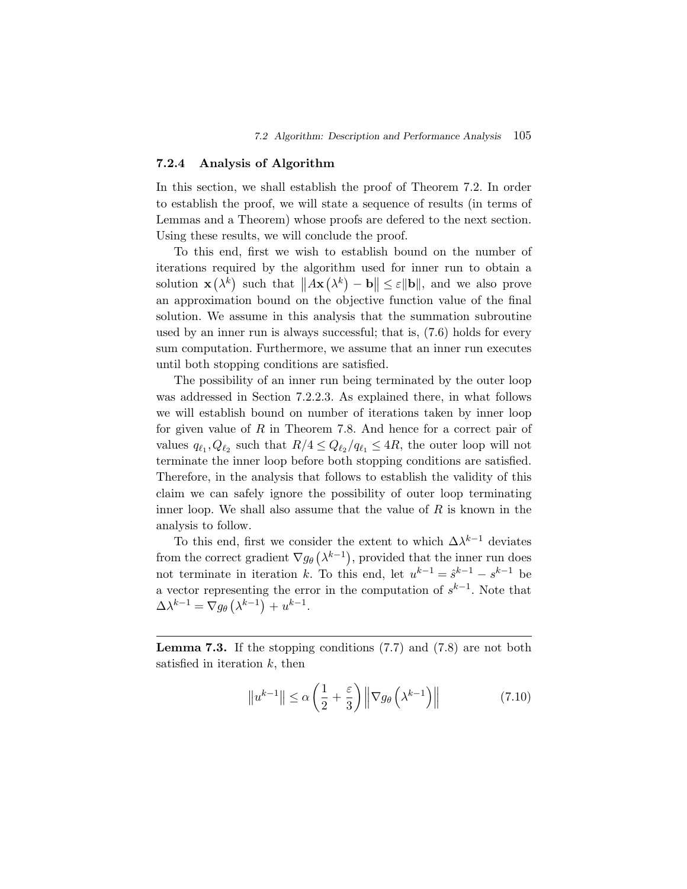### 7.2.4 Analysis of Algorithm

In this section, we shall establish the proof of Theorem 7.2. In order to establish the proof, we will state a sequence of results (in terms of Lemmas and a Theorem) whose proofs are defered to the next section. Using these results, we will conclude the proof.

To this end, first we wish to establish bound on the number of iterations required by the algorithm used for inner run to obtain a solution $\mathbf{x}(\lambda^k)$ such that $\|A\mathbf{x}(\lambda^k) - \mathbf{b}\| \leq \varepsilon\|\mathbf{b}\|$, and we also prove an approximation bound on the objective function value of the final solution. We assume in this analysis that the summation subroutine used by an inner run is always successful; that is, (7.6) holds for every sum computation. Furthermore, we assume that an inner run executes until both stopping conditions are satisfied.

The possibility of an inner run being terminated by the outer loop was addressed in Section 7.2.2.3. As explained there, in what follows we will establish bound on number of iterations taken by inner loop for given value of $R$ in Theorem 7.8. And hence for a correct pair of values $q_{\ell_1}, Q_{\ell_2}$ such that $R/4 \leq Q_{\ell_2}/q_{\ell_1} \leq 4R$, the outer loop will not terminate the inner loop before both stopping conditions are satisfied. Therefore, in the analysis that follows to establish the validity of this claim we can safely ignore the possibility of outer loop terminating inner loop. We shall also assume that the value of $R$ is known in the analysis to follow.

To this end, first we consider the extent to which $\Delta\lambda^{k-1}$ deviates from the correct gradient $\nabla g_\theta(\lambda^{k-1})$, provided that the inner run does not terminate in iteration $k$. To this end, let $u^{k-1} = \hat{s}^{k-1} - s^{k-1}$ be a vector representing the error in the computation of $s^{k-1}$. Note that $\Delta\lambda^{k-1} = \nabla g_\theta(\lambda^{k-1}) + u^{k-1}$.

---

**Lemma 7.3.** If the stopping conditions (7.7) and (7.8) are not both satisfied in iteration $k$, then

$$\left\|u^{k-1}\right\| \leq \alpha\left(\frac{1}{2} + \frac{\varepsilon}{3}\right)\left\|\nabla g_\theta\left(\lambda^{k-1}\right)\right\| \tag{7.10}$$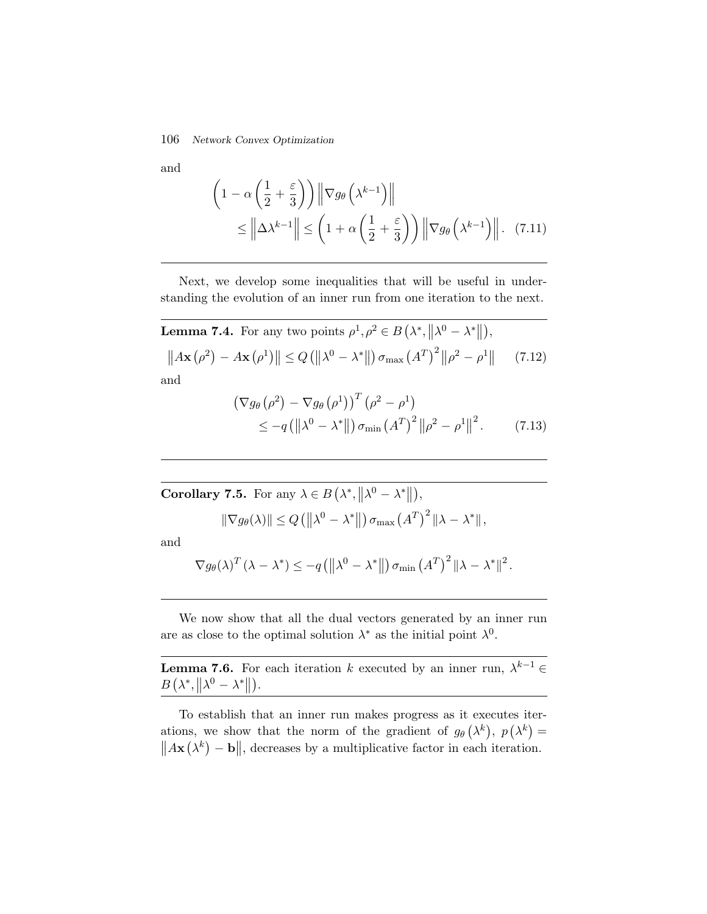and

$$\left(1-\alpha\left(\frac{1}{2}+\frac{\varepsilon}{3}\right)\right)\left\|\nabla g_{\theta}\left(\lambda^{k-1}\right)\right\| \\ \leq\left\|\Delta \lambda^{k-1}\right\| \leq\left(1+\alpha\left(\frac{1}{2}+\frac{\varepsilon}{3}\right)\right)\left\|\nabla g_{\theta}\left(\lambda^{k-1}\right)\right\|. \quad (7.11)$$

---

Next, we develop some inequalities that will be useful in understanding the evolution of an inner run from one iteration to the next.

---

**Lemma 7.4.** For any two points $\rho^1, \rho^2 \in B\left(\lambda^*, \left\|\lambda^0-\lambda^*\right\|\right)$,

$$\left\|A\mathbf{x}\left(\rho^2\right)-A\mathbf{x}\left(\rho^1\right)\right\| \leq Q\left(\left\|\lambda^0-\lambda^*\right\|\right)\sigma_{\max}\left(A^T\right)^2\left\|\rho^2-\rho^1\right\| \quad (7.12)$$

and

$$\left(\nabla g_{\theta}\left(\rho^2\right)-\nabla g_{\theta}\left(\rho^1\right)\right)^T\left(\rho^2-\rho^1\right) \\ \leq -q\left(\left\|\lambda^0-\lambda^*\right\|\right)\sigma_{\min}\left(A^T\right)^2\left\|\rho^2-\rho^1\right\|^2. \quad (7.13)$$

---

**Corollary 7.5.** For any $\lambda \in B\left(\lambda^*, \left\|\lambda^0-\lambda^*\right\|\right)$,

$$\left\|\nabla g_{\theta}(\lambda)\right\| \leq Q\left(\left\|\lambda^0-\lambda^*\right\|\right)\sigma_{\max}\left(A^T\right)^2\left\|\lambda-\lambda^*\right\|,$$

and

$$\nabla g_{\theta}(\lambda)^T\left(\lambda-\lambda^*\right) \leq -q\left(\left\|\lambda^0-\lambda^*\right\|\right)\sigma_{\min}\left(A^T\right)^2\left\|\lambda-\lambda^*\right\|^2.$$

---

We now show that all the dual vectors generated by an inner run are as close to the optimal solution $\lambda^*$ as the initial point $\lambda^0$.

---

**Lemma 7.6.** For each iteration $k$ executed by an inner run, $\lambda^{k-1} \in B\left(\lambda^*, \left\|\lambda^0-\lambda^*\right\|\right)$.

---

To establish that an inner run makes progress as it executes iterations, we show that the norm of the gradient of $g_{\theta}\left(\lambda^k\right)$, $p\left(\lambda^k\right) = \left\|A\mathbf{x}\left(\lambda^k\right)-\mathbf{b}\right\|$, decreases by a multiplicative factor in each iteration.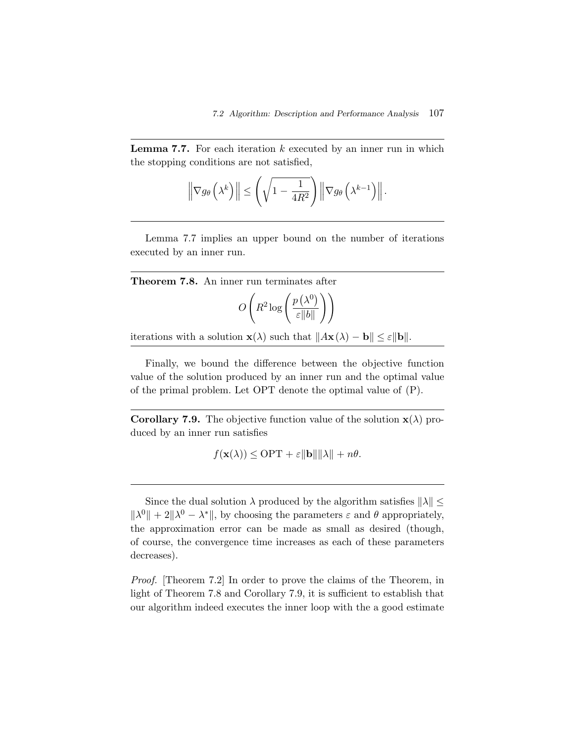**Lemma 7.7.** For each iteration $k$ executed by an inner run in which the stopping conditions are not satisfied,

$$\left\|\nabla g_\theta\left(\lambda^k\right)\right\| \leq \left(\sqrt{1-\frac{1}{4R^2}}\right)\left\|\nabla g_\theta\left(\lambda^{k-1}\right)\right\|.$$

Lemma 7.7 implies an upper bound on the number of iterations executed by an inner run.

**Theorem 7.8.** An inner run terminates after

$$O\left(R^2 \log\left(\frac{p\left(\lambda^0\right)}{\varepsilon\|b\|}\right)\right)$$

iterations with a solution $\mathbf{x}(\lambda)$ such that $\|A\mathbf{x}(\lambda) - \mathbf{b}\| \leq \varepsilon\|\mathbf{b}\|$.

Finally, we bound the difference between the objective function value of the solution produced by an inner run and the optimal value of the primal problem. Let OPT denote the optimal value of (P).

**Corollary 7.9.** The objective function value of the solution $\mathbf{x}(\lambda)$ produced by an inner run satisfies

$$f(\mathbf{x}(\lambda)) \leq \mathrm{OPT} + \varepsilon\|\mathbf{b}\|\|\lambda\| + n\theta.$$

Since the dual solution $\lambda$ produced by the algorithm satisfies $\|\lambda\| \leq \|\lambda^0\| + 2\|\lambda^0 - \lambda^*\|$, by choosing the parameters $\varepsilon$ and $\theta$ appropriately, the approximation error can be made as small as desired (though, of course, the convergence time increases as each of these parameters decreases).

*Proof.* [Theorem 7.2] In order to prove the claims of the Theorem, in light of Theorem 7.8 and Corollary 7.9, it is sufficient to establish that our algorithm indeed executes the inner loop with the a good estimate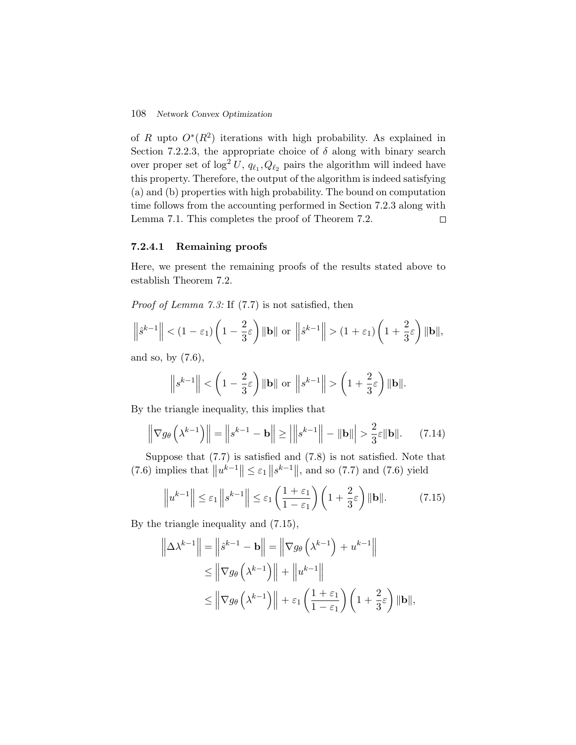of $R$ upto $O^*(R^2)$ iterations with high probability. As explained in Section 7.2.2.3, the appropriate choice of $\delta$ along with binary search over proper set of $\log^2 U$, $q_{\ell_1}, Q_{\ell_2}$ pairs the algorithm will indeed have this property. Therefore, the output of the algorithm is indeed satisfying (a) and (b) properties with high probability. The bound on computation time follows from the accounting performed in Section 7.2.3 along with Lemma 7.1. This completes the proof of Theorem 7.2. $\square$

#### 7.2.4.1 Remaining proofs

Here, we present the remaining proofs of the results stated above to establish Theorem 7.2.

*Proof of Lemma 7.3:* If (7.7) is not satisfied, then

$$\left\|\hat{s}^{k-1}\right\| < (1-\varepsilon_1)\left(1-\frac{2}{3}\varepsilon\right)\|\mathbf{b}\| \text{ or } \left\|\hat{s}^{k-1}\right\| > (1+\varepsilon_1)\left(1+\frac{2}{3}\varepsilon\right)\|\mathbf{b}\|,$$

and so, by (7.6),

$$\left\|s^{k-1}\right\| < \left(1-\frac{2}{3}\varepsilon\right)\|\mathbf{b}\| \text{ or } \left\|s^{k-1}\right\| > \left(1+\frac{2}{3}\varepsilon\right)\|\mathbf{b}\|.$$

By the triangle inequality, this implies that

$$\left\|\nabla g_\theta\left(\lambda^{k-1}\right)\right\| = \left\|s^{k-1}-\mathbf{b}\right\| \geq \left|\left\|s^{k-1}\right\| - \|\mathbf{b}\|\right| > \frac{2}{3}\varepsilon\|\mathbf{b}\|. \quad (7.14)$$

Suppose that (7.7) is satisfied and (7.8) is not satisfied. Note that (7.6) implies that $\left\|u^{k-1}\right\| \leq \varepsilon_1 \left\|s^{k-1}\right\|$, and so (7.7) and (7.6) yield

$$\left\|u^{k-1}\right\| \leq \varepsilon_1\left\|s^{k-1}\right\| \leq \varepsilon_1\left(\frac{1+\varepsilon_1}{1-\varepsilon_1}\right)\left(1+\frac{2}{3}\varepsilon\right)\|\mathbf{b}\|. \quad (7.15)$$

By the triangle inequality and (7.15),

$$\begin{aligned}
\left\|\Delta\lambda^{k-1}\right\| &= \left\|\hat{s}^{k-1}-\mathbf{b}\right\| = \left\|\nabla g_\theta\left(\lambda^{k-1}\right) + u^{k-1}\right\| \\
&\leq \left\|\nabla g_\theta\left(\lambda^{k-1}\right)\right\| + \left\|u^{k-1}\right\| \\
&\leq \left\|\nabla g_\theta\left(\lambda^{k-1}\right)\right\| + \varepsilon_1\left(\frac{1+\varepsilon_1}{1-\varepsilon_1}\right)\left(1+\frac{2}{3}\varepsilon\right)\|\mathbf{b}\|,
\end{aligned}$$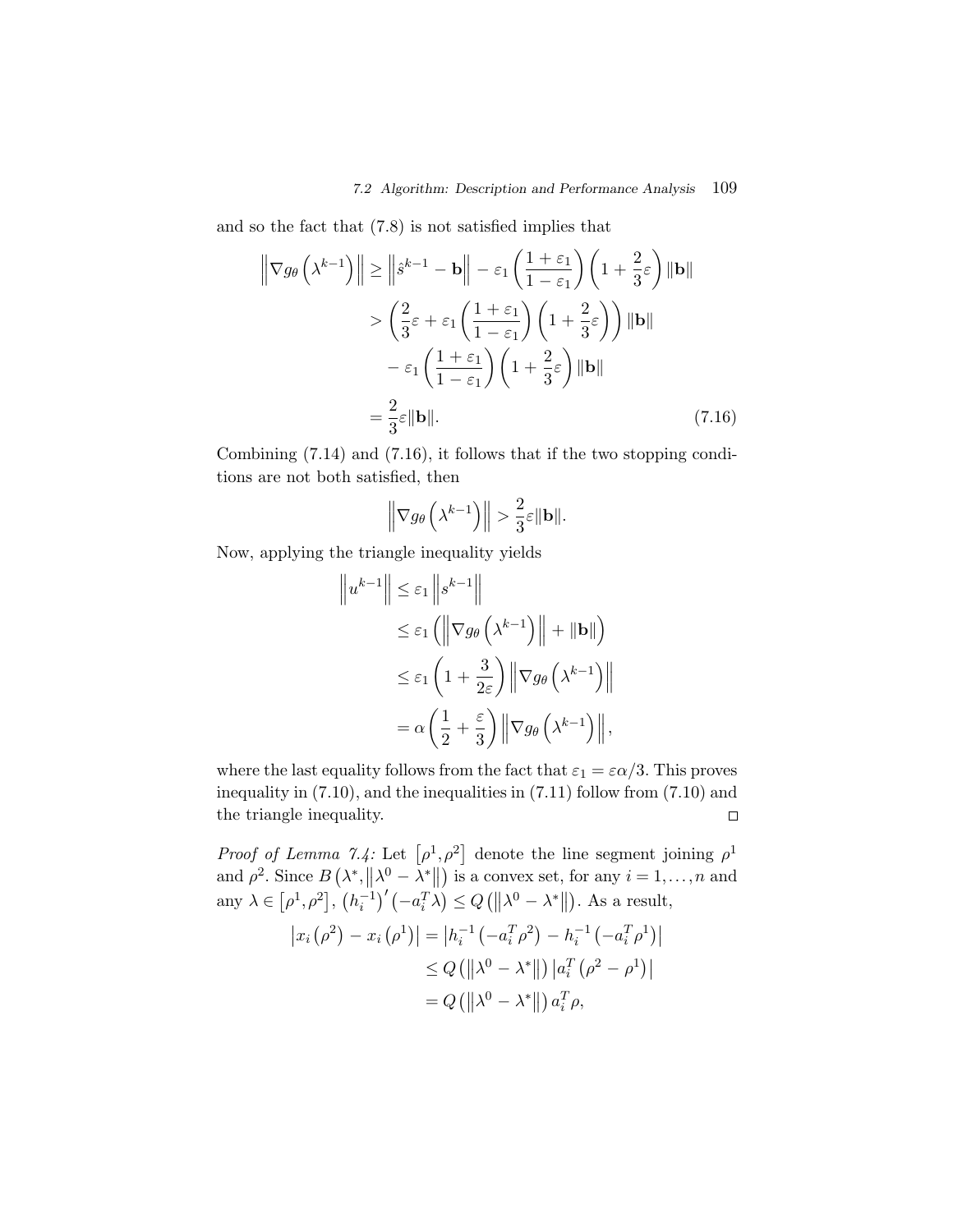and so the fact that (7.8) is not satisfied implies that

$$
\begin{aligned}
\left\|\nabla g_\theta\left(\lambda^{k-1}\right)\right\| &\geq \left\|\hat{s}^{k-1} - \mathbf{b}\right\| - \varepsilon_1\left(\frac{1+\varepsilon_1}{1-\varepsilon_1}\right)\left(1+\frac{2}{3}\varepsilon\right)\|\mathbf{b}\| \\
&> \left(\frac{2}{3}\varepsilon + \varepsilon_1\left(\frac{1+\varepsilon_1}{1-\varepsilon_1}\right)\left(1+\frac{2}{3}\varepsilon\right)\right)\|\mathbf{b}\| \\
&\quad - \varepsilon_1\left(\frac{1+\varepsilon_1}{1-\varepsilon_1}\right)\left(1+\frac{2}{3}\varepsilon\right)\|\mathbf{b}\| \\
&= \frac{2}{3}\varepsilon\|\mathbf{b}\|. \qquad (7.16)
\end{aligned}
$$

Combining (7.14) and (7.16), it follows that if the two stopping conditions are not both satisfied, then

$$
\left\|\nabla g_\theta\left(\lambda^{k-1}\right)\right\| > \frac{2}{3}\varepsilon\|\mathbf{b}\|.
$$

Now, applying the triangle inequality yields

$$
\begin{aligned}
\left\|u^{k-1}\right\| &\leq \varepsilon_1\left\|s^{k-1}\right\| \\
&\leq \varepsilon_1\left(\left\|\nabla g_\theta\left(\lambda^{k-1}\right)\right\| + \|\mathbf{b}\|\right) \\
&\leq \varepsilon_1\left(1+\frac{3}{2\varepsilon}\right)\left\|\nabla g_\theta\left(\lambda^{k-1}\right)\right\| \\
&= \alpha\left(\frac{1}{2}+\frac{\varepsilon}{3}\right)\left\|\nabla g_\theta\left(\lambda^{k-1}\right)\right\|,
\end{aligned}
$$

where the last equality follows from the fact that $\varepsilon_1 = \varepsilon\alpha/3$. This proves inequality in (7.10), and the inequalities in (7.11) follow from (7.10) and the triangle inequality. □

*Proof of Lemma 7.4:* Let $\left[\rho^1, \rho^2\right]$ denote the line segment joining $\rho^1$ and $\rho^2$. Since $B\left(\lambda^*, \left\|\lambda^0 - \lambda^*\right\|\right)$ is a convex set, for any $i = 1, \ldots, n$ and any $\lambda \in \left[\rho^1, \rho^2\right]$, $\left(h_i^{-1}\right)'\left(-a_i^T\lambda\right) \leq Q\left(\left\|\lambda^0 - \lambda^*\right\|\right)$. As a result,

$$
\begin{aligned}
\left|x_i\left(\rho^2\right) - x_i\left(\rho^1\right)\right| &= \left|h_i^{-1}\left(-a_i^T\rho^2\right) - h_i^{-1}\left(-a_i^T\rho^1\right)\right| \\
&\leq Q\left(\left\|\lambda^0 - \lambda^*\right\|\right)\left|a_i^T\left(\rho^2 - \rho^1\right)\right| \\
&= Q\left(\left\|\lambda^0 - \lambda^*\right\|\right) a_i^T\rho,
\end{aligned}
$$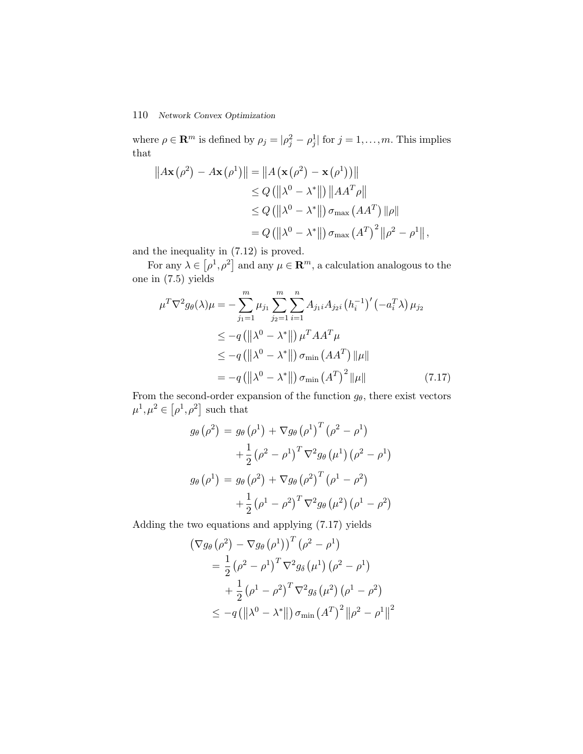where $\rho \in \mathbf{R}^m$ is defined by $\rho_j = |\rho_j^2 - \rho_j^1|$ for $j = 1, \ldots, m$. This implies that

$$
\begin{aligned}
\left\|A\mathbf{x}\left(\rho^2\right) - A\mathbf{x}\left(\rho^1\right)\right\| &= \left\|A\left(\mathbf{x}\left(\rho^2\right) - \mathbf{x}\left(\rho^1\right)\right)\right\| \\
&\leq Q\left(\left\|\lambda^0 - \lambda^*\right\|\right)\left\|AA^T\rho\right\| \\
&\leq Q\left(\left\|\lambda^0 - \lambda^*\right\|\right)\sigma_{\max}\left(AA^T\right)\|\rho\| \\
&= Q\left(\left\|\lambda^0 - \lambda^*\right\|\right)\sigma_{\max}\left(A^T\right)^2\left\|\rho^2 - \rho^1\right\|,
\end{aligned}
$$

and the inequality in (7.12) is proved.

For any $\lambda \in \left[\rho^1, \rho^2\right]$ and any $\mu \in \mathbf{R}^m$, a calculation analogous to the one in (7.5) yields

$$
\begin{aligned}
\mu^T \nabla^2 g_\theta(\lambda)\mu &= -\sum_{j_1=1}^{m} \mu_{j_1} \sum_{j_2=1}^{m} \sum_{i=1}^{n} A_{j_1 i} A_{j_2 i} \left(h_i^{-1}\right)'\left(-a_i^T\lambda\right)\mu_{j_2} \\
&\leq -q\left(\left\|\lambda^0 - \lambda^*\right\|\right)\mu^T AA^T \mu \\
&\leq -q\left(\left\|\lambda^0 - \lambda^*\right\|\right)\sigma_{\min}\left(AA^T\right)\|\mu\| \\
&= -q\left(\left\|\lambda^0 - \lambda^*\right\|\right)\sigma_{\min}\left(A^T\right)^2\|\mu\| \qquad (7.17)
\end{aligned}
$$

From the second-order expansion of the function $g_\theta$, there exist vectors $\mu^1, \mu^2 \in \left[\rho^1, \rho^2\right]$ such that

$$
\begin{aligned}
g_\theta\left(\rho^2\right) &= g_\theta\left(\rho^1\right) + \nabla g_\theta\left(\rho^1\right)^T\left(\rho^2 - \rho^1\right) \\
&\quad + \frac{1}{2}\left(\rho^2 - \rho^1\right)^T \nabla^2 g_\theta\left(\mu^1\right)\left(\rho^2 - \rho^1\right) \\
g_\theta\left(\rho^1\right) &= g_\theta\left(\rho^2\right) + \nabla g_\theta\left(\rho^2\right)^T\left(\rho^1 - \rho^2\right) \\
&\quad + \frac{1}{2}\left(\rho^1 - \rho^2\right)^T \nabla^2 g_\theta\left(\mu^2\right)\left(\rho^1 - \rho^2\right)
\end{aligned}
$$

Adding the two equations and applying (7.17) yields

$$
\begin{aligned}
&\left(\nabla g_\theta\left(\rho^2\right) - \nabla g_\theta\left(\rho^1\right)\right)^T\left(\rho^2 - \rho^1\right) \\
&\quad = \frac{1}{2}\left(\rho^2 - \rho^1\right)^T \nabla^2 g_\delta\left(\mu^1\right)\left(\rho^2 - \rho^1\right) \\
&\qquad + \frac{1}{2}\left(\rho^1 - \rho^2\right)^T \nabla^2 g_\delta\left(\mu^2\right)\left(\rho^1 - \rho^2\right) \\
&\quad \leq -q\left(\left\|\lambda^0 - \lambda^*\right\|\right)\sigma_{\min}\left(A^T\right)^2\left\|\rho^2 - \rho^1\right\|^2
\end{aligned}
$$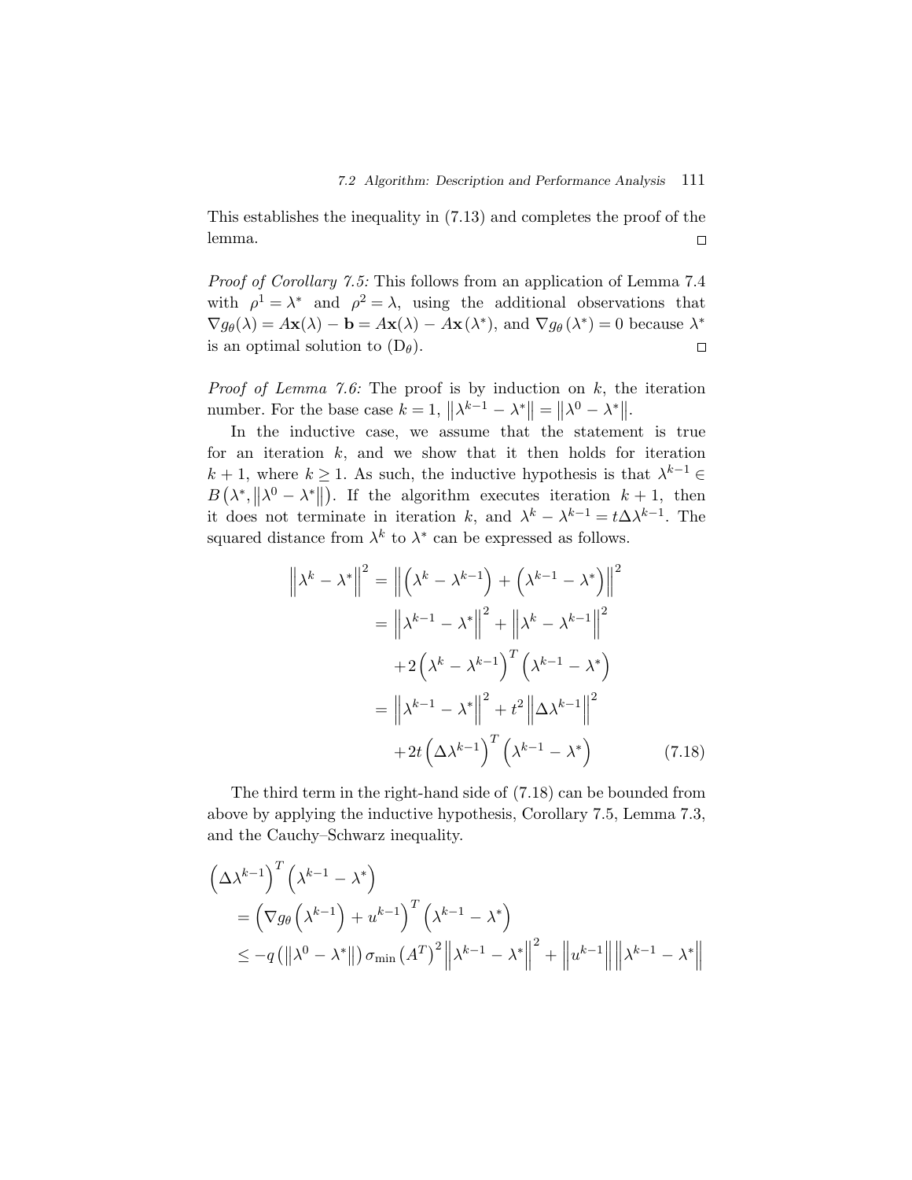This establishes the inequality in (7.13) and completes the proof of the lemma. □

*Proof of Corollary 7.5:* This follows from an application of Lemma 7.4 with $\rho^1 = \lambda^*$ and $\rho^2 = \lambda$, using the additional observations that $\nabla g_\theta(\lambda) = A\mathbf{x}(\lambda) - \mathbf{b} = A\mathbf{x}(\lambda) - A\mathbf{x}(\lambda^*)$, and $\nabla g_\theta(\lambda^*) = 0$ because $\lambda^*$ is an optimal solution to ($\mathrm{D}_\theta$). □

*Proof of Lemma 7.6:* The proof is by induction on $k$, the iteration number. For the base case $k = 1$, $\left\|\lambda^{k-1} - \lambda^*\right\| = \left\|\lambda^0 - \lambda^*\right\|$.

In the inductive case, we assume that the statement is true for an iteration $k$, and we show that it then holds for iteration $k+1$, where $k \geq 1$. As such, the inductive hypothesis is that $\lambda^{k-1} \in B\left(\lambda^*, \left\|\lambda^0 - \lambda^*\right\|\right)$. If the algorithm executes iteration $k+1$, then it does not terminate in iteration $k$, and $\lambda^k - \lambda^{k-1} = t\Delta\lambda^{k-1}$. The squared distance from $\lambda^k$ to $\lambda^*$ can be expressed as follows.

$$
\begin{aligned}
\left\|\lambda^k - \lambda^*\right\|^2 &= \left\|\left(\lambda^k - \lambda^{k-1}\right) + \left(\lambda^{k-1} - \lambda^*\right)\right\|^2 \\
&= \left\|\lambda^{k-1} - \lambda^*\right\|^2 + \left\|\lambda^k - \lambda^{k-1}\right\|^2 \\
&\quad + 2\left(\lambda^k - \lambda^{k-1}\right)^T\left(\lambda^{k-1} - \lambda^*\right) \\
&= \left\|\lambda^{k-1} - \lambda^*\right\|^2 + t^2\left\|\Delta\lambda^{k-1}\right\|^2 \\
&\quad + 2t\left(\Delta\lambda^{k-1}\right)^T\left(\lambda^{k-1} - \lambda^*\right) \qquad (7.18)
\end{aligned}
$$

The third term in the right-hand side of (7.18) can be bounded from above by applying the inductive hypothesis, Corollary 7.5, Lemma 7.3, and the Cauchy–Schwarz inequality.

$$
\begin{aligned}
&\left(\Delta\lambda^{k-1}\right)^T\left(\lambda^{k-1} - \lambda^*\right) \\
&\quad = \left(\nabla g_\theta\left(\lambda^{k-1}\right) + u^{k-1}\right)^T\left(\lambda^{k-1} - \lambda^*\right) \\
&\quad \leq -q\left(\left\|\lambda^0 - \lambda^*\right\|\right)\sigma_{\min}\left(A^T\right)^2\left\|\lambda^{k-1} - \lambda^*\right\|^2 + \left\|u^{k-1}\right\|\left\|\lambda^{k-1} - \lambda^*\right\|
\end{aligned}
$$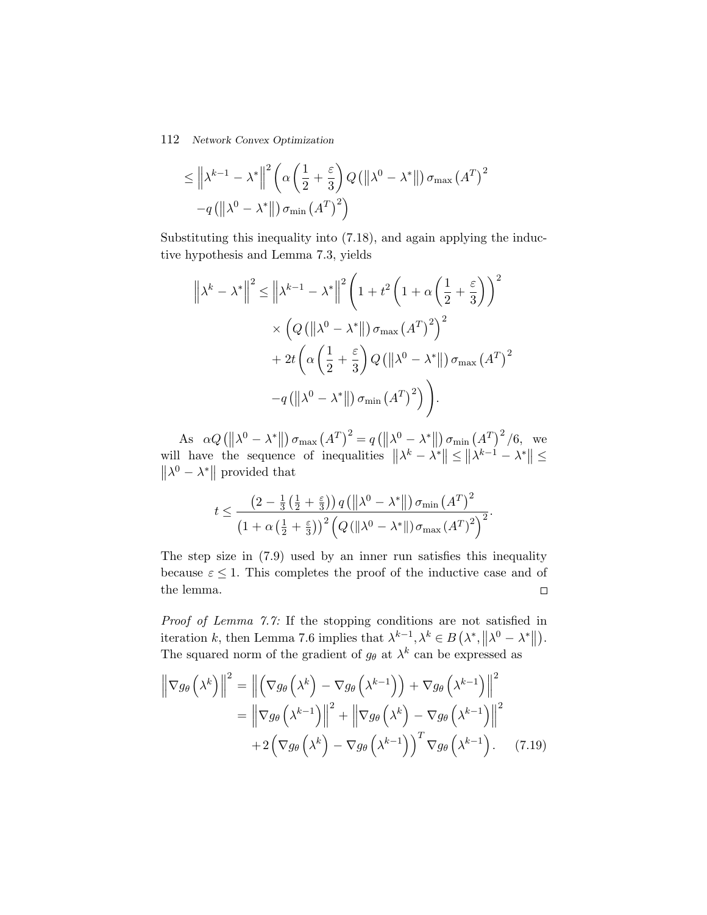$$\leq \left\|\lambda^{k-1} - \lambda^*\right\|^2 \left(\alpha\left(\frac{1}{2} + \frac{\varepsilon}{3}\right) Q\left(\left\|\lambda^0 - \lambda^*\right\|\right) \sigma_{\max}\left(A^T\right)^2 \right.$$
$$\left. - q\left(\left\|\lambda^0 - \lambda^*\right\|\right) \sigma_{\min}\left(A^T\right)^2\right)$$

Substituting this inequality into (7.18), and again applying the inductive hypothesis and Lemma 7.3, yields

$$\begin{aligned}\left\|\lambda^k - \lambda^*\right\|^2 \leq \left\|\lambda^{k-1} - \lambda^*\right\|^2 &\left(1 + t^2\left(1 + \alpha\left(\frac{1}{2} + \frac{\varepsilon}{3}\right)\right)^2\right. \\ &\times \left(Q\left(\left\|\lambda^0 - \lambda^*\right\|\right)\sigma_{\max}\left(A^T\right)^2\right)^2 \\ &+ 2t\left(\alpha\left(\frac{1}{2} + \frac{\varepsilon}{3}\right) Q\left(\left\|\lambda^0 - \lambda^*\right\|\right)\sigma_{\max}\left(A^T\right)^2\right. \\ &\left.\left. - q\left(\left\|\lambda^0 - \lambda^*\right\|\right)\sigma_{\min}\left(A^T\right)^2\right)\right).\end{aligned}$$

As $\alpha Q\left(\left\|\lambda^0 - \lambda^*\right\|\right)\sigma_{\max}\left(A^T\right)^2 = q\left(\left\|\lambda^0 - \lambda^*\right\|\right)\sigma_{\min}\left(A^T\right)^2/6$, we will have the sequence of inequalities $\left\|\lambda^k - \lambda^*\right\| \leq \left\|\lambda^{k-1} - \lambda^*\right\| \leq \left\|\lambda^0 - \lambda^*\right\|$ provided that

$$t \leq \frac{\left(2 - \frac{1}{3}\left(\frac{1}{2} + \frac{\varepsilon}{3}\right)\right) q\left(\left\|\lambda^0 - \lambda^*\right\|\right)\sigma_{\min}\left(A^T\right)^2}{\left(1 + \alpha\left(\frac{1}{2} + \frac{\varepsilon}{3}\right)\right)^2 \left(Q\left(\left\|\lambda^0 - \lambda^*\right\|\right)\sigma_{\max}\left(A^T\right)^2\right)^2}.$$

The step size in (7.9) used by an inner run satisfies this inequality because $\varepsilon \leq 1$. This completes the proof of the inductive case and of the lemma. □

*Proof of Lemma 7.7:* If the stopping conditions are not satisfied in iteration $k$, then Lemma 7.6 implies that $\lambda^{k-1}, \lambda^k \in B\left(\lambda^*, \left\|\lambda^0 - \lambda^*\right\|\right)$. The squared norm of the gradient of $g_\theta$ at $\lambda^k$ can be expressed as

$$\begin{aligned}\left\|\nabla g_\theta\left(\lambda^k\right)\right\|^2 &= \left\|\left(\nabla g_\theta\left(\lambda^k\right) - \nabla g_\theta\left(\lambda^{k-1}\right)\right) + \nabla g_\theta\left(\lambda^{k-1}\right)\right\|^2 \\ &= \left\|\nabla g_\theta\left(\lambda^{k-1}\right)\right\|^2 + \left\|\nabla g_\theta\left(\lambda^k\right) - \nabla g_\theta\left(\lambda^{k-1}\right)\right\|^2 \\ &\quad + 2\left(\nabla g_\theta\left(\lambda^k\right) - \nabla g_\theta\left(\lambda^{k-1}\right)\right)^T \nabla g_\theta\left(\lambda^{k-1}\right). \qquad (7.19)\end{aligned}$$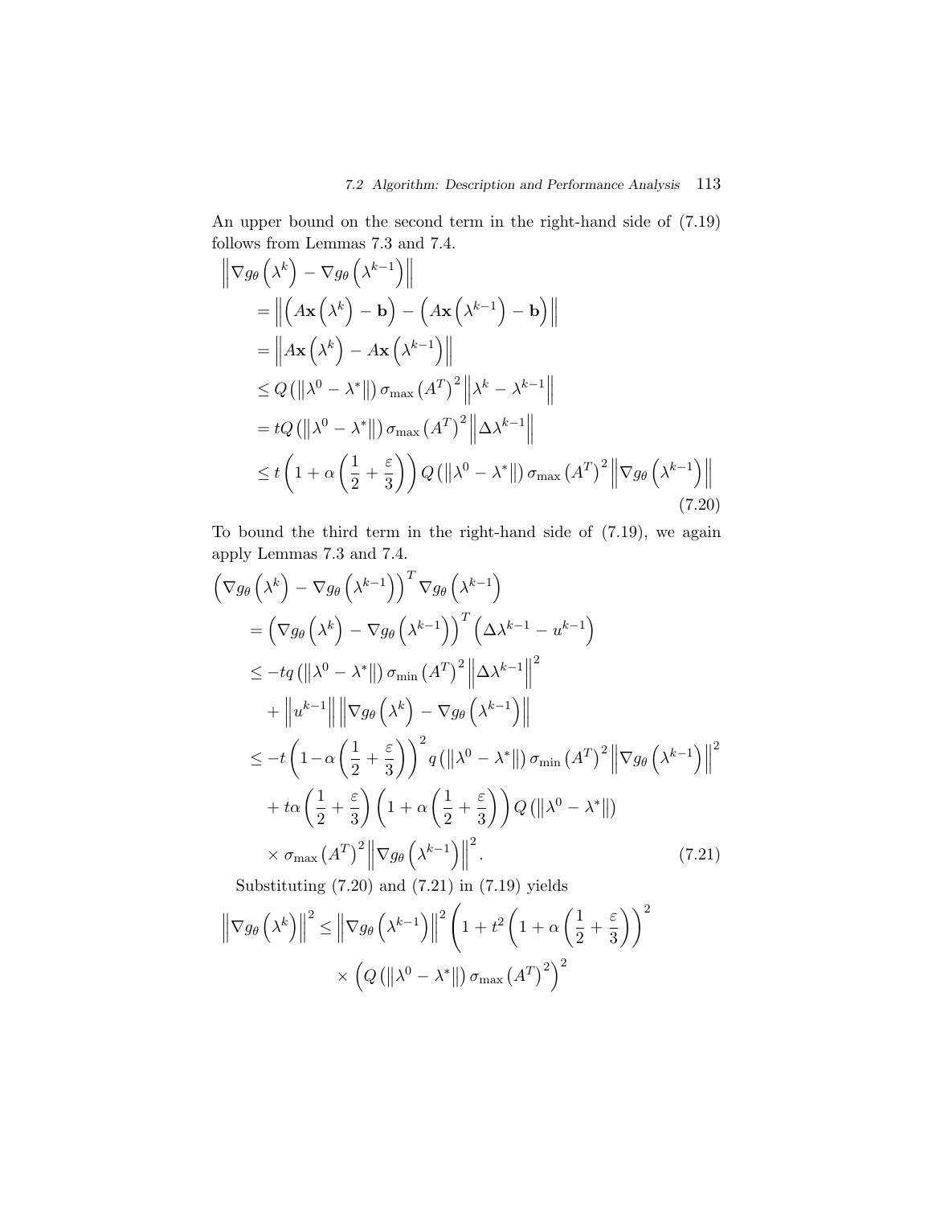An upper bound on the second term in the right-hand side of (7.19) follows from Lemmas 7.3 and 7.4.

$$
\begin{aligned}
&\left\|\nabla g_\theta\left(\lambda^k\right) - \nabla g_\theta\left(\lambda^{k-1}\right)\right\| \\
&\quad = \left\|\left(A\mathbf{x}\left(\lambda^k\right) - \mathbf{b}\right) - \left(A\mathbf{x}\left(\lambda^{k-1}\right) - \mathbf{b}\right)\right\| \\
&\quad = \left\|A\mathbf{x}\left(\lambda^k\right) - A\mathbf{x}\left(\lambda^{k-1}\right)\right\| \\
&\quad \leq Q\left(\left\|\lambda^0 - \lambda^*\right\|\right)\sigma_{\max}\left(A^T\right)^2\left\|\lambda^k - \lambda^{k-1}\right\| \\
&\quad = tQ\left(\left\|\lambda^0 - \lambda^*\right\|\right)\sigma_{\max}\left(A^T\right)^2\left\|\Delta\lambda^{k-1}\right\| \\
&\quad \leq t\left(1 + \alpha\left(\frac{1}{2} + \frac{\varepsilon}{3}\right)\right)Q\left(\left\|\lambda^0 - \lambda^*\right\|\right)\sigma_{\max}\left(A^T\right)^2\left\|\nabla g_\theta\left(\lambda^{k-1}\right)\right\|
\end{aligned}
\tag{7.20}
$$

To bound the third term in the right-hand side of (7.19), we again apply Lemmas 7.3 and 7.4.

$$
\begin{aligned}
&\left(\nabla g_\theta\left(\lambda^k\right) - \nabla g_\theta\left(\lambda^{k-1}\right)\right)^T\nabla g_\theta\left(\lambda^{k-1}\right) \\
&\quad = \left(\nabla g_\theta\left(\lambda^k\right) - \nabla g_\theta\left(\lambda^{k-1}\right)\right)^T\left(\Delta\lambda^{k-1} - u^{k-1}\right) \\
&\quad \leq -tq\left(\left\|\lambda^0 - \lambda^*\right\|\right)\sigma_{\min}\left(A^T\right)^2\left\|\Delta\lambda^{k-1}\right\|^2 \\
&\qquad + \left\|u^{k-1}\right\|\left\|\nabla g_\theta\left(\lambda^k\right) - \nabla g_\theta\left(\lambda^{k-1}\right)\right\| \\
&\quad \leq -t\left(1 - \alpha\left(\frac{1}{2} + \frac{\varepsilon}{3}\right)\right)^2 q\left(\left\|\lambda^0 - \lambda^*\right\|\right)\sigma_{\min}\left(A^T\right)^2\left\|\nabla g_\theta\left(\lambda^{k-1}\right)\right\|^2 \\
&\qquad + t\alpha\left(\frac{1}{2} + \frac{\varepsilon}{3}\right)\left(1 + \alpha\left(\frac{1}{2} + \frac{\varepsilon}{3}\right)\right)Q\left(\left\|\lambda^0 - \lambda^*\right\|\right) \\
&\qquad \times \sigma_{\max}\left(A^T\right)^2\left\|\nabla g_\theta\left(\lambda^{k-1}\right)\right\|^2.
\end{aligned}
\tag{7.21}
$$

Substituting (7.20) and (7.21) in (7.19) yields

$$
\begin{aligned}
\left\|\nabla g_\theta\left(\lambda^k\right)\right\|^2 \leq \left\|\nabla g_\theta\left(\lambda^{k-1}\right)\right\|^2 &\left(1 + t^2\left(1 + \alpha\left(\frac{1}{2} + \frac{\varepsilon}{3}\right)\right)^2\right. \\
&\times \left(Q\left(\left\|\lambda^0 - \lambda^*\right\|\right)\sigma_{\max}\left(A^T\right)^2\right)^2
\end{aligned}
$$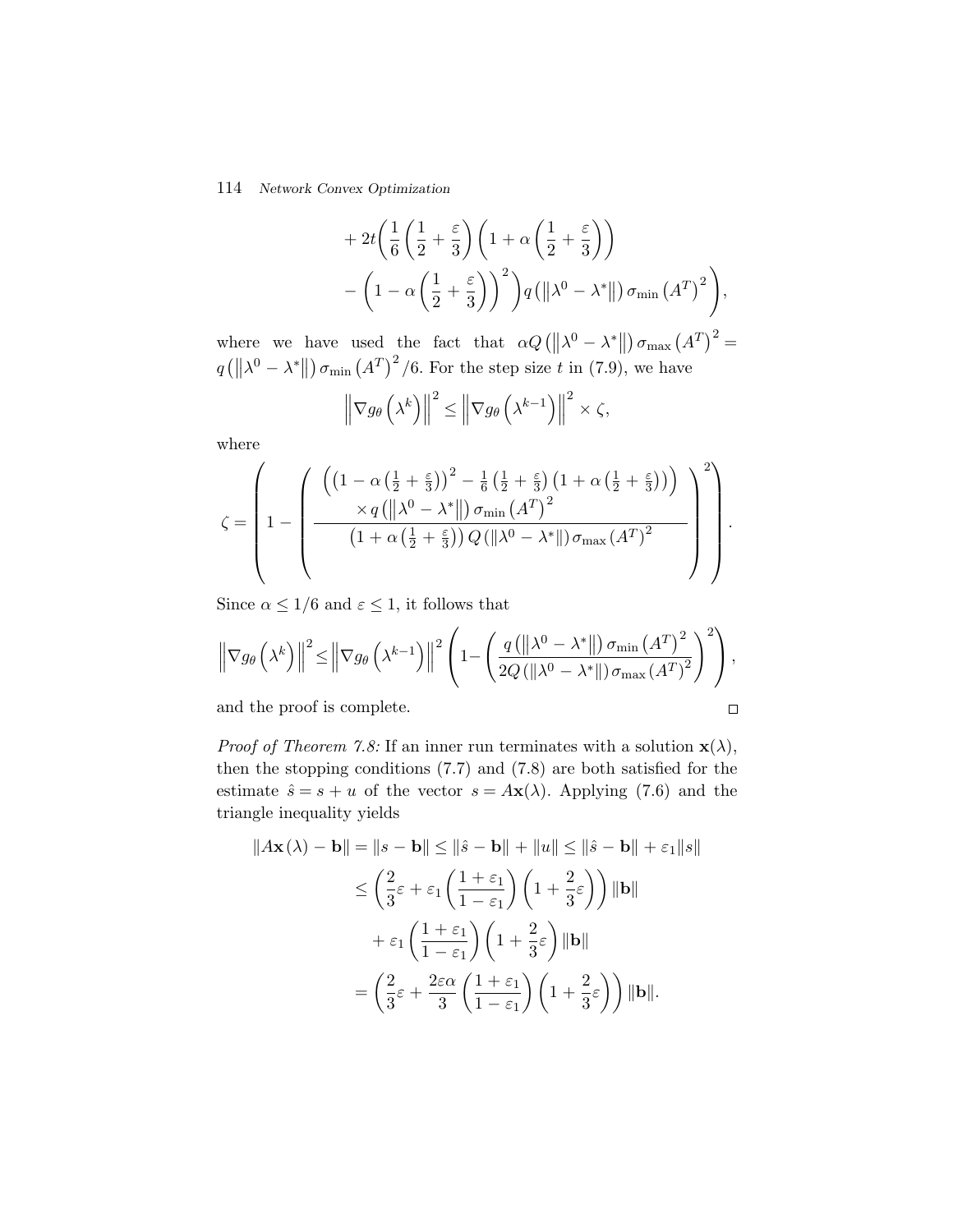$$
\begin{aligned}
&+ 2t\Bigg(\frac{1}{6}\left(\frac{1}{2}+\frac{\varepsilon}{3}\right)\left(1+\alpha\left(\frac{1}{2}+\frac{\varepsilon}{3}\right)\right) \\
&- \left(1-\alpha\left(\frac{1}{2}+\frac{\varepsilon}{3}\right)\right)^2\Bigg) q\left(\left\|\lambda^0-\lambda^*\right\|\right)\sigma_{\min}\left(A^T\right)^2\Bigg),
\end{aligned}
$$

where we have used the fact that $\alpha Q\left(\left\|\lambda^0-\lambda^*\right\|\right)\sigma_{\max}\left(A^T\right)^2 = q\left(\left\|\lambda^0-\lambda^*\right\|\right)\sigma_{\min}\left(A^T\right)^2/6$. For the step size $t$ in (7.9), we have

$$
\left\|\nabla g_\theta\left(\lambda^k\right)\right\|^2 \le \left\|\nabla g_\theta\left(\lambda^{k-1}\right)\right\|^2 \times \zeta,
$$

where

$$
\zeta = \left(1 - \left(\frac{\left(\left(1-\alpha\left(\frac{1}{2}+\frac{\varepsilon}{3}\right)\right)^2 - \frac{1}{6}\left(\frac{1}{2}+\frac{\varepsilon}{3}\right)\left(1+\alpha\left(\frac{1}{2}+\frac{\varepsilon}{3}\right)\right)\right) \times q\left(\left\|\lambda^0-\lambda^*\right\|\right)\sigma_{\min}\left(A^T\right)^2}{\left(1+\alpha\left(\frac{1}{2}+\frac{\varepsilon}{3}\right)\right)Q\left(\left\|\lambda^0-\lambda^*\right\|\right)\sigma_{\max}\left(A^T\right)^2}\right)^2\right).
$$

Since $\alpha \le 1/6$ and $\varepsilon \le 1$, it follows that

$$
\left\|\nabla g_\theta\left(\lambda^k\right)\right\|^2 \le \left\|\nabla g_\theta\left(\lambda^{k-1}\right)\right\|^2 \left(1 - \left(\frac{q\left(\left\|\lambda^0-\lambda^*\right\|\right)\sigma_{\min}\left(A^T\right)^2}{2Q\left(\left\|\lambda^0-\lambda^*\right\|\right)\sigma_{\max}\left(A^T\right)^2}\right)^2\right),
$$

and the proof is complete. □

*Proof of Theorem 7.8:* If an inner run terminates with a solution $\mathbf{x}(\lambda)$, then the stopping conditions (7.7) and (7.8) are both satisfied for the estimate $\hat{s} = s + u$ of the vector $s = A\mathbf{x}(\lambda)$. Applying (7.6) and the triangle inequality yields

$$
\begin{aligned}
\|A\mathbf{x}(\lambda) - \mathbf{b}\| &= \|s - \mathbf{b}\| \le \|\hat{s} - \mathbf{b}\| + \|u\| \le \|\hat{s} - \mathbf{b}\| + \varepsilon_1\|s\| \\
&\le \left(\frac{2}{3}\varepsilon + \varepsilon_1\left(\frac{1+\varepsilon_1}{1-\varepsilon_1}\right)\left(1+\frac{2}{3}\varepsilon\right)\right)\|\mathbf{b}\| \\
&\quad + \varepsilon_1\left(\frac{1+\varepsilon_1}{1-\varepsilon_1}\right)\left(1+\frac{2}{3}\varepsilon\right)\|\mathbf{b}\| \\
&= \left(\frac{2}{3}\varepsilon + \frac{2\varepsilon\alpha}{3}\left(\frac{1+\varepsilon_1}{1-\varepsilon_1}\right)\left(1+\frac{2}{3}\varepsilon\right)\right)\|\mathbf{b}\|.
\end{aligned}
$$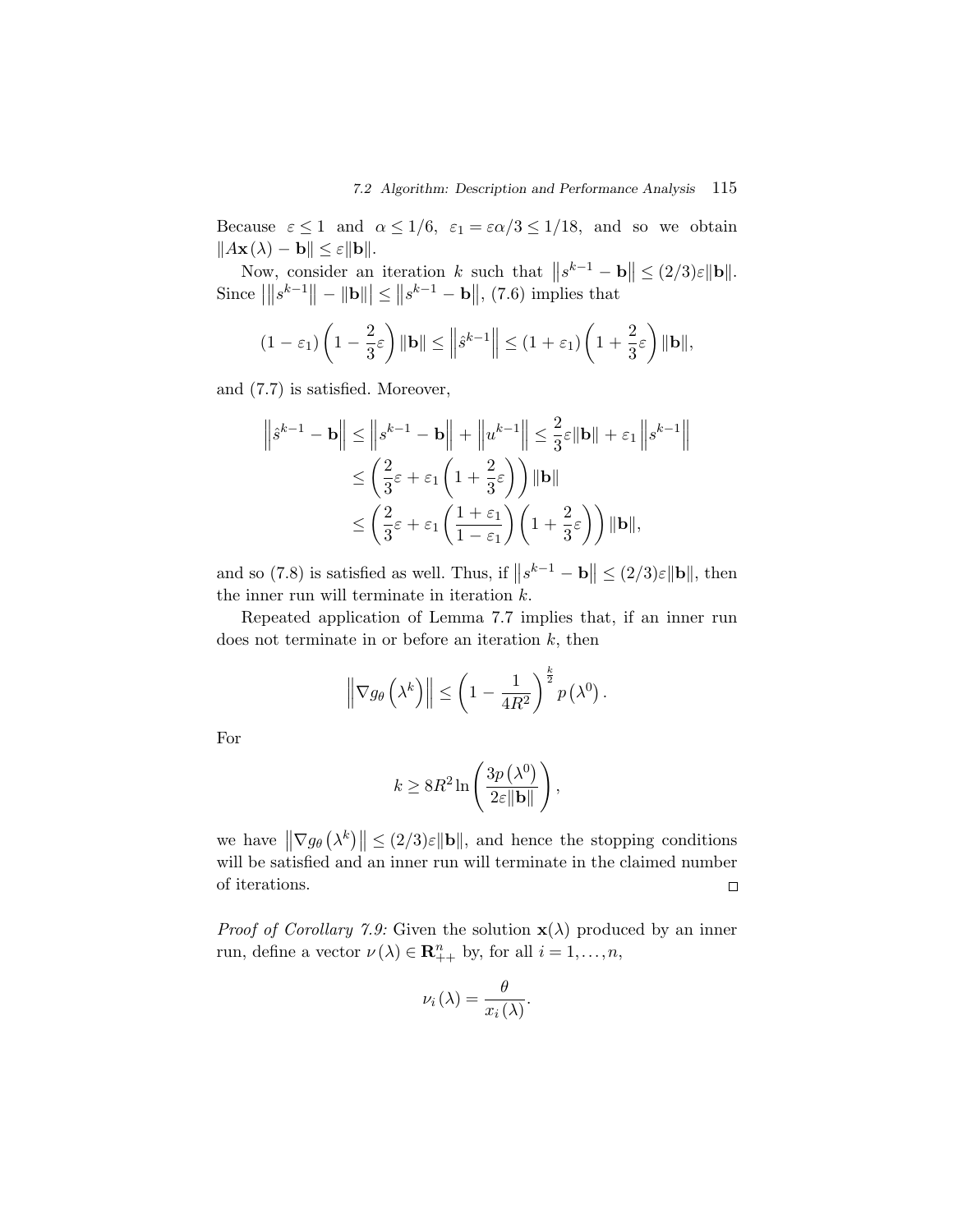Because $\varepsilon \le 1$ and $\alpha \le 1/6$, $\varepsilon_1 = \varepsilon\alpha/3 \le 1/18$, and so we obtain $\|A\mathbf{x}(\lambda) - \mathbf{b}\| \le \varepsilon\|\mathbf{b}\|$.

Now, consider an iteration $k$ such that $\left\|s^{k-1} - \mathbf{b}\right\| \le (2/3)\varepsilon\|\mathbf{b}\|$. Since $\left|\left\|s^{k-1}\right\| - \|\mathbf{b}\|\right| \le \left\|s^{k-1} - \mathbf{b}\right\|$, (7.6) implies that

$$(1-\varepsilon_1)\left(1 - \frac{2}{3}\varepsilon\right)\|\mathbf{b}\| \le \left\|\hat{s}^{k-1}\right\| \le (1+\varepsilon_1)\left(1 + \frac{2}{3}\varepsilon\right)\|\mathbf{b}\|,$$

and (7.7) is satisfied. Moreover,

$$\begin{aligned}
\left\|\hat{s}^{k-1} - \mathbf{b}\right\| &\le \left\|s^{k-1} - \mathbf{b}\right\| + \left\|u^{k-1}\right\| \le \frac{2}{3}\varepsilon\|\mathbf{b}\| + \varepsilon_1\left\|s^{k-1}\right\| \\
&\le \left(\frac{2}{3}\varepsilon + \varepsilon_1\left(1 + \frac{2}{3}\varepsilon\right)\right)\|\mathbf{b}\| \\
&\le \left(\frac{2}{3}\varepsilon + \varepsilon_1\left(\frac{1+\varepsilon_1}{1-\varepsilon_1}\right)\left(1 + \frac{2}{3}\varepsilon\right)\right)\|\mathbf{b}\|,
\end{aligned}$$

and so (7.8) is satisfied as well. Thus, if $\left\|s^{k-1} - \mathbf{b}\right\| \le (2/3)\varepsilon\|\mathbf{b}\|$, then the inner run will terminate in iteration $k$.

Repeated application of Lemma 7.7 implies that, if an inner run does not terminate in or before an iteration $k$, then

$$\left\|\nabla g_\theta\left(\lambda^k\right)\right\| \le \left(1 - \frac{1}{4R^2}\right)^{\frac{k}{2}} p\left(\lambda^0\right).$$

For

$$k \ge 8R^2 \ln\left(\frac{3p\left(\lambda^0\right)}{2\varepsilon\|\mathbf{b}\|}\right),$$

we have $\left\|\nabla g_\theta\left(\lambda^k\right)\right\| \le (2/3)\varepsilon\|\mathbf{b}\|$, and hence the stopping conditions will be satisfied and an inner run will terminate in the claimed number of iterations. $\square$

*Proof of Corollary 7.9:* Given the solution $\mathbf{x}(\lambda)$ produced by an inner run, define a vector $\nu(\lambda) \in \mathbf{R}^n_{++}$ by, for all $i = 1, \ldots, n$,

$$\nu_i(\lambda) = \frac{\theta}{x_i(\lambda)}.$$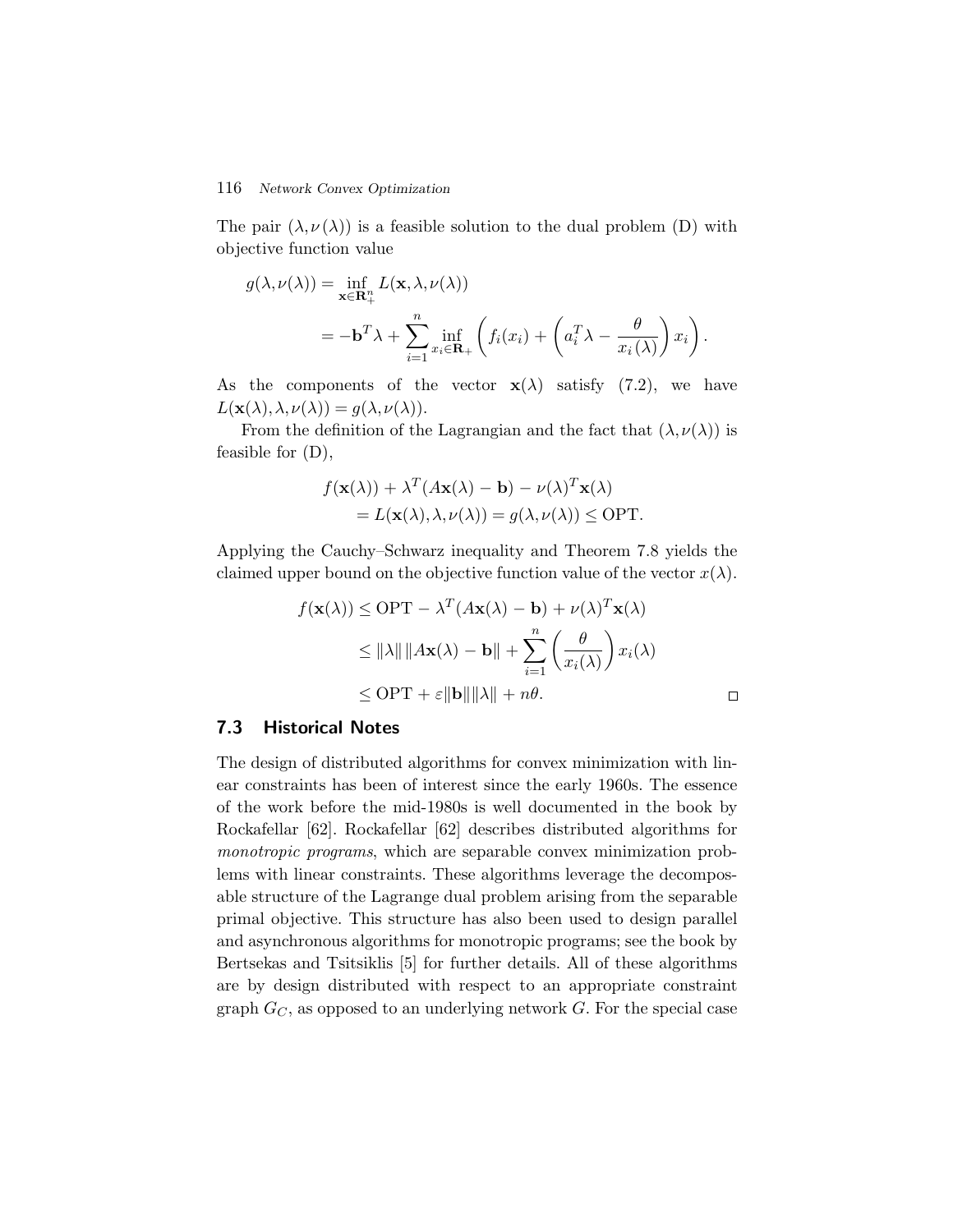The pair $(\lambda, \nu(\lambda))$ is a feasible solution to the dual problem (D) with objective function value

$$
\begin{aligned}
g(\lambda, \nu(\lambda)) &= \inf_{\mathbf{x} \in \mathbf{R}_+^n} L(\mathbf{x}, \lambda, \nu(\lambda)) \\
&= -\mathbf{b}^T \lambda + \sum_{i=1}^{n} \inf_{x_i \in \mathbf{R}_+} \left( f_i(x_i) + \left( a_i^T \lambda - \frac{\theta}{x_i(\lambda)} \right) x_i \right).
\end{aligned}
$$

As the components of the vector $\mathbf{x}(\lambda)$ satisfy (7.2), we have $L(\mathbf{x}(\lambda), \lambda, \nu(\lambda)) = g(\lambda, \nu(\lambda))$.

From the definition of the Lagrangian and the fact that $(\lambda, \nu(\lambda))$ is feasible for (D),

$$
\begin{aligned}
f(\mathbf{x}(\lambda)) &+ \lambda^T (A\mathbf{x}(\lambda) - \mathbf{b}) - \nu(\lambda)^T \mathbf{x}(\lambda) \\
&= L(\mathbf{x}(\lambda), \lambda, \nu(\lambda)) = g(\lambda, \nu(\lambda)) \leq \mathrm{OPT}.
\end{aligned}
$$

Applying the Cauchy–Schwarz inequality and Theorem 7.8 yields the claimed upper bound on the objective function value of the vector $x(\lambda)$.

$$
\begin{aligned}
f(\mathbf{x}(\lambda)) &\leq \mathrm{OPT} - \lambda^T (A\mathbf{x}(\lambda) - \mathbf{b}) + \nu(\lambda)^T \mathbf{x}(\lambda) \\
&\leq \|\lambda\| \, \|A\mathbf{x}(\lambda) - \mathbf{b}\| + \sum_{i=1}^{n} \left( \frac{\theta}{x_i(\lambda)} \right) x_i(\lambda) \\
&\leq \mathrm{OPT} + \varepsilon \|\mathbf{b}\| \|\lambda\| + n\theta.
\end{aligned}
$$

□

## 7.3 Historical Notes

The design of distributed algorithms for convex minimization with linear constraints has been of interest since the early 1960s. The essence of the work before the mid-1980s is well documented in the book by Rockafellar [62]. Rockafellar [62] describes distributed algorithms for *monotropic programs*, which are separable convex minimization problems with linear constraints. These algorithms leverage the decomposable structure of the Lagrange dual problem arising from the separable primal objective. This structure has also been used to design parallel and asynchronous algorithms for monotropic programs; see the book by Bertsekas and Tsitsiklis [5] for further details. All of these algorithms are by design distributed with respect to an appropriate constraint graph $G_C$, as opposed to an underlying network $G$. For the special case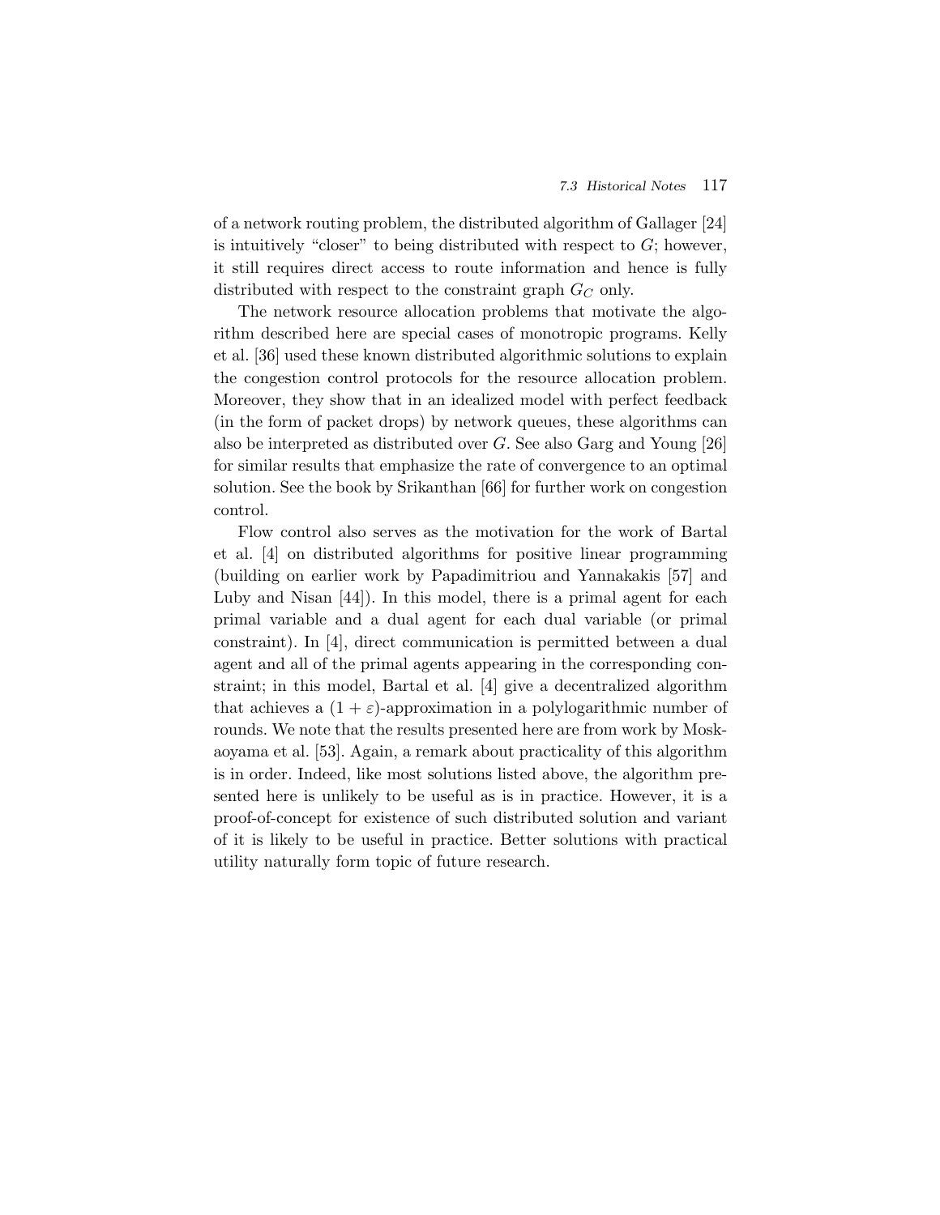of a network routing problem, the distributed algorithm of Gallager [24] is intuitively "closer" to being distributed with respect to $G$; however, it still requires direct access to route information and hence is fully distributed with respect to the constraint graph $G_C$ only.

The network resource allocation problems that motivate the algorithm described here are special cases of monotropic programs. Kelly et al. [36] used these known distributed algorithmic solutions to explain the congestion control protocols for the resource allocation problem. Moreover, they show that in an idealized model with perfect feedback (in the form of packet drops) by network queues, these algorithms can also be interpreted as distributed over $G$. See also Garg and Young [26] for similar results that emphasize the rate of convergence to an optimal solution. See the book by Srikanthan [66] for further work on congestion control.

Flow control also serves as the motivation for the work of Bartal et al. [4] on distributed algorithms for positive linear programming (building on earlier work by Papadimitriou and Yannakakis [57] and Luby and Nisan [44]). In this model, there is a primal agent for each primal variable and a dual agent for each dual variable (or primal constraint). In [4], direct communication is permitted between a dual agent and all of the primal agents appearing in the corresponding constraint; in this model, Bartal et al. [4] give a decentralized algorithm that achieves a $(1 + \varepsilon)$-approximation in a polylogarithmic number of rounds. We note that the results presented here are from work by Moskaoyama et al. [53]. Again, a remark about practicality of this algorithm is in order. Indeed, like most solutions listed above, the algorithm presented here is unlikely to be useful as is in practice. However, it is a proof-of-concept for existence of such distributed solution and variant of it is likely to be useful in practice. Better solutions with practical utility naturally form topic of future research.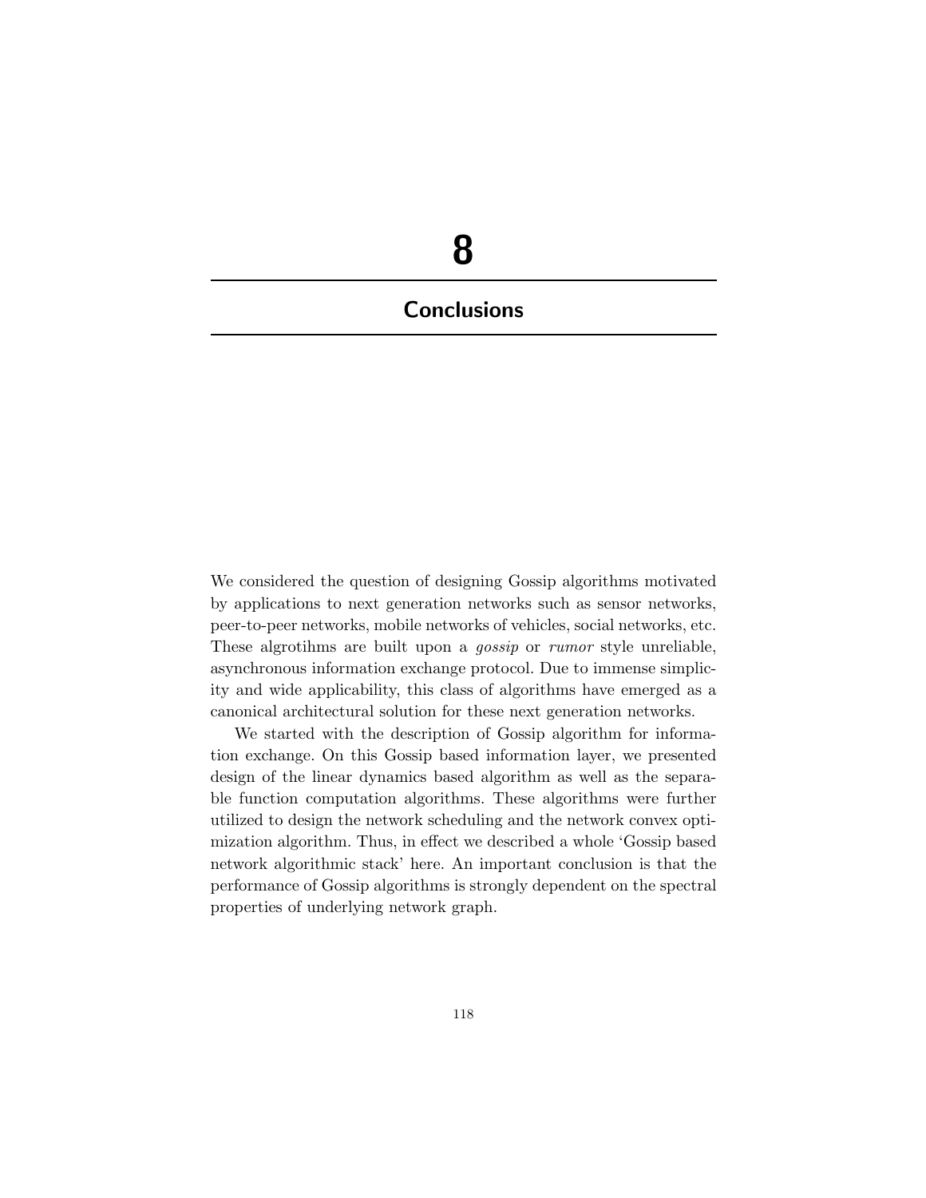# 8

# Conclusions

We considered the question of designing Gossip algorithms motivated by applications to next generation networks such as sensor networks, peer-to-peer networks, mobile networks of vehicles, social networks, etc. These algrotihms are built upon a *gossip* or *rumor* style unreliable, asynchronous information exchange protocol. Due to immense simplicity and wide applicability, this class of algorithms have emerged as a canonical architectural solution for these next generation networks.

We started with the description of Gossip algorithm for information exchange. On this Gossip based information layer, we presented design of the linear dynamics based algorithm as well as the separable function computation algorithms. These algorithms were further utilized to design the network scheduling and the network convex optimization algorithm. Thus, in effect we described a whole 'Gossip based network algorithmic stack' here. An important conclusion is that the performance of Gossip algorithms is strongly dependent on the spectral properties of underlying network graph.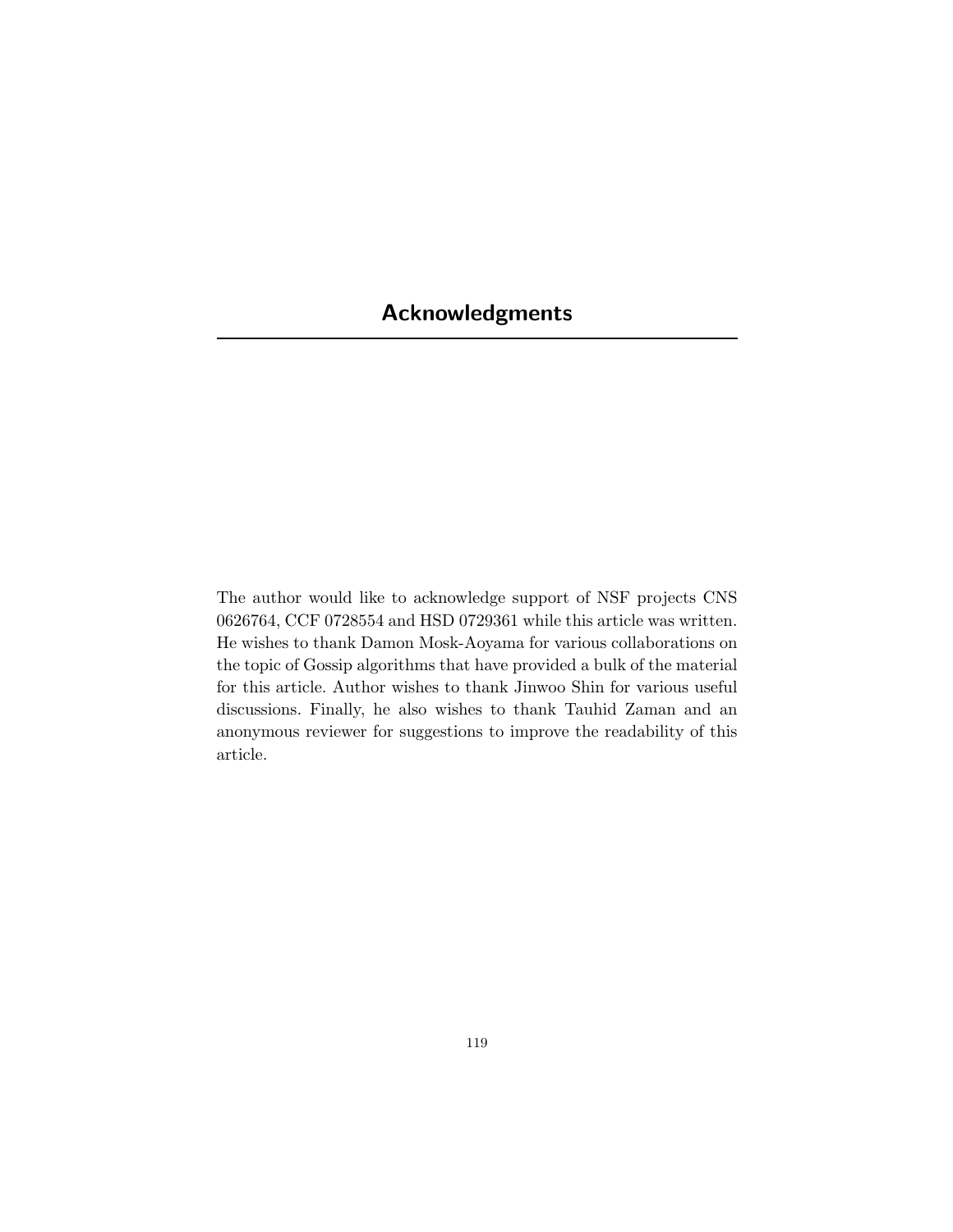# Acknowledgments

The author would like to acknowledge support of NSF projects CNS 0626764, CCF 0728554 and HSD 0729361 while this article was written. He wishes to thank Damon Mosk-Aoyama for various collaborations on the topic of Gossip algorithms that have provided a bulk of the material for this article. Author wishes to thank Jinwoo Shin for various useful discussions. Finally, he also wishes to thank Tauhid Zaman and an anonymous reviewer for suggestions to improve the readability of this article.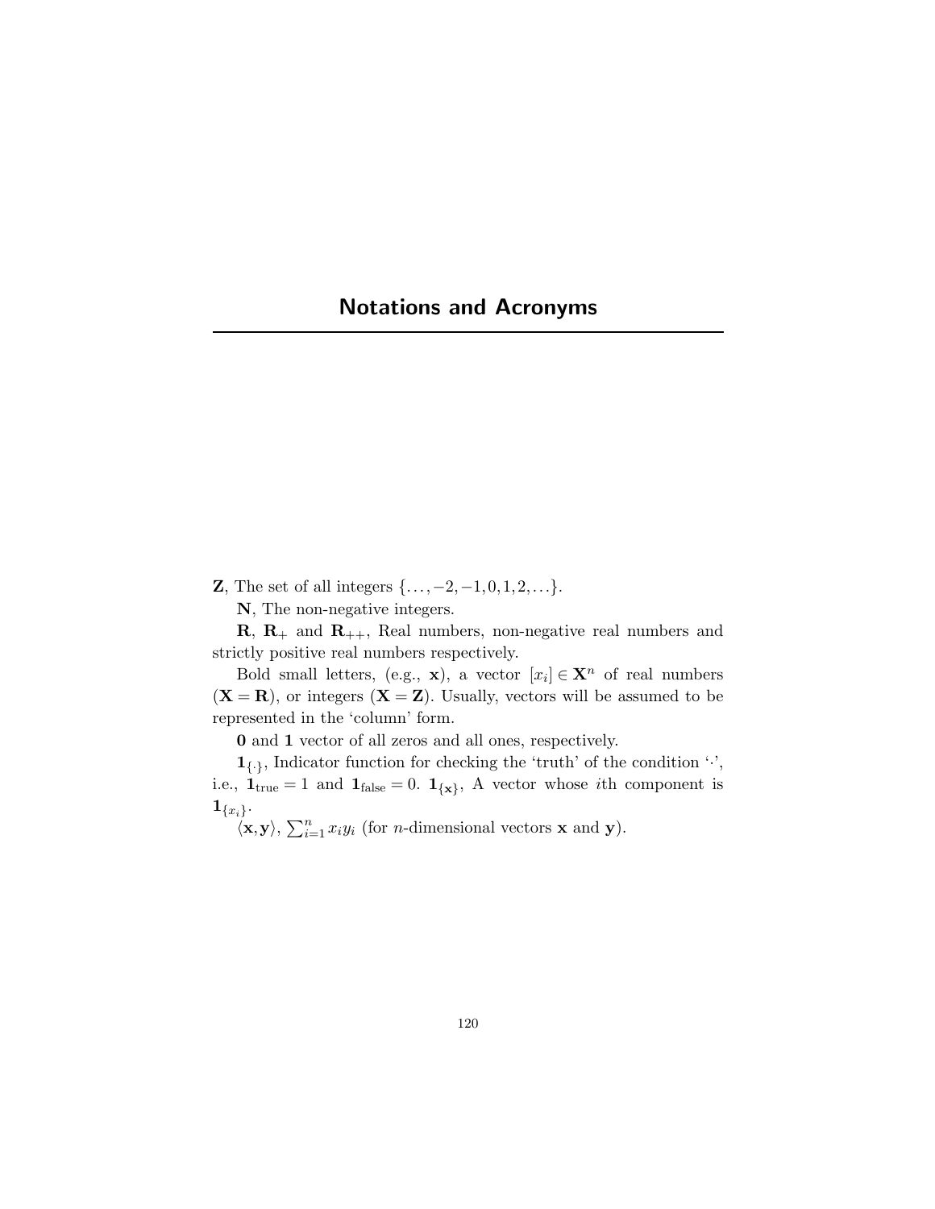# Notations and Acronyms

$\mathbf{Z}$, The set of all integers $\{\ldots,-2,-1,0,1,2,\ldots\}$.

$\mathbf{N}$, The non-negative integers.

$\mathbf{R}$, $\mathbf{R}_+$ and $\mathbf{R}_{++}$, Real numbers, non-negative real numbers and strictly positive real numbers respectively.

Bold small letters, (e.g., $\mathbf{x}$), a vector $[x_i] \in \mathbf{X}^n$ of real numbers ($\mathbf{X} = \mathbf{R}$), or integers ($\mathbf{X} = \mathbf{Z}$). Usually, vectors will be assumed to be represented in the 'column' form.

$\mathbf{0}$ and $\mathbf{1}$ vector of all zeros and all ones, respectively.

$\mathbf{1}_{\{\cdot\}}$, Indicator function for checking the 'truth' of the condition '$\cdot$', i.e., $\mathbf{1}_{\text{true}} = 1$ and $\mathbf{1}_{\text{false}} = 0$. $\mathbf{1}_{\{\mathbf{x}\}}$, A vector whose $i$th component is $\mathbf{1}_{\{x_i\}}$.

$\langle \mathbf{x}, \mathbf{y} \rangle$, $\sum_{i=1}^{n} x_i y_i$ (for $n$-dimensional vectors $\mathbf{x}$ and $\mathbf{y}$).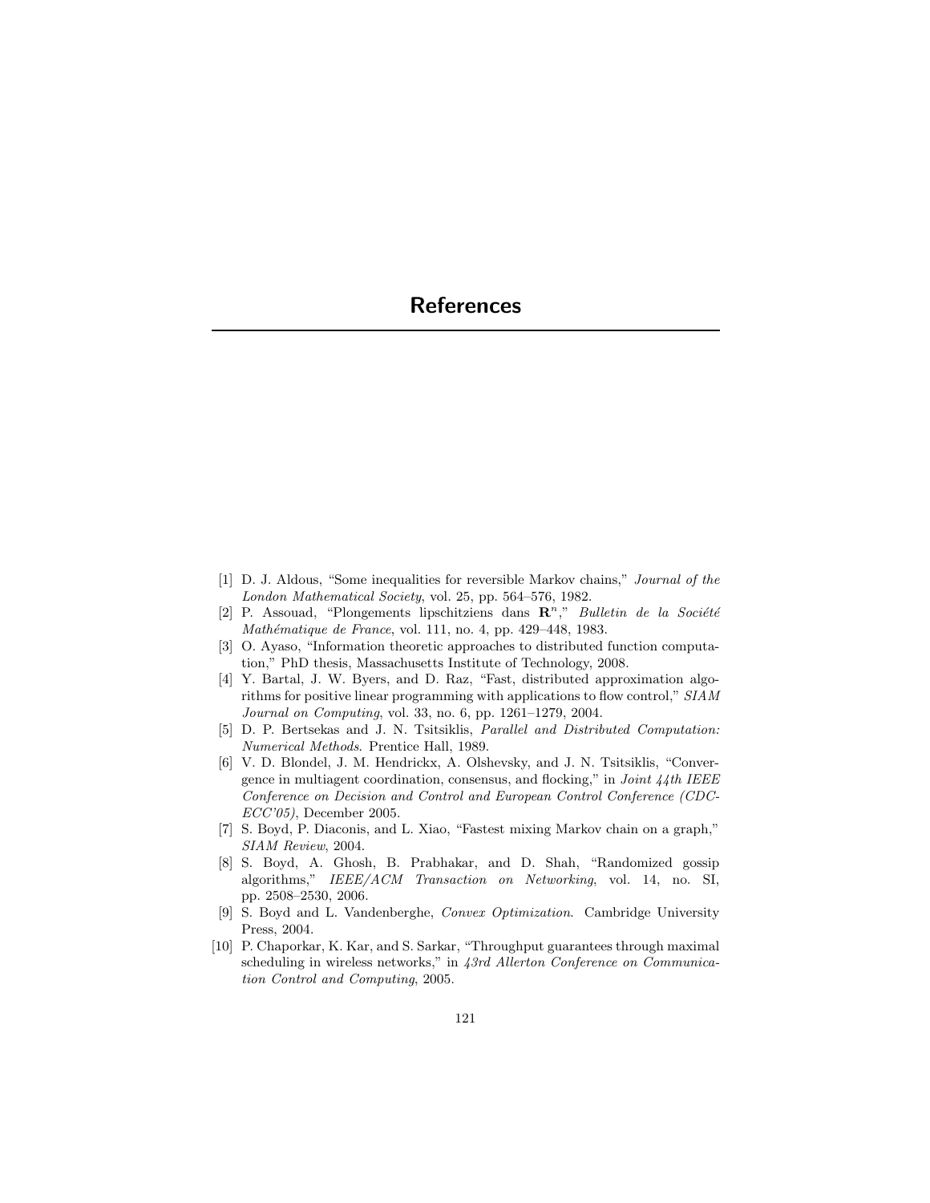# References

[1] D. J. Aldous, "Some inequalities for reversible Markov chains," *Journal of the London Mathematical Society*, vol. 25, pp. 564–576, 1982.

[2] P. Assouad, "Plongements lipschitziens dans $\mathbf{R}^n$," *Bulletin de la Société Mathématique de France*, vol. 111, no. 4, pp. 429–448, 1983.

[3] O. Ayaso, "Information theoretic approaches to distributed function computation," PhD thesis, Massachusetts Institute of Technology, 2008.

[4] Y. Bartal, J. W. Byers, and D. Raz, "Fast, distributed approximation algorithms for positive linear programming with applications to flow control," *SIAM Journal on Computing*, vol. 33, no. 6, pp. 1261–1279, 2004.

[5] D. P. Bertsekas and J. N. Tsitsiklis, *Parallel and Distributed Computation: Numerical Methods*. Prentice Hall, 1989.

[6] V. D. Blondel, J. M. Hendrickx, A. Olshevsky, and J. N. Tsitsiklis, "Convergence in multiagent coordination, consensus, and flocking," in *Joint 44th IEEE Conference on Decision and Control and European Control Conference (CDC-ECC'05)*, December 2005.

[7] S. Boyd, P. Diaconis, and L. Xiao, "Fastest mixing Markov chain on a graph," *SIAM Review*, 2004.

[8] S. Boyd, A. Ghosh, B. Prabhakar, and D. Shah, "Randomized gossip algorithms," *IEEE/ACM Transaction on Networking*, vol. 14, no. SI, pp. 2508–2530, 2006.

[9] S. Boyd and L. Vandenberghe, *Convex Optimization*. Cambridge University Press, 2004.

[10] P. Chaporkar, K. Kar, and S. Sarkar, "Throughput guarantees through maximal scheduling in wireless networks," in *43rd Allerton Conference on Communication Control and Computing*, 2005.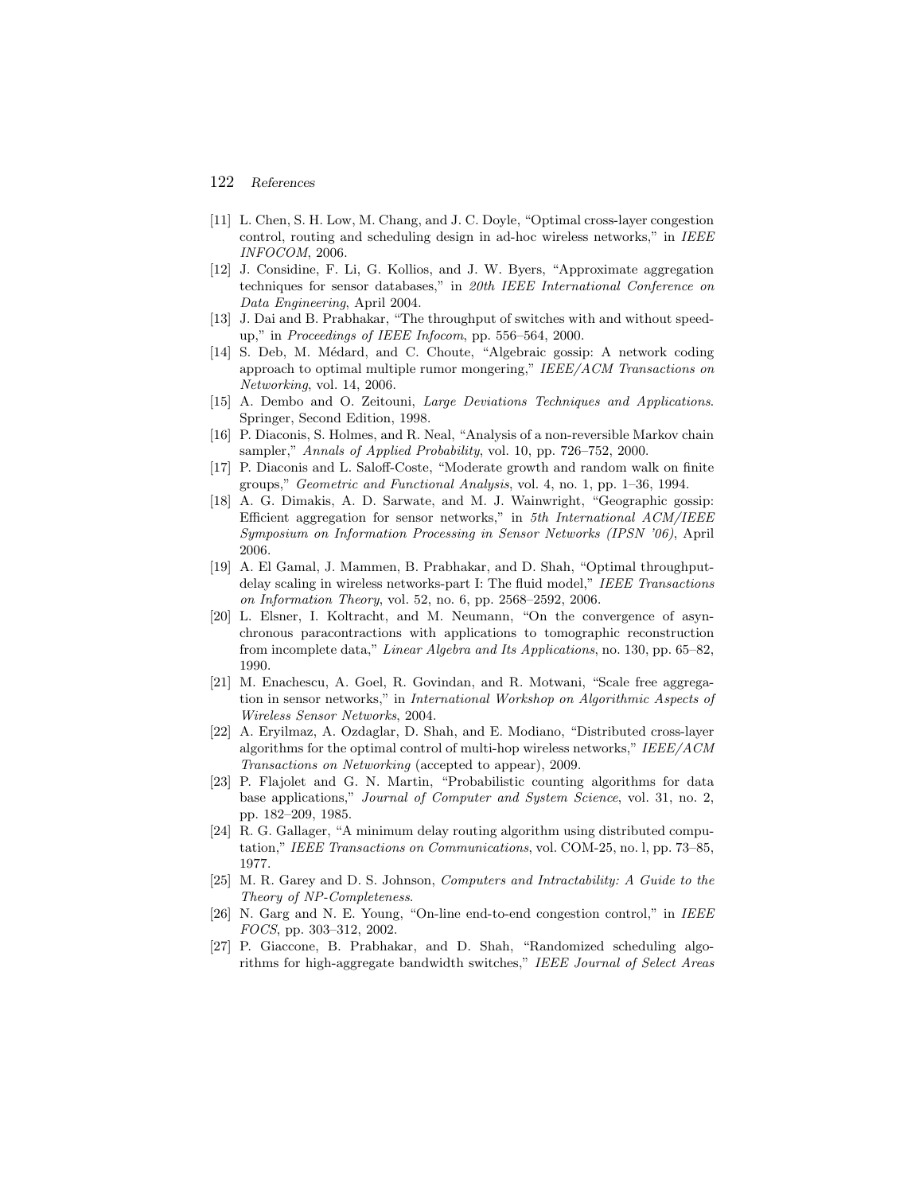- [11] L. Chen, S. H. Low, M. Chang, and J. C. Doyle, "Optimal cross-layer congestion control, routing and scheduling design in ad-hoc wireless networks," in *IEEE INFOCOM*, 2006.
- [12] J. Considine, F. Li, G. Kollios, and J. W. Byers, "Approximate aggregation techniques for sensor databases," in *20th IEEE International Conference on Data Engineering*, April 2004.
- [13] J. Dai and B. Prabhakar, "The throughput of switches with and without speed-up," in *Proceedings of IEEE Infocom*, pp. 556–564, 2000.
- [14] S. Deb, M. Médard, and C. Choute, "Algebraic gossip: A network coding approach to optimal multiple rumor mongering," *IEEE/ACM Transactions on Networking*, vol. 14, 2006.
- [15] A. Dembo and O. Zeitouni, *Large Deviations Techniques and Applications*. Springer, Second Edition, 1998.
- [16] P. Diaconis, S. Holmes, and R. Neal, "Analysis of a non-reversible Markov chain sampler," *Annals of Applied Probability*, vol. 10, pp. 726–752, 2000.
- [17] P. Diaconis and L. Saloff-Coste, "Moderate growth and random walk on finite groups," *Geometric and Functional Analysis*, vol. 4, no. 1, pp. 1–36, 1994.
- [18] A. G. Dimakis, A. D. Sarwate, and M. J. Wainwright, "Geographic gossip: Efficient aggregation for sensor networks," in *5th International ACM/IEEE Symposium on Information Processing in Sensor Networks (IPSN '06)*, April 2006.
- [19] A. El Gamal, J. Mammen, B. Prabhakar, and D. Shah, "Optimal throughput-delay scaling in wireless networks-part I: The fluid model," *IEEE Transactions on Information Theory*, vol. 52, no. 6, pp. 2568–2592, 2006.
- [20] L. Elsner, I. Koltracht, and M. Neumann, "On the convergence of asynchronous paracontractions with applications to tomographic reconstruction from incomplete data," *Linear Algebra and Its Applications*, no. 130, pp. 65–82, 1990.
- [21] M. Enachescu, A. Goel, R. Govindan, and R. Motwani, "Scale free aggregation in sensor networks," in *International Workshop on Algorithmic Aspects of Wireless Sensor Networks*, 2004.
- [22] A. Eryilmaz, A. Ozdaglar, D. Shah, and E. Modiano, "Distributed cross-layer algorithms for the optimal control of multi-hop wireless networks," *IEEE/ACM Transactions on Networking* (accepted to appear), 2009.
- [23] P. Flajolet and G. N. Martin, "Probabilistic counting algorithms for data base applications," *Journal of Computer and System Science*, vol. 31, no. 2, pp. 182–209, 1985.
- [24] R. G. Gallager, "A minimum delay routing algorithm using distributed computation," *IEEE Transactions on Communications*, vol. COM-25, no. l, pp. 73–85, 1977.
- [25] M. R. Garey and D. S. Johnson, *Computers and Intractability: A Guide to the Theory of NP-Completeness*.
- [26] N. Garg and N. E. Young, "On-line end-to-end congestion control," in *IEEE FOCS*, pp. 303–312, 2002.
- [27] P. Giaccone, B. Prabhakar, and D. Shah, "Randomized scheduling algorithms for high-aggregate bandwidth switches," *IEEE Journal of Select Areas*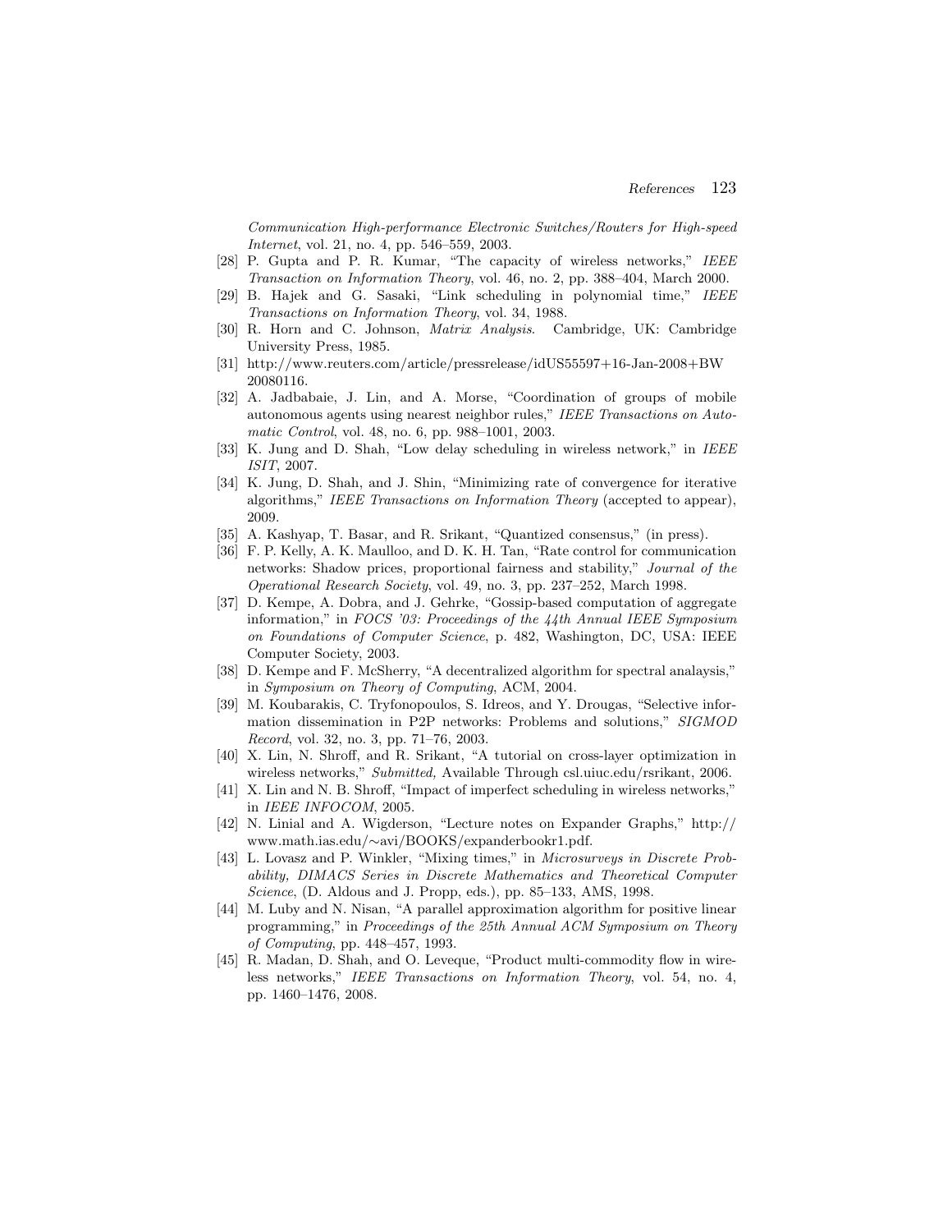*Communication High-performance Electronic Switches/Routers for High-speed Internet*, vol. 21, no. 4, pp. 546–559, 2003.

[28] P. Gupta and P. R. Kumar, "The capacity of wireless networks," *IEEE Transaction on Information Theory*, vol. 46, no. 2, pp. 388–404, March 2000.

[29] B. Hajek and G. Sasaki, "Link scheduling in polynomial time," *IEEE Transactions on Information Theory*, vol. 34, 1988.

[30] R. Horn and C. Johnson, *Matrix Analysis*. Cambridge, UK: Cambridge University Press, 1985.

[31] http://www.reuters.com/article/pressrelease/idUS55597+16-Jan-2008+BW 20080116.

[32] A. Jadbabaie, J. Lin, and A. Morse, "Coordination of groups of mobile autonomous agents using nearest neighbor rules," *IEEE Transactions on Automatic Control*, vol. 48, no. 6, pp. 988–1001, 2003.

[33] K. Jung and D. Shah, "Low delay scheduling in wireless network," in *IEEE ISIT*, 2007.

[34] K. Jung, D. Shah, and J. Shin, "Minimizing rate of convergence for iterative algorithms," *IEEE Transactions on Information Theory* (accepted to appear), 2009.

[35] A. Kashyap, T. Basar, and R. Srikant, "Quantized consensus," (in press).

[36] F. P. Kelly, A. K. Maulloo, and D. K. H. Tan, "Rate control for communication networks: Shadow prices, proportional fairness and stability," *Journal of the Operational Research Society*, vol. 49, no. 3, pp. 237–252, March 1998.

[37] D. Kempe, A. Dobra, and J. Gehrke, "Gossip-based computation of aggregate information," in *FOCS '03: Proceedings of the 44th Annual IEEE Symposium on Foundations of Computer Science*, p. 482, Washington, DC, USA: IEEE Computer Society, 2003.

[38] D. Kempe and F. McSherry, "A decentralized algorithm for spectral analaysis," in *Symposium on Theory of Computing*, ACM, 2004.

[39] M. Koubarakis, C. Tryfonopoulos, S. Idreos, and Y. Drougas, "Selective information dissemination in P2P networks: Problems and solutions," *SIGMOD Record*, vol. 32, no. 3, pp. 71–76, 2003.

[40] X. Lin, N. Shroff, and R. Srikant, "A tutorial on cross-layer optimization in wireless networks," *Submitted,* Available Through csl.uiuc.edu/rsrikant, 2006.

[41] X. Lin and N. B. Shroff, "Impact of imperfect scheduling in wireless networks," in *IEEE INFOCOM*, 2005.

[42] N. Linial and A. Wigderson, "Lecture notes on Expander Graphs," http://www.math.ias.edu/∼avi/BOOKS/expanderbookr1.pdf.

[43] L. Lovasz and P. Winkler, "Mixing times," in *Microsurveys in Discrete Probability, DIMACS Series in Discrete Mathematics and Theoretical Computer Science*, (D. Aldous and J. Propp, eds.), pp. 85–133, AMS, 1998.

[44] M. Luby and N. Nisan, "A parallel approximation algorithm for positive linear programming," in *Proceedings of the 25th Annual ACM Symposium on Theory of Computing*, pp. 448–457, 1993.

[45] R. Madan, D. Shah, and O. Leveque, "Product multi-commodity flow in wireless networks," *IEEE Transactions on Information Theory*, vol. 54, no. 4, pp. 1460–1476, 2008.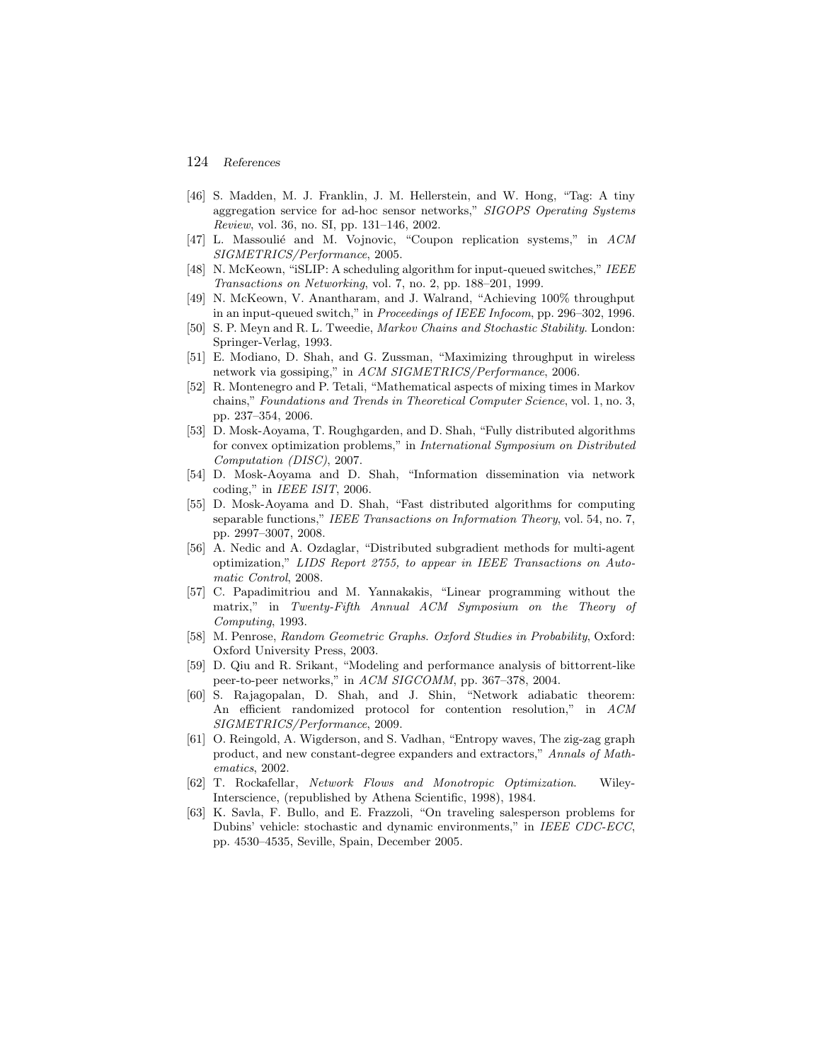[46] S. Madden, M. J. Franklin, J. M. Hellerstein, and W. Hong, "Tag: A tiny aggregation service for ad-hoc sensor networks," *SIGOPS Operating Systems Review*, vol. 36, no. SI, pp. 131–146, 2002.

[47] L. Massoulié and M. Vojnovic, "Coupon replication systems," in *ACM SIGMETRICS/Performance*, 2005.

[48] N. McKeown, "iSLIP: A scheduling algorithm for input-queued switches," *IEEE Transactions on Networking*, vol. 7, no. 2, pp. 188–201, 1999.

[49] N. McKeown, V. Anantharam, and J. Walrand, "Achieving 100% throughput in an input-queued switch," in *Proceedings of IEEE Infocom*, pp. 296–302, 1996.

[50] S. P. Meyn and R. L. Tweedie, *Markov Chains and Stochastic Stability*. London: Springer-Verlag, 1993.

[51] E. Modiano, D. Shah, and G. Zussman, "Maximizing throughput in wireless network via gossiping," in *ACM SIGMETRICS/Performance*, 2006.

[52] R. Montenegro and P. Tetali, "Mathematical aspects of mixing times in Markov chains," *Foundations and Trends in Theoretical Computer Science*, vol. 1, no. 3, pp. 237–354, 2006.

[53] D. Mosk-Aoyama, T. Roughgarden, and D. Shah, "Fully distributed algorithms for convex optimization problems," in *International Symposium on Distributed Computation (DISC)*, 2007.

[54] D. Mosk-Aoyama and D. Shah, "Information dissemination via network coding," in *IEEE ISIT*, 2006.

[55] D. Mosk-Aoyama and D. Shah, "Fast distributed algorithms for computing separable functions," *IEEE Transactions on Information Theory*, vol. 54, no. 7, pp. 2997–3007, 2008.

[56] A. Nedic and A. Ozdaglar, "Distributed subgradient methods for multi-agent optimization," *LIDS Report 2755, to appear in IEEE Transactions on Automatic Control*, 2008.

[57] C. Papadimitriou and M. Yannakakis, "Linear programming without the matrix," in *Twenty-Fifth Annual ACM Symposium on the Theory of Computing*, 1993.

[58] M. Penrose, *Random Geometric Graphs. Oxford Studies in Probability*, Oxford: Oxford University Press, 2003.

[59] D. Qiu and R. Srikant, "Modeling and performance analysis of bittorrent-like peer-to-peer networks," in *ACM SIGCOMM*, pp. 367–378, 2004.

[60] S. Rajagopalan, D. Shah, and J. Shin, "Network adiabatic theorem: An efficient randomized protocol for contention resolution," in *ACM SIGMETRICS/Performance*, 2009.

[61] O. Reingold, A. Wigderson, and S. Vadhan, "Entropy waves, The zig-zag graph product, and new constant-degree expanders and extractors," *Annals of Mathematics*, 2002.

[62] T. Rockafellar, *Network Flows and Monotropic Optimization*. Wiley-Interscience, (republished by Athena Scientific, 1998), 1984.

[63] K. Savla, F. Bullo, and E. Frazzoli, "On traveling salesperson problems for Dubins' vehicle: stochastic and dynamic environments," in *IEEE CDC-ECC*, pp. 4530–4535, Seville, Spain, December 2005.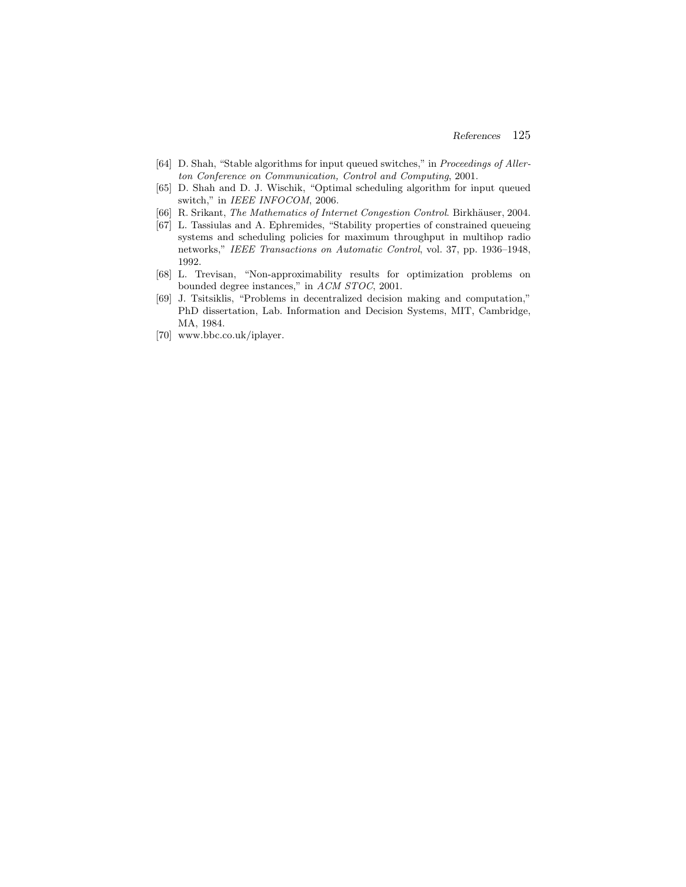[64] D. Shah, "Stable algorithms for input queued switches," in *Proceedings of Allerton Conference on Communication, Control and Computing*, 2001.

[65] D. Shah and D. J. Wischik, "Optimal scheduling algorithm for input queued switch," in *IEEE INFOCOM*, 2006.

[66] R. Srikant, *The Mathematics of Internet Congestion Control*. Birkhäuser, 2004.

[67] L. Tassiulas and A. Ephremides, "Stability properties of constrained queueing systems and scheduling policies for maximum throughput in multihop radio networks," *IEEE Transactions on Automatic Control*, vol. 37, pp. 1936–1948, 1992.

[68] L. Trevisan, "Non-approximability results for optimization problems on bounded degree instances," in *ACM STOC*, 2001.

[69] J. Tsitsiklis, "Problems in decentralized decision making and computation," PhD dissertation, Lab. Information and Decision Systems, MIT, Cambridge, MA, 1984.

[70] www.bbc.co.uk/iplayer.